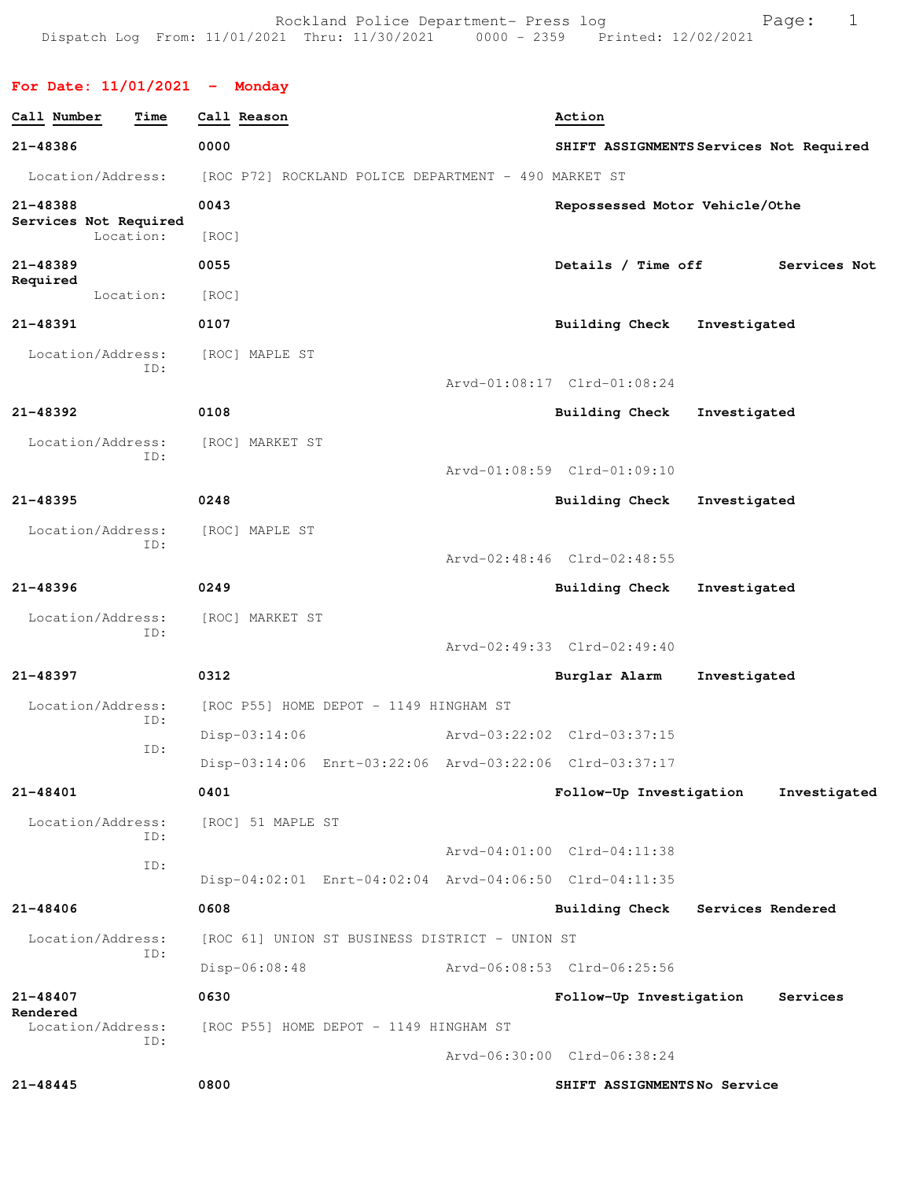Rockland Police Department- Press log
Dispatch Log From: 11/01/2021 Thru: 11/30/2021 0000 - 2359 Printed: 12/02/2021

## For Date: 11/01/2021 - Monday

| Call Number | Time | Call Reason | Action |
|---|---|---|---|
| **21-48386** | **0000** | **SHIFT ASSIGNMENTS** | **Services Not Required** |

Location/Address: [ROC P72] ROCKLAND POLICE DEPARTMENT - 490 MARKET ST

**21-48388** **0043** **Repossessed Motor Vehicle/Othe** **Services Not Required**
Location: [ROC]

**21-48389** **0055** **Details / Time off** **Services Not Required**
Location: [ROC]

**21-48391** **0107** **Building Check** **Investigated**
Location/Address: [ROC] MAPLE ST
ID:
Arvd-01:08:17 Clrd-01:08:24

**21-48392** **0108** **Building Check** **Investigated**
Location/Address: [ROC] MARKET ST
ID:
Arvd-01:08:59 Clrd-01:09:10

**21-48395** **0248** **Building Check** **Investigated**
Location/Address: [ROC] MAPLE ST
ID:
Arvd-02:48:46 Clrd-02:48:55

**21-48396** **0249** **Building Check** **Investigated**
Location/Address: [ROC] MARKET ST
ID:
Arvd-02:49:33 Clrd-02:49:40

**21-48397** **0312** **Burglar Alarm** **Investigated**
Location/Address: [ROC P55] HOME DEPOT - 1149 HINGHAM ST
ID: Disp-03:14:06 Arvd-03:22:02 Clrd-03:37:15
ID: Disp-03:14:06 Enrt-03:22:06 Arvd-03:22:06 Clrd-03:37:17

**21-48401** **0401** **Follow-Up Investigation** **Investigated**
Location/Address: [ROC] 51 MAPLE ST
ID: Arvd-04:01:00 Clrd-04:11:38
ID: Disp-04:02:01 Enrt-04:02:04 Arvd-04:06:50 Clrd-04:11:35

**21-48406** **0608** **Building Check** **Services Rendered**
Location/Address: [ROC 61] UNION ST BUSINESS DISTRICT - UNION ST
ID: Disp-06:08:48 Arvd-06:08:53 Clrd-06:25:56

**21-48407** **0630** **Follow-Up Investigation** **Services Rendered**
Location/Address: [ROC P55] HOME DEPOT - 1149 HINGHAM ST
ID:
Arvd-06:30:00 Clrd-06:38:24

**21-48445** **0800** **SHIFT ASSIGNMENTS** **No Service**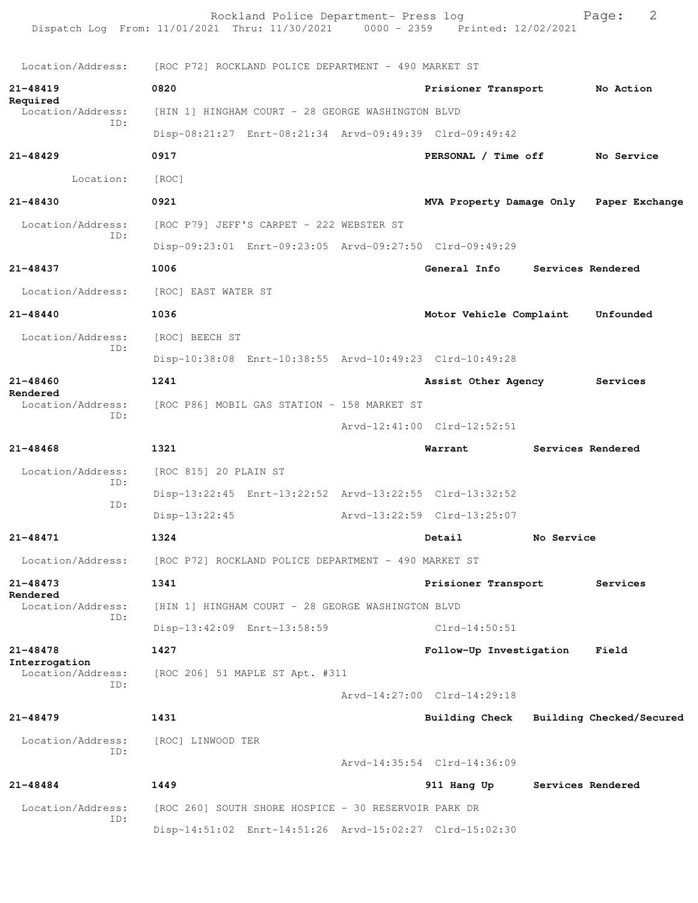Location/Address: [ROC P72] ROCKLAND POLICE DEPARTMENT - 490 MARKET ST

**21-48419** **0820** **Prisioner Transport** **No Action Required**
Location/Address: [HIN 1] HINGHAM COURT - 28 GEORGE WASHINGTON BLVD
ID:
Disp-08:21:27 Enrt-08:21:34 Arvd-09:49:39 Clrd-09:49:42

**21-48429** **0917** **PERSONAL / Time off** **No Service**
Location: [ROC]

**21-48430** **0921** **MVA Property Damage Only** **Paper Exchange**
Location/Address: [ROC P79] JEFF'S CARPET - 222 WEBSTER ST
ID:
Disp-09:23:01 Enrt-09:23:05 Arvd-09:27:50 Clrd-09:49:29

**21-48437** **1006** **General Info** **Services Rendered**
Location/Address: [ROC] EAST WATER ST

**21-48440** **1036** **Motor Vehicle Complaint** **Unfounded**
Location/Address: [ROC] BEECH ST
ID:
Disp-10:38:08 Enrt-10:38:55 Arvd-10:49:23 Clrd-10:49:28

**21-48460** **1241** **Assist Other Agency** **Services Rendered**
Location/Address: [ROC P86] MOBIL GAS STATION - 158 MARKET ST
ID:
Arvd-12:41:00 Clrd-12:52:51

**21-48468** **1321** **Warrant** **Services Rendered**
Location/Address: [ROC 815] 20 PLAIN ST
ID:
Disp-13:22:45 Enrt-13:22:52 Arvd-13:22:55 Clrd-13:32:52
ID:
Disp-13:22:45 Arvd-13:22:59 Clrd-13:25:07

**21-48471** **1324** **Detail** **No Service**
Location/Address: [ROC P72] ROCKLAND POLICE DEPARTMENT - 490 MARKET ST

**21-48473** **1341** **Prisioner Transport** **Services Rendered**
Location/Address: [HIN 1] HINGHAM COURT - 28 GEORGE WASHINGTON BLVD
ID:
Disp-13:42:09 Enrt-13:58:59 Clrd-14:50:51

**21-48478** **1427** **Follow-Up Investigation** **Field Interrogation**
Location/Address: [ROC 206] 51 MAPLE ST Apt. #311
ID:
Arvd-14:27:00 Clrd-14:29:18

**21-48479** **1431** **Building Check** **Building Checked/Secured**
Location/Address: [ROC] LINWOOD TER
ID:
Arvd-14:35:54 Clrd-14:36:09

**21-48484** **1449** **911 Hang Up** **Services Rendered**
Location/Address: [ROC 260] SOUTH SHORE HOSPICE - 30 RESERVOIR PARK DR
ID:
Disp-14:51:02 Enrt-14:51:26 Arvd-15:02:27 Clrd-15:02:30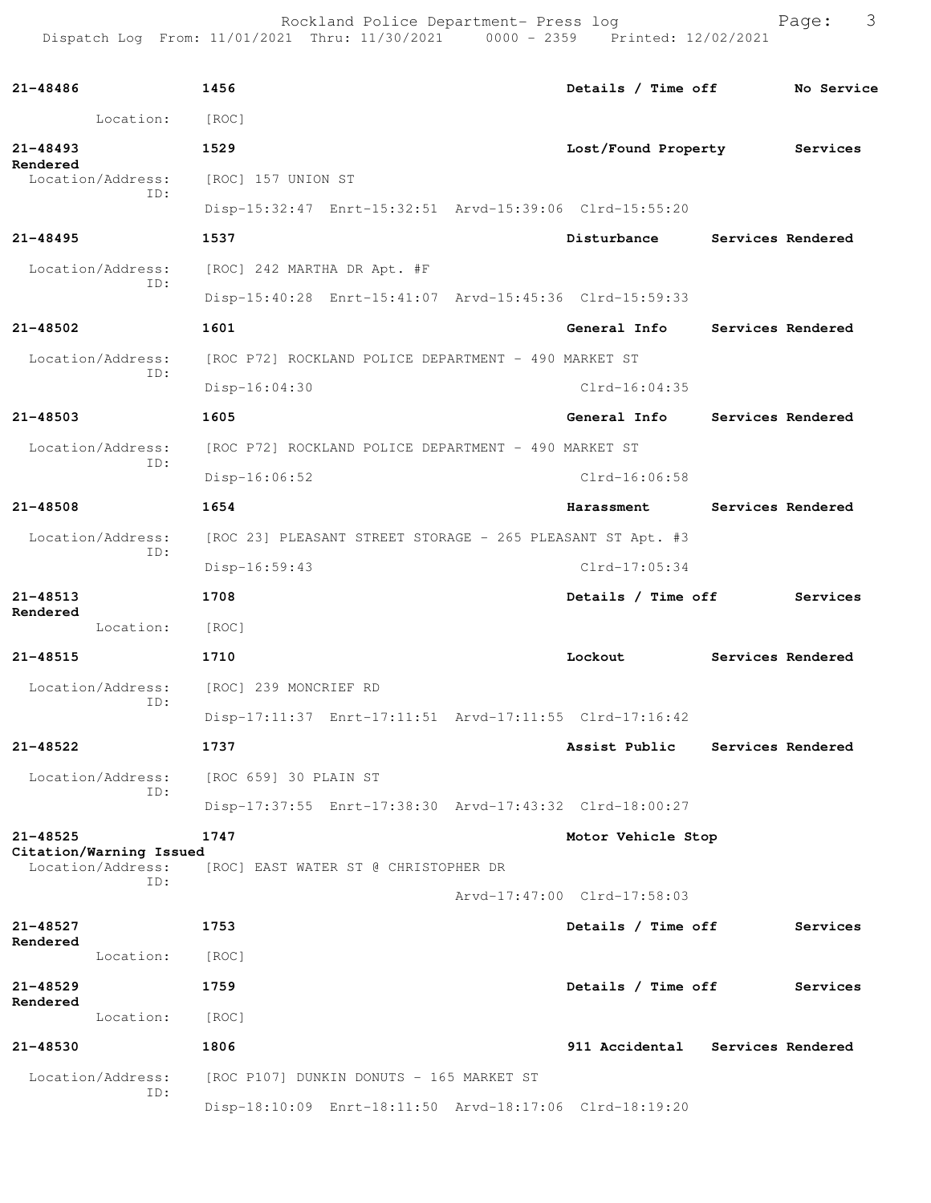| Call # | Time | Call Reason | Action |
| --- | --- | --- | --- |
| 21-48486 | 1456 | Details / Time off | No Service |

Location: [ROC]

| Call # | Time | Call Reason | Action |
| --- | --- | --- | --- |
| 21-48493 | 1529 | Lost/Found Property | Services Rendered |

Location/Address: [ROC] 157 UNION ST
ID:
Disp-15:32:47 Enrt-15:32:51 Arvd-15:39:06 Clrd-15:55:20

| Call # | Time | Call Reason | Action |
| --- | --- | --- | --- |
| 21-48495 | 1537 | Disturbance | Services Rendered |

Location/Address: [ROC] 242 MARTHA DR Apt. #F
ID:
Disp-15:40:28 Enrt-15:41:07 Arvd-15:45:36 Clrd-15:59:33

| Call # | Time | Call Reason | Action |
| --- | --- | --- | --- |
| 21-48502 | 1601 | General Info | Services Rendered |

Location/Address: [ROC P72] ROCKLAND POLICE DEPARTMENT - 490 MARKET ST
ID:
Disp-16:04:30 Clrd-16:04:35

| Call # | Time | Call Reason | Action |
| --- | --- | --- | --- |
| 21-48503 | 1605 | General Info | Services Rendered |

Location/Address: [ROC P72] ROCKLAND POLICE DEPARTMENT - 490 MARKET ST
ID:
Disp-16:06:52 Clrd-16:06:58

| Call # | Time | Call Reason | Action |
| --- | --- | --- | --- |
| 21-48508 | 1654 | Harassment | Services Rendered |

Location/Address: [ROC 23] PLEASANT STREET STORAGE - 265 PLEASANT ST Apt. #3
ID:
Disp-16:59:43 Clrd-17:05:34

| Call # | Time | Call Reason | Action |
| --- | --- | --- | --- |
| 21-48513 | 1708 | Details / Time off | Services Rendered |

Location: [ROC]

| Call # | Time | Call Reason | Action |
| --- | --- | --- | --- |
| 21-48515 | 1710 | Lockout | Services Rendered |

Location/Address: [ROC] 239 MONCRIEF RD
ID:
Disp-17:11:37 Enrt-17:11:51 Arvd-17:11:55 Clrd-17:16:42

| Call # | Time | Call Reason | Action |
| --- | --- | --- | --- |
| 21-48522 | 1737 | Assist Public | Services Rendered |

Location/Address: [ROC 659] 30 PLAIN ST
ID:
Disp-17:37:55 Enrt-17:38:30 Arvd-17:43:32 Clrd-18:00:27

| Call # | Time | Call Reason | Action |
| --- | --- | --- | --- |
| 21-48525 | 1747 | Motor Vehicle Stop | Citation/Warning Issued |

Location/Address: [ROC] EAST WATER ST @ CHRISTOPHER DR
ID:
Arvd-17:47:00 Clrd-17:58:03

| Call # | Time | Call Reason | Action |
| --- | --- | --- | --- |
| 21-48527 | 1753 | Details / Time off | Services Rendered |

Location: [ROC]

| Call # | Time | Call Reason | Action |
| --- | --- | --- | --- |
| 21-48529 | 1759 | Details / Time off | Services Rendered |

Location: [ROC]

| Call # | Time | Call Reason | Action |
| --- | --- | --- | --- |
| 21-48530 | 1806 | 911 Accidental | Services Rendered |

Location/Address: [ROC P107] DUNKIN DONUTS - 165 MARKET ST
ID:
Disp-18:10:09 Enrt-18:11:50 Arvd-18:17:06 Clrd-18:19:20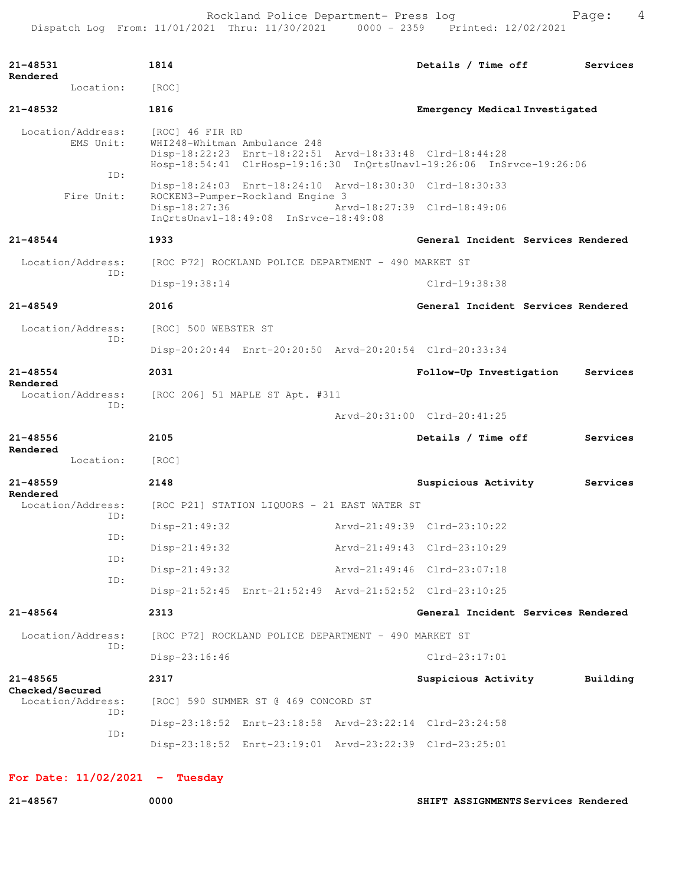**21-48531** | **1814** | **Details / Time off** | **Services Rendered**

Location: [ROC]

**21-48532** | **1816** | **Emergency Medical Investigated**

Location/Address: [ROC] 46 FIR RD
EMS Unit: WHI248-Whitman Ambulance 248
Disp-18:22:23 Enrt-18:22:51 Arvd-18:33:48 Clrd-18:44:28
Hosp-18:54:41 ClrHosp-19:16:30 InQrtsUnavl-19:26:06 InSrvce-19:26:06
ID:
Disp-18:24:03 Enrt-18:24:10 Arvd-18:30:30 Clrd-18:30:33
Fire Unit: ROCKEN3-Pumper-Rockland Engine 3
Disp-18:27:36 Arvd-18:27:39 Clrd-18:49:06
InQrtsUnavl-18:49:08 InSrvce-18:49:08

**21-48544** | **1933** | **General Incident Services Rendered**

Location/Address: [ROC P72] ROCKLAND POLICE DEPARTMENT - 490 MARKET ST
ID:
Disp-19:38:14 Clrd-19:38:38

**21-48549** | **2016** | **General Incident Services Rendered**

Location/Address: [ROC] 500 WEBSTER ST
ID:
Disp-20:20:44 Enrt-20:20:50 Arvd-20:20:54 Clrd-20:33:34

**21-48554** | **2031** | **Follow-Up Investigation** | **Services Rendered**

Location/Address: [ROC 206] 51 MAPLE ST Apt. #311
ID:
Arvd-20:31:00 Clrd-20:41:25

**21-48556** | **2105** | **Details / Time off** | **Services Rendered**

Location: [ROC]

**21-48559** | **2148** | **Suspicious Activity** | **Services Rendered**

Location/Address: [ROC P21] STATION LIQUORS - 21 EAST WATER ST
ID:
Disp-21:49:32 Arvd-21:49:39 Clrd-23:10:22
ID:
Disp-21:49:32 Arvd-21:49:43 Clrd-23:10:29
ID:
Disp-21:49:32 Arvd-21:49:46 Clrd-23:07:18
ID:
Disp-21:52:45 Enrt-21:52:49 Arvd-21:52:52 Clrd-23:10:25

**21-48564** | **2313** | **General Incident Services Rendered**

Location/Address: [ROC P72] ROCKLAND POLICE DEPARTMENT - 490 MARKET ST
ID:
Disp-23:16:46 Clrd-23:17:01

**21-48565** | **2317** | **Suspicious Activity** | **Building Checked/Secured**

Location/Address: [ROC] 590 SUMMER ST @ 469 CONCORD ST
ID:
Disp-23:18:52 Enrt-23:18:58 Arvd-23:22:14 Clrd-23:24:58
ID:
Disp-23:18:52 Enrt-23:19:01 Arvd-23:22:39 Clrd-23:25:01

## For Date: 11/02/2021 - Tuesday

**21-48567** | **0000** | **SHIFT ASSIGNMENTS Services Rendered**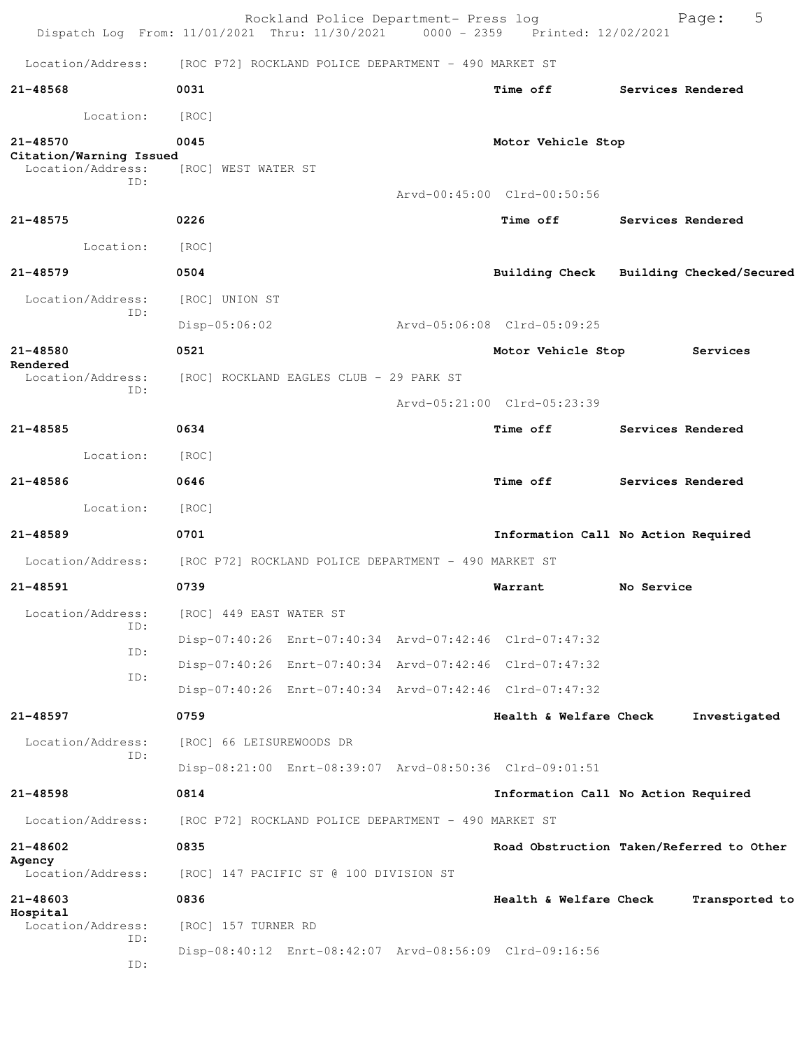Location/Address: [ROC P72] ROCKLAND POLICE DEPARTMENT - 490 MARKET ST

**21-48568** **0031** **Time off** **Services Rendered**
Location: [ROC]

**21-48570** **0045** **Motor Vehicle Stop**
**Citation/Warning Issued**
Location/Address: [ROC] WEST WATER ST
ID:
Arvd-00:45:00 Clrd-00:50:56

**21-48575** **0226** **Time off** **Services Rendered**
Location: [ROC]

**21-48579** **0504** **Building Check** **Building Checked/Secured**
Location/Address: [ROC] UNION ST
ID:
Disp-05:06:02 Arvd-05:06:08 Clrd-05:09:25

**21-48580** **0521** **Motor Vehicle Stop** **Services Rendered**
Location/Address: [ROC] ROCKLAND EAGLES CLUB - 29 PARK ST
ID:
Arvd-05:21:00 Clrd-05:23:39

**21-48585** **0634** **Time off** **Services Rendered**
Location: [ROC]

**21-48586** **0646** **Time off** **Services Rendered**
Location: [ROC]

**21-48589** **0701** **Information Call No Action Required**
Location/Address: [ROC P72] ROCKLAND POLICE DEPARTMENT - 490 MARKET ST

**21-48591** **0739** **Warrant** **No Service**
Location/Address: [ROC] 449 EAST WATER ST
ID:
Disp-07:40:26 Enrt-07:40:34 Arvd-07:42:46 Clrd-07:47:32
ID:
Disp-07:40:26 Enrt-07:40:34 Arvd-07:42:46 Clrd-07:47:32
ID:
Disp-07:40:26 Enrt-07:40:34 Arvd-07:42:46 Clrd-07:47:32

**21-48597** **0759** **Health & Welfare Check** **Investigated**
Location/Address: [ROC] 66 LEISUREWOODS DR
ID:
Disp-08:21:00 Enrt-08:39:07 Arvd-08:50:36 Clrd-09:01:51

**21-48598** **0814** **Information Call No Action Required**
Location/Address: [ROC P72] ROCKLAND POLICE DEPARTMENT - 490 MARKET ST

**21-48602** **0835** **Road Obstruction Taken/Referred to Other Agency**
Location/Address: [ROC] 147 PACIFIC ST @ 100 DIVISION ST

**21-48603** **0836** **Health & Welfare Check** **Transported to Hospital**
Location/Address: [ROC] 157 TURNER RD
ID:
Disp-08:40:12 Enrt-08:42:07 Arvd-08:56:09 Clrd-09:16:56
ID: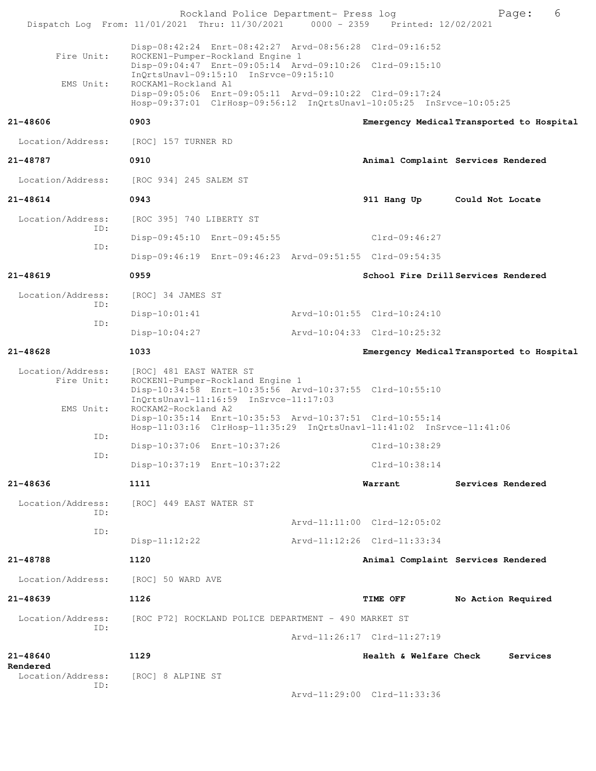Disp-08:42:24 Enrt-08:42:27 Arvd-08:56:28 Clrd-09:16:52

Fire Unit: ROCKEN1-Pumper-Rockland Engine 1
Disp-09:04:47 Enrt-09:05:14 Arvd-09:10:26 Clrd-09:15:10
InQrtsUnavl-09:15:10 InSrvce-09:15:10

EMS Unit: ROCKAM1-Rockland A1
Disp-09:05:06 Enrt-09:05:11 Arvd-09:10:22 Clrd-09:17:24
Hosp-09:37:01 ClrHosp-09:56:12 InQrtsUnavl-10:05:25 InSrvce-10:05:25

**21-48606** **0903** **Emergency Medical Transported to Hospital**

Location/Address: [ROC] 157 TURNER RD

**21-48787** **0910** **Animal Complaint Services Rendered**

Location/Address: [ROC 934] 245 SALEM ST

**21-48614** **0943** **911 Hang Up Could Not Locate**

Location/Address: [ROC 395] 740 LIBERTY ST

ID: Disp-09:45:10 Enrt-09:45:55 Clrd-09:46:27

ID: Disp-09:46:19 Enrt-09:46:23 Arvd-09:51:55 Clrd-09:54:35

**21-48619** **0959** **School Fire Drill Services Rendered**

Location/Address: [ROC] 34 JAMES ST

ID: Disp-10:01:41 Arvd-10:01:55 Clrd-10:24:10

ID: Disp-10:04:27 Arvd-10:04:33 Clrd-10:25:32

**21-48628** **1033** **Emergency Medical Transported to Hospital**

Location/Address: [ROC] 481 EAST WATER ST

Fire Unit: ROCKEN1-Pumper-Rockland Engine 1
Disp-10:34:58 Enrt-10:35:56 Arvd-10:37:55 Clrd-10:55:10
InQrtsUnavl-11:16:59 InSrvce-11:17:03

EMS Unit: ROCKAM2-Rockland A2
Disp-10:35:14 Enrt-10:35:53 Arvd-10:37:51 Clrd-10:55:14
Hosp-11:03:16 ClrHosp-11:35:29 InQrtsUnavl-11:41:02 InSrvce-11:41:06

ID: Disp-10:37:06 Enrt-10:37:26 Clrd-10:38:29

ID: Disp-10:37:19 Enrt-10:37:22 Clrd-10:38:14

**21-48636** **1111** **Warrant Services Rendered**

Location/Address: [ROC] 449 EAST WATER ST

ID: Arvd-11:11:00 Clrd-12:05:02

ID: Disp-11:12:22 Arvd-11:12:26 Clrd-11:33:34

**21-48788** **1120** **Animal Complaint Services Rendered**

Location/Address: [ROC] 50 WARD AVE

**21-48639** **1126** **TIME OFF No Action Required**

Location/Address: [ROC P72] ROCKLAND POLICE DEPARTMENT - 490 MARKET ST

ID: Arvd-11:26:17 Clrd-11:27:19

**21-48640** **1129** **Health & Welfare Check Services Rendered**

Location/Address: [ROC] 8 ALPINE ST

ID: Arvd-11:29:00 Clrd-11:33:36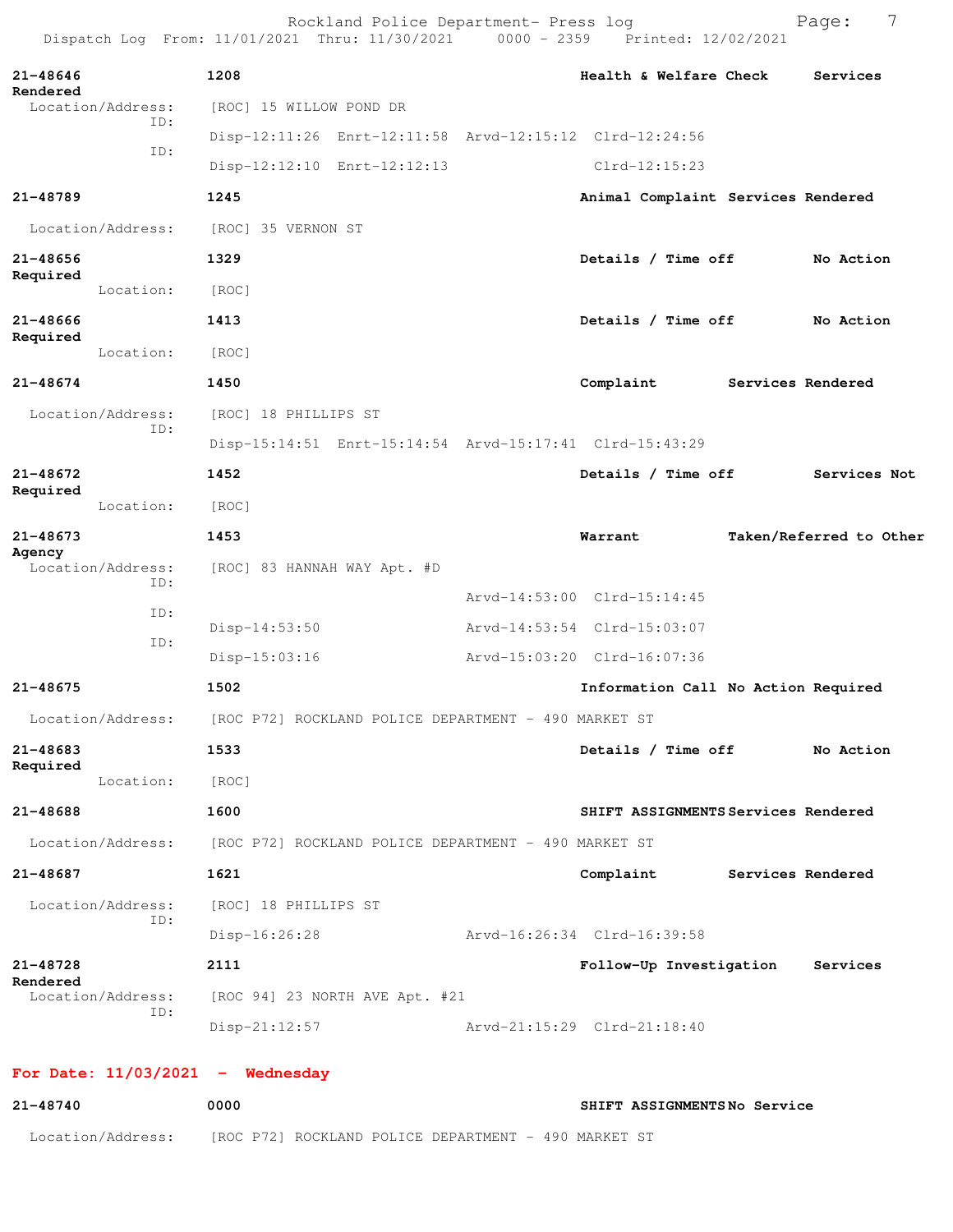Rockland Police Department- Press log

Dispatch Log From: 11/01/2021 Thru: 11/30/2021 0000 - 2359 Printed: 12/02/2021

**21-48646** **1208** **Health & Welfare Check** **Services Rendered**
Location/Address: [ROC] 15 WILLOW POND DR
ID: Disp-12:11:26 Enrt-12:11:58 Arvd-12:15:12 Clrd-12:24:56
ID: Disp-12:12:10 Enrt-12:12:13 Clrd-12:15:23

**21-48789** **1245** **Animal Complaint** **Services Rendered**
Location/Address: [ROC] 35 VERNON ST

**21-48656** **1329** **Details / Time off** **No Action Required**
Location: [ROC]

**21-48666** **1413** **Details / Time off** **No Action Required**
Location: [ROC]

**21-48674** **1450** **Complaint** **Services Rendered**
Location/Address: [ROC] 18 PHILLIPS ST
ID: Disp-15:14:51 Enrt-15:14:54 Arvd-15:17:41 Clrd-15:43:29

**21-48672** **1452** **Details / Time off** **Services Not Required**
Location: [ROC]

**21-48673** **1453** **Warrant** **Taken/Referred to Other Agency**
Location/Address: [ROC] 83 HANNAH WAY Apt. #D
ID: Arvd-14:53:00 Clrd-15:14:45
ID: Disp-14:53:50 Arvd-14:53:54 Clrd-15:03:07
ID: Disp-15:03:16 Arvd-15:03:20 Clrd-16:07:36

**21-48675** **1502** **Information Call** **No Action Required**
Location/Address: [ROC P72] ROCKLAND POLICE DEPARTMENT - 490 MARKET ST

**21-48683** **1533** **Details / Time off** **No Action Required**
Location: [ROC]

**21-48688** **1600** **SHIFT ASSIGNMENTS** **Services Rendered**
Location/Address: [ROC P72] ROCKLAND POLICE DEPARTMENT - 490 MARKET ST

**21-48687** **1621** **Complaint** **Services Rendered**
Location/Address: [ROC] 18 PHILLIPS ST
ID: Disp-16:26:28 Arvd-16:26:34 Clrd-16:39:58

**21-48728** **2111** **Follow-Up Investigation** **Services Rendered**
Location/Address: [ROC 94] 23 NORTH AVE Apt. #21
ID: Disp-21:12:57 Arvd-21:15:29 Clrd-21:18:40

## For Date: 11/03/2021 - Wednesday

**21-48740** **0000** **SHIFT ASSIGNMENTS** **No Service**
Location/Address: [ROC P72] ROCKLAND POLICE DEPARTMENT - 490 MARKET ST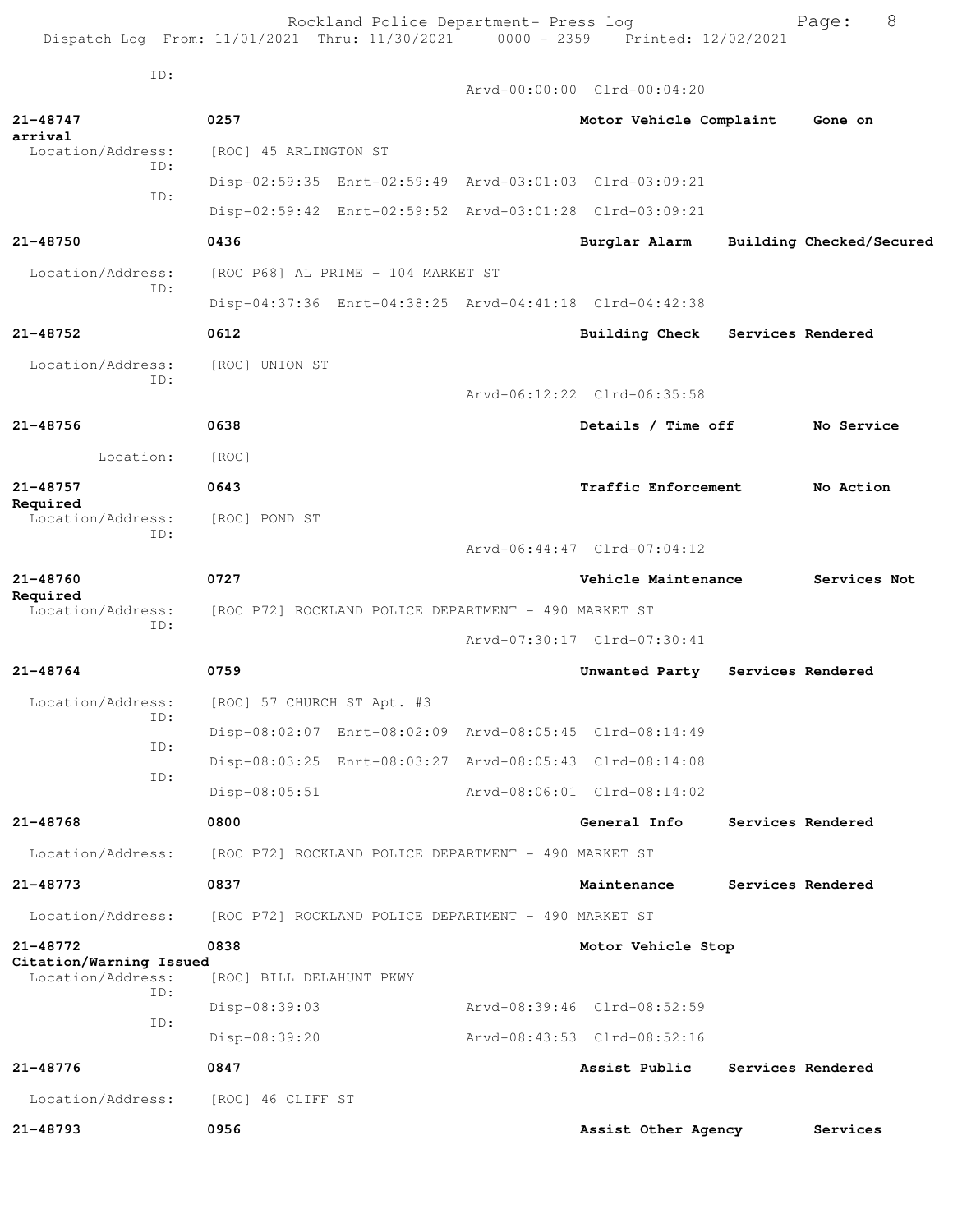ID:
Arvd-00:00:00 Clrd-00:04:20

**21-48747** **0257** **Motor Vehicle Complaint** **Gone on arrival**
Location/Address: [ROC] 45 ARLINGTON ST
ID:
Disp-02:59:35 Enrt-02:59:49 Arvd-03:01:03 Clrd-03:09:21
ID:
Disp-02:59:42 Enrt-02:59:52 Arvd-03:01:28 Clrd-03:09:21

**21-48750** **0436** **Burglar Alarm** **Building Checked/Secured**
Location/Address: [ROC P68] AL PRIME - 104 MARKET ST
ID:
Disp-04:37:36 Enrt-04:38:25 Arvd-04:41:18 Clrd-04:42:38

**21-48752** **0612** **Building Check** **Services Rendered**
Location/Address: [ROC] UNION ST
ID:
Arvd-06:12:22 Clrd-06:35:58

**21-48756** **0638** **Details / Time off** **No Service**
Location: [ROC]

**21-48757** **0643** **Traffic Enforcement** **No Action Required**
Location/Address: [ROC] POND ST
ID:
Arvd-06:44:47 Clrd-07:04:12

**21-48760** **0727** **Vehicle Maintenance** **Services Not Required**
Location/Address: [ROC P72] ROCKLAND POLICE DEPARTMENT - 490 MARKET ST
ID:
Arvd-07:30:17 Clrd-07:30:41

**21-48764** **0759** **Unwanted Party** **Services Rendered**
Location/Address: [ROC] 57 CHURCH ST Apt. #3
ID:
Disp-08:02:07 Enrt-08:02:09 Arvd-08:05:45 Clrd-08:14:49
ID:
Disp-08:03:25 Enrt-08:03:27 Arvd-08:05:43 Clrd-08:14:08
ID:
Disp-08:05:51 Arvd-08:06:01 Clrd-08:14:02

**21-48768** **0800** **General Info** **Services Rendered**
Location/Address: [ROC P72] ROCKLAND POLICE DEPARTMENT - 490 MARKET ST

**21-48773** **0837** **Maintenance** **Services Rendered**
Location/Address: [ROC P72] ROCKLAND POLICE DEPARTMENT - 490 MARKET ST

**21-48772** **0838** **Motor Vehicle Stop** **Citation/Warning Issued**
Location/Address: [ROC] BILL DELAHUNT PKWY
ID:
Disp-08:39:03 Arvd-08:39:46 Clrd-08:52:59
ID:
Disp-08:39:20 Arvd-08:43:53 Clrd-08:52:16

**21-48776** **0847** **Assist Public** **Services Rendered**
Location/Address: [ROC] 46 CLIFF ST

**21-48793** **0956** **Assist Other Agency** **Services**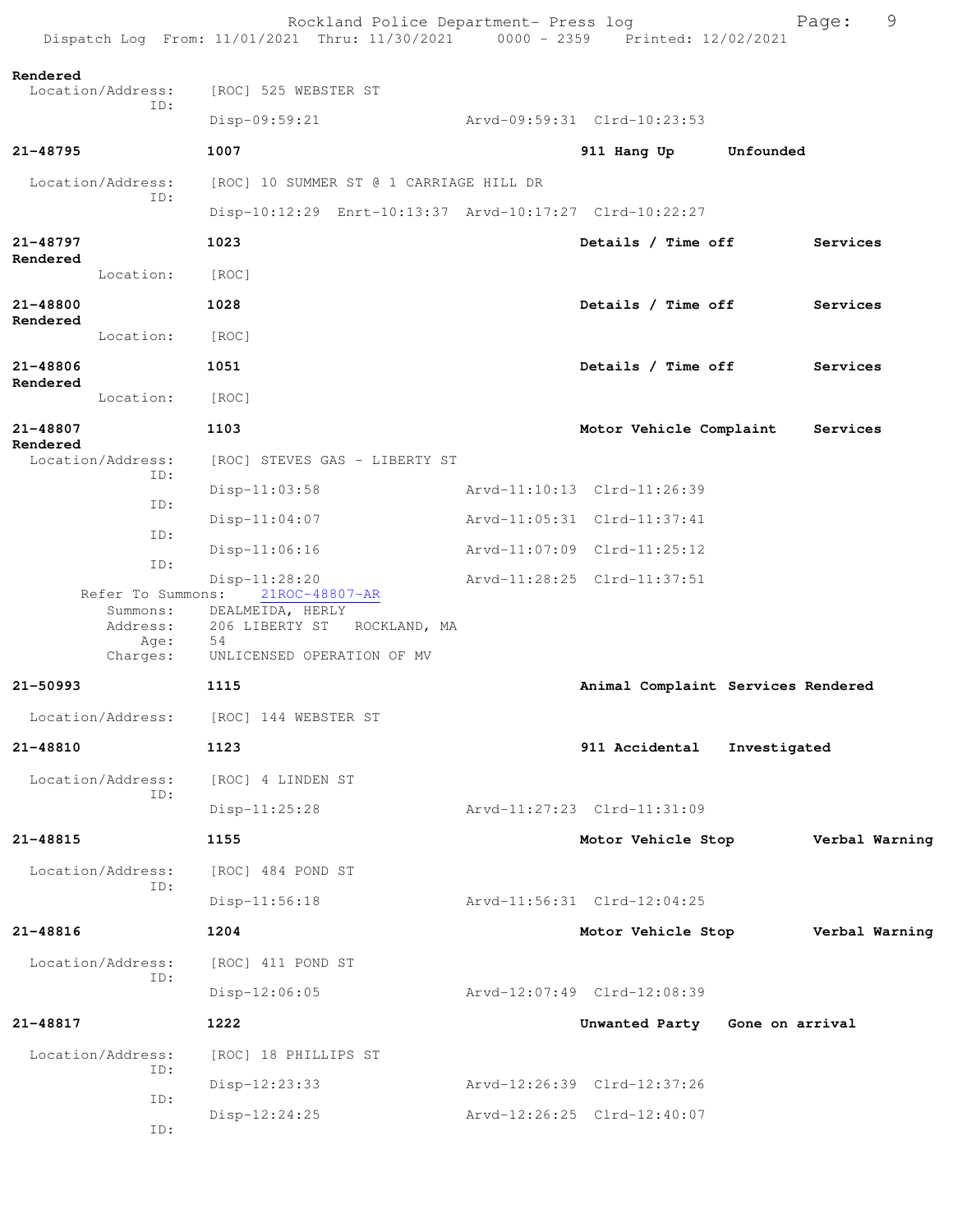Rendered

Location/Address: [ROC] 525 WEBSTER ST
ID:
Disp-09:59:21 Arvd-09:59:31 Clrd-10:23:53

**21-48795** **1007** **911 Hang Up** **Unfounded**

Location/Address: [ROC] 10 SUMMER ST @ 1 CARRIAGE HILL DR
ID:
Disp-10:12:29 Enrt-10:13:37 Arvd-10:17:27 Clrd-10:22:27

**21-48797** **1023** **Details / Time off** **Services Rendered**

Location: [ROC]

**21-48800** **1028** **Details / Time off** **Services Rendered**

Location: [ROC]

**21-48806** **1051** **Details / Time off** **Services Rendered**

Location: [ROC]

**21-48807** **1103** **Motor Vehicle Complaint** **Services Rendered**

Location/Address: [ROC] STEVES GAS - LIBERTY ST
ID:
Disp-11:03:58 Arvd-11:10:13 Clrd-11:26:39
ID:
Disp-11:04:07 Arvd-11:05:31 Clrd-11:37:41
ID:
Disp-11:06:16 Arvd-11:07:09 Clrd-11:25:12
ID:
Disp-11:28:20 Arvd-11:28:25 Clrd-11:37:51

Refer To Summons: 21ROC-48807-AR
Summons: DEALMEIDA, HERLY
Address: 206 LIBERTY ST ROCKLAND, MA
Age: 54
Charges: UNLICENSED OPERATION OF MV

**21-50993** **1115** **Animal Complaint** **Services Rendered**

Location/Address: [ROC] 144 WEBSTER ST

**21-48810** **1123** **911 Accidental** **Investigated**

Location/Address: [ROC] 4 LINDEN ST
ID:
Disp-11:25:28 Arvd-11:27:23 Clrd-11:31:09

**21-48815** **1155** **Motor Vehicle Stop** **Verbal Warning**

Location/Address: [ROC] 484 POND ST
ID:
Disp-11:56:18 Arvd-11:56:31 Clrd-12:04:25

**21-48816** **1204** **Motor Vehicle Stop** **Verbal Warning**

Location/Address: [ROC] 411 POND ST
ID:
Disp-12:06:05 Arvd-12:07:49 Clrd-12:08:39

**21-48817** **1222** **Unwanted Party** **Gone on arrival**

Location/Address: [ROC] 18 PHILLIPS ST
ID:
Disp-12:23:33 Arvd-12:26:39 Clrd-12:37:26
ID:
Disp-12:24:25 Arvd-12:26:25 Clrd-12:40:07
ID: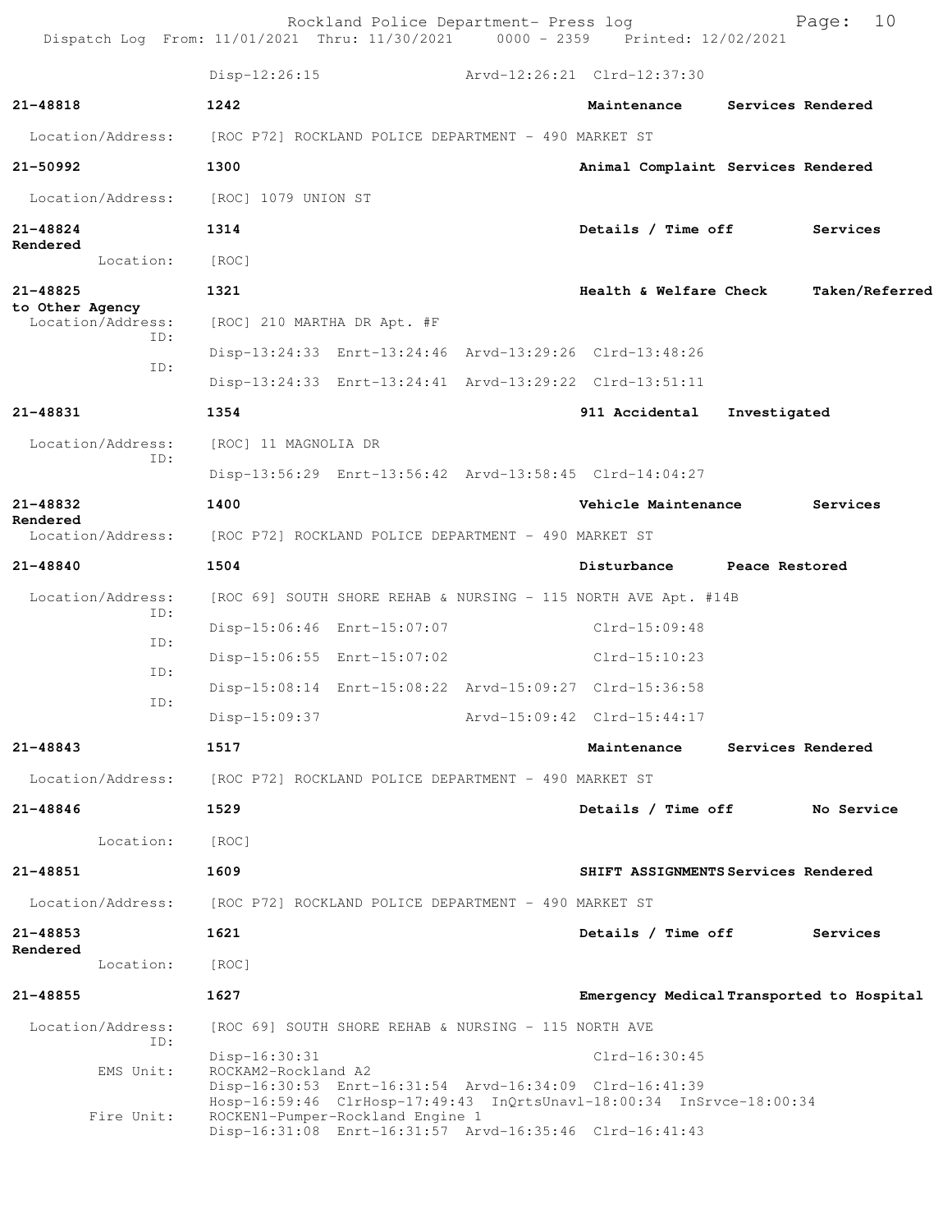Disp-12:26:15 Arvd-12:26:21 Clrd-12:37:30

**21-48818** **1242** **Maintenance** **Services Rendered**

Location/Address: [ROC P72] ROCKLAND POLICE DEPARTMENT - 490 MARKET ST

**21-50992** **1300** **Animal Complaint Services Rendered**

Location/Address: [ROC] 1079 UNION ST

**21-48824** **1314** **Details / Time off** **Services Rendered**

Location: [ROC]

**21-48825** **1321** **Health & Welfare Check** **Taken/Referred to Other Agency**

Location/Address: [ROC] 210 MARTHA DR Apt. #F

ID: Disp-13:24:33 Enrt-13:24:46 Arvd-13:29:26 Clrd-13:48:26

ID: Disp-13:24:33 Enrt-13:24:41 Arvd-13:29:22 Clrd-13:51:11

**21-48831** **1354** **911 Accidental** **Investigated**

Location/Address: [ROC] 11 MAGNOLIA DR

ID: Disp-13:56:29 Enrt-13:56:42 Arvd-13:58:45 Clrd-14:04:27

**21-48832** **1400** **Vehicle Maintenance** **Services Rendered**

Location/Address: [ROC P72] ROCKLAND POLICE DEPARTMENT - 490 MARKET ST

**21-48840** **1504** **Disturbance** **Peace Restored**

Location/Address: [ROC 69] SOUTH SHORE REHAB & NURSING - 115 NORTH AVE Apt. #14B

ID: Disp-15:06:46 Enrt-15:07:07 Clrd-15:09:48

ID: Disp-15:06:55 Enrt-15:07:02 Clrd-15:10:23

ID: Disp-15:08:14 Enrt-15:08:22 Arvd-15:09:27 Clrd-15:36:58

ID: Disp-15:09:37 Arvd-15:09:42 Clrd-15:44:17

**21-48843** **1517** **Maintenance** **Services Rendered**

Location/Address: [ROC P72] ROCKLAND POLICE DEPARTMENT - 490 MARKET ST

**21-48846** **1529** **Details / Time off** **No Service**

Location: [ROC]

**21-48851** **1609** **SHIFT ASSIGNMENTS Services Rendered**

Location/Address: [ROC P72] ROCKLAND POLICE DEPARTMENT - 490 MARKET ST

**21-48853** **1621** **Details / Time off** **Services Rendered**

Location: [ROC]

**21-48855** **1627** **Emergency Medical Transported to Hospital**

Location/Address: [ROC 69] SOUTH SHORE REHAB & NURSING - 115 NORTH AVE

ID: Disp-16:30:31 Clrd-16:30:45

EMS Unit: ROCKAM2-Rockland A2
Disp-16:30:53 Enrt-16:31:54 Arvd-16:34:09 Clrd-16:41:39
Hosp-16:59:46 ClrHosp-17:49:43 InQrtsUnavl-18:00:34 InSrvce-18:00:34

Fire Unit: ROCKEN1-Pumper-Rockland Engine 1
Disp-16:31:08 Enrt-16:31:57 Arvd-16:35:46 Clrd-16:41:43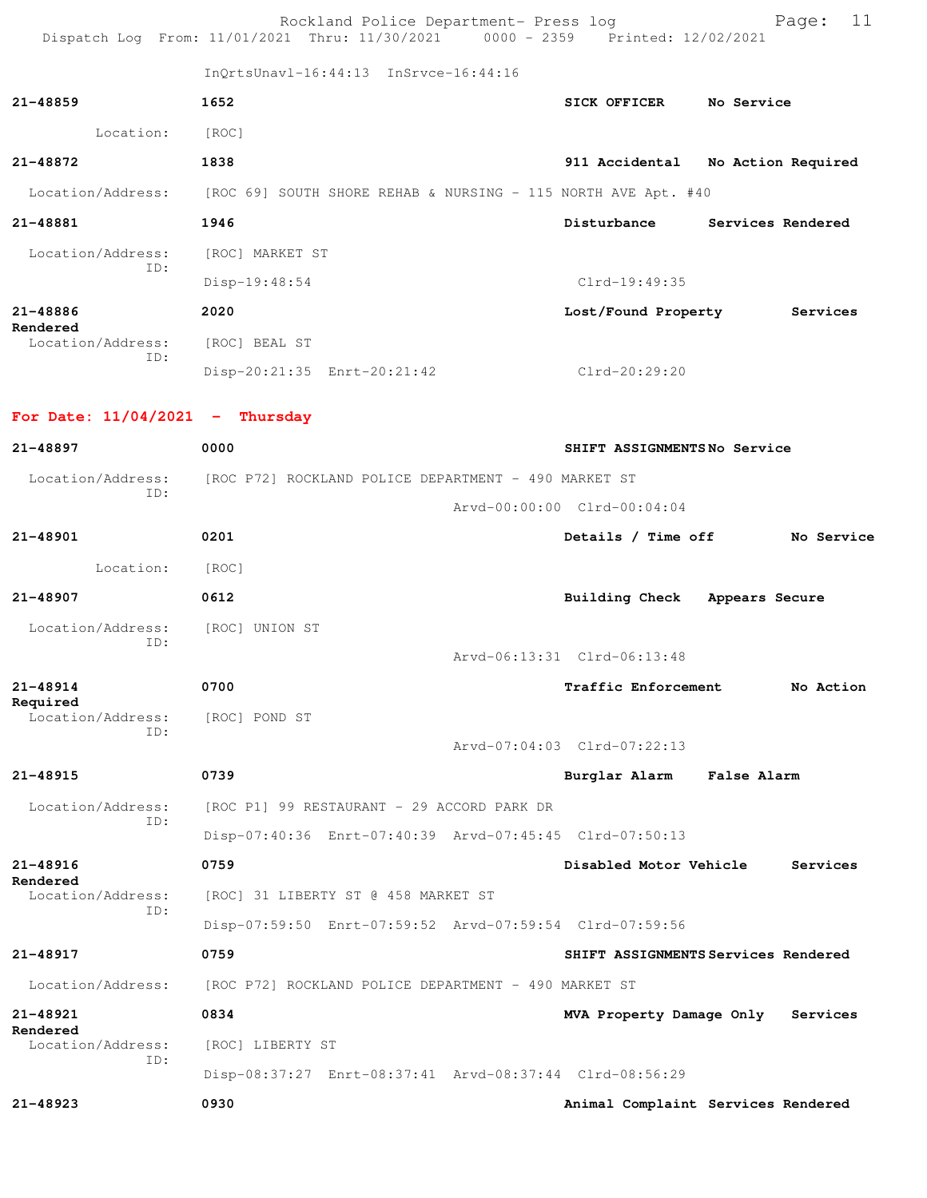InQrtsUnavl-16:44:13 InSrvce-16:44:16

**21-48859** **1652** **SICK OFFICER** **No Service**

Location: [ROC]

**21-48872** **1838** **911 Accidental** **No Action Required**

Location/Address: [ROC 69] SOUTH SHORE REHAB & NURSING - 115 NORTH AVE Apt. #40

**21-48881** **1946** **Disturbance** **Services Rendered**

Location/Address: [ROC] MARKET ST
ID:
Disp-19:48:54 Clrd-19:49:35

**21-48886** **2020** **Lost/Found Property** **Services Rendered**

Location/Address: [ROC] BEAL ST
ID:
Disp-20:21:35 Enrt-20:21:42 Clrd-20:29:20

## For Date: 11/04/2021 - Thursday

**21-48897** **0000** **SHIFT ASSIGNMENTS** **No Service**

Location/Address: [ROC P72] ROCKLAND POLICE DEPARTMENT - 490 MARKET ST
ID:
Arvd-00:00:00 Clrd-00:04:04

**21-48901** **0201** **Details / Time off** **No Service**

Location: [ROC]

**21-48907** **0612** **Building Check** **Appears Secure**

Location/Address: [ROC] UNION ST
ID:
Arvd-06:13:31 Clrd-06:13:48

**21-48914** **0700** **Traffic Enforcement** **No Action Required**

Location/Address: [ROC] POND ST
ID:
Arvd-07:04:03 Clrd-07:22:13

**21-48915** **0739** **Burglar Alarm** **False Alarm**

Location/Address: [ROC P1] 99 RESTAURANT - 29 ACCORD PARK DR
ID:
Disp-07:40:36 Enrt-07:40:39 Arvd-07:45:45 Clrd-07:50:13

**21-48916** **0759** **Disabled Motor Vehicle** **Services Rendered**

Location/Address: [ROC] 31 LIBERTY ST @ 458 MARKET ST
ID:
Disp-07:59:50 Enrt-07:59:52 Arvd-07:59:54 Clrd-07:59:56

**21-48917** **0759** **SHIFT ASSIGNMENTS** **Services Rendered**

Location/Address: [ROC P72] ROCKLAND POLICE DEPARTMENT - 490 MARKET ST

**21-48921** **0834** **MVA Property Damage Only** **Services Rendered**

Location/Address: [ROC] LIBERTY ST
ID:
Disp-08:37:27 Enrt-08:37:41 Arvd-08:37:44 Clrd-08:56:29

**21-48923** **0930** **Animal Complaint** **Services Rendered**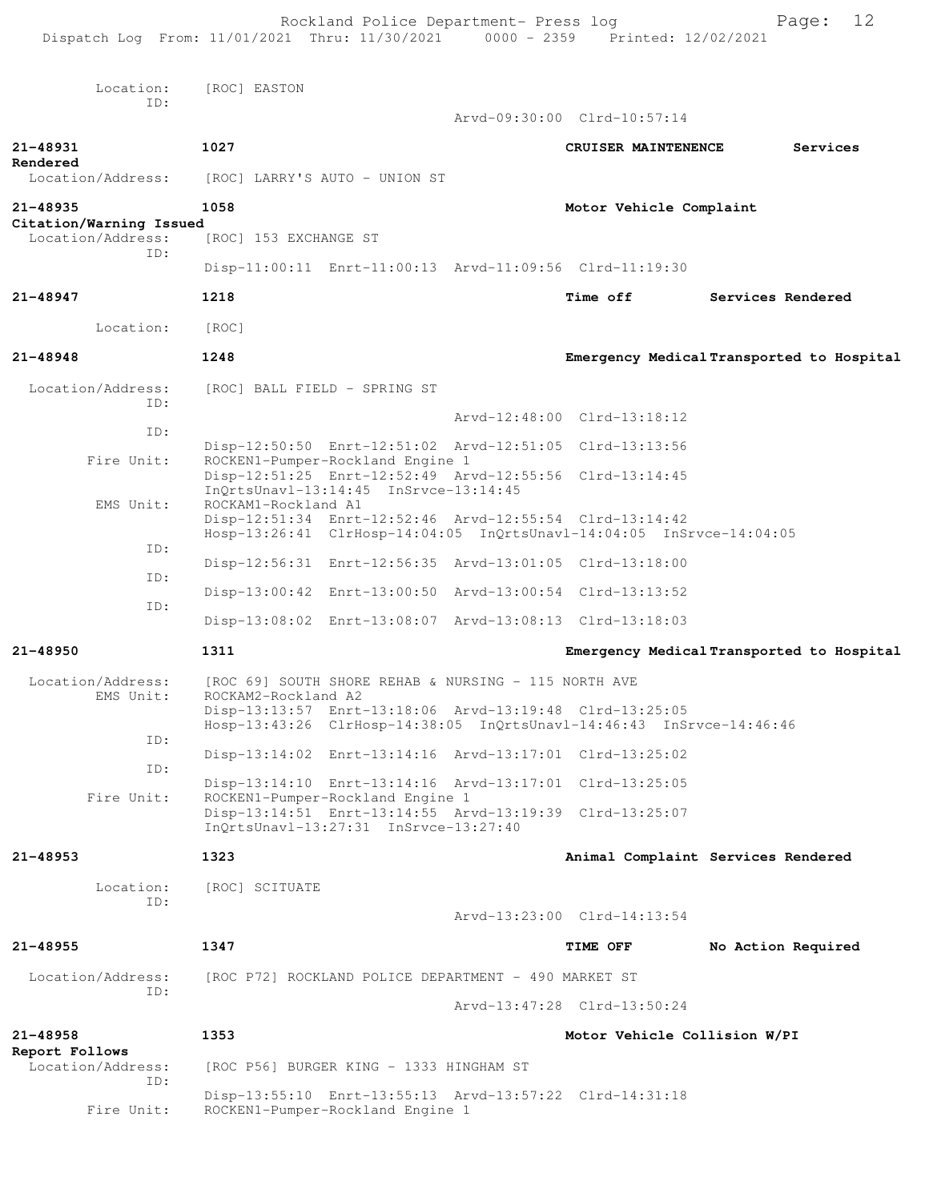Location: [ROC] EASTON
ID:
Arvd-09:30:00 Clrd-10:57:14

**21-48931** **1027** **CRUISER MAINTENENCE** **Services Rendered**
Location/Address: [ROC] LARRY'S AUTO - UNION ST

**21-48935** **1058** **Motor Vehicle Complaint** **Citation/Warning Issued**
Location/Address: [ROC] 153 EXCHANGE ST
ID:
Disp-11:00:11 Enrt-11:00:13 Arvd-11:09:56 Clrd-11:19:30

**21-48947** **1218** **Time off** **Services Rendered**
Location: [ROC]

**21-48948** **1248** **Emergency Medical** **Transported to Hospital**
Location/Address: [ROC] BALL FIELD - SPRING ST
ID:
Arvd-12:48:00 Clrd-13:18:12
ID:
Disp-12:50:50 Enrt-12:51:02 Arvd-12:51:05 Clrd-13:13:56
Fire Unit: ROCKEN1-Pumper-Rockland Engine 1
Disp-12:51:25 Enrt-12:52:49 Arvd-12:55:56 Clrd-13:14:45
InQrtsUnavl-13:14:45 InSrvce-13:14:45
EMS Unit: ROCKAM1-Rockland A1
Disp-12:51:34 Enrt-12:52:46 Arvd-12:55:54 Clrd-13:14:42
Hosp-13:26:41 ClrHosp-14:04:05 InQrtsUnavl-14:04:05 InSrvce-14:04:05
ID:
Disp-12:56:31 Enrt-12:56:35 Arvd-13:01:05 Clrd-13:18:00
ID:
Disp-13:00:42 Enrt-13:00:50 Arvd-13:00:54 Clrd-13:13:52
ID:
Disp-13:08:02 Enrt-13:08:07 Arvd-13:08:13 Clrd-13:18:03

**21-48950** **1311** **Emergency Medical** **Transported to Hospital**
Location/Address: [ROC 69] SOUTH SHORE REHAB & NURSING - 115 NORTH AVE
EMS Unit: ROCKAM2-Rockland A2
Disp-13:13:57 Enrt-13:18:06 Arvd-13:19:48 Clrd-13:25:05
Hosp-13:43:26 ClrHosp-14:38:05 InQrtsUnavl-14:46:43 InSrvce-14:46:46
ID:
Disp-13:14:02 Enrt-13:14:16 Arvd-13:17:01 Clrd-13:25:02
ID:
Disp-13:14:10 Enrt-13:14:16 Arvd-13:17:01 Clrd-13:25:05
Fire Unit: ROCKEN1-Pumper-Rockland Engine 1
Disp-13:14:51 Enrt-13:14:55 Arvd-13:19:39 Clrd-13:25:07
InQrtsUnavl-13:27:31 InSrvce-13:27:40

**21-48953** **1323** **Animal Complaint** **Services Rendered**
Location: [ROC] SCITUATE
ID:
Arvd-13:23:00 Clrd-14:13:54

**21-48955** **1347** **TIME OFF** **No Action Required**
Location/Address: [ROC P72] ROCKLAND POLICE DEPARTMENT - 490 MARKET ST
ID:
Arvd-13:47:28 Clrd-13:50:24

**21-48958** **1353** **Motor Vehicle Collision W/PI** **Report Follows**
Location/Address: [ROC P56] BURGER KING - 1333 HINGHAM ST
ID:
Disp-13:55:10 Enrt-13:55:13 Arvd-13:57:22 Clrd-14:31:18
Fire Unit: ROCKEN1-Pumper-Rockland Engine 1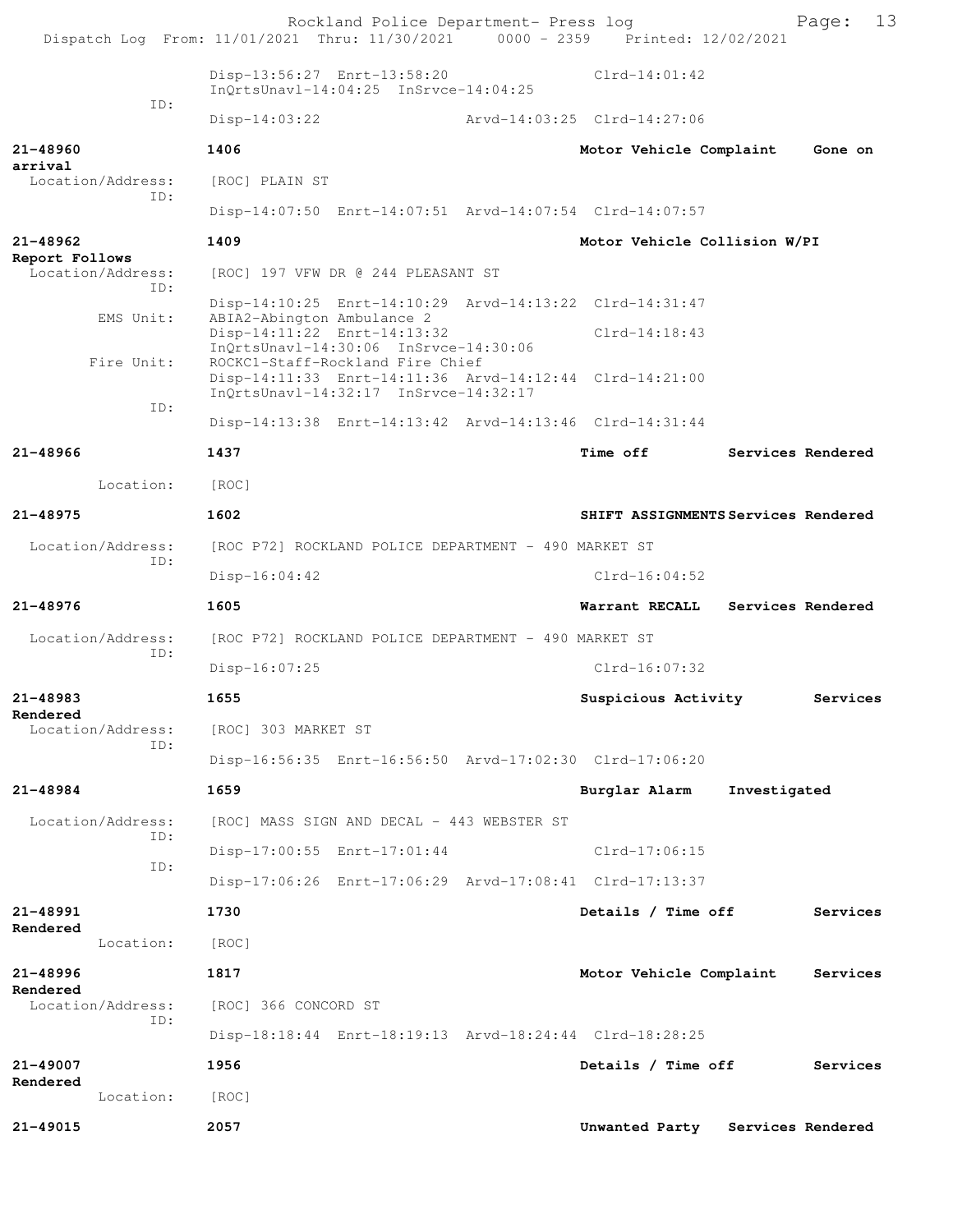```
                Disp-13:56:27  Enrt-13:58:20                Clrd-14:01:42
                InQrtsUnavl-14:04:25  InSrvce-14:04:25
          ID:
                Disp-14:03:22                Arvd-14:03:25  Clrd-14:27:06

21-48960        1406                                  Motor Vehicle Complaint    Gone on
arrival
  Location/Address:   [ROC] PLAIN ST
          ID:
                Disp-14:07:50  Enrt-14:07:51  Arvd-14:07:54  Clrd-14:07:57

21-48962        1409                                  Motor Vehicle Collision W/PI
Report Follows
  Location/Address:   [ROC] 197 VFW DR @ 244 PLEASANT ST
          ID:
                Disp-14:10:25  Enrt-14:10:29  Arvd-14:13:22  Clrd-14:31:47
     EMS Unit:  ABIA2-Abington Ambulance 2
                Disp-14:11:22  Enrt-14:13:32                Clrd-14:18:43
                InQrtsUnavl-14:30:06  InSrvce-14:30:06
    Fire Unit:  ROCKC1-Staff-Rockland Fire Chief
                Disp-14:11:33  Enrt-14:11:36  Arvd-14:12:44  Clrd-14:21:00
                InQrtsUnavl-14:32:17  InSrvce-14:32:17
          ID:
                Disp-14:13:38  Enrt-14:13:42  Arvd-14:13:46  Clrd-14:31:44

21-48966        1437                                  Time off          Services Rendered

     Location:  [ROC]

21-48975        1602                                  SHIFT ASSIGNMENTS Services Rendered

  Location/Address:   [ROC P72] ROCKLAND POLICE DEPARTMENT - 490 MARKET ST
          ID:
                Disp-16:04:42                               Clrd-16:04:52

21-48976        1605                                  Warrant RECALL   Services Rendered

  Location/Address:   [ROC P72] ROCKLAND POLICE DEPARTMENT - 490 MARKET ST
          ID:
                Disp-16:07:25                               Clrd-16:07:32

21-48983        1655                                  Suspicious Activity        Services
Rendered
  Location/Address:   [ROC] 303 MARKET ST
          ID:
                Disp-16:56:35  Enrt-16:56:50  Arvd-17:02:30  Clrd-17:06:20

21-48984        1659                                  Burglar Alarm     Investigated

  Location/Address:   [ROC] MASS SIGN AND DECAL - 443 WEBSTER ST
          ID:
                Disp-17:00:55  Enrt-17:01:44                Clrd-17:06:15
          ID:
                Disp-17:06:26  Enrt-17:06:29  Arvd-17:08:41  Clrd-17:13:37

21-48991        1730                                  Details / Time off         Services
Rendered
     Location:  [ROC]

21-48996        1817                                  Motor Vehicle Complaint    Services
Rendered
  Location/Address:   [ROC] 366 CONCORD ST
          ID:
                Disp-18:18:44  Enrt-18:19:13  Arvd-18:24:44  Clrd-18:28:25

21-49007        1956                                  Details / Time off         Services
Rendered
     Location:  [ROC]

21-49015        2057                                  Unwanted Party    Services Rendered
```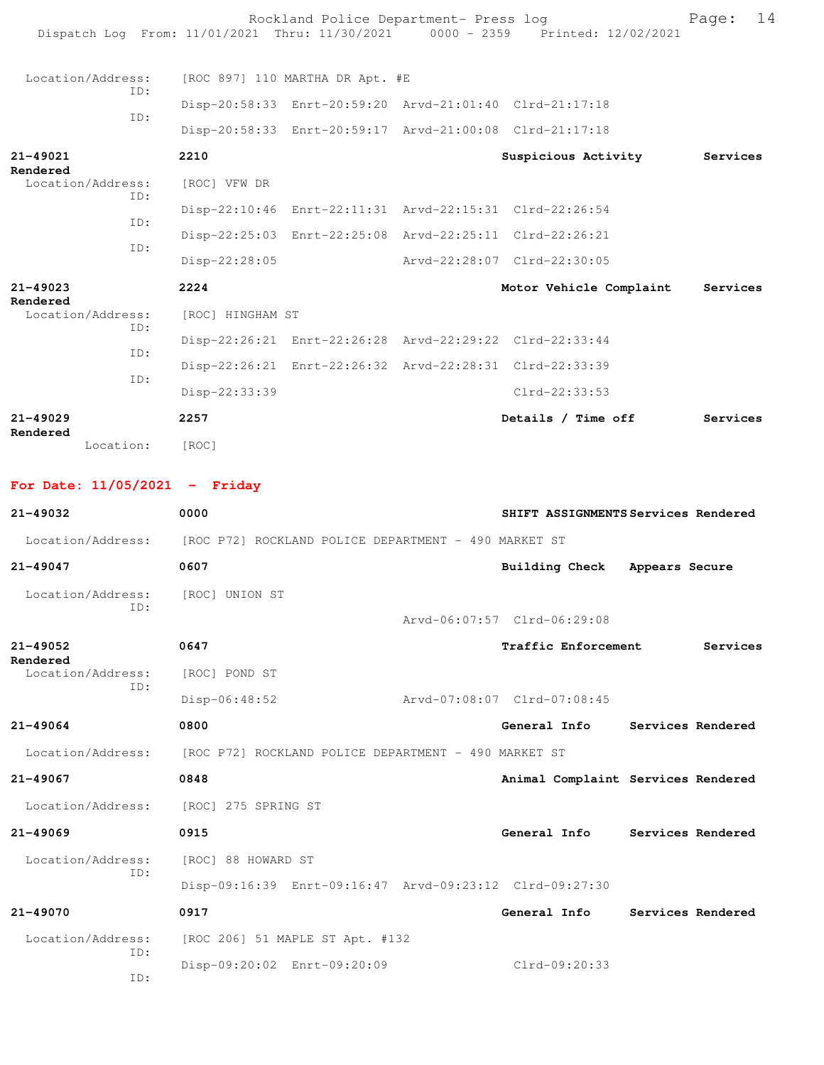Location/Address: [ROC 897] 110 MARTHA DR Apt. #E
ID:
Disp-20:58:33 Enrt-20:59:20 Arvd-21:01:40 Clrd-21:17:18
ID:
Disp-20:58:33 Enrt-20:59:17 Arvd-21:00:08 Clrd-21:17:18

**21-49021** **2210** **Suspicious Activity** **Services Rendered**
Location/Address: [ROC] VFW DR
ID:
Disp-22:10:46 Enrt-22:11:31 Arvd-22:15:31 Clrd-22:26:54
ID:
Disp-22:25:03 Enrt-22:25:08 Arvd-22:25:11 Clrd-22:26:21
ID:
Disp-22:28:05 Arvd-22:28:07 Clrd-22:30:05

**21-49023** **2224** **Motor Vehicle Complaint** **Services Rendered**
Location/Address: [ROC] HINGHAM ST
ID:
Disp-22:26:21 Enrt-22:26:28 Arvd-22:29:22 Clrd-22:33:44
ID:
Disp-22:26:21 Enrt-22:26:32 Arvd-22:28:31 Clrd-22:33:39
ID:
Disp-22:33:39 Clrd-22:33:53

**21-49029** **2257** **Details / Time off** **Services Rendered**
Location: [ROC]

## For Date: 11/05/2021 - Friday

**21-49032** **0000** **SHIFT ASSIGNMENTS** **Services Rendered**
Location/Address: [ROC P72] ROCKLAND POLICE DEPARTMENT - 490 MARKET ST

**21-49047** **0607** **Building Check** **Appears Secure**
Location/Address: [ROC] UNION ST
ID:
Arvd-06:07:57 Clrd-06:29:08

**21-49052** **0647** **Traffic Enforcement** **Services Rendered**
Location/Address: [ROC] POND ST
ID:
Disp-06:48:52 Arvd-07:08:07 Clrd-07:08:45

**21-49064** **0800** **General Info** **Services Rendered**
Location/Address: [ROC P72] ROCKLAND POLICE DEPARTMENT - 490 MARKET ST

**21-49067** **0848** **Animal Complaint** **Services Rendered**
Location/Address: [ROC] 275 SPRING ST

**21-49069** **0915** **General Info** **Services Rendered**
Location/Address: [ROC] 88 HOWARD ST
ID:
Disp-09:16:39 Enrt-09:16:47 Arvd-09:23:12 Clrd-09:27:30

**21-49070** **0917** **General Info** **Services Rendered**
Location/Address: [ROC 206] 51 MAPLE ST Apt. #132
ID:
Disp-09:20:02 Enrt-09:20:09 Clrd-09:20:33
ID: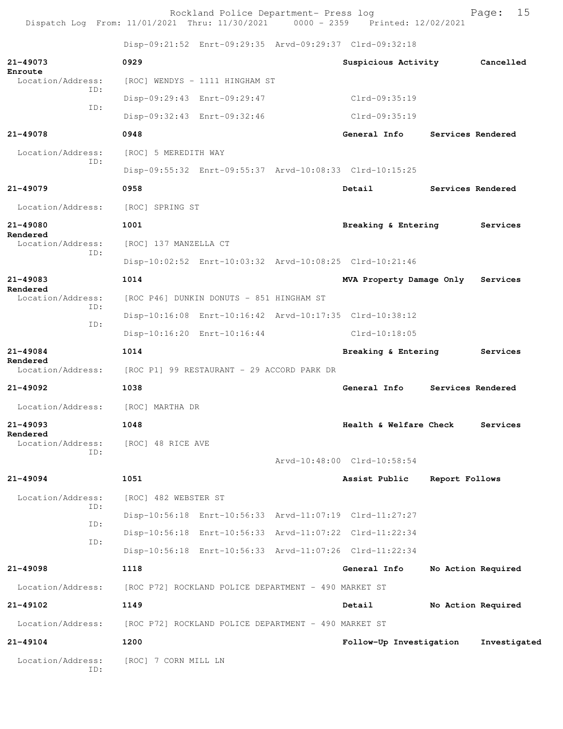Disp-09:21:52 Enrt-09:29:35 Arvd-09:29:37 Clrd-09:32:18

**21-49073** **0929** **Suspicious Activity** **Cancelled Enroute**
Location/Address: [ROC] WENDYS - 1111 HINGHAM ST
ID: Disp-09:29:43 Enrt-09:29:47 Clrd-09:35:19
ID: Disp-09:32:43 Enrt-09:32:46 Clrd-09:35:19

**21-49078** **0948** **General Info** **Services Rendered**
Location/Address: [ROC] 5 MEREDITH WAY
ID: Disp-09:55:32 Enrt-09:55:37 Arvd-10:08:33 Clrd-10:15:25

**21-49079** **0958** **Detail** **Services Rendered**
Location/Address: [ROC] SPRING ST

**21-49080** **1001** **Breaking & Entering** **Services Rendered**
Location/Address: [ROC] 137 MANZELLA CT
ID: Disp-10:02:52 Enrt-10:03:32 Arvd-10:08:25 Clrd-10:21:46

**21-49083** **1014** **MVA Property Damage Only** **Services Rendered**
Location/Address: [ROC P46] DUNKIN DONUTS - 851 HINGHAM ST
ID: Disp-10:16:08 Enrt-10:16:42 Arvd-10:17:35 Clrd-10:38:12
ID: Disp-10:16:20 Enrt-10:16:44 Clrd-10:18:05

**21-49084** **1014** **Breaking & Entering** **Services Rendered**
Location/Address: [ROC P1] 99 RESTAURANT - 29 ACCORD PARK DR

**21-49092** **1038** **General Info** **Services Rendered**
Location/Address: [ROC] MARTHA DR

**21-49093** **1048** **Health & Welfare Check** **Services Rendered**
Location/Address: [ROC] 48 RICE AVE
ID: Arvd-10:48:00 Clrd-10:58:54

**21-49094** **1051** **Assist Public** **Report Follows**
Location/Address: [ROC] 482 WEBSTER ST
ID: Disp-10:56:18 Enrt-10:56:33 Arvd-11:07:19 Clrd-11:27:27
ID: Disp-10:56:18 Enrt-10:56:33 Arvd-11:07:22 Clrd-11:22:34
ID: Disp-10:56:18 Enrt-10:56:33 Arvd-11:07:26 Clrd-11:22:34

**21-49098** **1118** **General Info** **No Action Required**
Location/Address: [ROC P72] ROCKLAND POLICE DEPARTMENT - 490 MARKET ST

**21-49102** **1149** **Detail** **No Action Required**
Location/Address: [ROC P72] ROCKLAND POLICE DEPARTMENT - 490 MARKET ST

**21-49104** **1200** **Follow-Up Investigation** **Investigated**
Location/Address: [ROC] 7 CORN MILL LN
ID: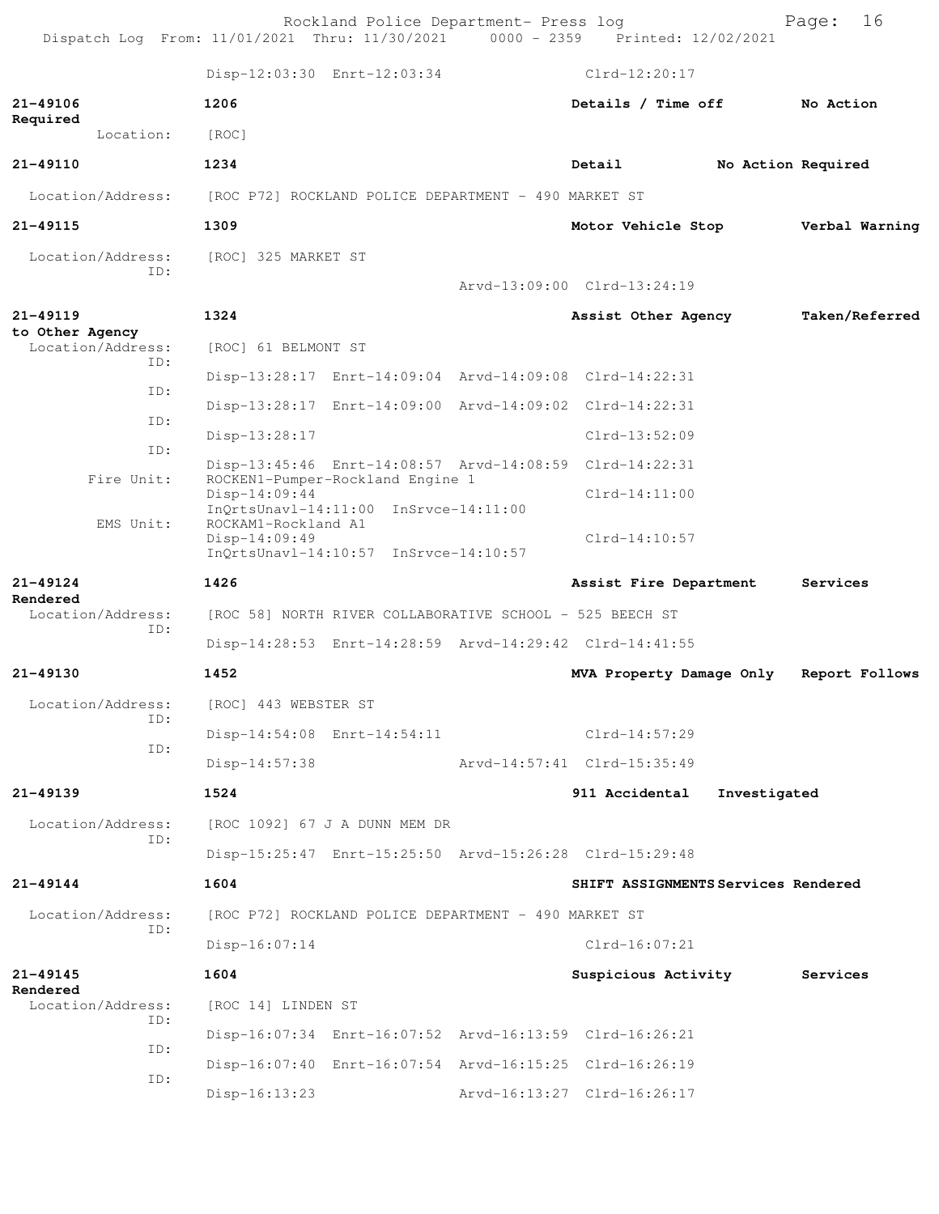Disp-12:03:30 Enrt-12:03:34 Clrd-12:20:17

**21-49106** **1206** **Details / Time off** **No Action Required**
Location: [ROC]

**21-49110** **1234** **Detail** **No Action Required**
Location/Address: [ROC P72] ROCKLAND POLICE DEPARTMENT - 490 MARKET ST

**21-49115** **1309** **Motor Vehicle Stop** **Verbal Warning**
Location/Address: [ROC] 325 MARKET ST
ID:
Arvd-13:09:00 Clrd-13:24:19

**21-49119** **1324** **Assist Other Agency** **Taken/Referred to Other Agency**
Location/Address: [ROC] 61 BELMONT ST
ID:
Disp-13:28:17 Enrt-14:09:04 Arvd-14:09:08 Clrd-14:22:31
ID:
Disp-13:28:17 Enrt-14:09:00 Arvd-14:09:02 Clrd-14:22:31
ID:
Disp-13:28:17 Clrd-13:52:09
ID:
Disp-13:45:46 Enrt-14:08:57 Arvd-14:08:59 Clrd-14:22:31
Fire Unit: ROCKEN1-Pumper-Rockland Engine 1
Disp-14:09:44 Clrd-14:11:00
InQrtsUnavl-14:11:00 InSrvce-14:11:00
EMS Unit: ROCKAM1-Rockland A1
Disp-14:09:49 Clrd-14:10:57
InQrtsUnavl-14:10:57 InSrvce-14:10:57

**21-49124** **1426** **Assist Fire Department** **Services Rendered**
Location/Address: [ROC 58] NORTH RIVER COLLABORATIVE SCHOOL - 525 BEECH ST
ID:
Disp-14:28:53 Enrt-14:28:59 Arvd-14:29:42 Clrd-14:41:55

**21-49130** **1452** **MVA Property Damage Only** **Report Follows**
Location/Address: [ROC] 443 WEBSTER ST
ID:
Disp-14:54:08 Enrt-14:54:11 Clrd-14:57:29
ID:
Disp-14:57:38 Arvd-14:57:41 Clrd-15:35:49

**21-49139** **1524** **911 Accidental** **Investigated**
Location/Address: [ROC 1092] 67 J A DUNN MEM DR
ID:
Disp-15:25:47 Enrt-15:25:50 Arvd-15:26:28 Clrd-15:29:48

**21-49144** **1604** **SHIFT ASSIGNMENTS** **Services Rendered**
Location/Address: [ROC P72] ROCKLAND POLICE DEPARTMENT - 490 MARKET ST
ID:
Disp-16:07:14 Clrd-16:07:21

**21-49145** **1604** **Suspicious Activity** **Services Rendered**
Location/Address: [ROC 14] LINDEN ST
ID:
Disp-16:07:34 Enrt-16:07:52 Arvd-16:13:59 Clrd-16:26:21
ID:
Disp-16:07:40 Enrt-16:07:54 Arvd-16:15:25 Clrd-16:26:19
ID:
Disp-16:13:23 Arvd-16:13:27 Clrd-16:26:17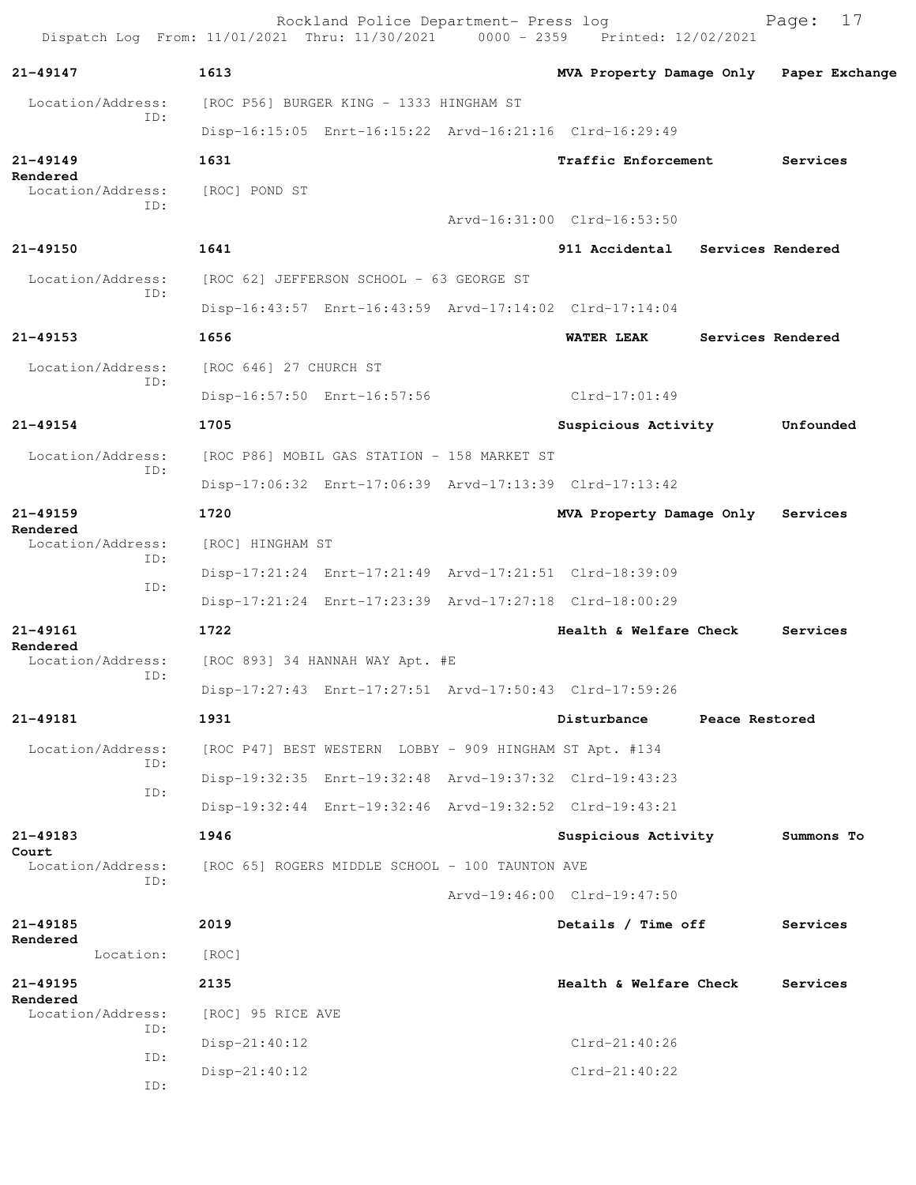Rockland Police Department- Press log
Dispatch Log From: 11/01/2021 Thru: 11/30/2021 0000 - 2359 Printed: 12/02/2021

**21-49147** 1613 MVA Property Damage Only Paper Exchange
Location/Address: [ROC P56] BURGER KING - 1333 HINGHAM ST
ID:
Disp-16:15:05 Enrt-16:15:22 Arvd-16:21:16 Clrd-16:29:49

**21-49149** 1631 Traffic Enforcement Services Rendered
Location/Address: [ROC] POND ST
ID:
Arvd-16:31:00 Clrd-16:53:50

**21-49150** 1641 911 Accidental Services Rendered
Location/Address: [ROC 62] JEFFERSON SCHOOL - 63 GEORGE ST
ID:
Disp-16:43:57 Enrt-16:43:59 Arvd-17:14:02 Clrd-17:14:04

**21-49153** 1656 WATER LEAK Services Rendered
Location/Address: [ROC 646] 27 CHURCH ST
ID:
Disp-16:57:50 Enrt-16:57:56 Clrd-17:01:49

**21-49154** 1705 Suspicious Activity Unfounded
Location/Address: [ROC P86] MOBIL GAS STATION - 158 MARKET ST
ID:
Disp-17:06:32 Enrt-17:06:39 Arvd-17:13:39 Clrd-17:13:42

**21-49159** 1720 MVA Property Damage Only Services Rendered
Location/Address: [ROC] HINGHAM ST
ID:
Disp-17:21:24 Enrt-17:21:49 Arvd-17:21:51 Clrd-18:39:09
ID:
Disp-17:21:24 Enrt-17:23:39 Arvd-17:27:18 Clrd-18:00:29

**21-49161** 1722 Health & Welfare Check Services Rendered
Location/Address: [ROC 893] 34 HANNAH WAY Apt. #E
ID:
Disp-17:27:43 Enrt-17:27:51 Arvd-17:50:43 Clrd-17:59:26

**21-49181** 1931 Disturbance Peace Restored
Location/Address: [ROC P47] BEST WESTERN LOBBY - 909 HINGHAM ST Apt. #134
ID:
Disp-19:32:35 Enrt-19:32:48 Arvd-19:37:32 Clrd-19:43:23
ID:
Disp-19:32:44 Enrt-19:32:46 Arvd-19:32:52 Clrd-19:43:21

**21-49183** 1946 Suspicious Activity Summons To Court
Location/Address: [ROC 65] ROGERS MIDDLE SCHOOL - 100 TAUNTON AVE
ID:
Arvd-19:46:00 Clrd-19:47:50

**21-49185** 2019 Details / Time off Services Rendered
Location: [ROC]

**21-49195** 2135 Health & Welfare Check Services Rendered
Location/Address: [ROC] 95 RICE AVE
ID:
Disp-21:40:12 Clrd-21:40:26
ID:
Disp-21:40:12 Clrd-21:40:22
ID: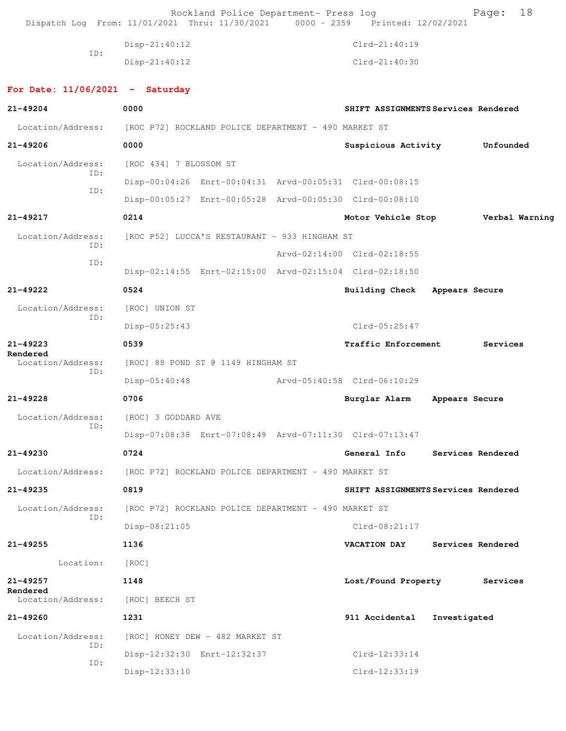Disp-21:40:12 Clrd-21:40:19
ID:
Disp-21:40:12 Clrd-21:40:30

**For Date: 11/06/2021 - Saturday**

**21-49204** **0000** **SHIFT ASSIGNMENTS** **Services Rendered**

Location/Address: [ROC P72] ROCKLAND POLICE DEPARTMENT - 490 MARKET ST

**21-49206** **0000** **Suspicious Activity** **Unfounded**

Location/Address: [ROC 434] 7 BLOSSOM ST
ID:
Disp-00:04:26 Enrt-00:04:31 Arvd-00:05:31 Clrd-00:08:15
ID:
Disp-00:05:27 Enrt-00:05:28 Arvd-00:05:30 Clrd-00:08:10

**21-49217** **0214** **Motor Vehicle Stop** **Verbal Warning**

Location/Address: [ROC P52] LUCCA'S RESTAURANT - 933 HINGHAM ST
ID:
Arvd-02:14:00 Clrd-02:18:55
ID:
Disp-02:14:55 Enrt-02:15:00 Arvd-02:15:04 Clrd-02:18:50

**21-49222** **0524** **Building Check** **Appears Secure**

Location/Address: [ROC] UNION ST
ID:
Disp-05:25:43 Clrd-05:25:47

**21-49223** **0539** **Traffic Enforcement** **Services Rendered**

Location/Address: [ROC] 88 POND ST @ 1149 HINGHAM ST
ID:
Disp-05:40:48 Arvd-05:40:58 Clrd-06:10:29

**21-49228** **0706** **Burglar Alarm** **Appears Secure**

Location/Address: [ROC] 3 GODDARD AVE
ID:
Disp-07:08:38 Enrt-07:08:49 Arvd-07:11:30 Clrd-07:13:47

**21-49230** **0724** **General Info** **Services Rendered**

Location/Address: [ROC P72] ROCKLAND POLICE DEPARTMENT - 490 MARKET ST

**21-49235** **0819** **SHIFT ASSIGNMENTS** **Services Rendered**

Location/Address: [ROC P72] ROCKLAND POLICE DEPARTMENT - 490 MARKET ST
ID:
Disp-08:21:05 Clrd-08:21:17

**21-49255** **1136** **VACATION DAY** **Services Rendered**

Location: [ROC]

**21-49257** **1148** **Lost/Found Property** **Services Rendered**

Location/Address: [ROC] BEECH ST

**21-49260** **1231** **911 Accidental** **Investigated**

Location/Address: [ROC] HONEY DEW - 482 MARKET ST
ID:
Disp-12:32:30 Enrt-12:32:37 Clrd-12:33:14
ID:
Disp-12:33:10 Clrd-12:33:19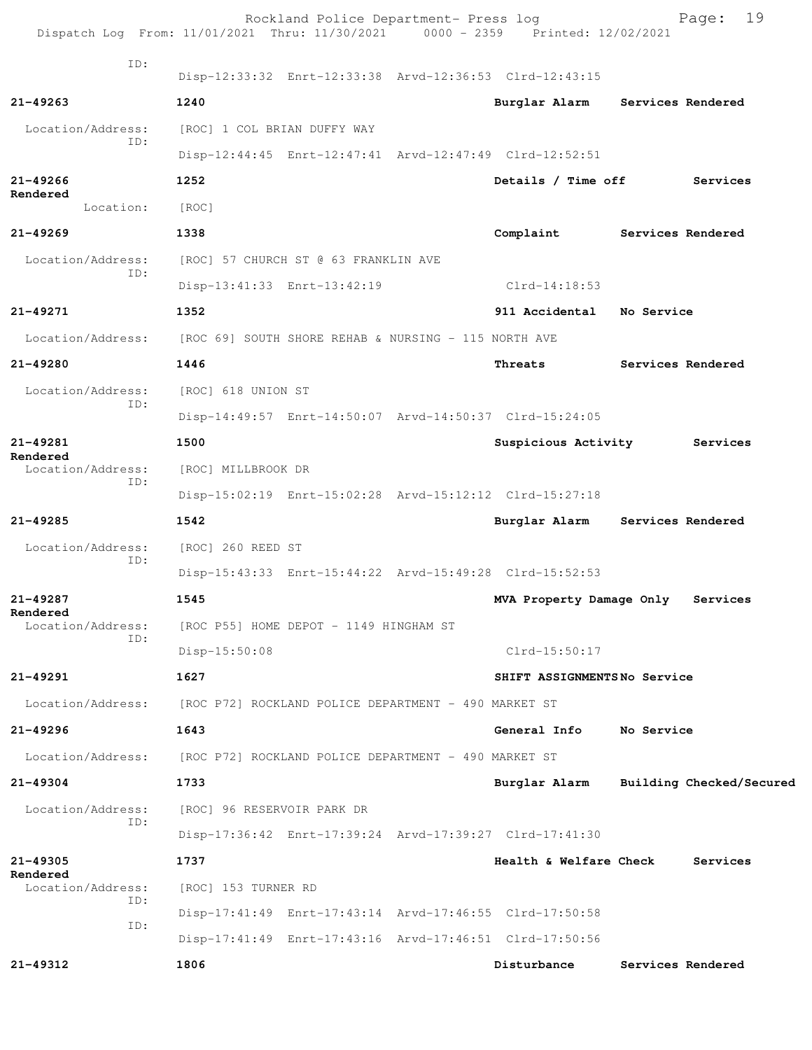ID:
Disp-12:33:32 Enrt-12:33:38 Arvd-12:36:53 Clrd-12:43:15

**21-49263** **1240** **Burglar Alarm** **Services Rendered**

Location/Address: [ROC] 1 COL BRIAN DUFFY WAY
ID:
Disp-12:44:45 Enrt-12:47:41 Arvd-12:47:49 Clrd-12:52:51

**21-49266** **1252** **Details / Time off** **Services Rendered**

Location: [ROC]

**21-49269** **1338** **Complaint** **Services Rendered**

Location/Address: [ROC] 57 CHURCH ST @ 63 FRANKLIN AVE
ID:
Disp-13:41:33 Enrt-13:42:19 Clrd-14:18:53

**21-49271** **1352** **911 Accidental** **No Service**

Location/Address: [ROC 69] SOUTH SHORE REHAB & NURSING - 115 NORTH AVE

**21-49280** **1446** **Threats** **Services Rendered**

Location/Address: [ROC] 618 UNION ST
ID:
Disp-14:49:57 Enrt-14:50:07 Arvd-14:50:37 Clrd-15:24:05

**21-49281** **1500** **Suspicious Activity** **Services Rendered**

Location/Address: [ROC] MILLBROOK DR
ID:
Disp-15:02:19 Enrt-15:02:28 Arvd-15:12:12 Clrd-15:27:18

**21-49285** **1542** **Burglar Alarm** **Services Rendered**

Location/Address: [ROC] 260 REED ST
ID:
Disp-15:43:33 Enrt-15:44:22 Arvd-15:49:28 Clrd-15:52:53

**21-49287** **1545** **MVA Property Damage Only** **Services Rendered**

Location/Address: [ROC P55] HOME DEPOT - 1149 HINGHAM ST
ID:
Disp-15:50:08 Clrd-15:50:17

**21-49291** **1627** **SHIFT ASSIGNMENTS** **No Service**

Location/Address: [ROC P72] ROCKLAND POLICE DEPARTMENT - 490 MARKET ST

**21-49296** **1643** **General Info** **No Service**

Location/Address: [ROC P72] ROCKLAND POLICE DEPARTMENT - 490 MARKET ST

**21-49304** **1733** **Burglar Alarm** **Building Checked/Secured**

Location/Address: [ROC] 96 RESERVOIR PARK DR
ID:
Disp-17:36:42 Enrt-17:39:24 Arvd-17:39:27 Clrd-17:41:30

**21-49305** **1737** **Health & Welfare Check** **Services Rendered**

Location/Address: [ROC] 153 TURNER RD
ID:
Disp-17:41:49 Enrt-17:43:14 Arvd-17:46:55 Clrd-17:50:58
ID:
Disp-17:41:49 Enrt-17:43:16 Arvd-17:46:51 Clrd-17:50:56

**21-49312** **1806** **Disturbance** **Services Rendered**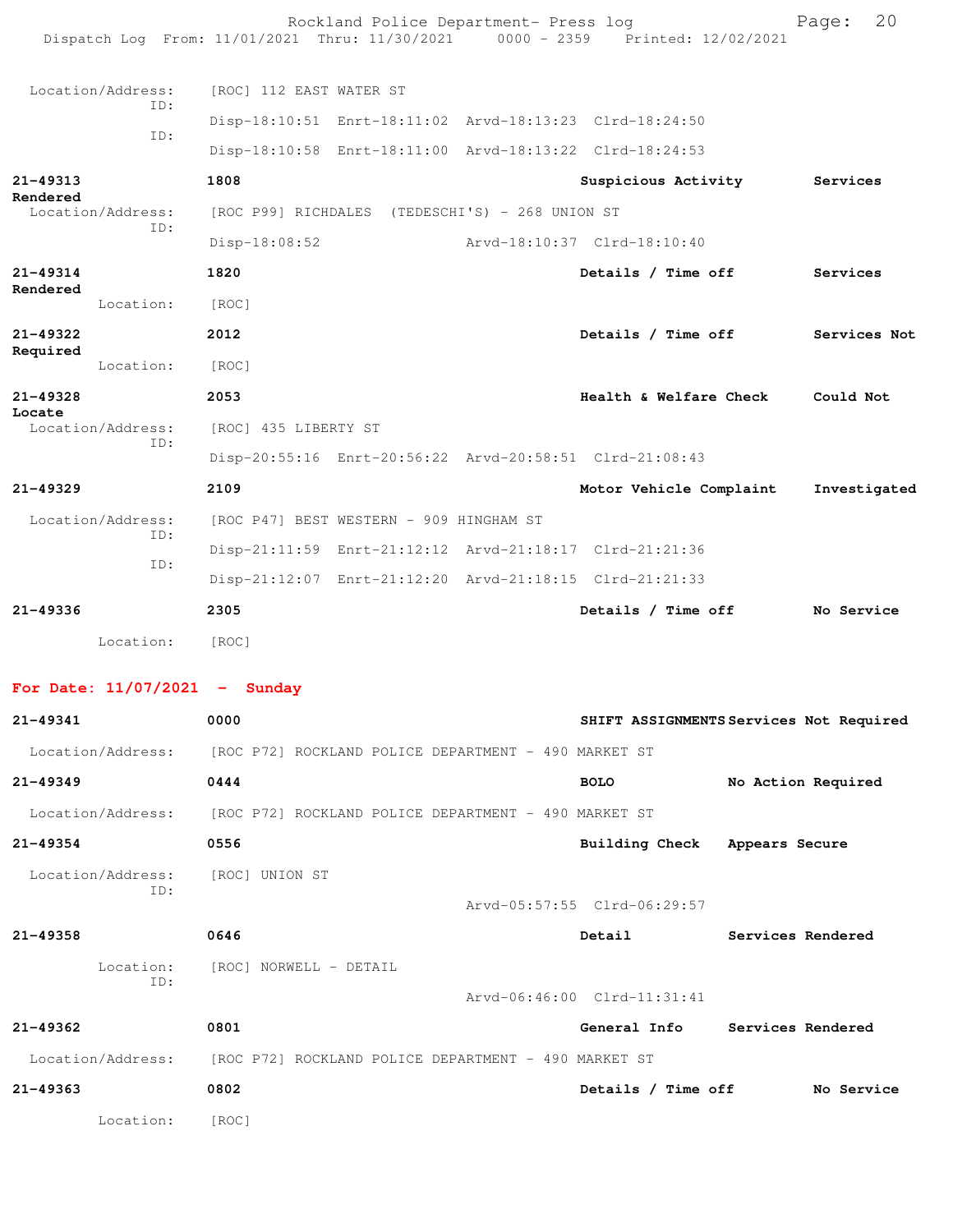Location/Address: [ROC] 112 EAST WATER ST
ID:
Disp-18:10:51 Enrt-18:11:02 Arvd-18:13:23 Clrd-18:24:50
ID:
Disp-18:10:58 Enrt-18:11:00 Arvd-18:13:22 Clrd-18:24:53

**21-49313** **1808** **Suspicious Activity** **Services Rendered**
Location/Address: [ROC P99] RICHDALES (TEDESCHI'S) - 268 UNION ST
ID:
Disp-18:08:52 Arvd-18:10:37 Clrd-18:10:40

**21-49314** **1820** **Details / Time off** **Services Rendered**
Location: [ROC]

**21-49322** **2012** **Details / Time off** **Services Not Required**
Location: [ROC]

**21-49328** **2053** **Health & Welfare Check** **Could Not Locate**
Location/Address: [ROC] 435 LIBERTY ST
ID:
Disp-20:55:16 Enrt-20:56:22 Arvd-20:58:51 Clrd-21:08:43

**21-49329** **2109** **Motor Vehicle Complaint** **Investigated**
Location/Address: [ROC P47] BEST WESTERN - 909 HINGHAM ST
ID:
Disp-21:11:59 Enrt-21:12:12 Arvd-21:18:17 Clrd-21:21:36
ID:
Disp-21:12:07 Enrt-21:12:20 Arvd-21:18:15 Clrd-21:21:33

**21-49336** **2305** **Details / Time off** **No Service**
Location: [ROC]

## For Date: 11/07/2021 - Sunday

**21-49341** **0000** **SHIFT ASSIGNMENTS** **Services Not Required**
Location/Address: [ROC P72] ROCKLAND POLICE DEPARTMENT - 490 MARKET ST

**21-49349** **0444** **BOLO** **No Action Required**
Location/Address: [ROC P72] ROCKLAND POLICE DEPARTMENT - 490 MARKET ST

**21-49354** **0556** **Building Check** **Appears Secure**
Location/Address: [ROC] UNION ST
ID:
Arvd-05:57:55 Clrd-06:29:57

**21-49358** **0646** **Detail** **Services Rendered**
Location: [ROC] NORWELL - DETAIL
ID:
Arvd-06:46:00 Clrd-11:31:41

**21-49362** **0801** **General Info** **Services Rendered**
Location/Address: [ROC P72] ROCKLAND POLICE DEPARTMENT - 490 MARKET ST

**21-49363** **0802** **Details / Time off** **No Service**
Location: [ROC]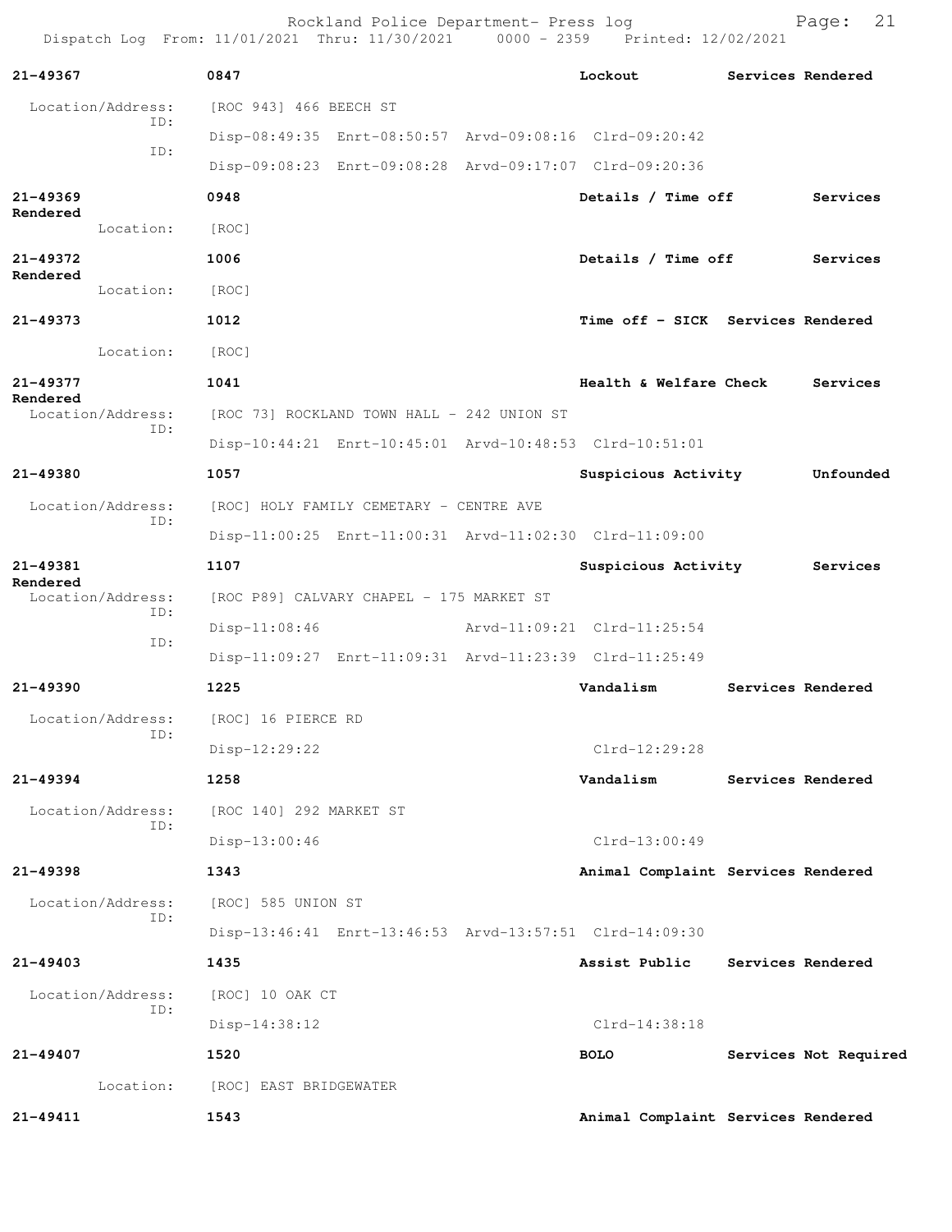Rockland Police Department- Press log
Dispatch Log From: 11/01/2021 Thru: 11/30/2021 0000 - 2359 Printed: 12/02/2021

**21-49367** 0847 **Lockout** **Services Rendered**
Location/Address: [ROC 943] 466 BEECH ST
ID: Disp-08:49:35 Enrt-08:50:57 Arvd-09:08:16 Clrd-09:20:42
ID: Disp-09:08:23 Enrt-09:08:28 Arvd-09:17:07 Clrd-09:20:36

**21-49369** 0948 **Details / Time off** **Services Rendered**
Location: [ROC]

**21-49372** 1006 **Details / Time off** **Services Rendered**
Location: [ROC]

**21-49373** 1012 **Time off - SICK** **Services Rendered**
Location: [ROC]

**21-49377** 1041 **Health & Welfare Check** **Services Rendered**
Location/Address: [ROC 73] ROCKLAND TOWN HALL - 242 UNION ST
ID: Disp-10:44:21 Enrt-10:45:01 Arvd-10:48:53 Clrd-10:51:01

**21-49380** 1057 **Suspicious Activity** **Unfounded**
Location/Address: [ROC] HOLY FAMILY CEMETARY - CENTRE AVE
ID: Disp-11:00:25 Enrt-11:00:31 Arvd-11:02:30 Clrd-11:09:00

**21-49381** 1107 **Suspicious Activity** **Services Rendered**
Location/Address: [ROC P89] CALVARY CHAPEL - 175 MARKET ST
ID: Disp-11:08:46 Arvd-11:09:21 Clrd-11:25:54
ID: Disp-11:09:27 Enrt-11:09:31 Arvd-11:23:39 Clrd-11:25:49

**21-49390** 1225 **Vandalism** **Services Rendered**
Location/Address: [ROC] 16 PIERCE RD
ID: Disp-12:29:22 Clrd-12:29:28

**21-49394** 1258 **Vandalism** **Services Rendered**
Location/Address: [ROC 140] 292 MARKET ST
ID: Disp-13:00:46 Clrd-13:00:49

**21-49398** 1343 **Animal Complaint** **Services Rendered**
Location/Address: [ROC] 585 UNION ST
ID: Disp-13:46:41 Enrt-13:46:53 Arvd-13:57:51 Clrd-14:09:30

**21-49403** 1435 **Assist Public** **Services Rendered**
Location/Address: [ROC] 10 OAK CT
ID: Disp-14:38:12 Clrd-14:38:18

**21-49407** 1520 **BOLO** **Services Not Required**
Location: [ROC] EAST BRIDGEWATER

**21-49411** 1543 **Animal Complaint** **Services Rendered**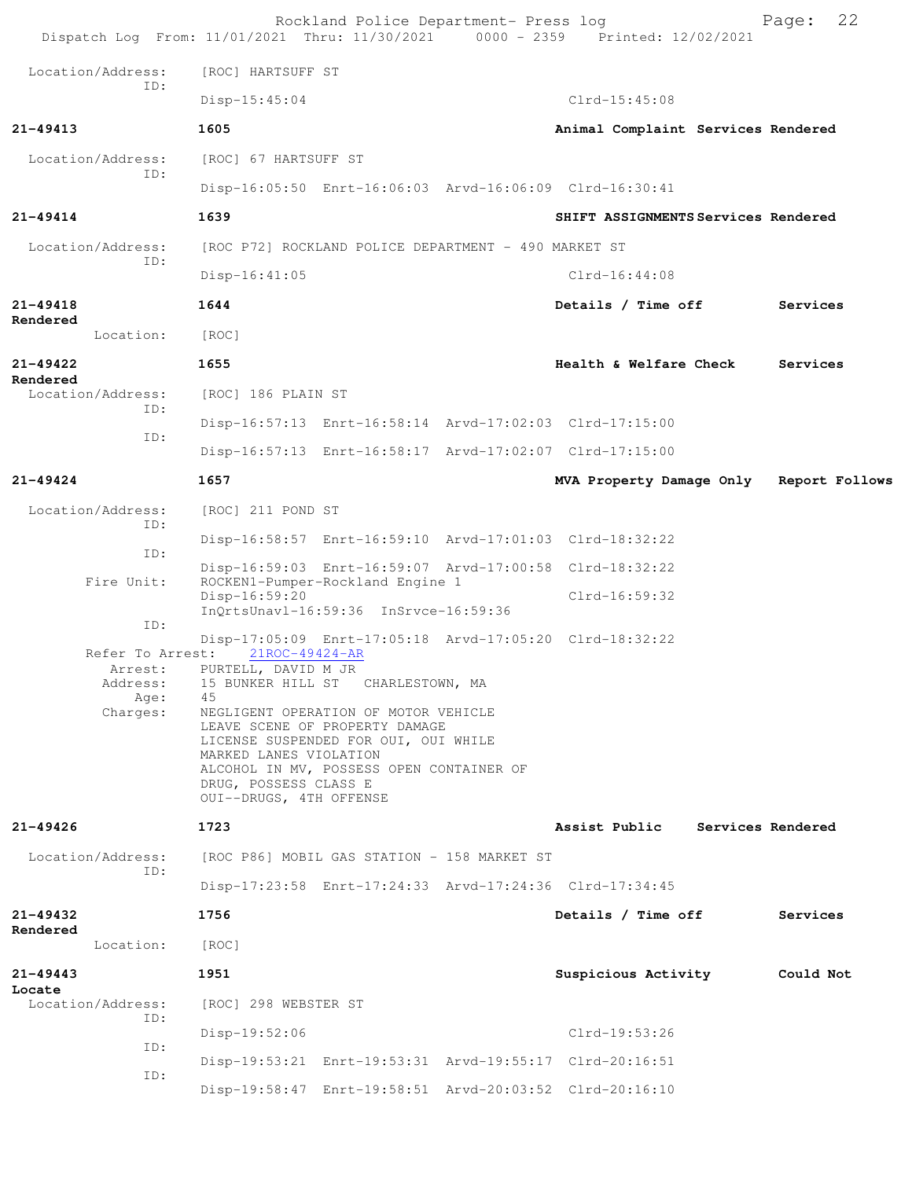```
 Location/Address:    [ROC] HARTSUFF ST
               ID:
                      Disp-15:45:04                                 Clrd-15:45:08

21-49413              1605                                    Animal Complaint  Services Rendered

 Location/Address:    [ROC] 67 HARTSUFF ST
               ID:
                      Disp-16:05:50  Enrt-16:06:03  Arvd-16:06:09  Clrd-16:30:41

21-49414              1639                                    SHIFT ASSIGNMENTS Services Rendered

 Location/Address:    [ROC P72] ROCKLAND POLICE DEPARTMENT - 490 MARKET ST
               ID:
                      Disp-16:41:05                                 Clrd-16:44:08

21-49418              1644                                    Details / Time off          Services
Rendered
         Location:    [ROC]

21-49422              1655                                    Health & Welfare Check      Services
Rendered
 Location/Address:    [ROC] 186 PLAIN ST
               ID:
                      Disp-16:57:13  Enrt-16:58:14  Arvd-17:02:03  Clrd-17:15:00
               ID:
                      Disp-16:57:13  Enrt-16:58:17  Arvd-17:02:07  Clrd-17:15:00

21-49424              1657                                    MVA Property Damage Only   Report Follows

 Location/Address:    [ROC] 211 POND ST
               ID:
                      Disp-16:58:57  Enrt-16:59:10  Arvd-17:01:03  Clrd-18:32:22
               ID:
                      Disp-16:59:03  Enrt-16:59:07  Arvd-17:00:58  Clrd-18:32:22
        Fire Unit:    ROCKEN1-Pumper-Rockland Engine 1
                      Disp-16:59:20                                 Clrd-16:59:32
                      InQrtsUnavl-16:59:36  InSrvce-16:59:36
               ID:
                      Disp-17:05:09  Enrt-17:05:18  Arvd-17:05:20  Clrd-18:32:22
      Refer To Arrest:    21ROC-49424-AR
           Arrest:    PURTELL, DAVID M JR
          Address:    15 BUNKER HILL ST   CHARLESTOWN, MA
              Age:    45
          Charges:    NEGLIGENT OPERATION OF MOTOR VEHICLE
                      LEAVE SCENE OF PROPERTY DAMAGE
                      LICENSE SUSPENDED FOR OUI, OUI WHILE
                      MARKED LANES VIOLATION
                      ALCOHOL IN MV, POSSESS OPEN CONTAINER OF
                      DRUG, POSSESS CLASS E
                      OUI--DRUGS, 4TH OFFENSE

21-49426              1723                                    Assist Public     Services Rendered

 Location/Address:    [ROC P86] MOBIL GAS STATION - 158 MARKET ST
               ID:
                      Disp-17:23:58  Enrt-17:24:33  Arvd-17:24:36  Clrd-17:34:45

21-49432              1756                                    Details / Time off          Services
Rendered
         Location:    [ROC]

21-49443              1951                                    Suspicious Activity         Could Not
Locate
 Location/Address:    [ROC] 298 WEBSTER ST
               ID:
                      Disp-19:52:06                                 Clrd-19:53:26
               ID:
                      Disp-19:53:21  Enrt-19:53:31  Arvd-19:55:17  Clrd-20:16:51
               ID:
                      Disp-19:58:47  Enrt-19:58:51  Arvd-20:03:52  Clrd-20:16:10
```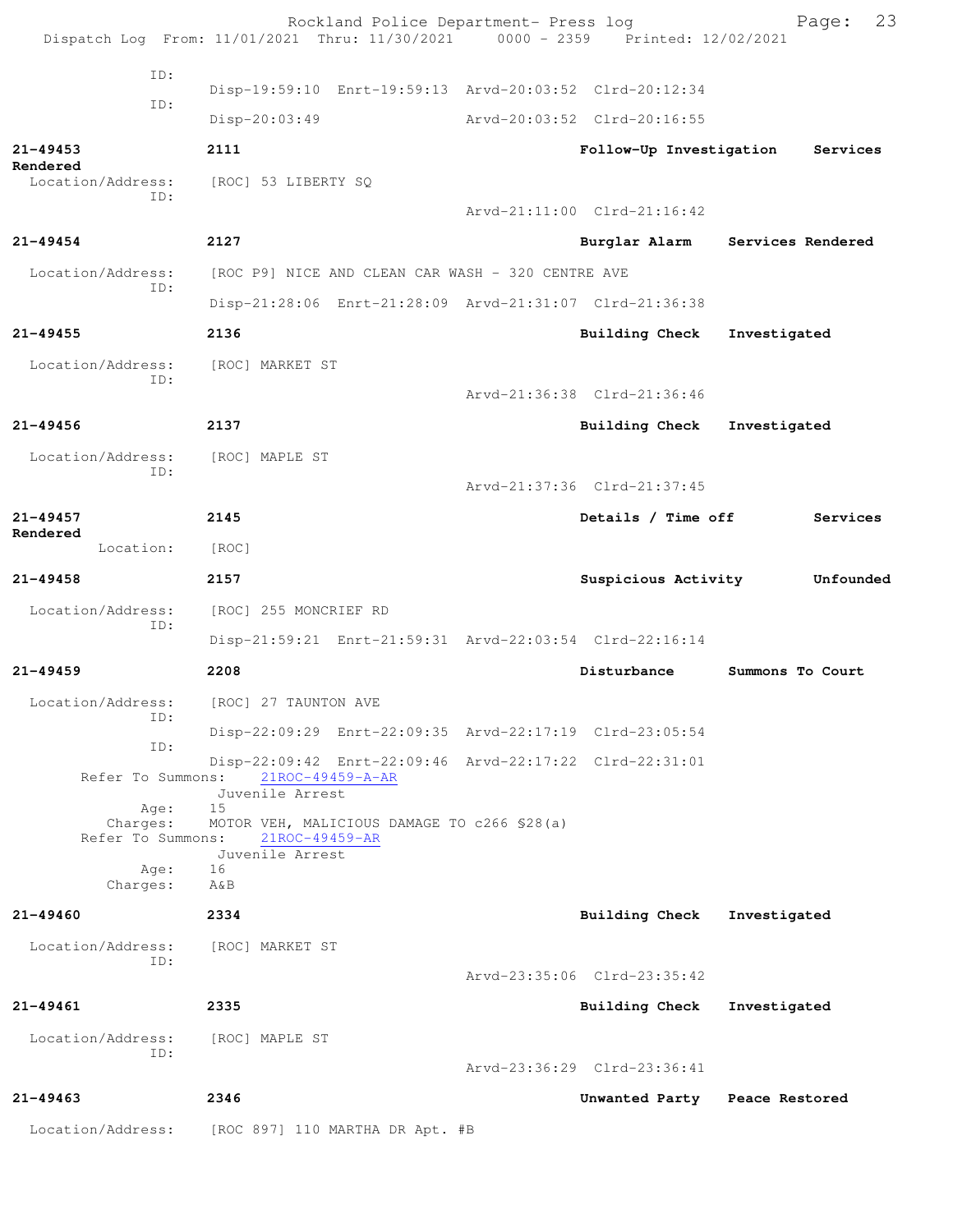ID:
Disp-19:59:10 Enrt-19:59:13 Arvd-20:03:52 Clrd-20:12:34

ID:
Disp-20:03:49 Arvd-20:03:52 Clrd-20:16:55

**21-49453** **2111** **Follow-Up Investigation** **Services Rendered**

Location/Address: [ROC] 53 LIBERTY SQ

ID:
Arvd-21:11:00 Clrd-21:16:42

**21-49454** **2127** **Burglar Alarm** **Services Rendered**

Location/Address: [ROC P9] NICE AND CLEAN CAR WASH - 320 CENTRE AVE

ID:
Disp-21:28:06 Enrt-21:28:09 Arvd-21:31:07 Clrd-21:36:38

**21-49455** **2136** **Building Check** **Investigated**

Location/Address: [ROC] MARKET ST

ID:
Arvd-21:36:38 Clrd-21:36:46

**21-49456** **2137** **Building Check** **Investigated**

Location/Address: [ROC] MAPLE ST

ID:
Arvd-21:37:36 Clrd-21:37:45

**21-49457** **2145** **Details / Time off** **Services Rendered**

Location: [ROC]

**21-49458** **2157** **Suspicious Activity** **Unfounded**

Location/Address: [ROC] 255 MONCRIEF RD

ID:
Disp-21:59:21 Enrt-21:59:31 Arvd-22:03:54 Clrd-22:16:14

**21-49459** **2208** **Disturbance** **Summons To Court**

Location/Address: [ROC] 27 TAUNTON AVE

ID:
Disp-22:09:29 Enrt-22:09:35 Arvd-22:17:19 Clrd-23:05:54

ID:
Disp-22:09:42 Enrt-22:09:46 Arvd-22:17:22 Clrd-22:31:01

Refer To Summons: 21ROC-49459-A-AR
Juvenile Arrest
Age: 15
Charges: MOTOR VEH, MALICIOUS DAMAGE TO c266 §28(a)

Refer To Summons: 21ROC-49459-AR
Juvenile Arrest
Age: 16
Charges: A&B

**21-49460** **2334** **Building Check** **Investigated**

Location/Address: [ROC] MARKET ST

ID:
Arvd-23:35:06 Clrd-23:35:42

**21-49461** **2335** **Building Check** **Investigated**

Location/Address: [ROC] MAPLE ST

ID:
Arvd-23:36:29 Clrd-23:36:41

**21-49463** **2346** **Unwanted Party** **Peace Restored**

Location/Address: [ROC 897] 110 MARTHA DR Apt. #B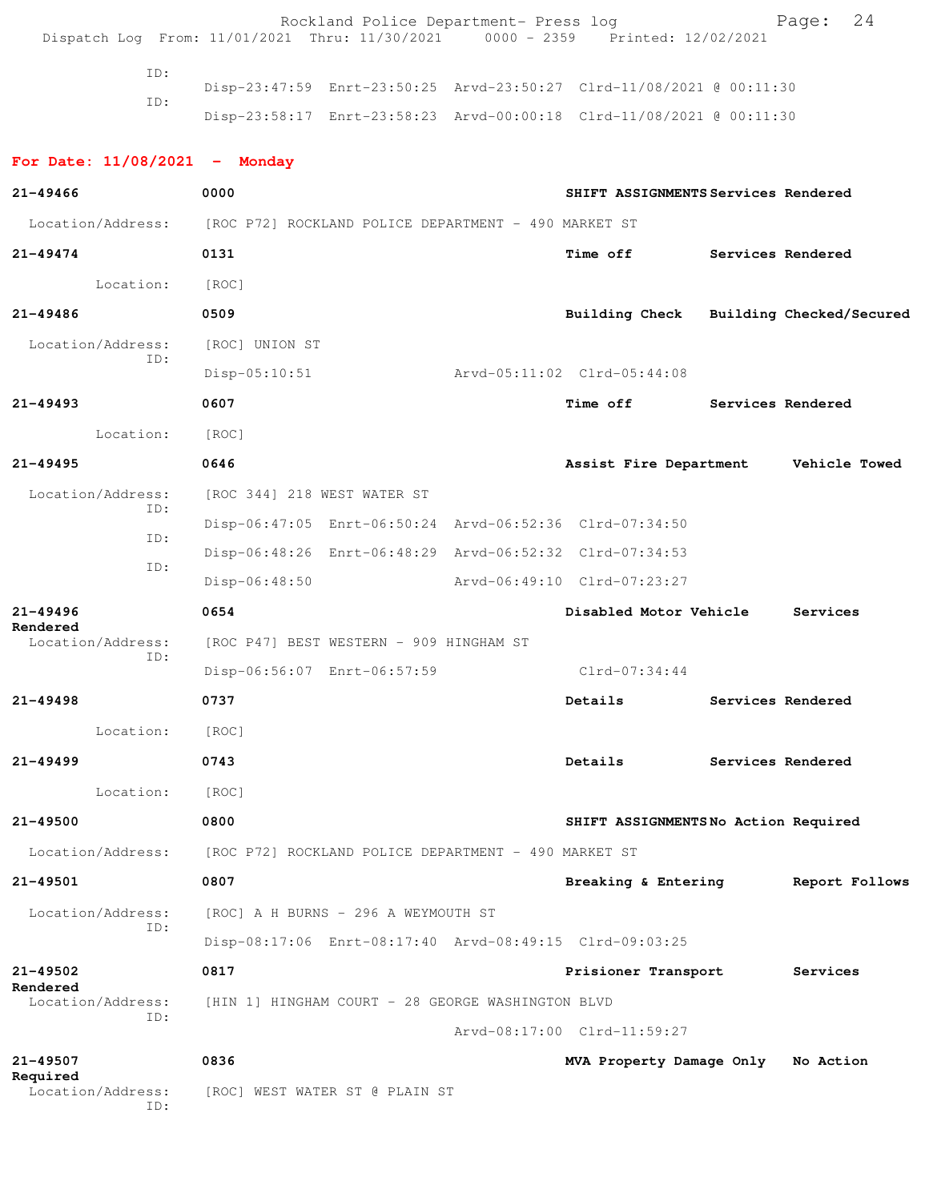ID:
Disp-23:47:59 Enrt-23:50:25 Arvd-23:50:27 Clrd-11/08/2021 @ 00:11:30

ID:
Disp-23:58:17 Enrt-23:58:23 Arvd-00:00:18 Clrd-11/08/2021 @ 00:11:30

## For Date: 11/08/2021 - Monday

**21-49466** **0000** **SHIFT ASSIGNMENTS** **Services Rendered**
Location/Address: [ROC P72] ROCKLAND POLICE DEPARTMENT - 490 MARKET ST

**21-49474** **0131** **Time off** **Services Rendered**
Location: [ROC]

**21-49486** **0509** **Building Check** **Building Checked/Secured**
Location/Address: [ROC] UNION ST
ID:
Disp-05:10:51 Arvd-05:11:02 Clrd-05:44:08

**21-49493** **0607** **Time off** **Services Rendered**
Location: [ROC]

**21-49495** **0646** **Assist Fire Department** **Vehicle Towed**
Location/Address: [ROC 344] 218 WEST WATER ST
ID:
Disp-06:47:05 Enrt-06:50:24 Arvd-06:52:36 Clrd-07:34:50
ID:
Disp-06:48:26 Enrt-06:48:29 Arvd-06:52:32 Clrd-07:34:53
ID:
Disp-06:48:50 Arvd-06:49:10 Clrd-07:23:27

**21-49496** **0654** **Disabled Motor Vehicle** **Services Rendered**
Location/Address: [ROC P47] BEST WESTERN - 909 HINGHAM ST
ID:
Disp-06:56:07 Enrt-06:57:59 Clrd-07:34:44

**21-49498** **0737** **Details** **Services Rendered**
Location: [ROC]

**21-49499** **0743** **Details** **Services Rendered**
Location: [ROC]

**21-49500** **0800** **SHIFT ASSIGNMENTS** **No Action Required**
Location/Address: [ROC P72] ROCKLAND POLICE DEPARTMENT - 490 MARKET ST

**21-49501** **0807** **Breaking & Entering** **Report Follows**
Location/Address: [ROC] A H BURNS - 296 A WEYMOUTH ST
ID:
Disp-08:17:06 Enrt-08:17:40 Arvd-08:49:15 Clrd-09:03:25

**21-49502** **0817** **Prisioner Transport** **Services Rendered**
Location/Address: [HIN 1] HINGHAM COURT - 28 GEORGE WASHINGTON BLVD
ID:
Arvd-08:17:00 Clrd-11:59:27

**21-49507** **0836** **MVA Property Damage Only** **No Action Required**
Location/Address: [ROC] WEST WATER ST @ PLAIN ST
ID: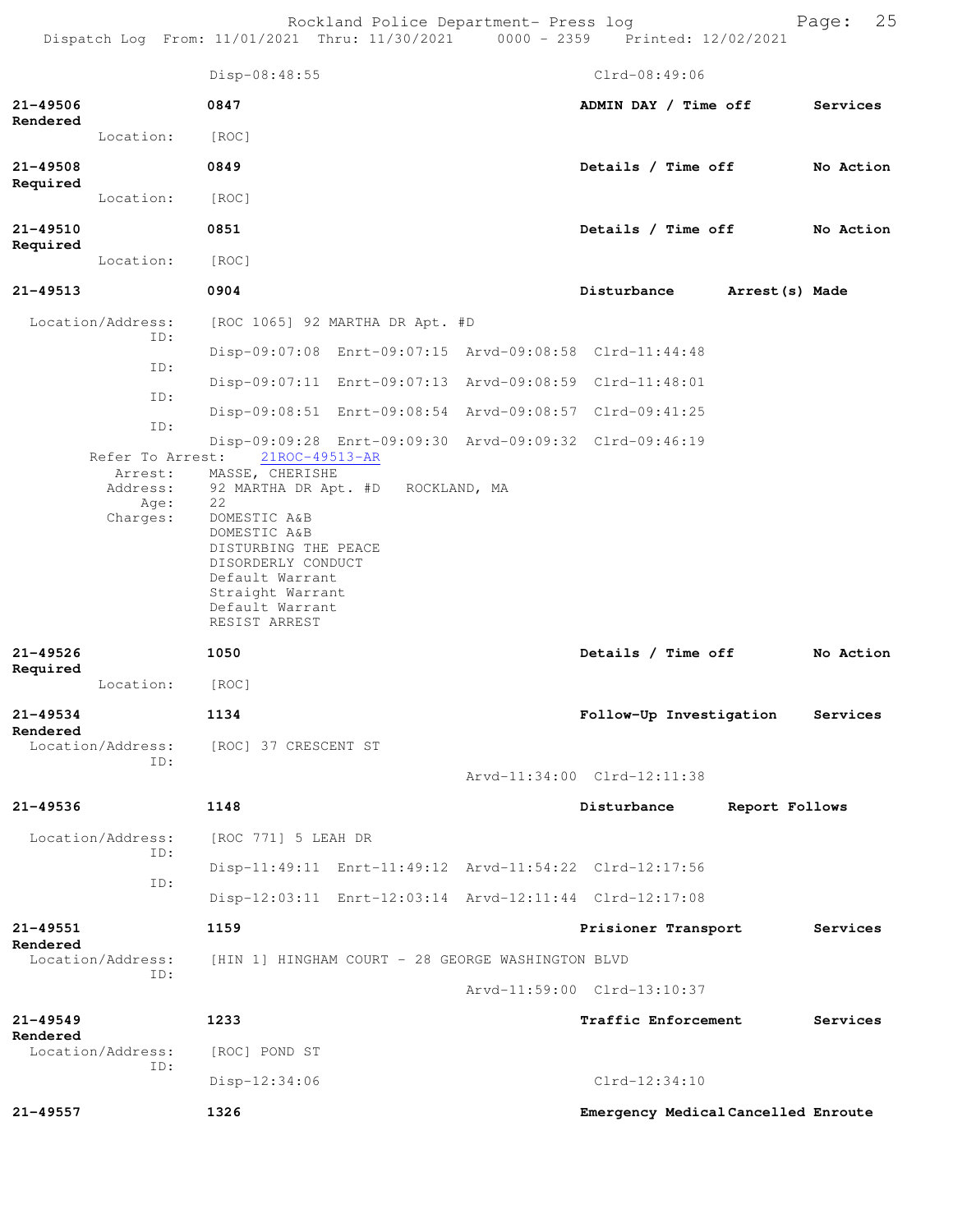Disp-08:48:55 Clrd-08:49:06

**21-49506** 0847 **ADMIN DAY / Time off** **Services Rendered**
Location: [ROC]

**21-49508** 0849 **Details / Time off** **No Action Required**
Location: [ROC]

**21-49510** 0851 **Details / Time off** **No Action Required**
Location: [ROC]

**21-49513** 0904 **Disturbance** **Arrest(s) Made**
Location/Address: [ROC 1065] 92 MARTHA DR Apt. #D
ID: Disp-09:07:08 Enrt-09:07:15 Arvd-09:08:58 Clrd-11:44:48
ID: Disp-09:07:11 Enrt-09:07:13 Arvd-09:08:59 Clrd-11:48:01
ID: Disp-09:08:51 Enrt-09:08:54 Arvd-09:08:57 Clrd-09:41:25
ID: Disp-09:09:28 Enrt-09:09:30 Arvd-09:09:32 Clrd-09:46:19
Refer To Arrest: 21ROC-49513-AR
Arrest: MASSE, CHERISHE
Address: 92 MARTHA DR Apt. #D ROCKLAND, MA
Age: 22
Charges: DOMESTIC A&B
DOMESTIC A&B
DISTURBING THE PEACE
DISORDERLY CONDUCT
Default Warrant
Straight Warrant
Default Warrant
RESIST ARREST

**21-49526** 1050 **Details / Time off** **No Action Required**
Location: [ROC]

**21-49534** 1134 **Follow-Up Investigation** **Services Rendered**
Location/Address: [ROC] 37 CRESCENT ST
ID: Arvd-11:34:00 Clrd-12:11:38

**21-49536** 1148 **Disturbance** **Report Follows**
Location/Address: [ROC 771] 5 LEAH DR
ID: Disp-11:49:11 Enrt-11:49:12 Arvd-11:54:22 Clrd-12:17:56
ID: Disp-12:03:11 Enrt-12:03:14 Arvd-12:11:44 Clrd-12:17:08

**21-49551** 1159 **Prisioner Transport** **Services Rendered**
Location/Address: [HIN 1] HINGHAM COURT - 28 GEORGE WASHINGTON BLVD
ID: Arvd-11:59:00 Clrd-13:10:37

**21-49549** 1233 **Traffic Enforcement** **Services Rendered**
Location/Address: [ROC] POND ST
ID: Disp-12:34:06 Clrd-12:34:10

**21-49557** 1326 **Emergency Medical** **Cancelled Enroute**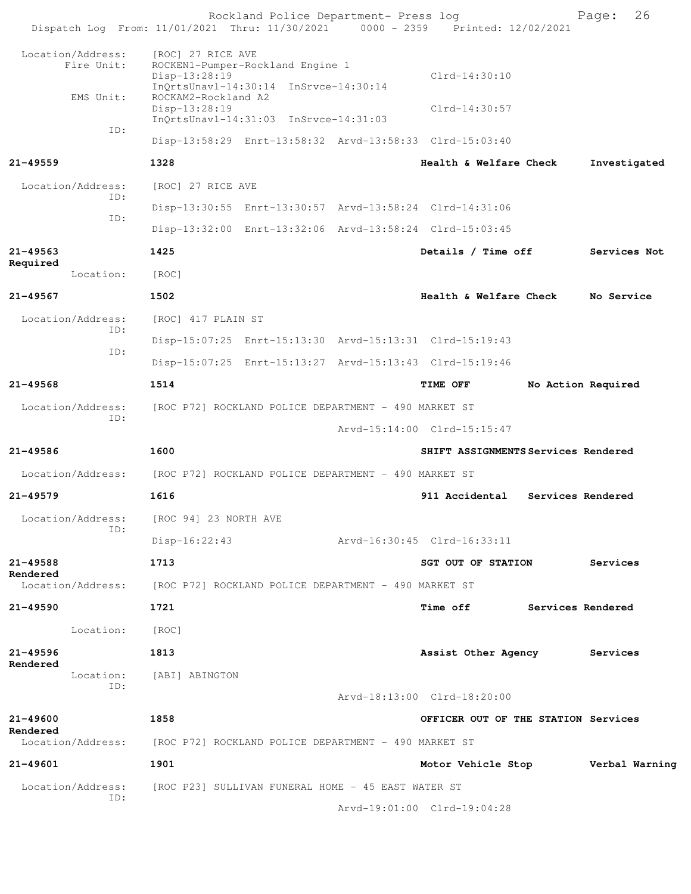Location/Address: [ROC] 27 RICE AVE
Fire Unit: ROCKEN1-Pumper-Rockland Engine 1
Disp-13:28:19 Clrd-14:30:10
InQrtsUnavl-14:30:14 InSrvce-14:30:14
EMS Unit: ROCKAM2-Rockland A2
Disp-13:28:19 Clrd-14:30:57
InQrtsUnavl-14:31:03 InSrvce-14:31:03
ID:
Disp-13:58:29 Enrt-13:58:32 Arvd-13:58:33 Clrd-15:03:40

**21-49559** **1328** **Health & Welfare Check** **Investigated**

Location/Address: [ROC] 27 RICE AVE
ID:
Disp-13:30:55 Enrt-13:30:57 Arvd-13:58:24 Clrd-14:31:06
ID:
Disp-13:32:00 Enrt-13:32:06 Arvd-13:58:24 Clrd-15:03:45

**21-49563** **1425** **Details / Time off** **Services Not Required**

Location: [ROC]

**21-49567** **1502** **Health & Welfare Check** **No Service**

Location/Address: [ROC] 417 PLAIN ST
ID:
Disp-15:07:25 Enrt-15:13:30 Arvd-15:13:31 Clrd-15:19:43
ID:
Disp-15:07:25 Enrt-15:13:27 Arvd-15:13:43 Clrd-15:19:46

**21-49568** **1514** **TIME OFF** **No Action Required**

Location/Address: [ROC P72] ROCKLAND POLICE DEPARTMENT - 490 MARKET ST
ID:
Arvd-15:14:00 Clrd-15:15:47

**21-49586** **1600** **SHIFT ASSIGNMENTS** **Services Rendered**

Location/Address: [ROC P72] ROCKLAND POLICE DEPARTMENT - 490 MARKET ST

**21-49579** **1616** **911 Accidental** **Services Rendered**

Location/Address: [ROC 94] 23 NORTH AVE
ID:
Disp-16:22:43 Arvd-16:30:45 Clrd-16:33:11

**21-49588** **1713** **SGT OUT OF STATION** **Services Rendered**

Location/Address: [ROC P72] ROCKLAND POLICE DEPARTMENT - 490 MARKET ST

**21-49590** **1721** **Time off** **Services Rendered**

Location: [ROC]

**21-49596** **1813** **Assist Other Agency** **Services Rendered**

Location: [ABI] ABINGTON
ID:
Arvd-18:13:00 Clrd-18:20:00

**21-49600** **1858** **OFFICER OUT OF THE STATION** **Services Rendered**

Location/Address: [ROC P72] ROCKLAND POLICE DEPARTMENT - 490 MARKET ST

**21-49601** **1901** **Motor Vehicle Stop** **Verbal Warning**

Location/Address: [ROC P23] SULLIVAN FUNERAL HOME - 45 EAST WATER ST
ID:
Arvd-19:01:00 Clrd-19:04:28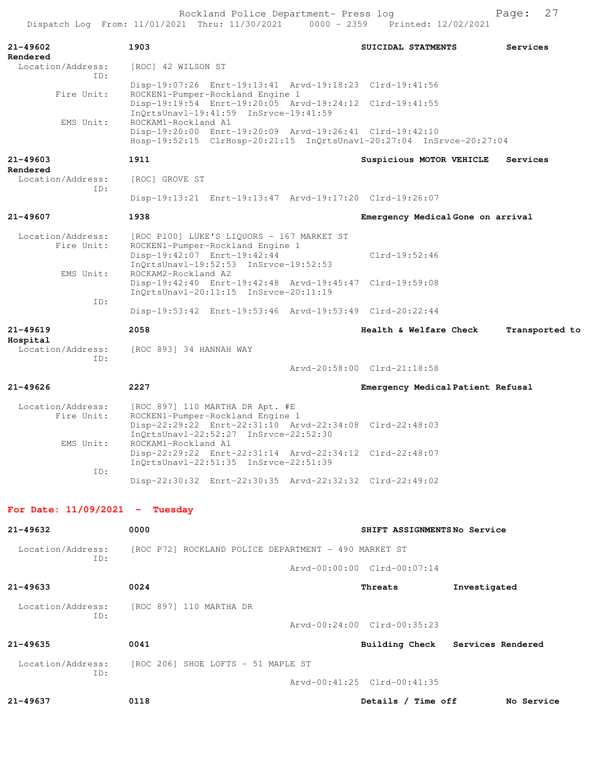**21-49602** **1903** **SUICIDAL STATMENTS** **Services Rendered**

```
  Location/Address:    [ROC] 42 WILSON ST
                ID:    
                       Disp-19:07:26  Enrt-19:13:41  Arvd-19:18:23  Clrd-19:41:56
        Fire Unit:     ROCKEN1-Pumper-Rockland Engine 1
                       Disp-19:19:54  Enrt-19:20:05  Arvd-19:24:12  Clrd-19:41:55
                       InQrtsUnavl-19:41:59  InSrvce-19:41:59
         EMS Unit:     ROCKAM1-Rockland A1
                       Disp-19:20:00  Enrt-19:20:09  Arvd-19:26:41  Clrd-19:42:10
                       Hosp-19:52:15  ClrHosp-20:21:15  InQrtsUnavl-20:27:04  InSrvce-20:27:04
```

**21-49603** **1911** **Suspicious MOTOR VEHICLE** **Services Rendered**

```
  Location/Address:    [ROC] GROVE ST
                ID:    
                       Disp-19:13:21  Enrt-19:13:47  Arvd-19:17:20  Clrd-19:26:07
```

**21-49607** **1938** **Emergency Medical** **Gone on arrival**

```
  Location/Address:    [ROC P100] LUKE'S LIQUORS - 167 MARKET ST
        Fire Unit:     ROCKEN1-Pumper-Rockland Engine 1
                       Disp-19:42:07  Enrt-19:42:44                 Clrd-19:52:46
                       InQrtsUnavl-19:52:53  InSrvce-19:52:53
         EMS Unit:     ROCKAM2-Rockland A2
                       Disp-19:42:40  Enrt-19:42:48  Arvd-19:45:47  Clrd-19:59:08
                       InQrtsUnavl-20:11:15  InSrvce-20:11:19
                ID:    
                       Disp-19:53:42  Enrt-19:53:46  Arvd-19:53:49  Clrd-20:22:44
```

**21-49619** **2058** **Health & Welfare Check** **Transported to Hospital**

```
  Location/Address:    [ROC 893] 34 HANNAH WAY
                ID:    
                                                     Arvd-20:58:00  Clrd-21:18:58
```

**21-49626** **2227** **Emergency Medical** **Patient Refusal**

```
  Location/Address:    [ROC 897] 110 MARTHA DR Apt. #E
        Fire Unit:     ROCKEN1-Pumper-Rockland Engine 1
                       Disp-22:29:22  Enrt-22:31:10  Arvd-22:34:08  Clrd-22:48:03
                       InQrtsUnavl-22:52:27  InSrvce-22:52:30
         EMS Unit:     ROCKAM1-Rockland A1
                       Disp-22:29:22  Enrt-22:31:14  Arvd-22:34:12  Clrd-22:48:07
                       InQrtsUnavl-22:51:35  InSrvce-22:51:39
                ID:    
                       Disp-22:30:32  Enrt-22:30:35  Arvd-22:32:32  Clrd-22:49:02
```

## For Date: 11/09/2021 - Tuesday

**21-49632** **0000** **SHIFT ASSIGNMENTS** **No Service**

```
  Location/Address:    [ROC P72] ROCKLAND POLICE DEPARTMENT - 490 MARKET ST
                ID:    
                                                     Arvd-00:00:00  Clrd-00:07:14
```

**21-49633** **0024** **Threats** **Investigated**

```
  Location/Address:    [ROC 897] 110 MARTHA DR
                ID:    
                                                     Arvd-00:24:00  Clrd-00:35:23
```

**21-49635** **0041** **Building Check** **Services Rendered**

```
  Location/Address:    [ROC 206] SHOE LOFTS - 51 MAPLE ST
                ID:    
                                                     Arvd-00:41:25  Clrd-00:41:35
```

**21-49637** **0118** **Details / Time off** **No Service**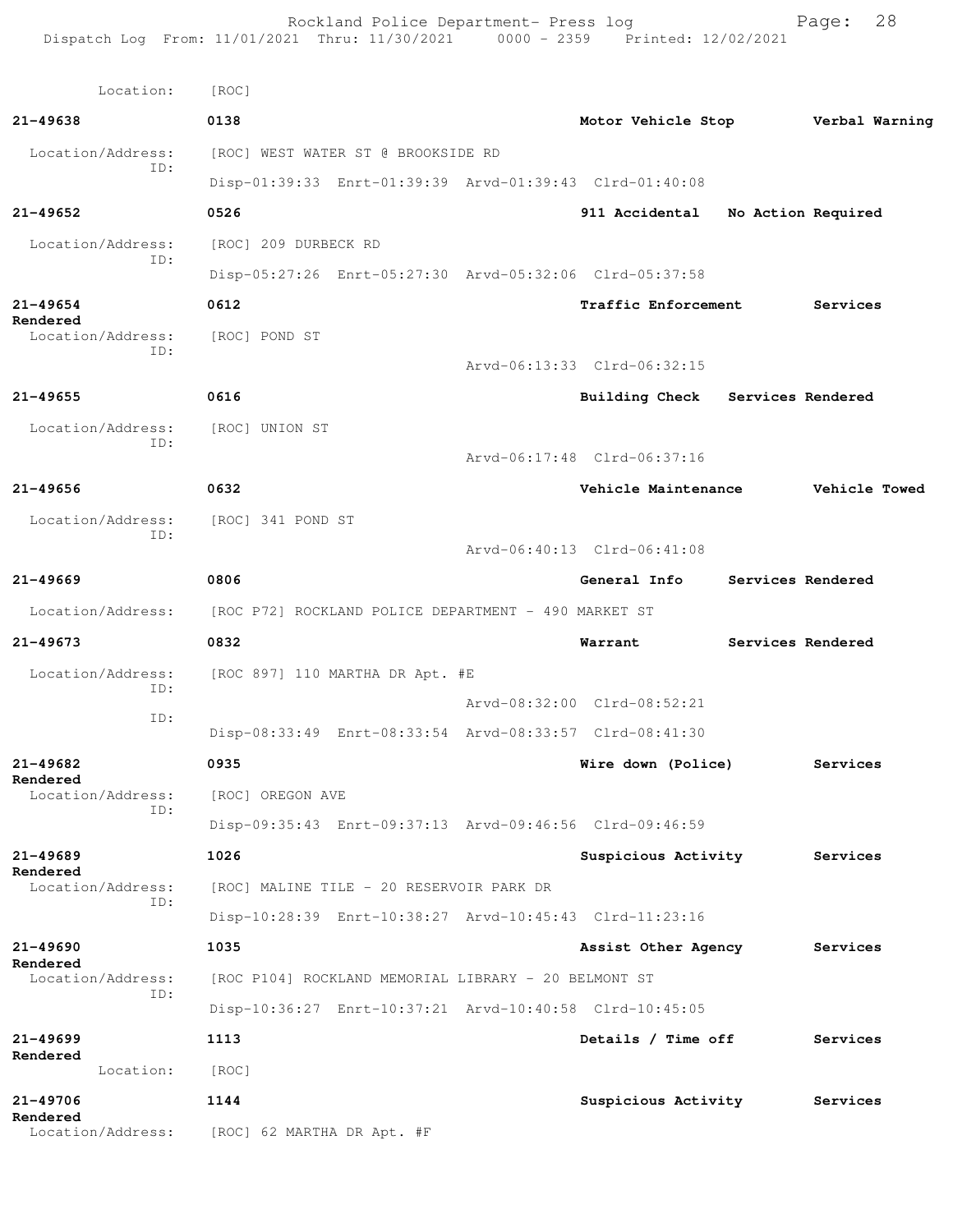Location: [ROC]

**21-49638** 0138 Motor Vehicle Stop Verbal Warning
Location/Address: [ROC] WEST WATER ST @ BROOKSIDE RD
ID:
Disp-01:39:33 Enrt-01:39:39 Arvd-01:39:43 Clrd-01:40:08

**21-49652** 0526 911 Accidental No Action Required
Location/Address: [ROC] 209 DURBECK RD
ID:
Disp-05:27:26 Enrt-05:27:30 Arvd-05:32:06 Clrd-05:37:58

**21-49654** 0612 Traffic Enforcement Services Rendered
Location/Address: [ROC] POND ST
ID:
Arvd-06:13:33 Clrd-06:32:15

**21-49655** 0616 Building Check Services Rendered
Location/Address: [ROC] UNION ST
ID:
Arvd-06:17:48 Clrd-06:37:16

**21-49656** 0632 Vehicle Maintenance Vehicle Towed
Location/Address: [ROC] 341 POND ST
ID:
Arvd-06:40:13 Clrd-06:41:08

**21-49669** 0806 General Info Services Rendered
Location/Address: [ROC P72] ROCKLAND POLICE DEPARTMENT - 490 MARKET ST

**21-49673** 0832 Warrant Services Rendered
Location/Address: [ROC 897] 110 MARTHA DR Apt. #E
ID:
Arvd-08:32:00 Clrd-08:52:21
ID:
Disp-08:33:49 Enrt-08:33:54 Arvd-08:33:57 Clrd-08:41:30

**21-49682** 0935 Wire down (Police) Services Rendered
Location/Address: [ROC] OREGON AVE
ID:
Disp-09:35:43 Enrt-09:37:13 Arvd-09:46:56 Clrd-09:46:59

**21-49689** 1026 Suspicious Activity Services Rendered
Location/Address: [ROC] MALINE TILE - 20 RESERVOIR PARK DR
ID:
Disp-10:28:39 Enrt-10:38:27 Arvd-10:45:43 Clrd-11:23:16

**21-49690** 1035 Assist Other Agency Services Rendered
Location/Address: [ROC P104] ROCKLAND MEMORIAL LIBRARY - 20 BELMONT ST
ID:
Disp-10:36:27 Enrt-10:37:21 Arvd-10:40:58 Clrd-10:45:05

**21-49699** 1113 Details / Time off Services Rendered
Location: [ROC]

**21-49706** 1144 Suspicious Activity Services Rendered
Location/Address: [ROC] 62 MARTHA DR Apt. #F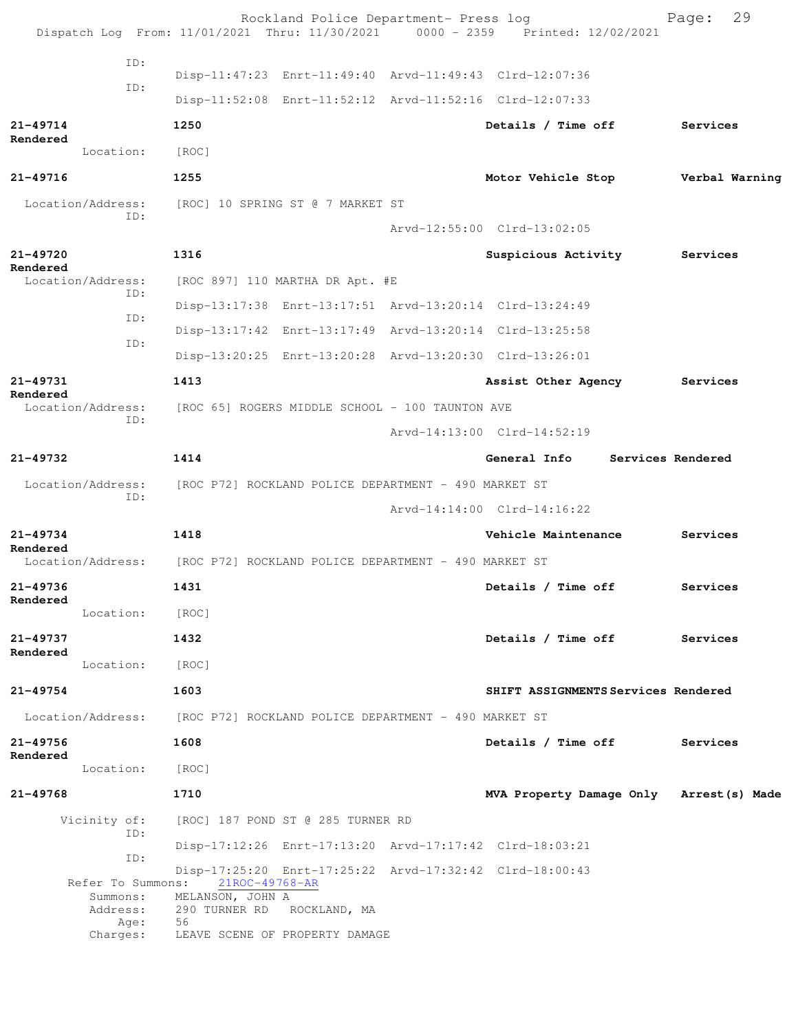ID:
Disp-11:47:23 Enrt-11:49:40 Arvd-11:49:43 Clrd-12:07:36
ID:
Disp-11:52:08 Enrt-11:52:12 Arvd-11:52:16 Clrd-12:07:33

**21-49714** **1250** **Details / Time off** **Services Rendered**
Location: [ROC]

**21-49716** **1255** **Motor Vehicle Stop** **Verbal Warning**
Location/Address: [ROC] 10 SPRING ST @ 7 MARKET ST
ID:
Arvd-12:55:00 Clrd-13:02:05

**21-49720** **1316** **Suspicious Activity** **Services Rendered**
Location/Address: [ROC 897] 110 MARTHA DR Apt. #E
ID:
Disp-13:17:38 Enrt-13:17:51 Arvd-13:20:14 Clrd-13:24:49
ID:
Disp-13:17:42 Enrt-13:17:49 Arvd-13:20:14 Clrd-13:25:58
ID:
Disp-13:20:25 Enrt-13:20:28 Arvd-13:20:30 Clrd-13:26:01

**21-49731** **1413** **Assist Other Agency** **Services Rendered**
Location/Address: [ROC 65] ROGERS MIDDLE SCHOOL - 100 TAUNTON AVE
ID:
Arvd-14:13:00 Clrd-14:52:19

**21-49732** **1414** **General Info** **Services Rendered**
Location/Address: [ROC P72] ROCKLAND POLICE DEPARTMENT - 490 MARKET ST
ID:
Arvd-14:14:00 Clrd-14:16:22

**21-49734** **1418** **Vehicle Maintenance** **Services Rendered**
Location/Address: [ROC P72] ROCKLAND POLICE DEPARTMENT - 490 MARKET ST

**21-49736** **1431** **Details / Time off** **Services Rendered**
Location: [ROC]

**21-49737** **1432** **Details / Time off** **Services Rendered**
Location: [ROC]

**21-49754** **1603** **SHIFT ASSIGNMENTS** **Services Rendered**
Location/Address: [ROC P72] ROCKLAND POLICE DEPARTMENT - 490 MARKET ST

**21-49756** **1608** **Details / Time off** **Services Rendered**
Location: [ROC]

**21-49768** **1710** **MVA Property Damage Only** **Arrest(s) Made**
Vicinity of: [ROC] 187 POND ST @ 285 TURNER RD
ID:
Disp-17:12:26 Enrt-17:13:20 Arvd-17:17:42 Clrd-18:03:21
ID:
Disp-17:25:20 Enrt-17:25:22 Arvd-17:32:42 Clrd-18:00:43
Refer To Summons: 21ROC-49768-AR
Summons: MELANSON, JOHN A
Address: 290 TURNER RD ROCKLAND, MA
Age: 56
Charges: LEAVE SCENE OF PROPERTY DAMAGE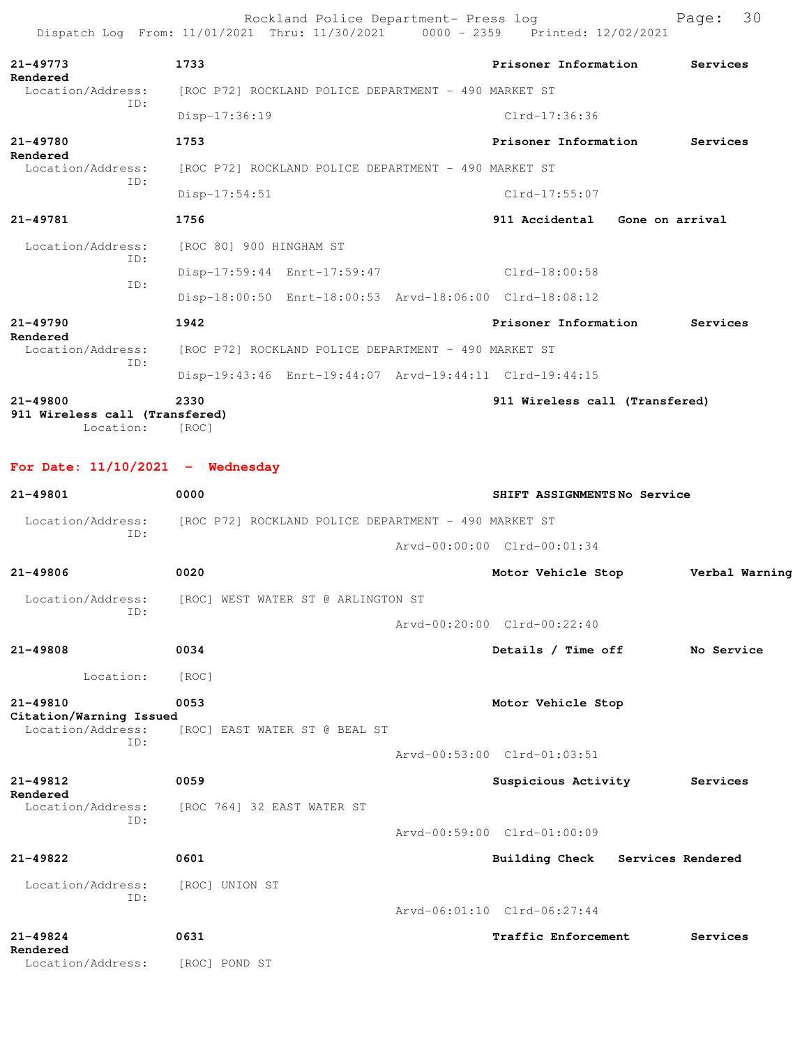```
21-49773              1733                                          Prisoner Information       Services
Rendered
  Location/Address:     [ROC P72] ROCKLAND POLICE DEPARTMENT - 490 MARKET ST
              ID:
                        Disp-17:36:19                                Clrd-17:36:36

21-49780              1753                                          Prisoner Information       Services
Rendered
  Location/Address:     [ROC P72] ROCKLAND POLICE DEPARTMENT - 490 MARKET ST
              ID:
                        Disp-17:54:51                                Clrd-17:55:07

21-49781              1756                                          911 Accidental    Gone on arrival

  Location/Address:     [ROC 80] 900 HINGHAM ST
              ID:
                        Disp-17:59:44  Enrt-17:59:47                 Clrd-18:00:58
              ID:
                        Disp-18:00:50  Enrt-18:00:53  Arvd-18:06:00  Clrd-18:08:12

21-49790              1942                                          Prisoner Information       Services
Rendered
  Location/Address:     [ROC P72] ROCKLAND POLICE DEPARTMENT - 490 MARKET ST
              ID:
                        Disp-19:43:46  Enrt-19:44:07  Arvd-19:44:11  Clrd-19:44:15

21-49800              2330                                          911 Wireless call (Transfered)
911 Wireless call (Transfered)
          Location:     [ROC]
```

**For Date: 11/10/2021 - Wednesday**

```
21-49801              0000                                          SHIFT ASSIGNMENTS No Service

  Location/Address:     [ROC P72] ROCKLAND POLICE DEPARTMENT - 490 MARKET ST
              ID:
                                                      Arvd-00:00:00  Clrd-00:01:34

21-49806              0020                                          Motor Vehicle Stop         Verbal Warning

  Location/Address:     [ROC] WEST WATER ST @ ARLINGTON ST
              ID:
                                                      Arvd-00:20:00  Clrd-00:22:40

21-49808              0034                                          Details / Time off         No Service

          Location:     [ROC]

21-49810              0053                                          Motor Vehicle Stop
Citation/Warning Issued
  Location/Address:     [ROC] EAST WATER ST @ BEAL ST
              ID:
                                                      Arvd-00:53:00  Clrd-01:03:51

21-49812              0059                                          Suspicious Activity        Services
Rendered
  Location/Address:     [ROC 764] 32 EAST WATER ST
              ID:
                                                      Arvd-00:59:00  Clrd-01:00:09

21-49822              0601                                          Building Check    Services Rendered

  Location/Address:     [ROC] UNION ST
              ID:
                                                      Arvd-06:01:10  Clrd-06:27:44

21-49824              0631                                          Traffic Enforcement        Services
Rendered
  Location/Address:     [ROC] POND ST
```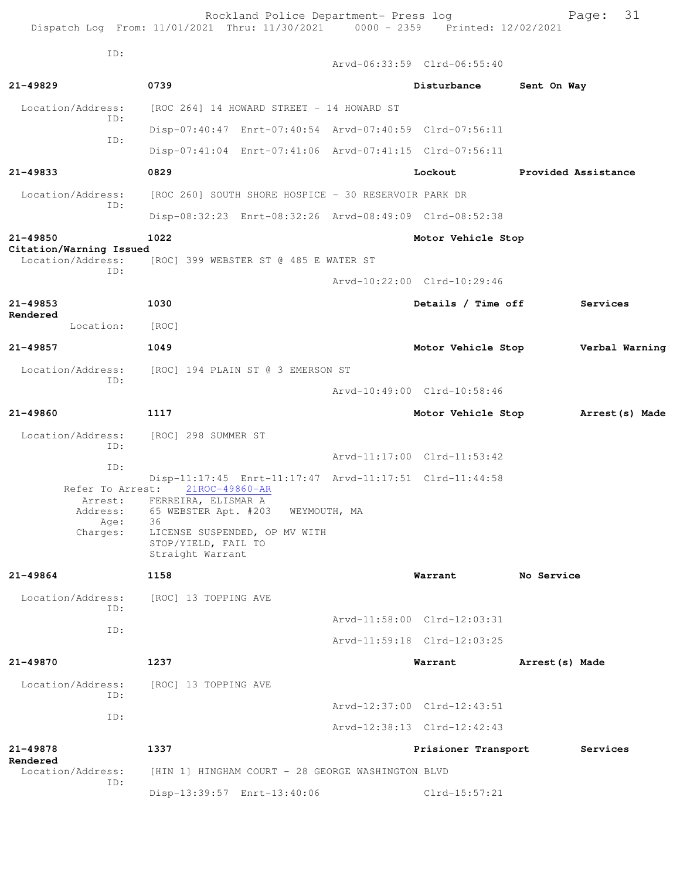```
ID:
                                   Arvd-06:33:59  Clrd-06:55:40

21-49829            0739                        Disturbance      Sent On Way

 Location/Address:   [ROC 264] 14 HOWARD STREET - 14 HOWARD ST
              ID:
                    Disp-07:40:47  Enrt-07:40:54  Arvd-07:40:59  Clrd-07:56:11
              ID:
                    Disp-07:41:04  Enrt-07:41:06  Arvd-07:41:15  Clrd-07:56:11

21-49833            0829                        Lockout          Provided Assistance

 Location/Address:   [ROC 260] SOUTH SHORE HOSPICE - 30 RESERVOIR PARK DR
              ID:
                    Disp-08:32:23  Enrt-08:32:26  Arvd-08:49:09  Clrd-08:52:38

21-49850            1022                        Motor Vehicle Stop
Citation/Warning Issued
 Location/Address:   [ROC] 399 WEBSTER ST @ 485 E WATER ST
              ID:
                                   Arvd-10:22:00  Clrd-10:29:46

21-49853            1030                        Details / Time off        Services
Rendered
         Location:   [ROC]

21-49857            1049                        Motor Vehicle Stop        Verbal Warning

 Location/Address:   [ROC] 194 PLAIN ST @ 3 EMERSON ST
              ID:
                                   Arvd-10:49:00  Clrd-10:58:46

21-49860            1117                        Motor Vehicle Stop        Arrest(s) Made

 Location/Address:   [ROC] 298 SUMMER ST
              ID:
                                   Arvd-11:17:00  Clrd-11:53:42
              ID:
                    Disp-11:17:45  Enrt-11:17:47  Arvd-11:17:51  Clrd-11:44:58
       Refer To Arrest:    21ROC-49860-AR
           Arrest:   FERREIRA, ELISMAR A
          Address:   65 WEBSTER Apt. #203   WEYMOUTH, MA
              Age:   36
          Charges:   LICENSE SUSPENDED, OP MV WITH
                     STOP/YIELD, FAIL TO
                     Straight Warrant

21-49864            1158                        Warrant          No Service

 Location/Address:   [ROC] 13 TOPPING AVE
              ID:
                                   Arvd-11:58:00  Clrd-12:03:31
              ID:
                                   Arvd-11:59:18  Clrd-12:03:25

21-49870            1237                        Warrant          Arrest(s) Made

 Location/Address:   [ROC] 13 TOPPING AVE
              ID:
                                   Arvd-12:37:00  Clrd-12:43:51
              ID:
                                   Arvd-12:38:13  Clrd-12:42:43

21-49878            1337                        Prisioner Transport       Services
Rendered
 Location/Address:   [HIN 1] HINGHAM COURT - 28 GEORGE WASHINGTON BLVD
              ID:
                    Disp-13:39:57  Enrt-13:40:06                 Clrd-15:57:21
```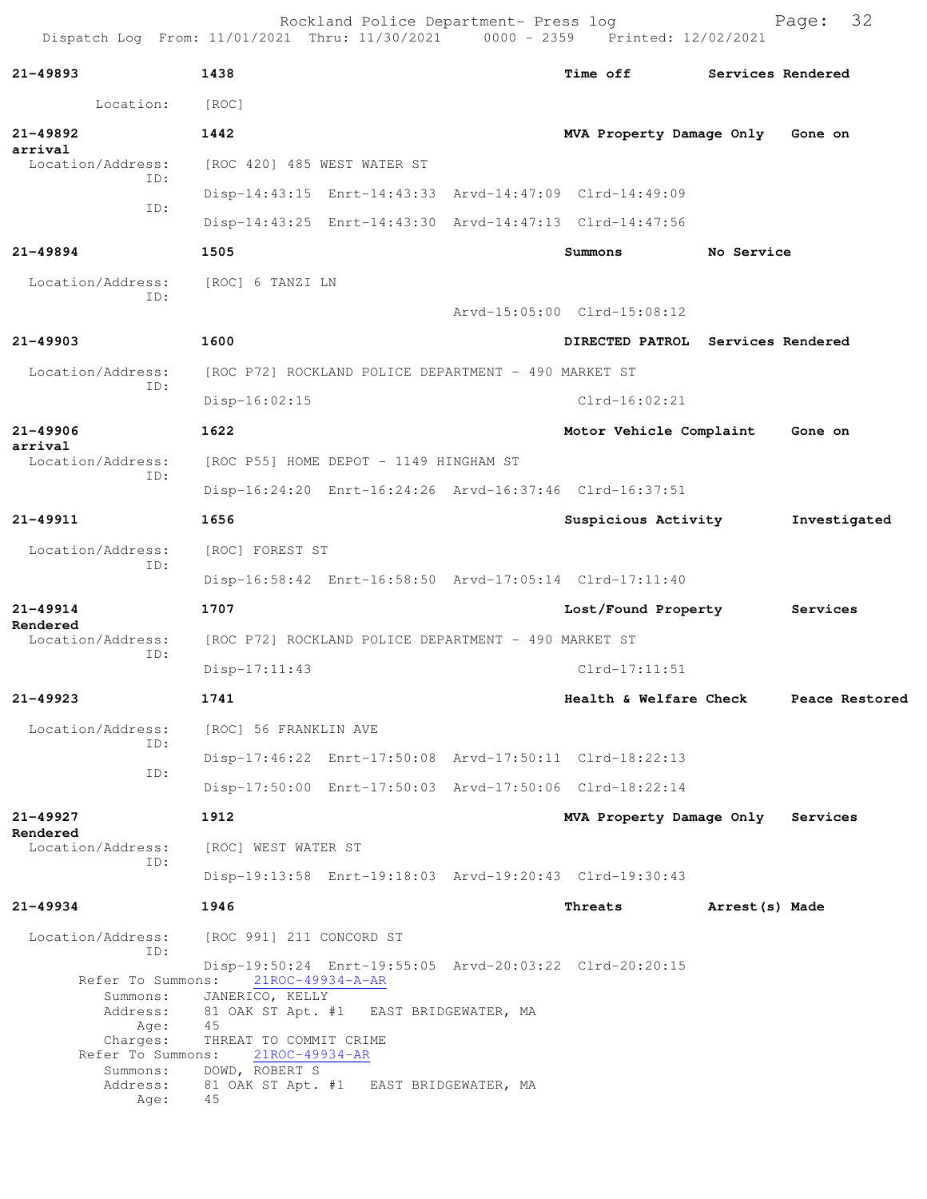Rockland Police Department- Press log
Dispatch Log From: 11/01/2021 Thru: 11/30/2021 0000 - 2359 Printed: 12/02/2021

**21-49893** **1438** **Time off** **Services Rendered**
Location: [ROC]

**21-49892** **1442** **MVA Property Damage Only** **Gone on arrival**
Location/Address: [ROC 420] 485 WEST WATER ST
ID: Disp-14:43:15 Enrt-14:43:33 Arvd-14:47:09 Clrd-14:49:09
ID: Disp-14:43:25 Enrt-14:43:30 Arvd-14:47:13 Clrd-14:47:56

**21-49894** **1505** **Summons** **No Service**
Location/Address: [ROC] 6 TANZI LN
ID: Arvd-15:05:00 Clrd-15:08:12

**21-49903** **1600** **DIRECTED PATROL** **Services Rendered**
Location/Address: [ROC P72] ROCKLAND POLICE DEPARTMENT - 490 MARKET ST
ID: Disp-16:02:15 Clrd-16:02:21

**21-49906** **1622** **Motor Vehicle Complaint** **Gone on arrival**
Location/Address: [ROC P55] HOME DEPOT - 1149 HINGHAM ST
ID: Disp-16:24:20 Enrt-16:24:26 Arvd-16:37:46 Clrd-16:37:51

**21-49911** **1656** **Suspicious Activity** **Investigated**
Location/Address: [ROC] FOREST ST
ID: Disp-16:58:42 Enrt-16:58:50 Arvd-17:05:14 Clrd-17:11:40

**21-49914** **1707** **Lost/Found Property** **Services Rendered**
Location/Address: [ROC P72] ROCKLAND POLICE DEPARTMENT - 490 MARKET ST
ID: Disp-17:11:43 Clrd-17:11:51

**21-49923** **1741** **Health & Welfare Check** **Peace Restored**
Location/Address: [ROC] 56 FRANKLIN AVE
ID: Disp-17:46:22 Enrt-17:50:08 Arvd-17:50:11 Clrd-18:22:13
ID: Disp-17:50:00 Enrt-17:50:03 Arvd-17:50:06 Clrd-18:22:14

**21-49927** **1912** **MVA Property Damage Only** **Services Rendered**
Location/Address: [ROC] WEST WATER ST
ID: Disp-19:13:58 Enrt-19:18:03 Arvd-19:20:43 Clrd-19:30:43

**21-49934** **1946** **Threats** **Arrest(s) Made**
Location/Address: [ROC 991] 211 CONCORD ST
ID: Disp-19:50:24 Enrt-19:55:05 Arvd-20:03:22 Clrd-20:20:15
Refer To Summons: 21ROC-49934-A-AR
Summons: JANERICO, KELLY
Address: 81 OAK ST Apt. #1 EAST BRIDGEWATER, MA
Age: 45
Charges: THREAT TO COMMIT CRIME
Refer To Summons: 21ROC-49934-AR
Summons: DOWD, ROBERT S
Address: 81 OAK ST Apt. #1 EAST BRIDGEWATER, MA
Age: 45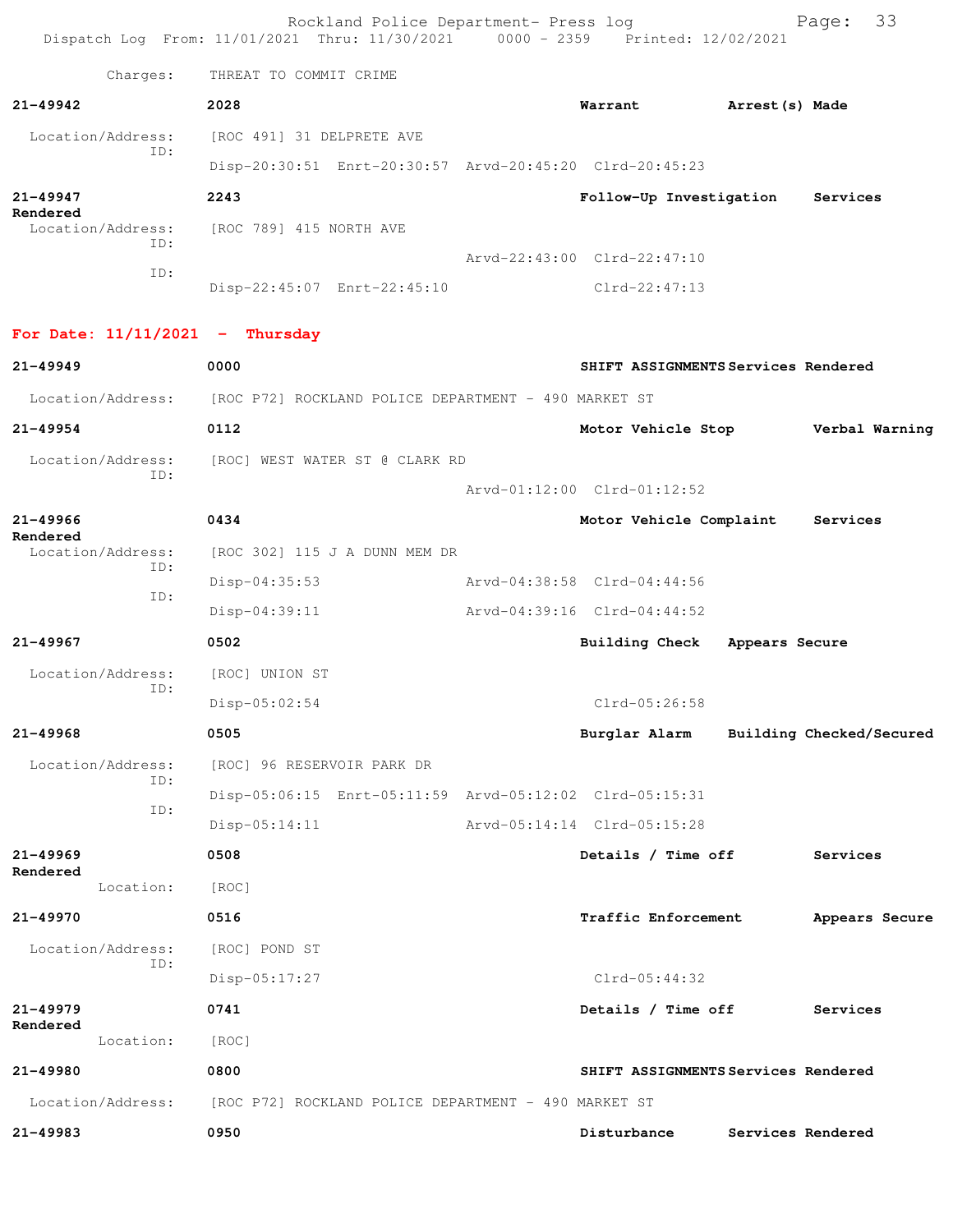Charges: THREAT TO COMMIT CRIME

**21-49942** **2028** **Warrant** **Arrest(s) Made**

Location/Address: [ROC 491] 31 DELPRETE AVE
ID:
Disp-20:30:51 Enrt-20:30:57 Arvd-20:45:20 Clrd-20:45:23

**21-49947** **2243** **Follow-Up Investigation** **Services Rendered**

Location/Address: [ROC 789] 415 NORTH AVE
ID:
Arvd-22:43:00 Clrd-22:47:10
ID:
Disp-22:45:07 Enrt-22:45:10 Clrd-22:47:13

**For Date: 11/11/2021 - Thursday**

**21-49949** **0000** **SHIFT ASSIGNMENTS** **Services Rendered**

Location/Address: [ROC P72] ROCKLAND POLICE DEPARTMENT - 490 MARKET ST

**21-49954** **0112** **Motor Vehicle Stop** **Verbal Warning**

Location/Address: [ROC] WEST WATER ST @ CLARK RD
ID:
Arvd-01:12:00 Clrd-01:12:52

**21-49966** **0434** **Motor Vehicle Complaint** **Services Rendered**

Location/Address: [ROC 302] 115 J A DUNN MEM DR
ID:
Disp-04:35:53 Arvd-04:38:58 Clrd-04:44:56
ID:
Disp-04:39:11 Arvd-04:39:16 Clrd-04:44:52

**21-49967** **0502** **Building Check** **Appears Secure**

Location/Address: [ROC] UNION ST
ID:
Disp-05:02:54 Clrd-05:26:58

**21-49968** **0505** **Burglar Alarm** **Building Checked/Secured**

Location/Address: [ROC] 96 RESERVOIR PARK DR
ID:
Disp-05:06:15 Enrt-05:11:59 Arvd-05:12:02 Clrd-05:15:31
ID:
Disp-05:14:11 Arvd-05:14:14 Clrd-05:15:28

**21-49969** **0508** **Details / Time off** **Services Rendered**

Location: [ROC]

**21-49970** **0516** **Traffic Enforcement** **Appears Secure**

Location/Address: [ROC] POND ST
ID:
Disp-05:17:27 Clrd-05:44:32

**21-49979** **0741** **Details / Time off** **Services Rendered**

Location: [ROC]

**21-49980** **0800** **SHIFT ASSIGNMENTS** **Services Rendered**

Location/Address: [ROC P72] ROCKLAND POLICE DEPARTMENT - 490 MARKET ST

**21-49983** **0950** **Disturbance** **Services Rendered**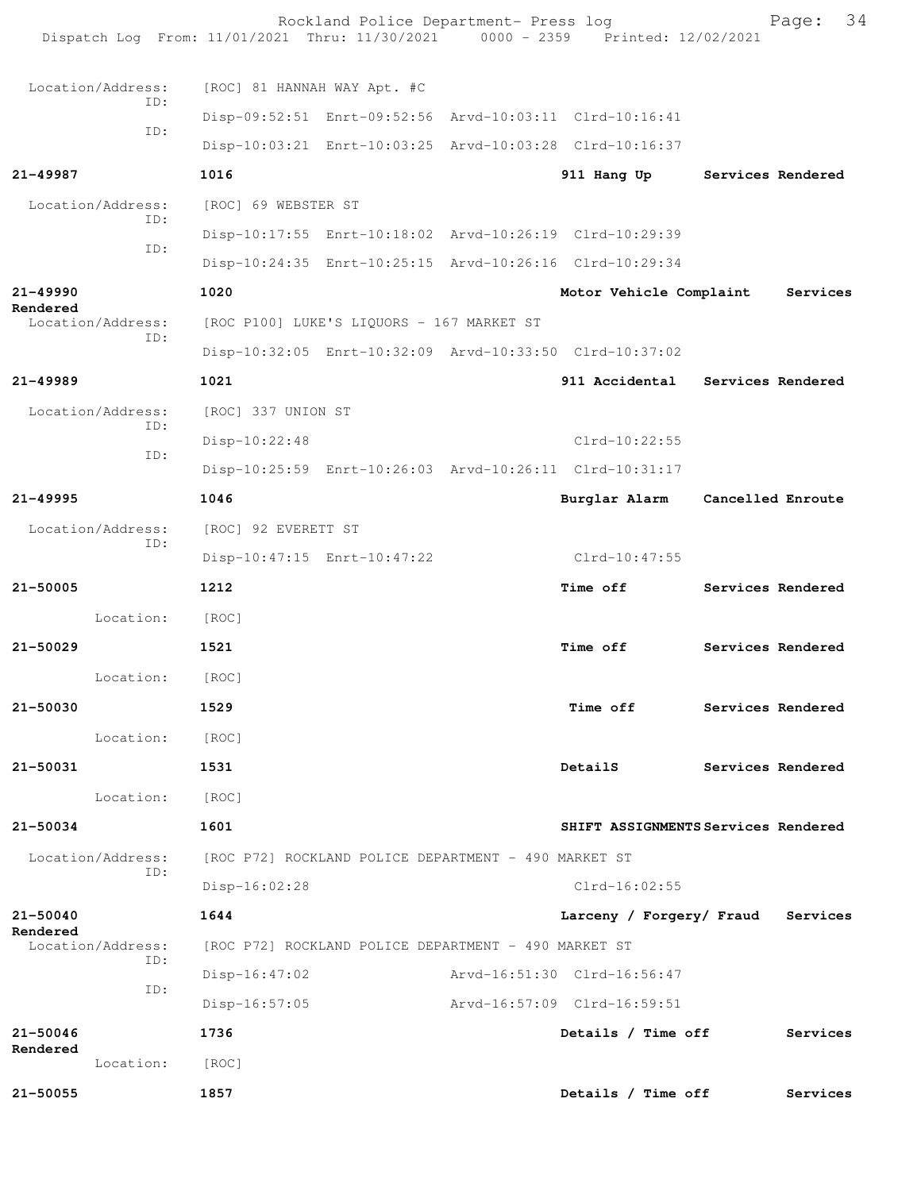Location/Address: [ROC] 81 HANNAH WAY Apt. #C
ID: Disp-09:52:51 Enrt-09:52:56 Arvd-10:03:11 Clrd-10:16:41
ID: Disp-10:03:21 Enrt-10:03:25 Arvd-10:03:28 Clrd-10:16:37

**21-49987** **1016** **911 Hang Up** **Services Rendered**

Location/Address: [ROC] 69 WEBSTER ST
ID: Disp-10:17:55 Enrt-10:18:02 Arvd-10:26:19 Clrd-10:29:39
ID: Disp-10:24:35 Enrt-10:25:15 Arvd-10:26:16 Clrd-10:29:34

**21-49990** **1020** **Motor Vehicle Complaint** **Services Rendered**

Location/Address: [ROC P100] LUKE'S LIQUORS - 167 MARKET ST
ID: Disp-10:32:05 Enrt-10:32:09 Arvd-10:33:50 Clrd-10:37:02

**21-49989** **1021** **911 Accidental** **Services Rendered**

Location/Address: [ROC] 337 UNION ST
ID: Disp-10:22:48 Clrd-10:22:55
ID: Disp-10:25:59 Enrt-10:26:03 Arvd-10:26:11 Clrd-10:31:17

**21-49995** **1046** **Burglar Alarm** **Cancelled Enroute**

Location/Address: [ROC] 92 EVERETT ST
ID: Disp-10:47:15 Enrt-10:47:22 Clrd-10:47:55

**21-50005** **1212** **Time off** **Services Rendered**

Location: [ROC]

**21-50029** **1521** **Time off** **Services Rendered**

Location: [ROC]

**21-50030** **1529** **Time off** **Services Rendered**

Location: [ROC]

**21-50031** **1531** **DetailS** **Services Rendered**

Location: [ROC]

**21-50034** **1601** **SHIFT ASSIGNMENTS** **Services Rendered**

Location/Address: [ROC P72] ROCKLAND POLICE DEPARTMENT - 490 MARKET ST
ID: Disp-16:02:28 Clrd-16:02:55

**21-50040** **1644** **Larceny / Forgery/ Fraud** **Services Rendered**

Location/Address: [ROC P72] ROCKLAND POLICE DEPARTMENT - 490 MARKET ST
ID: Disp-16:47:02 Arvd-16:51:30 Clrd-16:56:47
ID: Disp-16:57:05 Arvd-16:57:09 Clrd-16:59:51

**21-50046** **1736** **Details / Time off** **Services Rendered**

Location: [ROC]

**21-50055** **1857** **Details / Time off** **Services**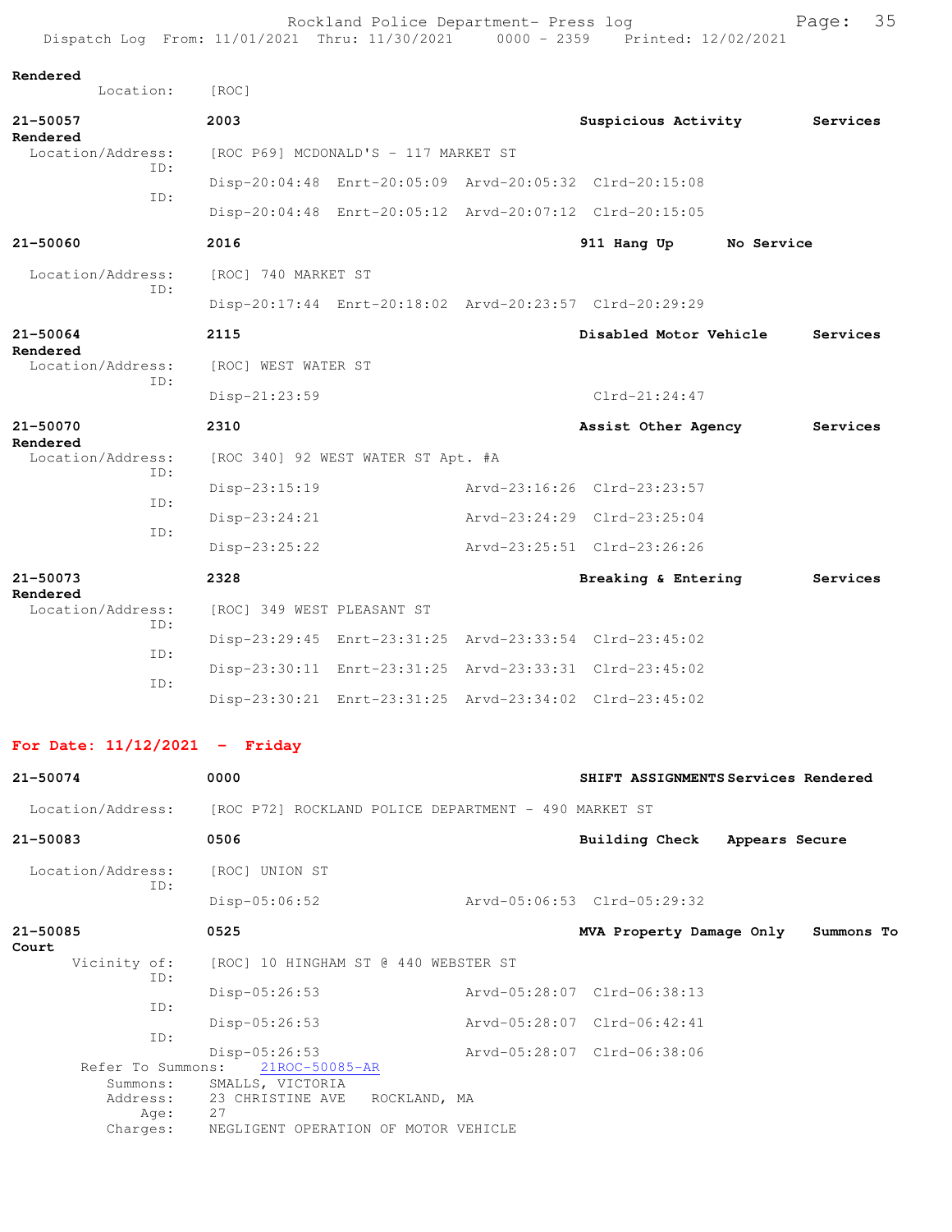Rendered
Location: [ROC]

**21-50057** 2003 Suspicious Activity Services Rendered
Location/Address: [ROC P69] MCDONALD'S - 117 MARKET ST
ID:
Disp-20:04:48 Enrt-20:05:09 Arvd-20:05:32 Clrd-20:15:08
ID:
Disp-20:04:48 Enrt-20:05:12 Arvd-20:07:12 Clrd-20:15:05

**21-50060** 2016 911 Hang Up No Service
Location/Address: [ROC] 740 MARKET ST
ID:
Disp-20:17:44 Enrt-20:18:02 Arvd-20:23:57 Clrd-20:29:29

**21-50064** 2115 Disabled Motor Vehicle Services Rendered
Location/Address: [ROC] WEST WATER ST
ID:
Disp-21:23:59 Clrd-21:24:47

**21-50070** 2310 Assist Other Agency Services Rendered
Location/Address: [ROC 340] 92 WEST WATER ST Apt. #A
ID:
Disp-23:15:19 Arvd-23:16:26 Clrd-23:23:57
ID:
Disp-23:24:21 Arvd-23:24:29 Clrd-23:25:04
ID:
Disp-23:25:22 Arvd-23:25:51 Clrd-23:26:26

**21-50073** 2328 Breaking & Entering Services Rendered
Location/Address: [ROC] 349 WEST PLEASANT ST
ID:
Disp-23:29:45 Enrt-23:31:25 Arvd-23:33:54 Clrd-23:45:02
ID:
Disp-23:30:11 Enrt-23:31:25 Arvd-23:33:31 Clrd-23:45:02
ID:
Disp-23:30:21 Enrt-23:31:25 Arvd-23:34:02 Clrd-23:45:02

## For Date: 11/12/2021 - Friday

**21-50074** 0000 SHIFT ASSIGNMENTS Services Rendered
Location/Address: [ROC P72] ROCKLAND POLICE DEPARTMENT - 490 MARKET ST

**21-50083** 0506 Building Check Appears Secure
Location/Address: [ROC] UNION ST
ID:
Disp-05:06:52 Arvd-05:06:53 Clrd-05:29:32

**21-50085** 0525 MVA Property Damage Only Summons To Court
Vicinity of: [ROC] 10 HINGHAM ST @ 440 WEBSTER ST
ID:
Disp-05:26:53 Arvd-05:28:07 Clrd-06:38:13
ID:
Disp-05:26:53 Arvd-05:28:07 Clrd-06:42:41
ID:
Disp-05:26:53 Arvd-05:28:07 Clrd-06:38:06
Refer To Summons: 21ROC-50085-AR
Summons: SMALLS, VICTORIA
Address: 23 CHRISTINE AVE ROCKLAND, MA
Age: 27
Charges: NEGLIGENT OPERATION OF MOTOR VEHICLE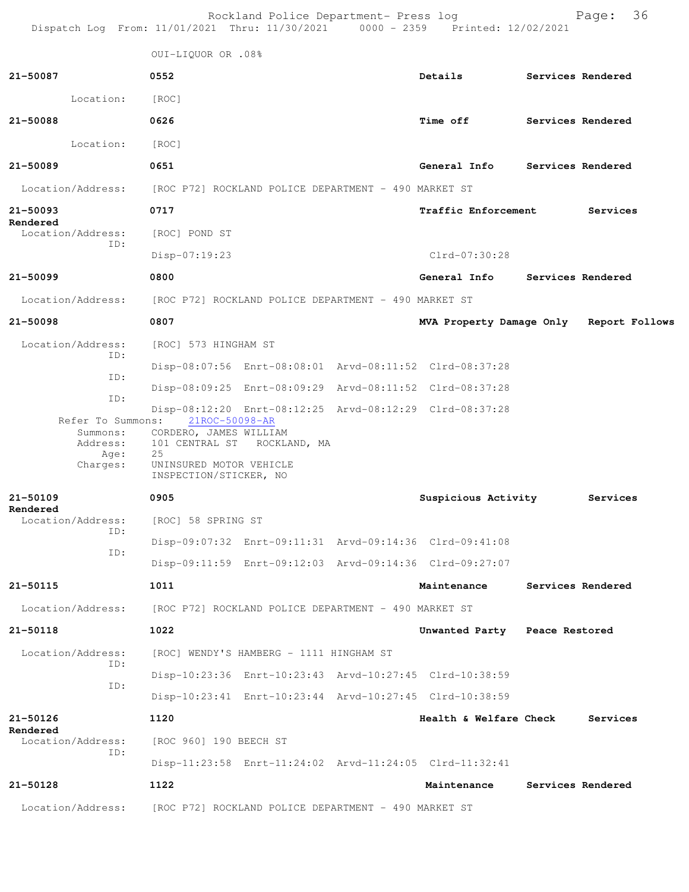OUI-LIQUOR OR .08%

**21-50087** 0552 **Details** **Services Rendered**

Location: [ROC]

**21-50088** 0626 **Time off** **Services Rendered**

Location: [ROC]

**21-50089** 0651 **General Info** **Services Rendered**

Location/Address: [ROC P72] ROCKLAND POLICE DEPARTMENT - 490 MARKET ST

**21-50093** 0717 **Traffic Enforcement** **Services Rendered**

Location/Address: [ROC] POND ST
ID:
Disp-07:19:23 Clrd-07:30:28

**21-50099** 0800 **General Info** **Services Rendered**

Location/Address: [ROC P72] ROCKLAND POLICE DEPARTMENT - 490 MARKET ST

**21-50098** 0807 **MVA Property Damage Only** **Report Follows**

Location/Address: [ROC] 573 HINGHAM ST
ID:
Disp-08:07:56 Enrt-08:08:01 Arvd-08:11:52 Clrd-08:37:28
ID:
Disp-08:09:25 Enrt-08:09:29 Arvd-08:11:52 Clrd-08:37:28
ID:
Disp-08:12:20 Enrt-08:12:25 Arvd-08:12:29 Clrd-08:37:28
Refer To Summons: 21ROC-50098-AR
Summons: CORDERO, JAMES WILLIAM
Address: 101 CENTRAL ST ROCKLAND, MA
Age: 25
Charges: UNINSURED MOTOR VEHICLE
INSPECTION/STICKER, NO

**21-50109** 0905 **Suspicious Activity** **Services Rendered**

Location/Address: [ROC] 58 SPRING ST
ID:
Disp-09:07:32 Enrt-09:11:31 Arvd-09:14:36 Clrd-09:41:08
ID:
Disp-09:11:59 Enrt-09:12:03 Arvd-09:14:36 Clrd-09:27:07

**21-50115** 1011 **Maintenance** **Services Rendered**

Location/Address: [ROC P72] ROCKLAND POLICE DEPARTMENT - 490 MARKET ST

**21-50118** 1022 **Unwanted Party** **Peace Restored**

Location/Address: [ROC] WENDY'S HAMBERG - 1111 HINGHAM ST
ID:
Disp-10:23:36 Enrt-10:23:43 Arvd-10:27:45 Clrd-10:38:59
ID:
Disp-10:23:41 Enrt-10:23:44 Arvd-10:27:45 Clrd-10:38:59

**21-50126** 1120 **Health & Welfare Check** **Services Rendered**

Location/Address: [ROC 960] 190 BEECH ST
ID:
Disp-11:23:58 Enrt-11:24:02 Arvd-11:24:05 Clrd-11:32:41

**21-50128** 1122 **Maintenance** **Services Rendered**

Location/Address: [ROC P72] ROCKLAND POLICE DEPARTMENT - 490 MARKET ST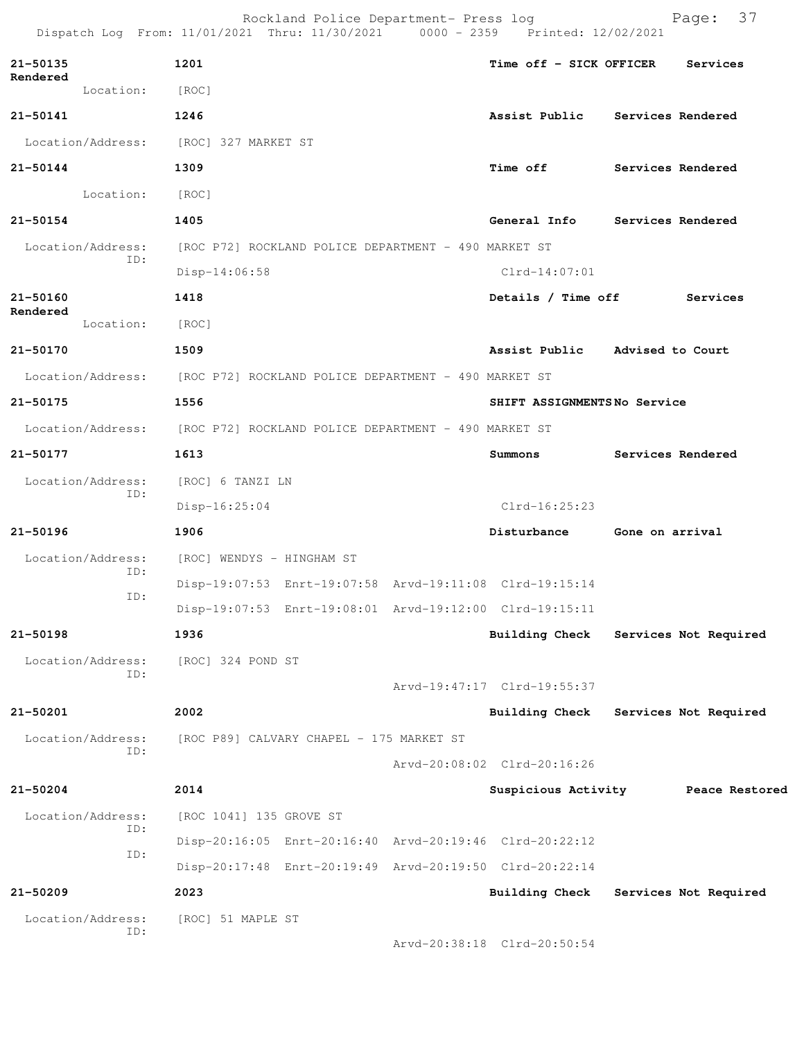**21-50135** 1201 **Time off - SICK OFFICER** **Services Rendered**

Location: [ROC]

**21-50141** 1246 **Assist Public** **Services Rendered**

Location/Address: [ROC] 327 MARKET ST

**21-50144** 1309 **Time off** **Services Rendered**

Location: [ROC]

**21-50154** 1405 **General Info** **Services Rendered**

Location/Address: [ROC P72] ROCKLAND POLICE DEPARTMENT - 490 MARKET ST
ID: Disp-14:06:58 Clrd-14:07:01

**21-50160** 1418 **Details / Time off** **Services Rendered**

Location: [ROC]

**21-50170** 1509 **Assist Public** **Advised to Court**

Location/Address: [ROC P72] ROCKLAND POLICE DEPARTMENT - 490 MARKET ST

**21-50175** 1556 **SHIFT ASSIGNMENTS** **No Service**

Location/Address: [ROC P72] ROCKLAND POLICE DEPARTMENT - 490 MARKET ST

**21-50177** 1613 **Summons** **Services Rendered**

Location/Address: [ROC] 6 TANZI LN
ID: Disp-16:25:04 Clrd-16:25:23

**21-50196** 1906 **Disturbance** **Gone on arrival**

Location/Address: [ROC] WENDYS - HINGHAM ST
ID: Disp-19:07:53 Enrt-19:07:58 Arvd-19:11:08 Clrd-19:15:14
ID: Disp-19:07:53 Enrt-19:08:01 Arvd-19:12:00 Clrd-19:15:11

**21-50198** 1936 **Building Check** **Services Not Required**

Location/Address: [ROC] 324 POND ST
ID: Arvd-19:47:17 Clrd-19:55:37

**21-50201** 2002 **Building Check** **Services Not Required**

Location/Address: [ROC P89] CALVARY CHAPEL - 175 MARKET ST
ID: Arvd-20:08:02 Clrd-20:16:26

**21-50204** 2014 **Suspicious Activity** **Peace Restored**

Location/Address: [ROC 1041] 135 GROVE ST
ID: Disp-20:16:05 Enrt-20:16:40 Arvd-20:19:46 Clrd-20:22:12
ID: Disp-20:17:48 Enrt-20:19:49 Arvd-20:19:50 Clrd-20:22:14

**21-50209** 2023 **Building Check** **Services Not Required**

Location/Address: [ROC] 51 MAPLE ST
ID: Arvd-20:38:18 Clrd-20:50:54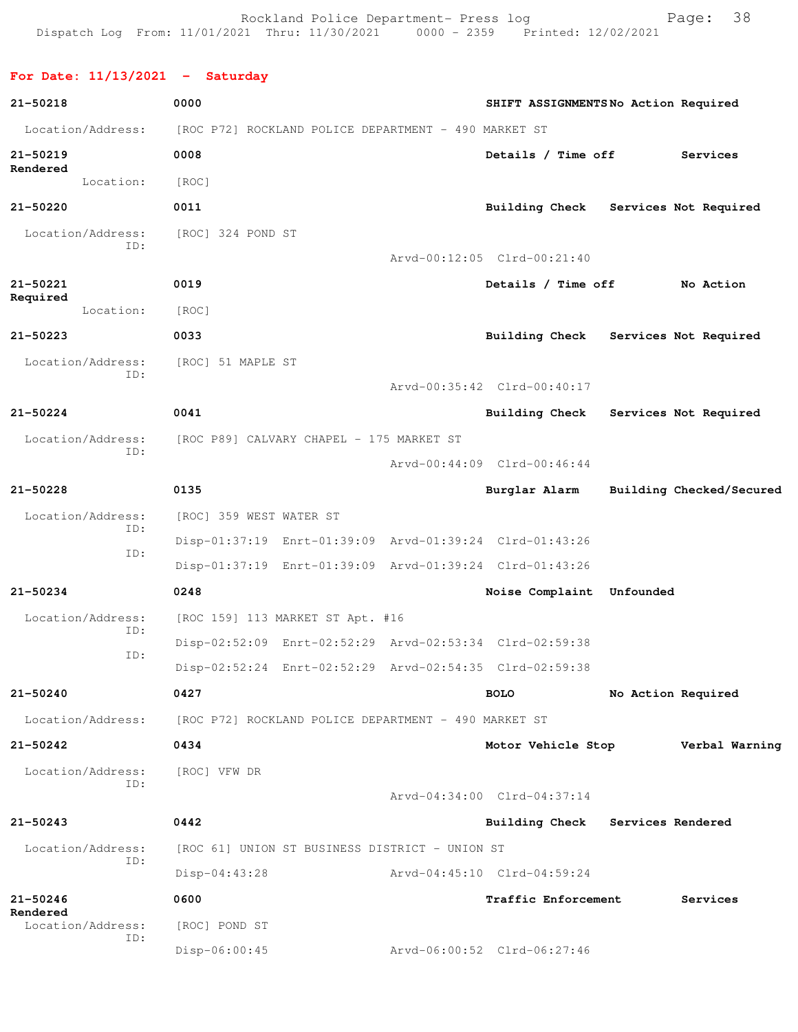## For Date: 11/13/2021 - Saturday

**21-50218** 0000 **SHIFT ASSIGNMENTS** No Action Required

Location/Address: [ROC P72] ROCKLAND POLICE DEPARTMENT - 490 MARKET ST

**21-50219** 0008 **Details / Time off** Services Rendered

Location: [ROC]

**21-50220** 0011 **Building Check** Services Not Required

Location/Address: [ROC] 324 POND ST
ID:
Arvd-00:12:05 Clrd-00:21:40

**21-50221** 0019 **Details / Time off** No Action Required

Location: [ROC]

**21-50223** 0033 **Building Check** Services Not Required

Location/Address: [ROC] 51 MAPLE ST
ID:
Arvd-00:35:42 Clrd-00:40:17

**21-50224** 0041 **Building Check** Services Not Required

Location/Address: [ROC P89] CALVARY CHAPEL - 175 MARKET ST
ID:
Arvd-00:44:09 Clrd-00:46:44

**21-50228** 0135 **Burglar Alarm** Building Checked/Secured

Location/Address: [ROC] 359 WEST WATER ST
ID:
Disp-01:37:19 Enrt-01:39:09 Arvd-01:39:24 Clrd-01:43:26
ID:
Disp-01:37:19 Enrt-01:39:09 Arvd-01:39:24 Clrd-01:43:26

**21-50234** 0248 **Noise Complaint** Unfounded

Location/Address: [ROC 159] 113 MARKET ST Apt. #16
ID:
Disp-02:52:09 Enrt-02:52:29 Arvd-02:53:34 Clrd-02:59:38
ID:
Disp-02:52:24 Enrt-02:52:29 Arvd-02:54:35 Clrd-02:59:38

**21-50240** 0427 **BOLO** No Action Required

Location/Address: [ROC P72] ROCKLAND POLICE DEPARTMENT - 490 MARKET ST

**21-50242** 0434 **Motor Vehicle Stop** Verbal Warning

Location/Address: [ROC] VFW DR
ID:
Arvd-04:34:00 Clrd-04:37:14

**21-50243** 0442 **Building Check** Services Rendered

Location/Address: [ROC 61] UNION ST BUSINESS DISTRICT - UNION ST
ID:
Disp-04:43:28 Arvd-04:45:10 Clrd-04:59:24

**21-50246** 0600 **Traffic Enforcement** Services Rendered

Location/Address: [ROC] POND ST
ID:
Disp-06:00:45 Arvd-06:00:52 Clrd-06:27:46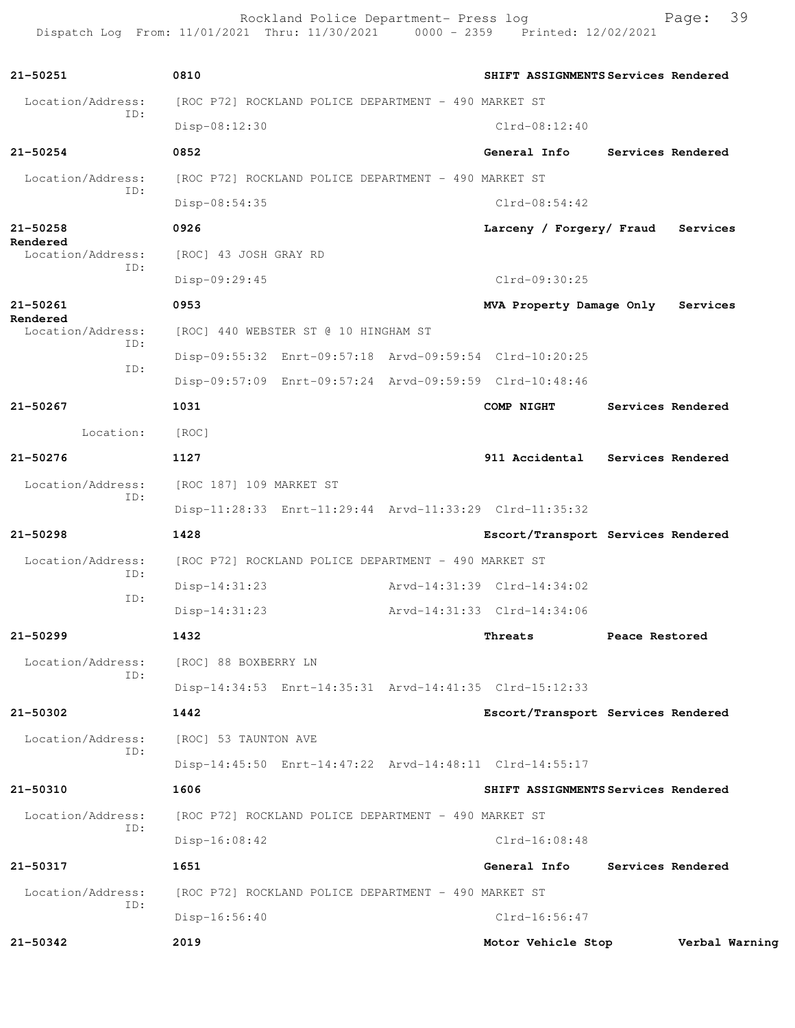Rockland Police Department- Press log
Dispatch Log From: 11/01/2021 Thru: 11/30/2021 0000 - 2359 Printed: 12/02/2021

**21-50251** 0810 **SHIFT ASSIGNMENTS Services Rendered**
Location/Address: [ROC P72] ROCKLAND POLICE DEPARTMENT - 490 MARKET ST
ID: Disp-08:12:30 Clrd-08:12:40

**21-50254** 0852 **General Info Services Rendered**
Location/Address: [ROC P72] ROCKLAND POLICE DEPARTMENT - 490 MARKET ST
ID: Disp-08:54:35 Clrd-08:54:42

**21-50258** 0926 **Larceny / Forgery/ Fraud Services Rendered**
Location/Address: [ROC] 43 JOSH GRAY RD
ID: Disp-09:29:45 Clrd-09:30:25

**21-50261** 0953 **MVA Property Damage Only Services Rendered**
Location/Address: [ROC] 440 WEBSTER ST @ 10 HINGHAM ST
ID: Disp-09:55:32 Enrt-09:57:18 Arvd-09:59:54 Clrd-10:20:25
ID: Disp-09:57:09 Enrt-09:57:24 Arvd-09:59:59 Clrd-10:48:46

**21-50267** 1031 **COMP NIGHT Services Rendered**
Location: [ROC]

**21-50276** 1127 **911 Accidental Services Rendered**
Location/Address: [ROC 187] 109 MARKET ST
ID: Disp-11:28:33 Enrt-11:29:44 Arvd-11:33:29 Clrd-11:35:32

**21-50298** 1428 **Escort/Transport Services Rendered**
Location/Address: [ROC P72] ROCKLAND POLICE DEPARTMENT - 490 MARKET ST
ID: Disp-14:31:23 Arvd-14:31:39 Clrd-14:34:02
ID: Disp-14:31:23 Arvd-14:31:33 Clrd-14:34:06

**21-50299** 1432 **Threats Peace Restored**
Location/Address: [ROC] 88 BOXBERRY LN
ID: Disp-14:34:53 Enrt-14:35:31 Arvd-14:41:35 Clrd-15:12:33

**21-50302** 1442 **Escort/Transport Services Rendered**
Location/Address: [ROC] 53 TAUNTON AVE
ID: Disp-14:45:50 Enrt-14:47:22 Arvd-14:48:11 Clrd-14:55:17

**21-50310** 1606 **SHIFT ASSIGNMENTS Services Rendered**
Location/Address: [ROC P72] ROCKLAND POLICE DEPARTMENT - 490 MARKET ST
ID: Disp-16:08:42 Clrd-16:08:48

**21-50317** 1651 **General Info Services Rendered**
Location/Address: [ROC P72] ROCKLAND POLICE DEPARTMENT - 490 MARKET ST
ID: Disp-16:56:40 Clrd-16:56:47

**21-50342** 2019 **Motor Vehicle Stop Verbal Warning**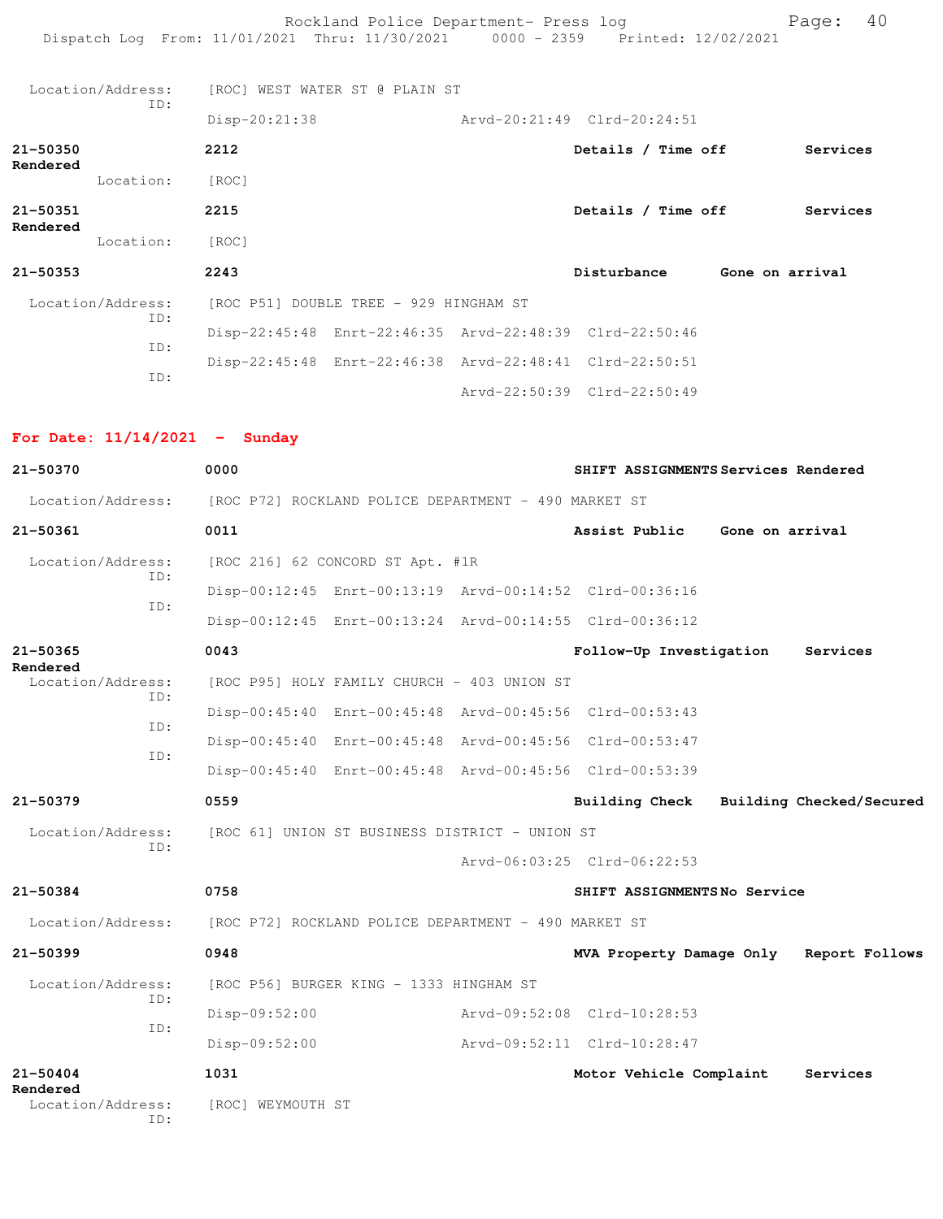Location/Address: [ROC] WEST WATER ST @ PLAIN ST
ID:
Disp-20:21:38 Arvd-20:21:49 Clrd-20:24:51

**21-50350** **2212** **Details / Time off** **Services Rendered**
Location: [ROC]

**21-50351** **2215** **Details / Time off** **Services Rendered**
Location: [ROC]

**21-50353** **2243** **Disturbance** **Gone on arrival**
Location/Address: [ROC P51] DOUBLE TREE - 929 HINGHAM ST
ID:
Disp-22:45:48 Enrt-22:46:35 Arvd-22:48:39 Clrd-22:50:46
ID:
Disp-22:45:48 Enrt-22:46:38 Arvd-22:48:41 Clrd-22:50:51
ID:
Arvd-22:50:39 Clrd-22:50:49

## For Date: 11/14/2021 - Sunday

**21-50370** **0000** **SHIFT ASSIGNMENTS** **Services Rendered**
Location/Address: [ROC P72] ROCKLAND POLICE DEPARTMENT - 490 MARKET ST

**21-50361** **0011** **Assist Public** **Gone on arrival**
Location/Address: [ROC 216] 62 CONCORD ST Apt. #1R
ID:
Disp-00:12:45 Enrt-00:13:19 Arvd-00:14:52 Clrd-00:36:16
ID:
Disp-00:12:45 Enrt-00:13:24 Arvd-00:14:55 Clrd-00:36:12

**21-50365** **0043** **Follow-Up Investigation** **Services Rendered**
Location/Address: [ROC P95] HOLY FAMILY CHURCH - 403 UNION ST
ID:
Disp-00:45:40 Enrt-00:45:48 Arvd-00:45:56 Clrd-00:53:43
ID:
Disp-00:45:40 Enrt-00:45:48 Arvd-00:45:56 Clrd-00:53:47
ID:
Disp-00:45:40 Enrt-00:45:48 Arvd-00:45:56 Clrd-00:53:39

**21-50379** **0559** **Building Check** **Building Checked/Secured**
Location/Address: [ROC 61] UNION ST BUSINESS DISTRICT - UNION ST
ID:
Arvd-06:03:25 Clrd-06:22:53

**21-50384** **0758** **SHIFT ASSIGNMENTS** **No Service**
Location/Address: [ROC P72] ROCKLAND POLICE DEPARTMENT - 490 MARKET ST

**21-50399** **0948** **MVA Property Damage Only** **Report Follows**
Location/Address: [ROC P56] BURGER KING - 1333 HINGHAM ST
ID:
Disp-09:52:00 Arvd-09:52:08 Clrd-10:28:53
ID:
Disp-09:52:00 Arvd-09:52:11 Clrd-10:28:47

**21-50404** **1031** **Motor Vehicle Complaint** **Services Rendered**
Location/Address: [ROC] WEYMOUTH ST
ID: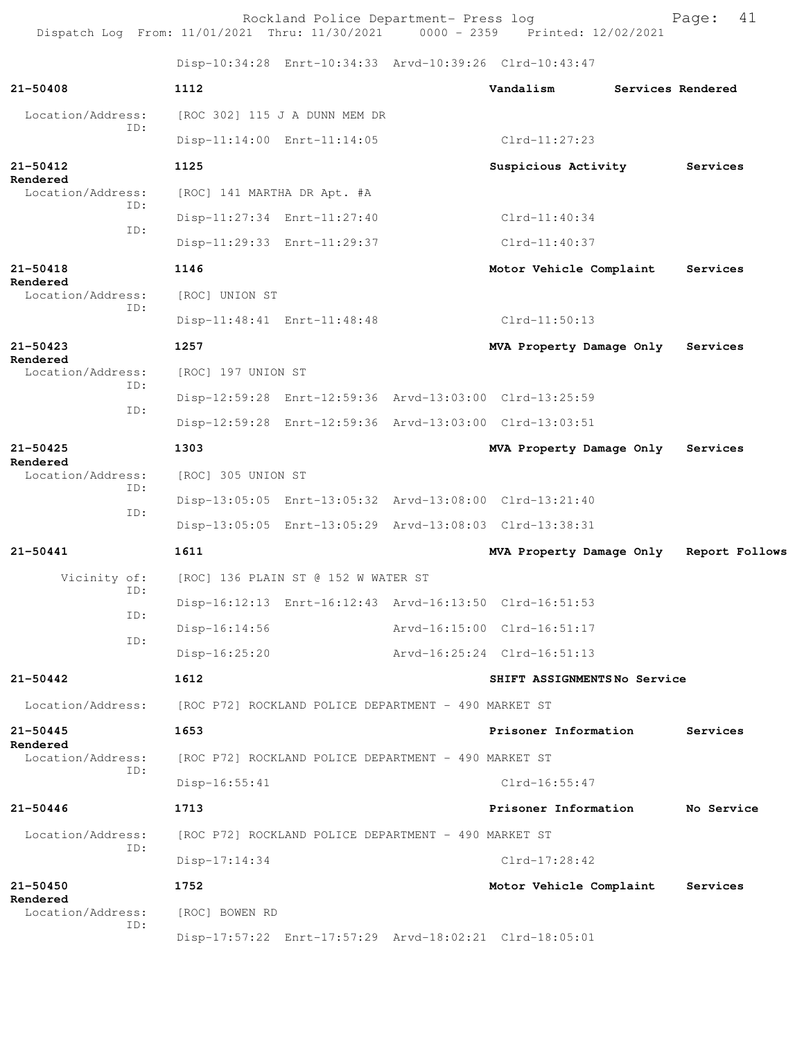Disp-10:34:28 Enrt-10:34:33 Arvd-10:39:26 Clrd-10:43:47

**21-50408** **1112** **Vandalism** **Services Rendered**

Location/Address: [ROC 302] 115 J A DUNN MEM DR
ID:
Disp-11:14:00 Enrt-11:14:05 Clrd-11:27:23

**21-50412** **1125** **Suspicious Activity** **Services Rendered**

Location/Address: [ROC] 141 MARTHA DR Apt. #A
ID:
Disp-11:27:34 Enrt-11:27:40 Clrd-11:40:34
ID:
Disp-11:29:33 Enrt-11:29:37 Clrd-11:40:37

**21-50418** **1146** **Motor Vehicle Complaint** **Services Rendered**

Location/Address: [ROC] UNION ST
ID:
Disp-11:48:41 Enrt-11:48:48 Clrd-11:50:13

**21-50423** **1257** **MVA Property Damage Only** **Services Rendered**

Location/Address: [ROC] 197 UNION ST
ID:
Disp-12:59:28 Enrt-12:59:36 Arvd-13:03:00 Clrd-13:25:59
ID:
Disp-12:59:28 Enrt-12:59:36 Arvd-13:03:00 Clrd-13:03:51

**21-50425** **1303** **MVA Property Damage Only** **Services Rendered**

Location/Address: [ROC] 305 UNION ST
ID:
Disp-13:05:05 Enrt-13:05:32 Arvd-13:08:00 Clrd-13:21:40
ID:
Disp-13:05:05 Enrt-13:05:29 Arvd-13:08:03 Clrd-13:38:31

**21-50441** **1611** **MVA Property Damage Only** **Report Follows**

Vicinity of: [ROC] 136 PLAIN ST @ 152 W WATER ST
ID:
Disp-16:12:13 Enrt-16:12:43 Arvd-16:13:50 Clrd-16:51:53
ID:
Disp-16:14:56 Arvd-16:15:00 Clrd-16:51:17
ID:
Disp-16:25:20 Arvd-16:25:24 Clrd-16:51:13

**21-50442** **1612** **SHIFT ASSIGNMENTS** **No Service**

Location/Address: [ROC P72] ROCKLAND POLICE DEPARTMENT - 490 MARKET ST

**21-50445** **1653** **Prisoner Information** **Services Rendered**

Location/Address: [ROC P72] ROCKLAND POLICE DEPARTMENT - 490 MARKET ST
ID:
Disp-16:55:41 Clrd-16:55:47

**21-50446** **1713** **Prisoner Information** **No Service**

Location/Address: [ROC P72] ROCKLAND POLICE DEPARTMENT - 490 MARKET ST
ID:
Disp-17:14:34 Clrd-17:28:42

**21-50450** **1752** **Motor Vehicle Complaint** **Services Rendered**

Location/Address: [ROC] BOWEN RD
ID:
Disp-17:57:22 Enrt-17:57:29 Arvd-18:02:21 Clrd-18:05:01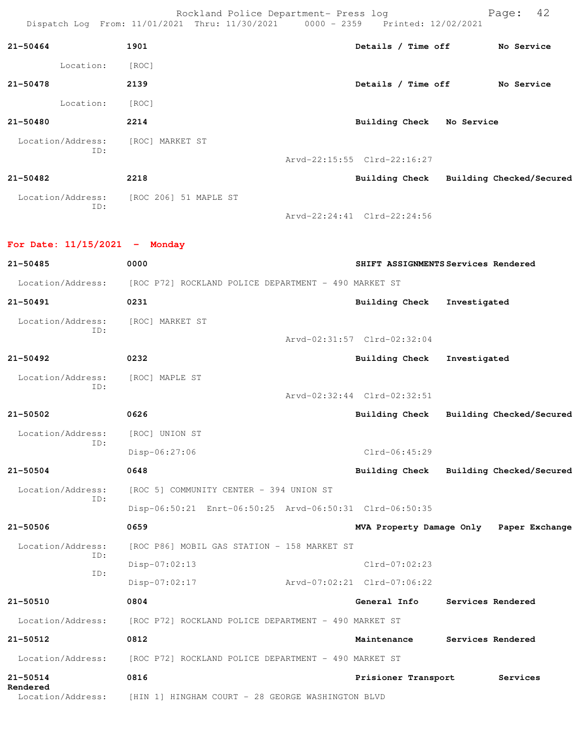Rockland Police Department- Press log
Dispatch Log From: 11/01/2021 Thru: 11/30/2021 0000 - 2359 Printed: 12/02/2021

**21-50464** **1901** **Details / Time off** **No Service**

Location: [ROC]

**21-50478** **2139** **Details / Time off** **No Service**

Location: [ROC]

**21-50480** **2214** **Building Check** **No Service**

Location/Address: [ROC] MARKET ST
ID:
Arvd-22:15:55 Clrd-22:16:27

**21-50482** **2218** **Building Check** **Building Checked/Secured**

Location/Address: [ROC 206] 51 MAPLE ST
ID:
Arvd-22:24:41 Clrd-22:24:56

## For Date: 11/15/2021 - Monday

**21-50485** **0000** **SHIFT ASSIGNMENTS** **Services Rendered**

Location/Address: [ROC P72] ROCKLAND POLICE DEPARTMENT - 490 MARKET ST

**21-50491** **0231** **Building Check** **Investigated**

Location/Address: [ROC] MARKET ST
ID:
Arvd-02:31:57 Clrd-02:32:04

**21-50492** **0232** **Building Check** **Investigated**

Location/Address: [ROC] MAPLE ST
ID:
Arvd-02:32:44 Clrd-02:32:51

**21-50502** **0626** **Building Check** **Building Checked/Secured**

Location/Address: [ROC] UNION ST
ID:
Disp-06:27:06 Clrd-06:45:29

**21-50504** **0648** **Building Check** **Building Checked/Secured**

Location/Address: [ROC 5] COMMUNITY CENTER - 394 UNION ST
ID:
Disp-06:50:21 Enrt-06:50:25 Arvd-06:50:31 Clrd-06:50:35

**21-50506** **0659** **MVA Property Damage Only** **Paper Exchange**

Location/Address: [ROC P86] MOBIL GAS STATION - 158 MARKET ST
ID:
Disp-07:02:13 Clrd-07:02:23
ID:
Disp-07:02:17 Arvd-07:02:21 Clrd-07:06:22

**21-50510** **0804** **General Info** **Services Rendered**

Location/Address: [ROC P72] ROCKLAND POLICE DEPARTMENT - 490 MARKET ST

**21-50512** **0812** **Maintenance** **Services Rendered**

Location/Address: [ROC P72] ROCKLAND POLICE DEPARTMENT - 490 MARKET ST

**21-50514** **0816** **Prisioner Transport** **Services Rendered**

Location/Address: [HIN 1] HINGHAM COURT - 28 GEORGE WASHINGTON BLVD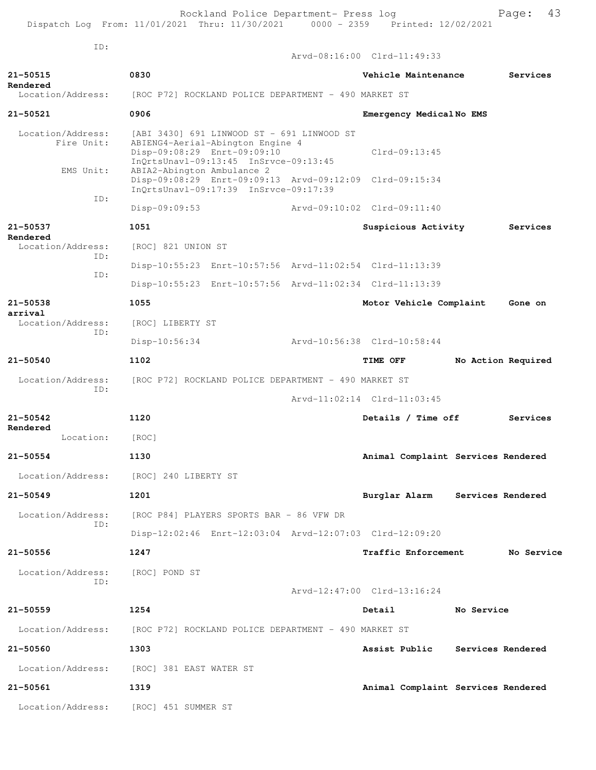ID:
Arvd-08:16:00 Clrd-11:49:33

**21-50515** 0830 Vehicle Maintenance Services Rendered
Location/Address: [ROC P72] ROCKLAND POLICE DEPARTMENT - 490 MARKET ST

**21-50521** 0906 Emergency Medical No EMS
Location/Address: [ABI 3430] 691 LINWOOD ST - 691 LINWOOD ST
Fire Unit: ABIENG4-Aerial-Abington Engine 4
Disp-09:08:29 Enrt-09:09:10 Clrd-09:13:45
InQrtsUnavl-09:13:45 InSrvce-09:13:45
EMS Unit: ABIA2-Abington Ambulance 2
Disp-09:08:29 Enrt-09:09:13 Arvd-09:12:09 Clrd-09:15:34
InQrtsUnavl-09:17:39 InSrvce-09:17:39
ID:
Disp-09:09:53 Arvd-09:10:02 Clrd-09:11:40

**21-50537** 1051 Suspicious Activity Services Rendered
Location/Address: [ROC] 821 UNION ST
ID:
Disp-10:55:23 Enrt-10:57:56 Arvd-11:02:54 Clrd-11:13:39
ID:
Disp-10:55:23 Enrt-10:57:56 Arvd-11:02:34 Clrd-11:13:39

**21-50538** 1055 Motor Vehicle Complaint Gone on arrival
Location/Address: [ROC] LIBERTY ST
ID:
Disp-10:56:34 Arvd-10:56:38 Clrd-10:58:44

**21-50540** 1102 TIME OFF No Action Required
Location/Address: [ROC P72] ROCKLAND POLICE DEPARTMENT - 490 MARKET ST
ID:
Arvd-11:02:14 Clrd-11:03:45

**21-50542** 1120 Details / Time off Services Rendered
Location: [ROC]

**21-50554** 1130 Animal Complaint Services Rendered
Location/Address: [ROC] 240 LIBERTY ST

**21-50549** 1201 Burglar Alarm Services Rendered
Location/Address: [ROC P84] PLAYERS SPORTS BAR - 86 VFW DR
ID:
Disp-12:02:46 Enrt-12:03:04 Arvd-12:07:03 Clrd-12:09:20

**21-50556** 1247 Traffic Enforcement No Service
Location/Address: [ROC] POND ST
ID:
Arvd-12:47:00 Clrd-13:16:24

**21-50559** 1254 Detail No Service
Location/Address: [ROC P72] ROCKLAND POLICE DEPARTMENT - 490 MARKET ST

**21-50560** 1303 Assist Public Services Rendered
Location/Address: [ROC] 381 EAST WATER ST

**21-50561** 1319 Animal Complaint Services Rendered
Location/Address: [ROC] 451 SUMMER ST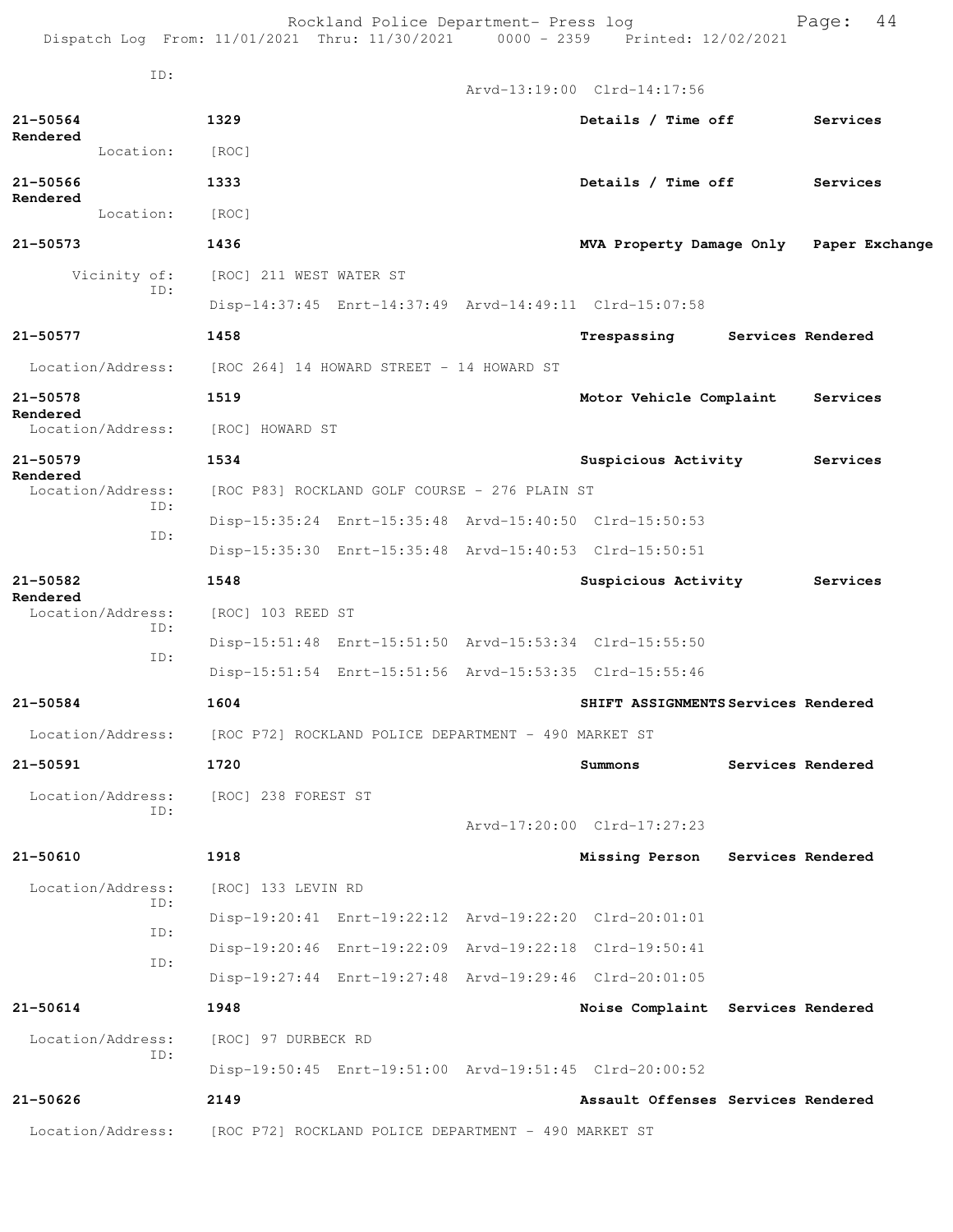ID:
Arvd-13:19:00 Clrd-14:17:56

**21-50564** **1329** **Details / Time off** **Services Rendered**
Location: [ROC]

**21-50566** **1333** **Details / Time off** **Services Rendered**
Location: [ROC]

**21-50573** **1436** **MVA Property Damage Only** **Paper Exchange**
Vicinity of: [ROC] 211 WEST WATER ST
ID:
Disp-14:37:45 Enrt-14:37:49 Arvd-14:49:11 Clrd-15:07:58

**21-50577** **1458** **Trespassing** **Services Rendered**
Location/Address: [ROC 264] 14 HOWARD STREET - 14 HOWARD ST

**21-50578** **1519** **Motor Vehicle Complaint** **Services Rendered**
Location/Address: [ROC] HOWARD ST

**21-50579** **1534** **Suspicious Activity** **Services Rendered**
Location/Address: [ROC P83] ROCKLAND GOLF COURSE - 276 PLAIN ST
ID:
Disp-15:35:24 Enrt-15:35:48 Arvd-15:40:50 Clrd-15:50:53
ID:
Disp-15:35:30 Enrt-15:35:48 Arvd-15:40:53 Clrd-15:50:51

**21-50582** **1548** **Suspicious Activity** **Services Rendered**
Location/Address: [ROC] 103 REED ST
ID:
Disp-15:51:48 Enrt-15:51:50 Arvd-15:53:34 Clrd-15:55:50
ID:
Disp-15:51:54 Enrt-15:51:56 Arvd-15:53:35 Clrd-15:55:46

**21-50584** **1604** **SHIFT ASSIGNMENTS** **Services Rendered**
Location/Address: [ROC P72] ROCKLAND POLICE DEPARTMENT - 490 MARKET ST

**21-50591** **1720** **Summons** **Services Rendered**
Location/Address: [ROC] 238 FOREST ST
ID:
Arvd-17:20:00 Clrd-17:27:23

**21-50610** **1918** **Missing Person** **Services Rendered**
Location/Address: [ROC] 133 LEVIN RD
ID:
Disp-19:20:41 Enrt-19:22:12 Arvd-19:22:20 Clrd-20:01:01
ID:
Disp-19:20:46 Enrt-19:22:09 Arvd-19:22:18 Clrd-19:50:41
ID:
Disp-19:27:44 Enrt-19:27:48 Arvd-19:29:46 Clrd-20:01:05

**21-50614** **1948** **Noise Complaint** **Services Rendered**
Location/Address: [ROC] 97 DURBECK RD
ID:
Disp-19:50:45 Enrt-19:51:00 Arvd-19:51:45 Clrd-20:00:52

**21-50626** **2149** **Assault Offenses** **Services Rendered**
Location/Address: [ROC P72] ROCKLAND POLICE DEPARTMENT - 490 MARKET ST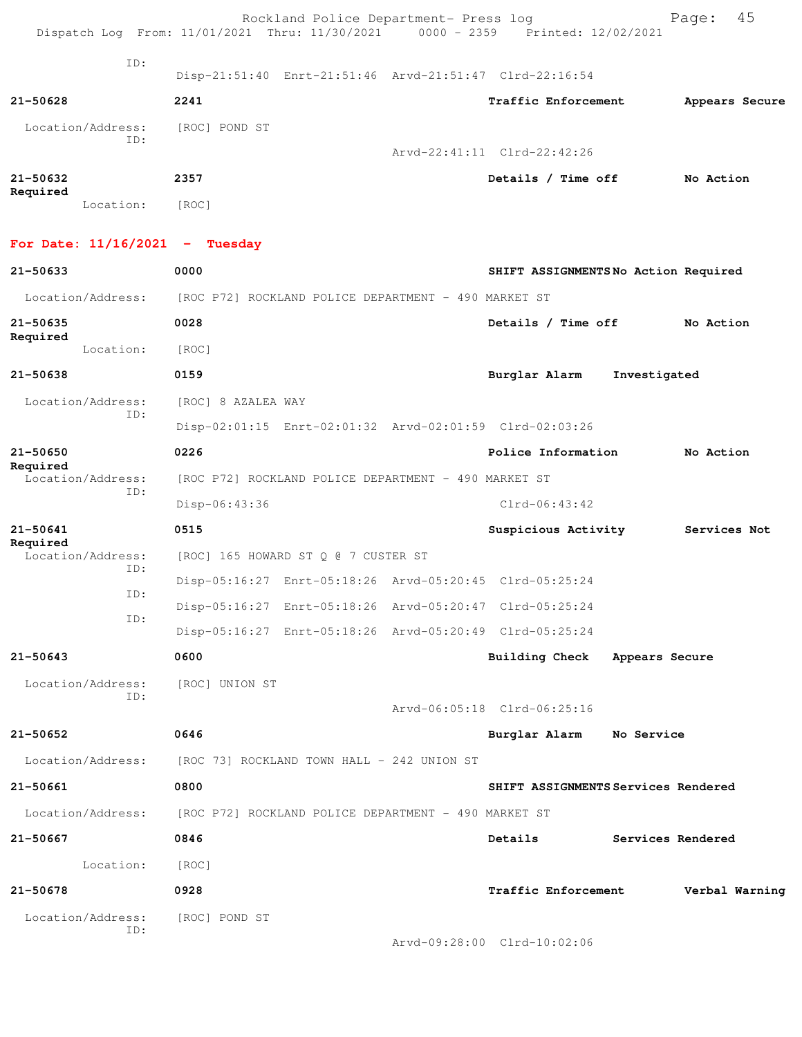ID:
Disp-21:51:40 Enrt-21:51:46 Arvd-21:51:47 Clrd-22:16:54

**21-50628** **2241** **Traffic Enforcement** **Appears Secure**

Location/Address: [ROC] POND ST
ID:
Arvd-22:41:11 Clrd-22:42:26

**21-50632** **2357** **Details / Time off** **No Action Required**

Location: [ROC]

## For Date: 11/16/2021 - Tuesday

**21-50633** **0000** **SHIFT ASSIGNMENTS** **No Action Required**

Location/Address: [ROC P72] ROCKLAND POLICE DEPARTMENT - 490 MARKET ST

**21-50635** **0028** **Details / Time off** **No Action Required**

Location: [ROC]

**21-50638** **0159** **Burglar Alarm** **Investigated**

Location/Address: [ROC] 8 AZALEA WAY
ID:
Disp-02:01:15 Enrt-02:01:32 Arvd-02:01:59 Clrd-02:03:26

**21-50650** **0226** **Police Information** **No Action Required**

Location/Address: [ROC P72] ROCKLAND POLICE DEPARTMENT - 490 MARKET ST
ID:
Disp-06:43:36 Clrd-06:43:42

**21-50641** **0515** **Suspicious Activity** **Services Not Required**

Location/Address: [ROC] 165 HOWARD ST Q @ 7 CUSTER ST
ID:
Disp-05:16:27 Enrt-05:18:26 Arvd-05:20:45 Clrd-05:25:24
ID:
Disp-05:16:27 Enrt-05:18:26 Arvd-05:20:47 Clrd-05:25:24
ID:
Disp-05:16:27 Enrt-05:18:26 Arvd-05:20:49 Clrd-05:25:24

**21-50643** **0600** **Building Check** **Appears Secure**

Location/Address: [ROC] UNION ST
ID:
Arvd-06:05:18 Clrd-06:25:16

**21-50652** **0646** **Burglar Alarm** **No Service**

Location/Address: [ROC 73] ROCKLAND TOWN HALL - 242 UNION ST

**21-50661** **0800** **SHIFT ASSIGNMENTS** **Services Rendered**

Location/Address: [ROC P72] ROCKLAND POLICE DEPARTMENT - 490 MARKET ST

**21-50667** **0846** **Details** **Services Rendered**

Location: [ROC]

**21-50678** **0928** **Traffic Enforcement** **Verbal Warning**

Location/Address: [ROC] POND ST
ID:
Arvd-09:28:00 Clrd-10:02:06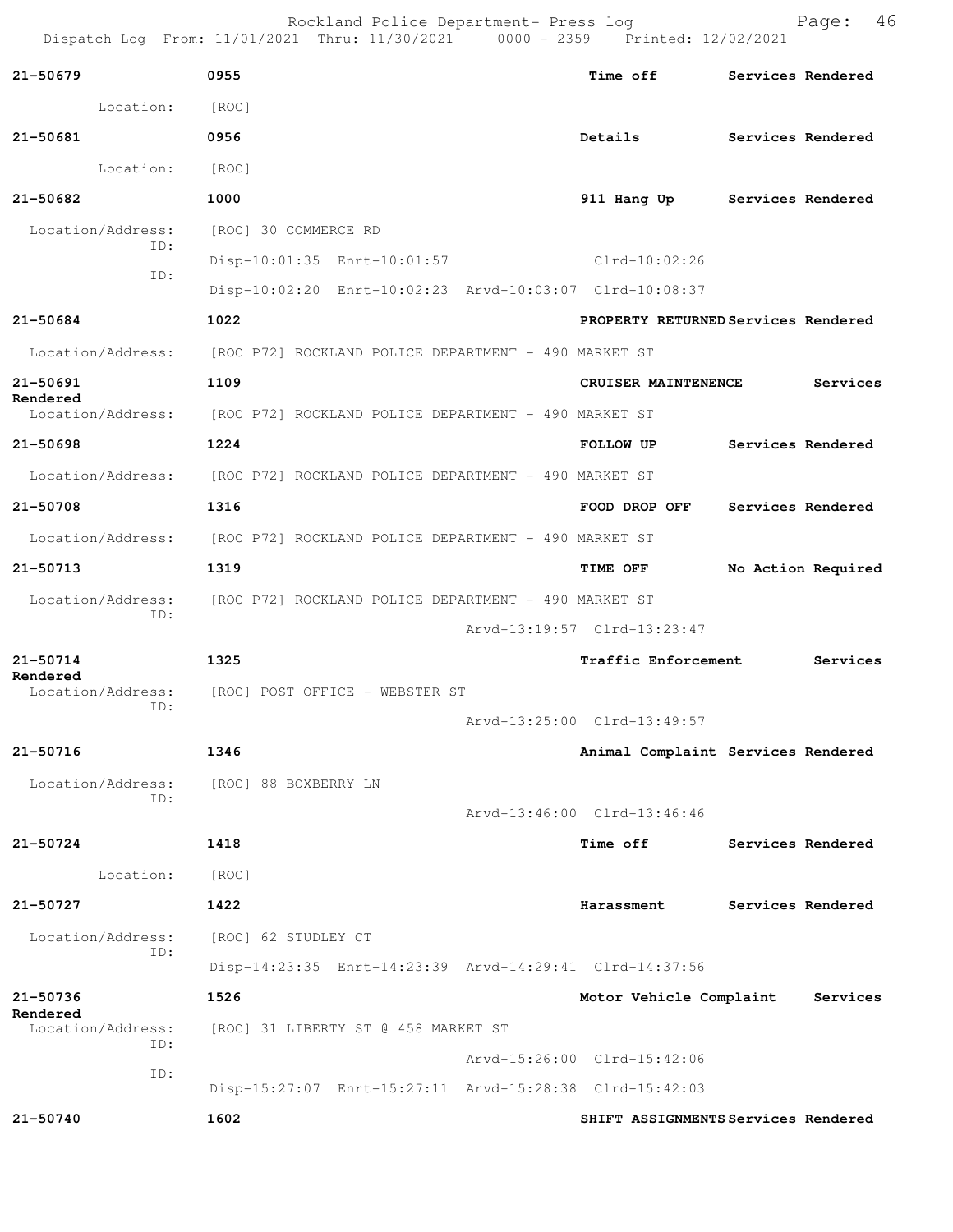Dispatch Log From: 11/01/2021 Thru: 11/30/2021 0000 - 2359 Printed: 12/02/2021

**21-50679** **0955** **Time off** **Services Rendered**

Location: [ROC]

**21-50681** **0956** **Details** **Services Rendered**

Location: [ROC]

**21-50682** **1000** **911 Hang Up** **Services Rendered**

Location/Address: [ROC] 30 COMMERCE RD

ID: Disp-10:01:35 Enrt-10:01:57 Clrd-10:02:26

ID: Disp-10:02:20 Enrt-10:02:23 Arvd-10:03:07 Clrd-10:08:37

**21-50684** **1022** **PROPERTY RETURNED** **Services Rendered**

Location/Address: [ROC P72] ROCKLAND POLICE DEPARTMENT - 490 MARKET ST

**21-50691** **1109** **CRUISER MAINTENENCE** **Services Rendered**

Location/Address: [ROC P72] ROCKLAND POLICE DEPARTMENT - 490 MARKET ST

**21-50698** **1224** **FOLLOW UP** **Services Rendered**

Location/Address: [ROC P72] ROCKLAND POLICE DEPARTMENT - 490 MARKET ST

**21-50708** **1316** **FOOD DROP OFF** **Services Rendered**

Location/Address: [ROC P72] ROCKLAND POLICE DEPARTMENT - 490 MARKET ST

**21-50713** **1319** **TIME OFF** **No Action Required**

Location/Address: [ROC P72] ROCKLAND POLICE DEPARTMENT - 490 MARKET ST

ID: Arvd-13:19:57 Clrd-13:23:47

**21-50714** **1325** **Traffic Enforcement** **Services Rendered**

Location/Address: [ROC] POST OFFICE - WEBSTER ST

ID: Arvd-13:25:00 Clrd-13:49:57

**21-50716** **1346** **Animal Complaint** **Services Rendered**

Location/Address: [ROC] 88 BOXBERRY LN

ID: Arvd-13:46:00 Clrd-13:46:46

**21-50724** **1418** **Time off** **Services Rendered**

Location: [ROC]

**21-50727** **1422** **Harassment** **Services Rendered**

Location/Address: [ROC] 62 STUDLEY CT

ID: Disp-14:23:35 Enrt-14:23:39 Arvd-14:29:41 Clrd-14:37:56

**21-50736** **1526** **Motor Vehicle Complaint** **Services Rendered**

Location/Address: [ROC] 31 LIBERTY ST @ 458 MARKET ST

ID: Arvd-15:26:00 Clrd-15:42:06

ID: Disp-15:27:07 Enrt-15:27:11 Arvd-15:28:38 Clrd-15:42:03

**21-50740** **1602** **SHIFT ASSIGNMENTS** **Services Rendered**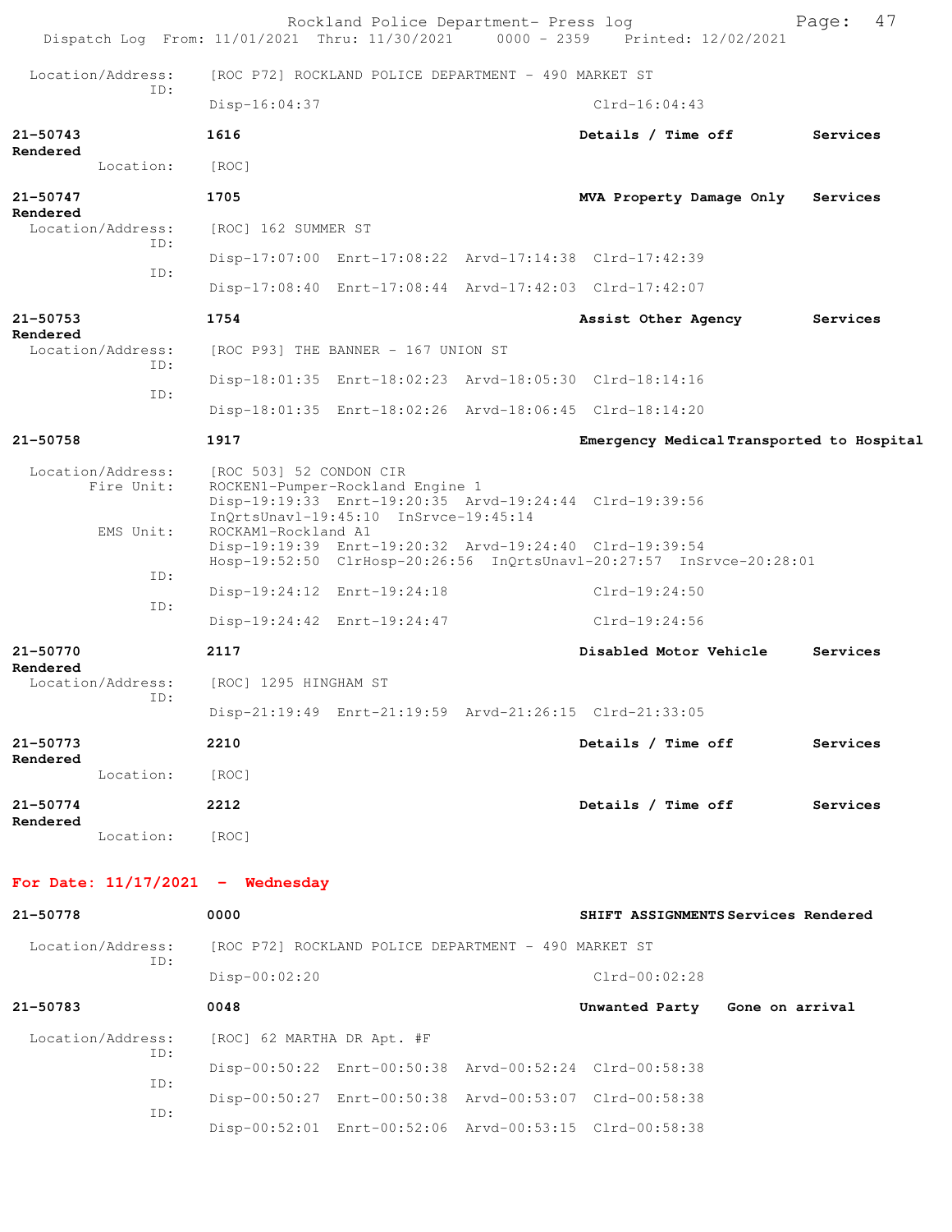Location/Address: [ROC P72] ROCKLAND POLICE DEPARTMENT - 490 MARKET ST
ID:
Disp-16:04:37 Clrd-16:04:43

**21-50743** **1616** **Details / Time off** **Services Rendered**
Location: [ROC]

**21-50747** **1705** **MVA Property Damage Only** **Services Rendered**
Location/Address: [ROC] 162 SUMMER ST
ID:
Disp-17:07:00 Enrt-17:08:22 Arvd-17:14:38 Clrd-17:42:39
ID:
Disp-17:08:40 Enrt-17:08:44 Arvd-17:42:03 Clrd-17:42:07

**21-50753** **1754** **Assist Other Agency** **Services Rendered**
Location/Address: [ROC P93] THE BANNER - 167 UNION ST
ID:
Disp-18:01:35 Enrt-18:02:23 Arvd-18:05:30 Clrd-18:14:16
ID:
Disp-18:01:35 Enrt-18:02:26 Arvd-18:06:45 Clrd-18:14:20

**21-50758** **1917** **Emergency Medical** **Transported to Hospital**
Location/Address: [ROC 503] 52 CONDON CIR
Fire Unit: ROCKEN1-Pumper-Rockland Engine 1
Disp-19:19:33 Enrt-19:20:35 Arvd-19:24:44 Clrd-19:39:56
InQrtsUnavl-19:45:10 InSrvce-19:45:14
EMS Unit: ROCKAM1-Rockland A1
Disp-19:19:39 Enrt-19:20:32 Arvd-19:24:40 Clrd-19:39:54
Hosp-19:52:50 ClrHosp-20:26:56 InQrtsUnavl-20:27:57 InSrvce-20:28:01
ID:
Disp-19:24:12 Enrt-19:24:18 Clrd-19:24:50
ID:
Disp-19:24:42 Enrt-19:24:47 Clrd-19:24:56

**21-50770** **2117** **Disabled Motor Vehicle** **Services Rendered**
Location/Address: [ROC] 1295 HINGHAM ST
ID:
Disp-21:19:49 Enrt-21:19:59 Arvd-21:26:15 Clrd-21:33:05

**21-50773** **2210** **Details / Time off** **Services Rendered**
Location: [ROC]

**21-50774** **2212** **Details / Time off** **Services Rendered**
Location: [ROC]

## For Date: 11/17/2021 - Wednesday

**21-50778** **0000** **SHIFT ASSIGNMENTS** **Services Rendered**
Location/Address: [ROC P72] ROCKLAND POLICE DEPARTMENT - 490 MARKET ST
ID:
Disp-00:02:20 Clrd-00:02:28

**21-50783** **0048** **Unwanted Party** **Gone on arrival**
Location/Address: [ROC] 62 MARTHA DR Apt. #F
ID:
Disp-00:50:22 Enrt-00:50:38 Arvd-00:52:24 Clrd-00:58:38
ID:
Disp-00:50:27 Enrt-00:50:38 Arvd-00:53:07 Clrd-00:58:38
ID:
Disp-00:52:01 Enrt-00:52:06 Arvd-00:53:15 Clrd-00:58:38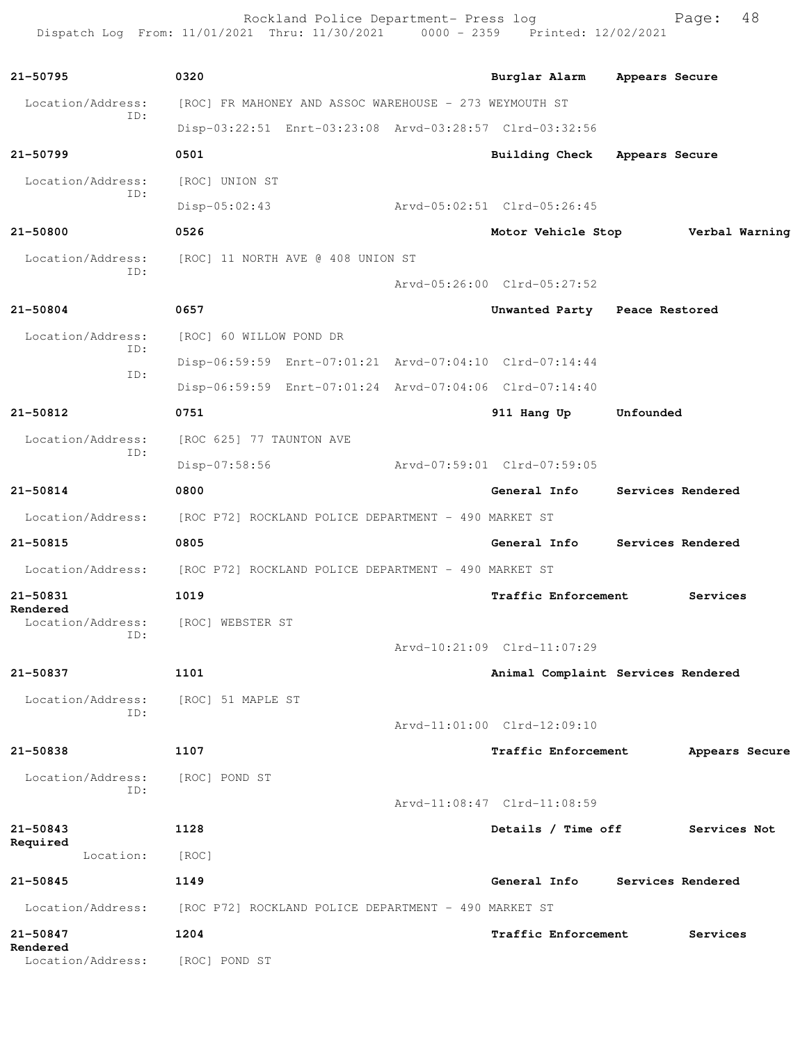**21-50795** **0320** **Burglar Alarm** **Appears Secure**

Location/Address: [ROC] FR MAHONEY AND ASSOC WAREHOUSE - 273 WEYMOUTH ST
ID:
Disp-03:22:51 Enrt-03:23:08 Arvd-03:28:57 Clrd-03:32:56

**21-50799** **0501** **Building Check** **Appears Secure**

Location/Address: [ROC] UNION ST
ID:
Disp-05:02:43 Arvd-05:02:51 Clrd-05:26:45

**21-50800** **0526** **Motor Vehicle Stop** **Verbal Warning**

Location/Address: [ROC] 11 NORTH AVE @ 408 UNION ST
ID:
Arvd-05:26:00 Clrd-05:27:52

**21-50804** **0657** **Unwanted Party** **Peace Restored**

Location/Address: [ROC] 60 WILLOW POND DR
ID:
Disp-06:59:59 Enrt-07:01:21 Arvd-07:04:10 Clrd-07:14:44
ID:
Disp-06:59:59 Enrt-07:01:24 Arvd-07:04:06 Clrd-07:14:40

**21-50812** **0751** **911 Hang Up** **Unfounded**

Location/Address: [ROC 625] 77 TAUNTON AVE
ID:
Disp-07:58:56 Arvd-07:59:01 Clrd-07:59:05

**21-50814** **0800** **General Info** **Services Rendered**

Location/Address: [ROC P72] ROCKLAND POLICE DEPARTMENT - 490 MARKET ST

**21-50815** **0805** **General Info** **Services Rendered**

Location/Address: [ROC P72] ROCKLAND POLICE DEPARTMENT - 490 MARKET ST

**21-50831** **1019** **Traffic Enforcement** **Services Rendered**

Location/Address: [ROC] WEBSTER ST
ID:
Arvd-10:21:09 Clrd-11:07:29

**21-50837** **1101** **Animal Complaint** **Services Rendered**

Location/Address: [ROC] 51 MAPLE ST
ID:
Arvd-11:01:00 Clrd-12:09:10

**21-50838** **1107** **Traffic Enforcement** **Appears Secure**

Location/Address: [ROC] POND ST
ID:
Arvd-11:08:47 Clrd-11:08:59

**21-50843** **1128** **Details / Time off** **Services Not Required**

Location: [ROC]

**21-50845** **1149** **General Info** **Services Rendered**

Location/Address: [ROC P72] ROCKLAND POLICE DEPARTMENT - 490 MARKET ST

**21-50847** **1204** **Traffic Enforcement** **Services Rendered**

Location/Address: [ROC] POND ST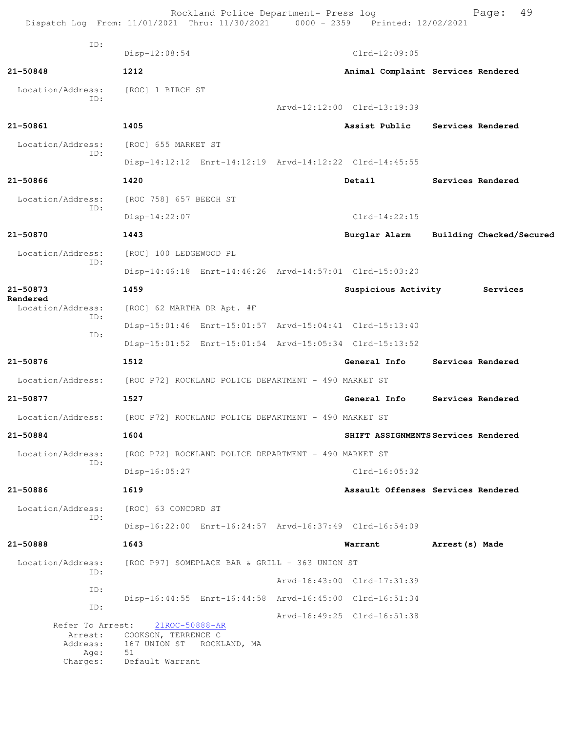ID:
Disp-12:08:54 Clrd-12:09:05

**21-50848** 1212 Animal Complaint Services Rendered

Location/Address: [ROC] 1 BIRCH ST
ID:
Arvd-12:12:00 Clrd-13:19:39

**21-50861** 1405 Assist Public Services Rendered

Location/Address: [ROC] 655 MARKET ST
ID:
Disp-14:12:12 Enrt-14:12:19 Arvd-14:12:22 Clrd-14:45:55

**21-50866** 1420 Detail Services Rendered

Location/Address: [ROC 758] 657 BEECH ST
ID:
Disp-14:22:07 Clrd-14:22:15

**21-50870** 1443 Burglar Alarm Building Checked/Secured

Location/Address: [ROC] 100 LEDGEWOOD PL
ID:
Disp-14:46:18 Enrt-14:46:26 Arvd-14:57:01 Clrd-15:03:20

**21-50873** 1459 Suspicious Activity Services Rendered

Location/Address: [ROC] 62 MARTHA DR Apt. #F
ID:
Disp-15:01:46 Enrt-15:01:57 Arvd-15:04:41 Clrd-15:13:40
ID:
Disp-15:01:52 Enrt-15:01:54 Arvd-15:05:34 Clrd-15:13:52

**21-50876** 1512 General Info Services Rendered

Location/Address: [ROC P72] ROCKLAND POLICE DEPARTMENT - 490 MARKET ST

**21-50877** 1527 General Info Services Rendered

Location/Address: [ROC P72] ROCKLAND POLICE DEPARTMENT - 490 MARKET ST

**21-50884** 1604 SHIFT ASSIGNMENTS Services Rendered

Location/Address: [ROC P72] ROCKLAND POLICE DEPARTMENT - 490 MARKET ST
ID:
Disp-16:05:27 Clrd-16:05:32

**21-50886** 1619 Assault Offenses Services Rendered

Location/Address: [ROC] 63 CONCORD ST
ID:
Disp-16:22:00 Enrt-16:24:57 Arvd-16:37:49 Clrd-16:54:09

**21-50888** 1643 Warrant Arrest(s) Made

Location/Address: [ROC P97] SOMEPLACE BAR & GRILL - 363 UNION ST
ID:
Arvd-16:43:00 Clrd-17:31:39
ID:
Disp-16:44:55 Enrt-16:44:58 Arvd-16:45:00 Clrd-16:51:34
ID:
Arvd-16:49:25 Clrd-16:51:38

Refer To Arrest: 21ROC-50888-AR
Arrest: COOKSON, TERRENCE C
Address: 167 UNION ST ROCKLAND, MA
Age: 51
Charges: Default Warrant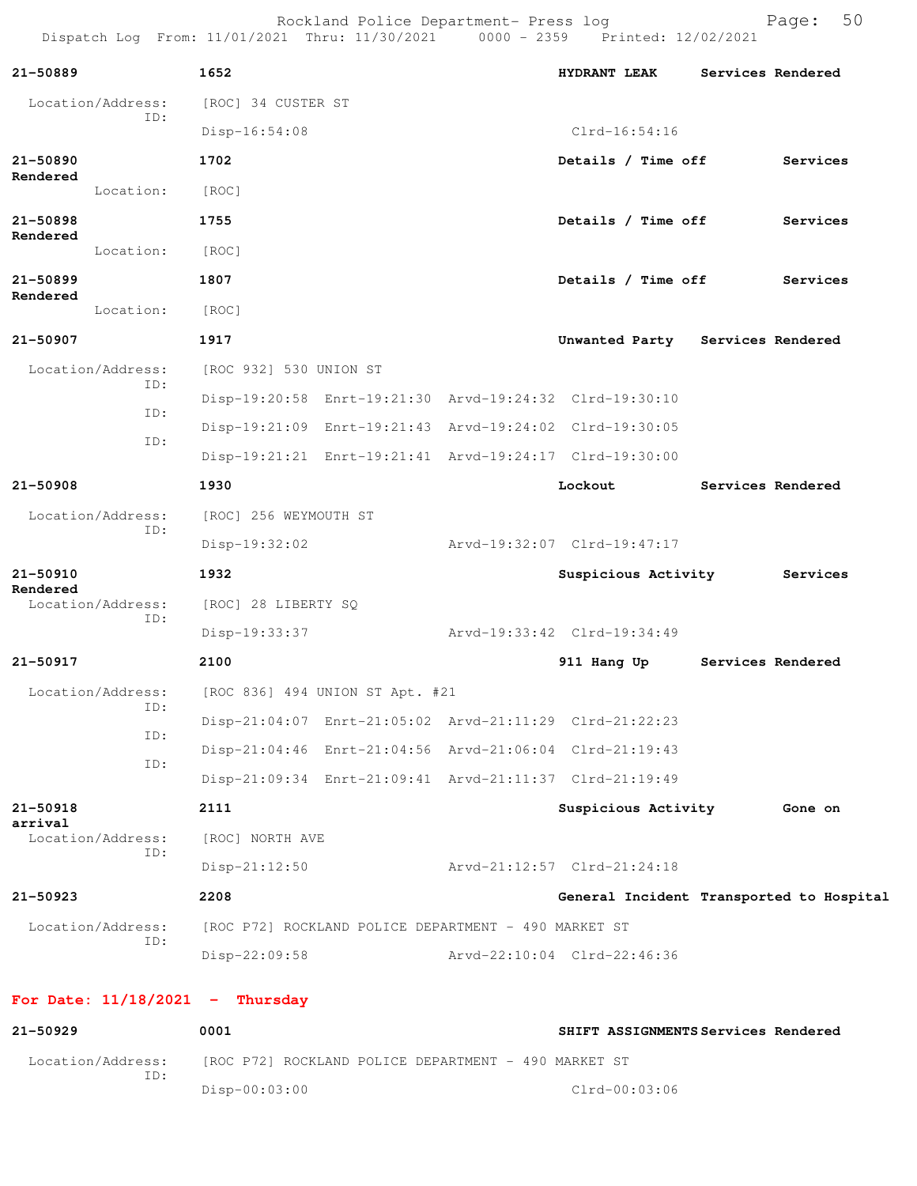Rockland Police Department- Press log
Dispatch Log From: 11/01/2021 Thru: 11/30/2021 0000 - 2359 Printed: 12/02/2021

**21-50889** **1652** **HYDRANT LEAK** **Services Rendered**

Location/Address: [ROC] 34 CUSTER ST
ID:
Disp-16:54:08 Clrd-16:54:16

**21-50890** **1702** **Details / Time off** **Services Rendered**

Location: [ROC]

**21-50898** **1755** **Details / Time off** **Services Rendered**

Location: [ROC]

**21-50899** **1807** **Details / Time off** **Services Rendered**

Location: [ROC]

**21-50907** **1917** **Unwanted Party** **Services Rendered**

Location/Address: [ROC 932] 530 UNION ST
ID:
Disp-19:20:58 Enrt-19:21:30 Arvd-19:24:32 Clrd-19:30:10
ID:
Disp-19:21:09 Enrt-19:21:43 Arvd-19:24:02 Clrd-19:30:05
ID:
Disp-19:21:21 Enrt-19:21:41 Arvd-19:24:17 Clrd-19:30:00

**21-50908** **1930** **Lockout** **Services Rendered**

Location/Address: [ROC] 256 WEYMOUTH ST
ID:
Disp-19:32:02 Arvd-19:32:07 Clrd-19:47:17

**21-50910** **1932** **Suspicious Activity** **Services Rendered**

Location/Address: [ROC] 28 LIBERTY SQ
ID:
Disp-19:33:37 Arvd-19:33:42 Clrd-19:34:49

**21-50917** **2100** **911 Hang Up** **Services Rendered**

Location/Address: [ROC 836] 494 UNION ST Apt. #21
ID:
Disp-21:04:07 Enrt-21:05:02 Arvd-21:11:29 Clrd-21:22:23
ID:
Disp-21:04:46 Enrt-21:04:56 Arvd-21:06:04 Clrd-21:19:43
ID:
Disp-21:09:34 Enrt-21:09:41 Arvd-21:11:37 Clrd-21:19:49

**21-50918** **2111** **Suspicious Activity** **Gone on arrival**

Location/Address: [ROC] NORTH AVE
ID:
Disp-21:12:50 Arvd-21:12:57 Clrd-21:24:18

**21-50923** **2208** **General Incident** **Transported to Hospital**

Location/Address: [ROC P72] ROCKLAND POLICE DEPARTMENT - 490 MARKET ST
ID:
Disp-22:09:58 Arvd-22:10:04 Clrd-22:46:36

## For Date: 11/18/2021 - Thursday

**21-50929** **0001** **SHIFT ASSIGNMENTS** **Services Rendered**

Location/Address: [ROC P72] ROCKLAND POLICE DEPARTMENT - 490 MARKET ST
ID:
Disp-00:03:00 Clrd-00:03:06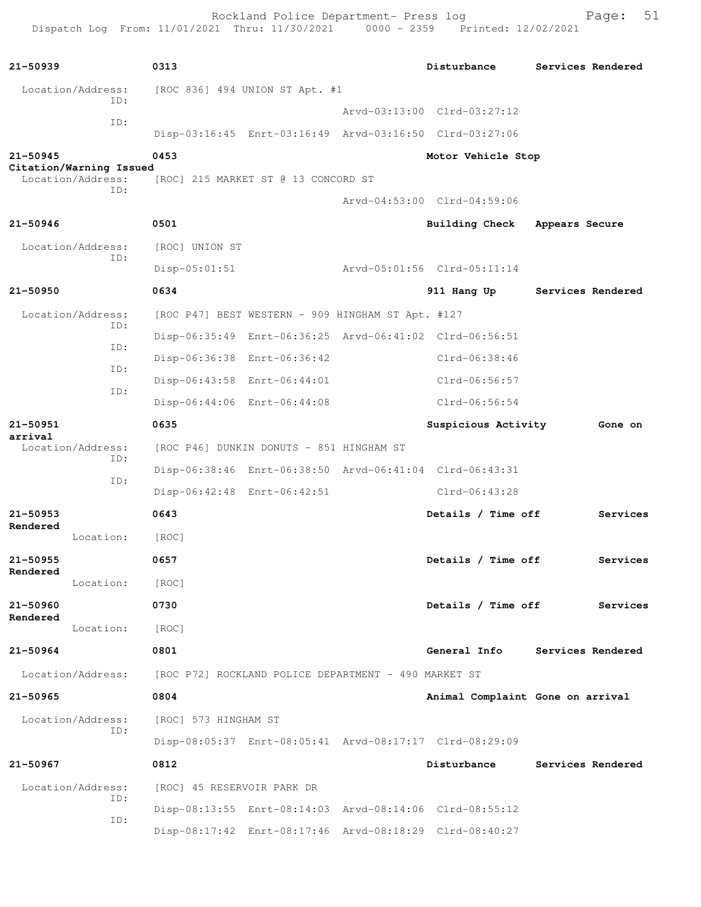**21-50939** 0313 Disturbance Services Rendered

Location/Address: [ROC 836] 494 UNION ST Apt. #1

ID: Arvd-03:13:00 Clrd-03:27:12

ID: Disp-03:16:45 Enrt-03:16:49 Arvd-03:16:50 Clrd-03:27:06

**21-50945** 0453 Motor Vehicle Stop Citation/Warning Issued

Location/Address: [ROC] 215 MARKET ST @ 13 CONCORD ST

ID: Arvd-04:53:00 Clrd-04:59:06

**21-50946** 0501 Building Check Appears Secure

Location/Address: [ROC] UNION ST

ID: Disp-05:01:51 Arvd-05:01:56 Clrd-05:11:14

**21-50950** 0634 911 Hang Up Services Rendered

Location/Address: [ROC P47] BEST WESTERN - 909 HINGHAM ST Apt. #127

ID: Disp-06:35:49 Enrt-06:36:25 Arvd-06:41:02 Clrd-06:56:51

ID: Disp-06:36:38 Enrt-06:36:42 Clrd-06:38:46

ID: Disp-06:43:58 Enrt-06:44:01 Clrd-06:56:57

ID: Disp-06:44:06 Enrt-06:44:08 Clrd-06:56:54

**21-50951** 0635 Suspicious Activity Gone on arrival

Location/Address: [ROC P46] DUNKIN DONUTS - 851 HINGHAM ST

ID: Disp-06:38:46 Enrt-06:38:50 Arvd-06:41:04 Clrd-06:43:31

ID: Disp-06:42:48 Enrt-06:42:51 Clrd-06:43:28

**21-50953** 0643 Details / Time off Services Rendered

Location: [ROC]

**21-50955** 0657 Details / Time off Services Rendered

Location: [ROC]

**21-50960** 0730 Details / Time off Services Rendered

Location: [ROC]

**21-50964** 0801 General Info Services Rendered

Location/Address: [ROC P72] ROCKLAND POLICE DEPARTMENT - 490 MARKET ST

**21-50965** 0804 Animal Complaint Gone on arrival

Location/Address: [ROC] 573 HINGHAM ST

ID: Disp-08:05:37 Enrt-08:05:41 Arvd-08:17:17 Clrd-08:29:09

**21-50967** 0812 Disturbance Services Rendered

Location/Address: [ROC] 45 RESERVOIR PARK DR

ID: Disp-08:13:55 Enrt-08:14:03 Arvd-08:14:06 Clrd-08:55:12

ID: Disp-08:17:42 Enrt-08:17:46 Arvd-08:18:29 Clrd-08:40:27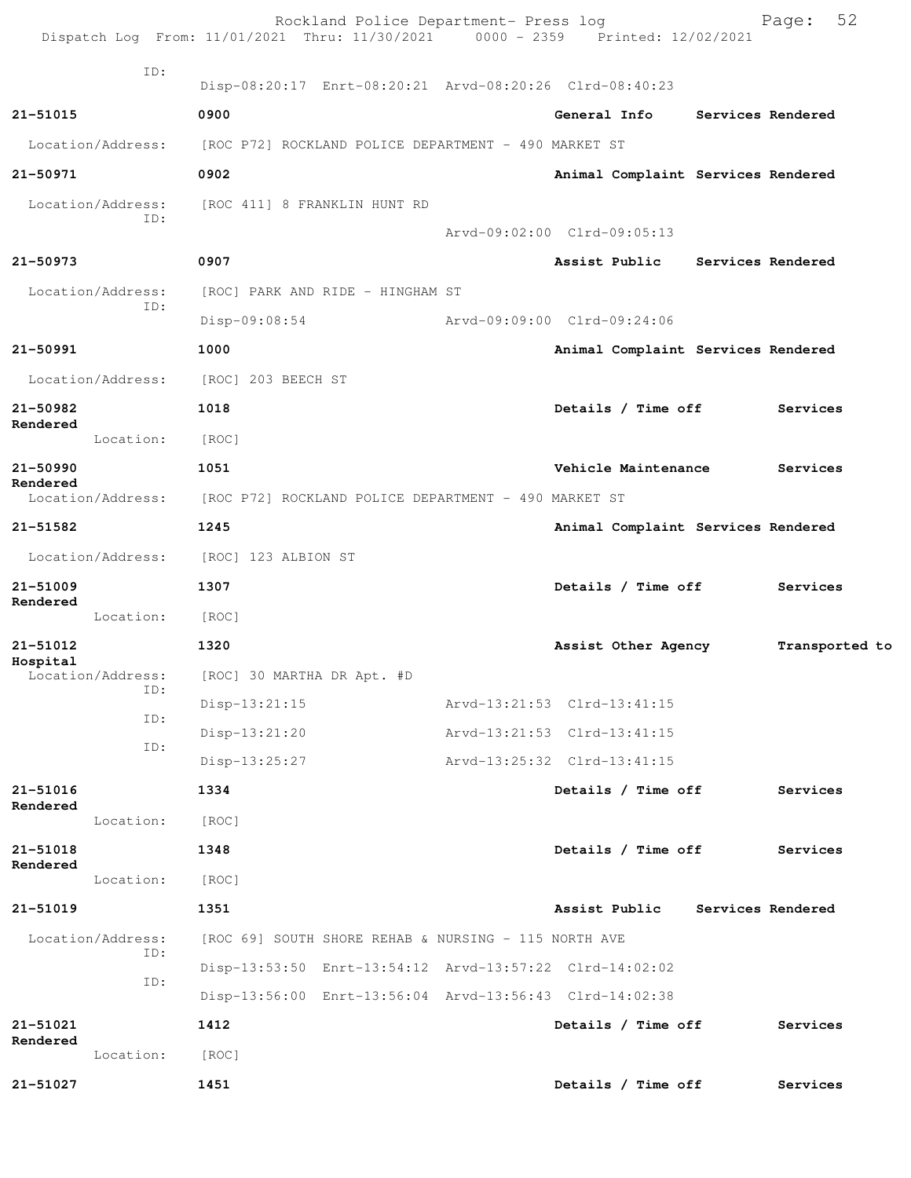ID:
Disp-08:20:17 Enrt-08:20:21 Arvd-08:20:26 Clrd-08:40:23

**21-51015** **0900** **General Info** **Services Rendered**
Location/Address: [ROC P72] ROCKLAND POLICE DEPARTMENT - 490 MARKET ST

**21-50971** **0902** **Animal Complaint** **Services Rendered**
Location/Address: [ROC 411] 8 FRANKLIN HUNT RD
ID:
Arvd-09:02:00 Clrd-09:05:13

**21-50973** **0907** **Assist Public** **Services Rendered**
Location/Address: [ROC] PARK AND RIDE - HINGHAM ST
ID:
Disp-09:08:54 Arvd-09:09:00 Clrd-09:24:06

**21-50991** **1000** **Animal Complaint** **Services Rendered**
Location/Address: [ROC] 203 BEECH ST

**21-50982** **1018** **Details / Time off** **Services Rendered**
Location: [ROC]

**21-50990** **1051** **Vehicle Maintenance** **Services Rendered**
Location/Address: [ROC P72] ROCKLAND POLICE DEPARTMENT - 490 MARKET ST

**21-51582** **1245** **Animal Complaint** **Services Rendered**
Location/Address: [ROC] 123 ALBION ST

**21-51009** **1307** **Details / Time off** **Services Rendered**
Location: [ROC]

**21-51012** **1320** **Assist Other Agency** **Transported to Hospital**
Location/Address: [ROC] 30 MARTHA DR Apt. #D
ID:
Disp-13:21:15 Arvd-13:21:53 Clrd-13:41:15
ID:
Disp-13:21:20 Arvd-13:21:53 Clrd-13:41:15
ID:
Disp-13:25:27 Arvd-13:25:32 Clrd-13:41:15

**21-51016** **1334** **Details / Time off** **Services Rendered**
Location: [ROC]

**21-51018** **1348** **Details / Time off** **Services Rendered**
Location: [ROC]

**21-51019** **1351** **Assist Public** **Services Rendered**
Location/Address: [ROC 69] SOUTH SHORE REHAB & NURSING - 115 NORTH AVE
ID:
Disp-13:53:50 Enrt-13:54:12 Arvd-13:57:22 Clrd-14:02:02
ID:
Disp-13:56:00 Enrt-13:56:04 Arvd-13:56:43 Clrd-14:02:38

**21-51021** **1412** **Details / Time off** **Services Rendered**
Location: [ROC]

**21-51027** **1451** **Details / Time off** **Services**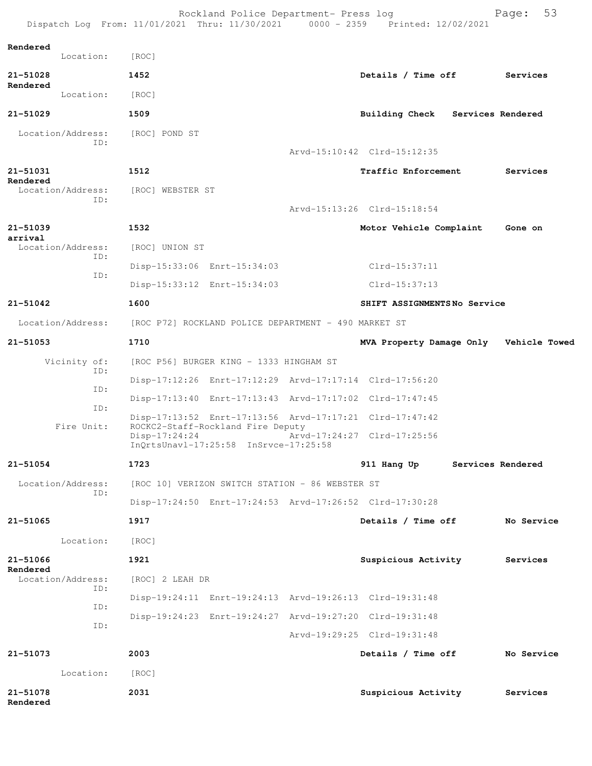Rendered
Location: [ROC]

**21-51028** **1452** **Details / Time off** **Services Rendered**
Location: [ROC]

**21-51029** **1509** **Building Check** **Services Rendered**
Location/Address: [ROC] POND ST
ID:
Arvd-15:10:42 Clrd-15:12:35

**21-51031** **1512** **Traffic Enforcement** **Services Rendered**
Location/Address: [ROC] WEBSTER ST
ID:
Arvd-15:13:26 Clrd-15:18:54

**21-51039** **1532** **Motor Vehicle Complaint** **Gone on arrival**
Location/Address: [ROC] UNION ST
ID:
Disp-15:33:06 Enrt-15:34:03 Clrd-15:37:11
ID:
Disp-15:33:12 Enrt-15:34:03 Clrd-15:37:13

**21-51042** **1600** **SHIFT ASSIGNMENTS** **No Service**
Location/Address: [ROC P72] ROCKLAND POLICE DEPARTMENT - 490 MARKET ST

**21-51053** **1710** **MVA Property Damage Only** **Vehicle Towed**
Vicinity of: [ROC P56] BURGER KING - 1333 HINGHAM ST
ID:
Disp-17:12:26 Enrt-17:12:29 Arvd-17:17:14 Clrd-17:56:20
ID:
Disp-17:13:40 Enrt-17:13:43 Arvd-17:17:02 Clrd-17:47:45
ID:
Disp-17:13:52 Enrt-17:13:56 Arvd-17:17:21 Clrd-17:47:42
Fire Unit: ROCKC2-Staff-Rockland Fire Deputy
Disp-17:24:24 Arvd-17:24:27 Clrd-17:25:56
InQrtsUnavl-17:25:58 InSrvce-17:25:58

**21-51054** **1723** **911 Hang Up** **Services Rendered**
Location/Address: [ROC 10] VERIZON SWITCH STATION - 86 WEBSTER ST
ID:
Disp-17:24:50 Enrt-17:24:53 Arvd-17:26:52 Clrd-17:30:28

**21-51065** **1917** **Details / Time off** **No Service**
Location: [ROC]

**21-51066** **1921** **Suspicious Activity** **Services Rendered**
Location/Address: [ROC] 2 LEAH DR
ID:
Disp-19:24:11 Enrt-19:24:13 Arvd-19:26:13 Clrd-19:31:48
ID:
Disp-19:24:23 Enrt-19:24:27 Arvd-19:27:20 Clrd-19:31:48
ID:
Arvd-19:29:25 Clrd-19:31:48

**21-51073** **2003** **Details / Time off** **No Service**
Location: [ROC]

**21-51078** **2031** **Suspicious Activity** **Services Rendered**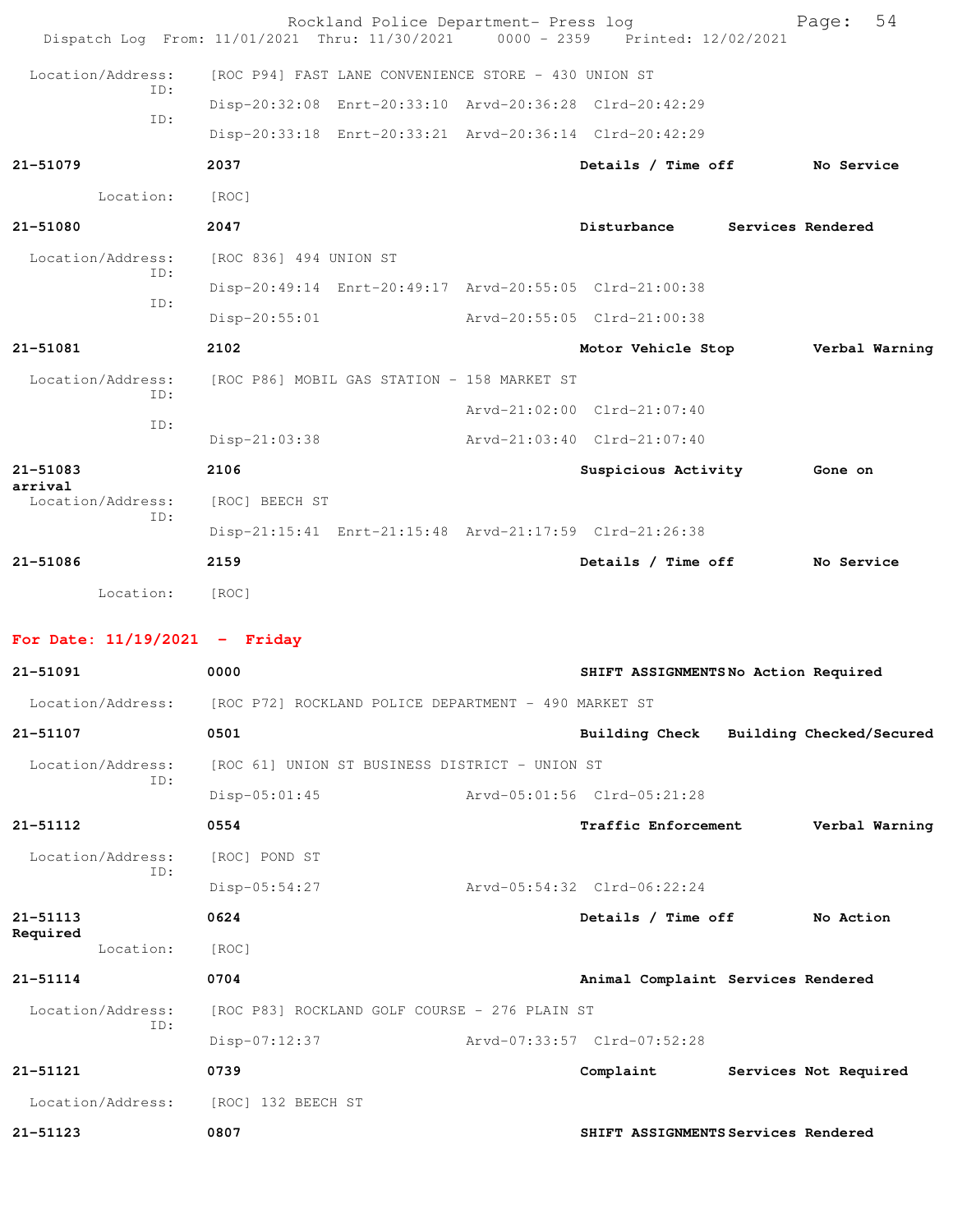Location/Address: [ROC P94] FAST LANE CONVENIENCE STORE - 430 UNION ST
ID: Disp-20:32:08 Enrt-20:33:10 Arvd-20:36:28 Clrd-20:42:29
ID: Disp-20:33:18 Enrt-20:33:21 Arvd-20:36:14 Clrd-20:42:29

**21-51079** **2037** **Details / Time off** **No Service**
Location: [ROC]

**21-51080** **2047** **Disturbance** **Services Rendered**
Location/Address: [ROC 836] 494 UNION ST
ID: Disp-20:49:14 Enrt-20:49:17 Arvd-20:55:05 Clrd-21:00:38
ID: Disp-20:55:01 Arvd-20:55:05 Clrd-21:00:38

**21-51081** **2102** **Motor Vehicle Stop** **Verbal Warning**
Location/Address: [ROC P86] MOBIL GAS STATION - 158 MARKET ST
ID: Arvd-21:02:00 Clrd-21:07:40
ID: Disp-21:03:38 Arvd-21:03:40 Clrd-21:07:40

**21-51083** **2106** **Suspicious Activity** **Gone on arrival**
Location/Address: [ROC] BEECH ST
ID: Disp-21:15:41 Enrt-21:15:48 Arvd-21:17:59 Clrd-21:26:38

**21-51086** **2159** **Details / Time off** **No Service**
Location: [ROC]

## For Date: 11/19/2021 - Friday

**21-51091** **0000** **SHIFT ASSIGNMENTS** **No Action Required**
Location/Address: [ROC P72] ROCKLAND POLICE DEPARTMENT - 490 MARKET ST

**21-51107** **0501** **Building Check** **Building Checked/Secured**
Location/Address: [ROC 61] UNION ST BUSINESS DISTRICT - UNION ST
ID: Disp-05:01:45 Arvd-05:01:56 Clrd-05:21:28

**21-51112** **0554** **Traffic Enforcement** **Verbal Warning**
Location/Address: [ROC] POND ST
ID: Disp-05:54:27 Arvd-05:54:32 Clrd-06:22:24

**21-51113** **0624** **Details / Time off** **No Action Required**
Location: [ROC]

**21-51114** **0704** **Animal Complaint** **Services Rendered**
Location/Address: [ROC P83] ROCKLAND GOLF COURSE - 276 PLAIN ST
ID: Disp-07:12:37 Arvd-07:33:57 Clrd-07:52:28

**21-51121** **0739** **Complaint** **Services Not Required**
Location/Address: [ROC] 132 BEECH ST

**21-51123** **0807** **SHIFT ASSIGNMENTS** **Services Rendered**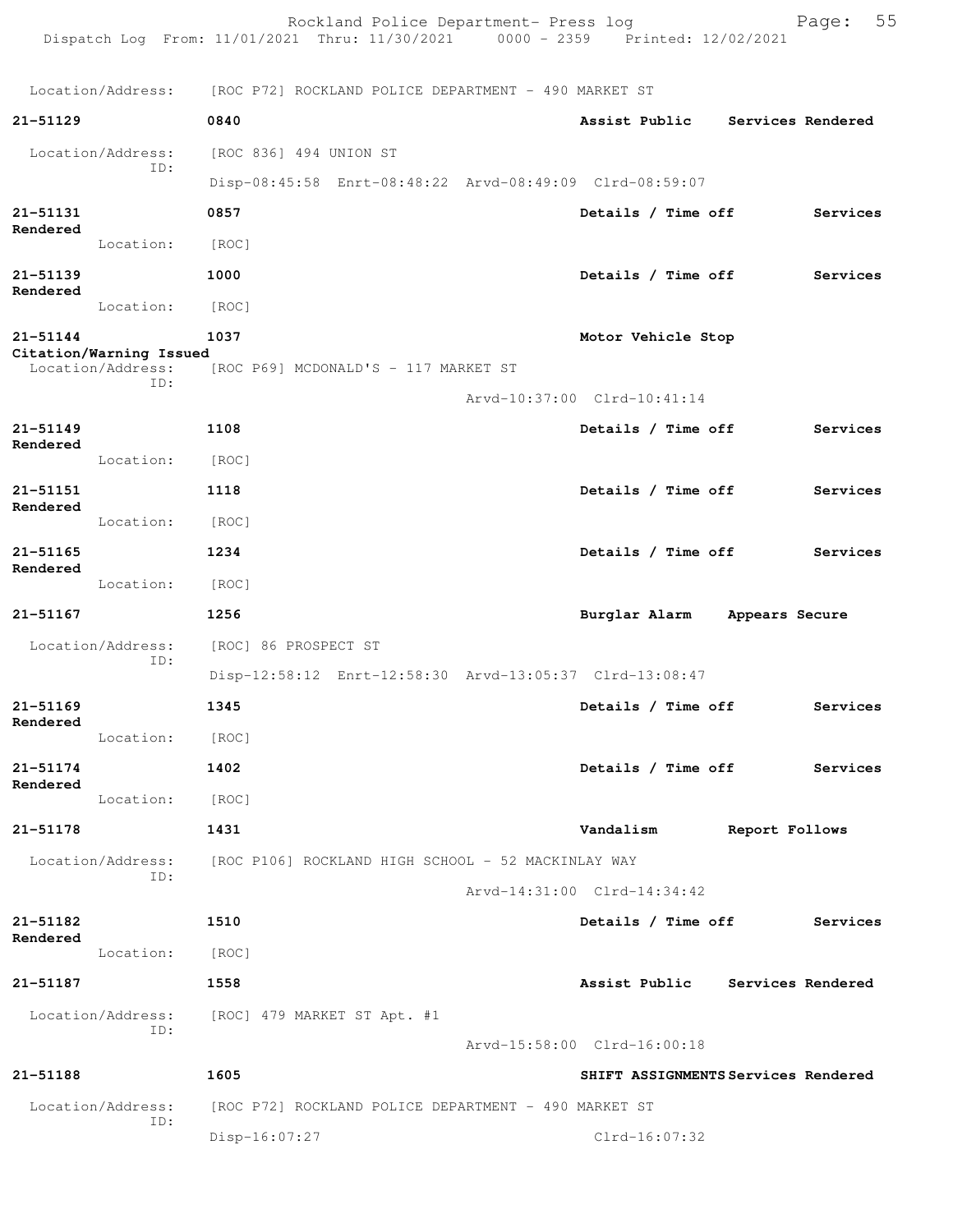Location/Address: [ROC P72] ROCKLAND POLICE DEPARTMENT - 490 MARKET ST

**21-51129** **0840** **Assist Public** **Services Rendered**

Location/Address: [ROC 836] 494 UNION ST
ID:
Disp-08:45:58 Enrt-08:48:22 Arvd-08:49:09 Clrd-08:59:07

**21-51131** **0857** **Details / Time off** **Services Rendered**

Location: [ROC]

**21-51139** **1000** **Details / Time off** **Services Rendered**

Location: [ROC]

**21-51144** **1037** **Motor Vehicle Stop** **Citation/Warning Issued**

Location/Address: [ROC P69] MCDONALD'S - 117 MARKET ST
ID:
Arvd-10:37:00 Clrd-10:41:14

**21-51149** **1108** **Details / Time off** **Services Rendered**

Location: [ROC]

**21-51151** **1118** **Details / Time off** **Services Rendered**

Location: [ROC]

**21-51165** **1234** **Details / Time off** **Services Rendered**

Location: [ROC]

**21-51167** **1256** **Burglar Alarm** **Appears Secure**

Location/Address: [ROC] 86 PROSPECT ST
ID:
Disp-12:58:12 Enrt-12:58:30 Arvd-13:05:37 Clrd-13:08:47

**21-51169** **1345** **Details / Time off** **Services Rendered**

Location: [ROC]

**21-51174** **1402** **Details / Time off** **Services Rendered**

Location: [ROC]

**21-51178** **1431** **Vandalism** **Report Follows**

Location/Address: [ROC P106] ROCKLAND HIGH SCHOOL - 52 MACKINLAY WAY
ID:
Arvd-14:31:00 Clrd-14:34:42

**21-51182** **1510** **Details / Time off** **Services Rendered**

Location: [ROC]

**21-51187** **1558** **Assist Public** **Services Rendered**

Location/Address: [ROC] 479 MARKET ST Apt. #1
ID:
Arvd-15:58:00 Clrd-16:00:18

**21-51188** **1605** **SHIFT ASSIGNMENTS** **Services Rendered**

Location/Address: [ROC P72] ROCKLAND POLICE DEPARTMENT - 490 MARKET ST
ID:
Disp-16:07:27 Clrd-16:07:32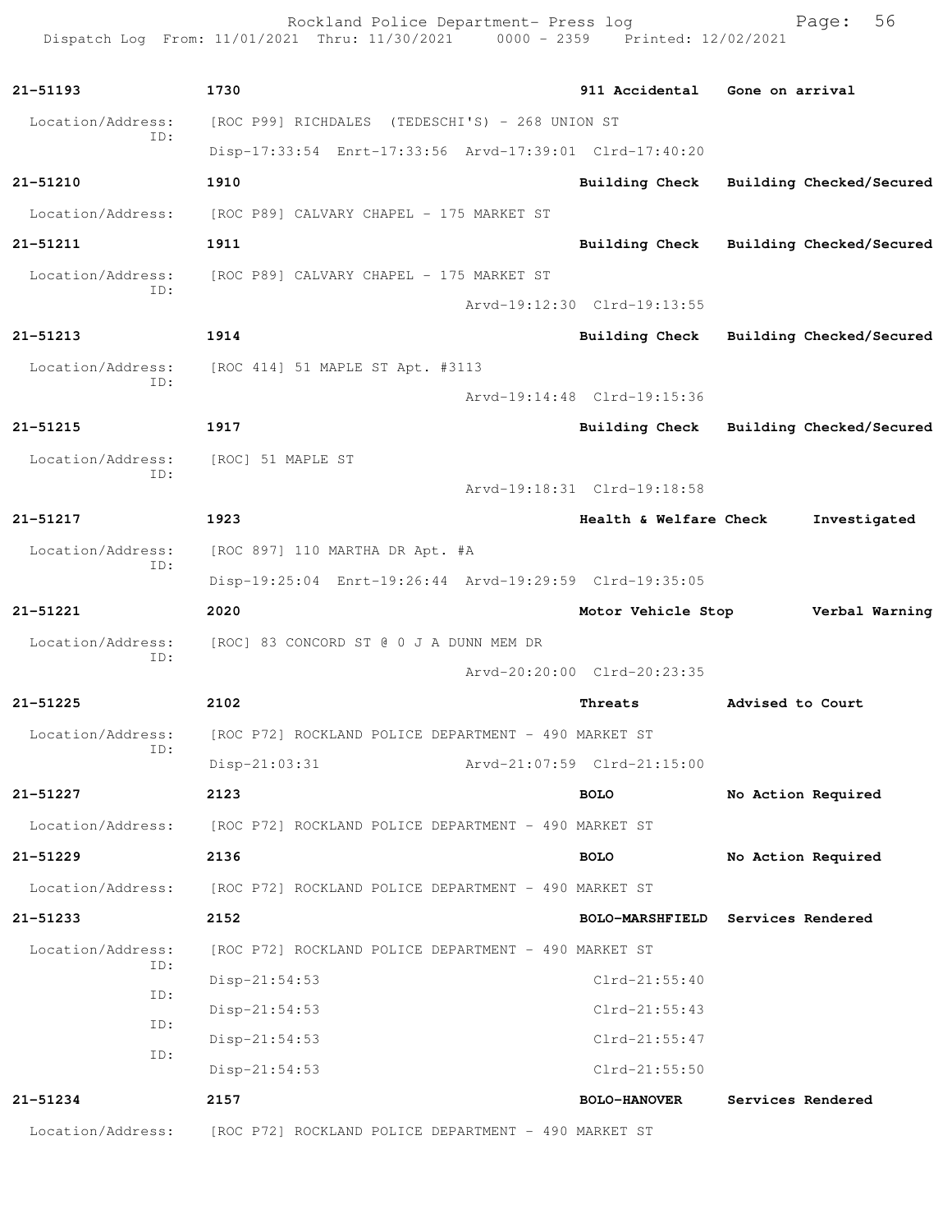Rockland Police Department- Press log

Dispatch Log From: 11/01/2021 Thru: 11/30/2021 0000 - 2359 Printed: 12/02/2021

**21-51193** 1730 **911 Accidental** Gone on arrival

Location/Address: [ROC P99] RICHDALES (TEDESCHI'S) - 268 UNION ST
ID:
Disp-17:33:54 Enrt-17:33:56 Arvd-17:39:01 Clrd-17:40:20

**21-51210** 1910 **Building Check** Building Checked/Secured

Location/Address: [ROC P89] CALVARY CHAPEL - 175 MARKET ST

**21-51211** 1911 **Building Check** Building Checked/Secured

Location/Address: [ROC P89] CALVARY CHAPEL - 175 MARKET ST
ID:
Arvd-19:12:30 Clrd-19:13:55

**21-51213** 1914 **Building Check** Building Checked/Secured

Location/Address: [ROC 414] 51 MAPLE ST Apt. #3113
ID:
Arvd-19:14:48 Clrd-19:15:36

**21-51215** 1917 **Building Check** Building Checked/Secured

Location/Address: [ROC] 51 MAPLE ST
ID:
Arvd-19:18:31 Clrd-19:18:58

**21-51217** 1923 **Health & Welfare Check** Investigated

Location/Address: [ROC 897] 110 MARTHA DR Apt. #A
ID:
Disp-19:25:04 Enrt-19:26:44 Arvd-19:29:59 Clrd-19:35:05

**21-51221** 2020 **Motor Vehicle Stop** Verbal Warning

Location/Address: [ROC] 83 CONCORD ST @ 0 J A DUNN MEM DR
ID:
Arvd-20:20:00 Clrd-20:23:35

**21-51225** 2102 **Threats** Advised to Court

Location/Address: [ROC P72] ROCKLAND POLICE DEPARTMENT - 490 MARKET ST
ID:
Disp-21:03:31 Arvd-21:07:59 Clrd-21:15:00

**21-51227** 2123 **BOLO** No Action Required

Location/Address: [ROC P72] ROCKLAND POLICE DEPARTMENT - 490 MARKET ST

**21-51229** 2136 **BOLO** No Action Required

Location/Address: [ROC P72] ROCKLAND POLICE DEPARTMENT - 490 MARKET ST

**21-51233** 2152 **BOLO-MARSHFIELD** Services Rendered

Location/Address: [ROC P72] ROCKLAND POLICE DEPARTMENT - 490 MARKET ST
ID:
Disp-21:54:53 Clrd-21:55:40
ID:
Disp-21:54:53 Clrd-21:55:43
ID:
Disp-21:54:53 Clrd-21:55:47
ID:
Disp-21:54:53 Clrd-21:55:50

**21-51234** 2157 **BOLO-HANOVER** Services Rendered

Location/Address: [ROC P72] ROCKLAND POLICE DEPARTMENT - 490 MARKET ST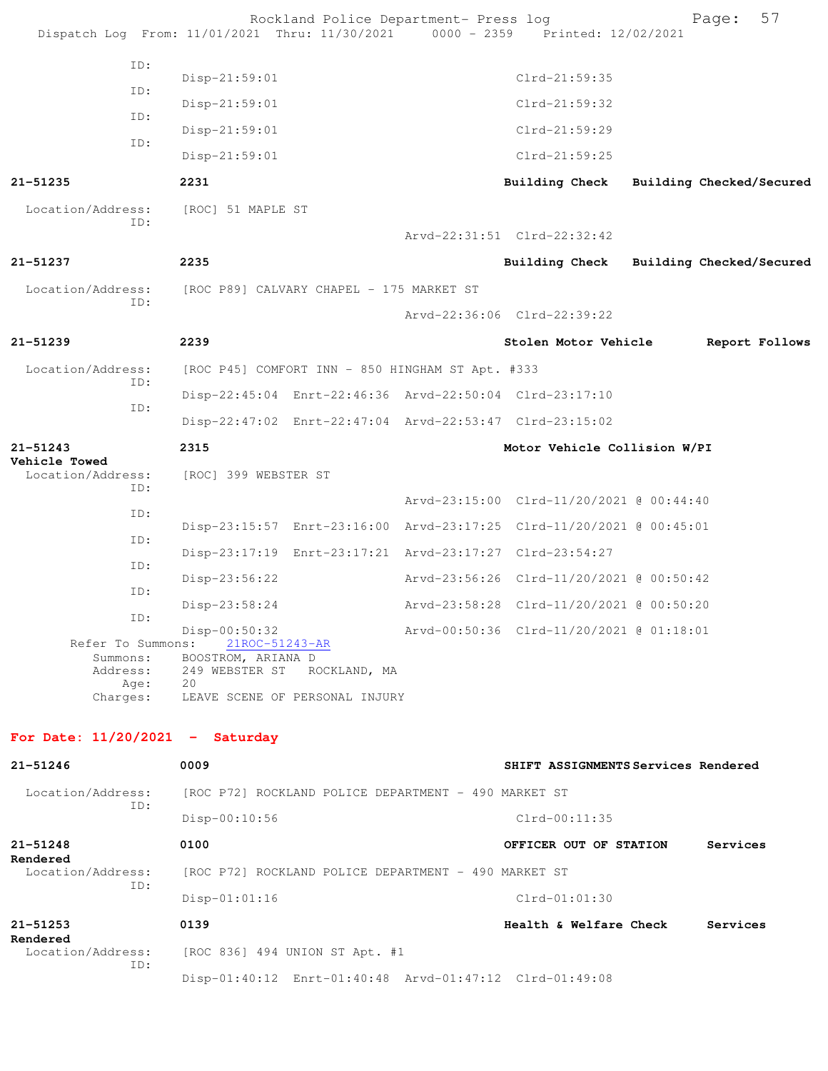ID:
Disp-21:59:01 Clrd-21:59:35
ID:
Disp-21:59:01 Clrd-21:59:32
ID:
Disp-21:59:01 Clrd-21:59:29
ID:
Disp-21:59:01 Clrd-21:59:25

**21-51235** **2231** **Building Check** **Building Checked/Secured**

Location/Address: [ROC] 51 MAPLE ST
ID:
Arvd-22:31:51 Clrd-22:32:42

**21-51237** **2235** **Building Check** **Building Checked/Secured**

Location/Address: [ROC P89] CALVARY CHAPEL - 175 MARKET ST
ID:
Arvd-22:36:06 Clrd-22:39:22

**21-51239** **2239** **Stolen Motor Vehicle** **Report Follows**

Location/Address: [ROC P45] COMFORT INN - 850 HINGHAM ST Apt. #333
ID:
Disp-22:45:04 Enrt-22:46:36 Arvd-22:50:04 Clrd-23:17:10
ID:
Disp-22:47:02 Enrt-22:47:04 Arvd-22:53:47 Clrd-23:15:02

**21-51243** **2315** **Motor Vehicle Collision W/PI**
**Vehicle Towed**
Location/Address: [ROC] 399 WEBSTER ST
ID:
Arvd-23:15:00 Clrd-11/20/2021 @ 00:44:40
ID:
Disp-23:15:57 Enrt-23:16:00 Arvd-23:17:25 Clrd-11/20/2021 @ 00:45:01
ID:
Disp-23:17:19 Enrt-23:17:21 Arvd-23:17:27 Clrd-23:54:27
ID:
Disp-23:56:22 Arvd-23:56:26 Clrd-11/20/2021 @ 00:50:42
ID:
Disp-23:58:24 Arvd-23:58:28 Clrd-11/20/2021 @ 00:50:20
ID:
Disp-00:50:32 Arvd-00:50:36 Clrd-11/20/2021 @ 01:18:01
Refer To Summons: 21ROC-51243-AR
Summons: BOOSTROM, ARIANA D
Address: 249 WEBSTER ST ROCKLAND, MA
Age: 20
Charges: LEAVE SCENE OF PERSONAL INJURY

## For Date: 11/20/2021 - Saturday

**21-51246** **0009** **SHIFT ASSIGNMENTS** **Services Rendered**

Location/Address: [ROC P72] ROCKLAND POLICE DEPARTMENT - 490 MARKET ST
ID:
Disp-00:10:56 Clrd-00:11:35

**21-51248** **0100** **OFFICER OUT OF STATION** **Services Rendered**
Location/Address: [ROC P72] ROCKLAND POLICE DEPARTMENT - 490 MARKET ST
ID:
Disp-01:01:16 Clrd-01:01:30

**21-51253** **0139** **Health & Welfare Check** **Services Rendered**
Location/Address: [ROC 836] 494 UNION ST Apt. #1
ID:
Disp-01:40:12 Enrt-01:40:48 Arvd-01:47:12 Clrd-01:49:08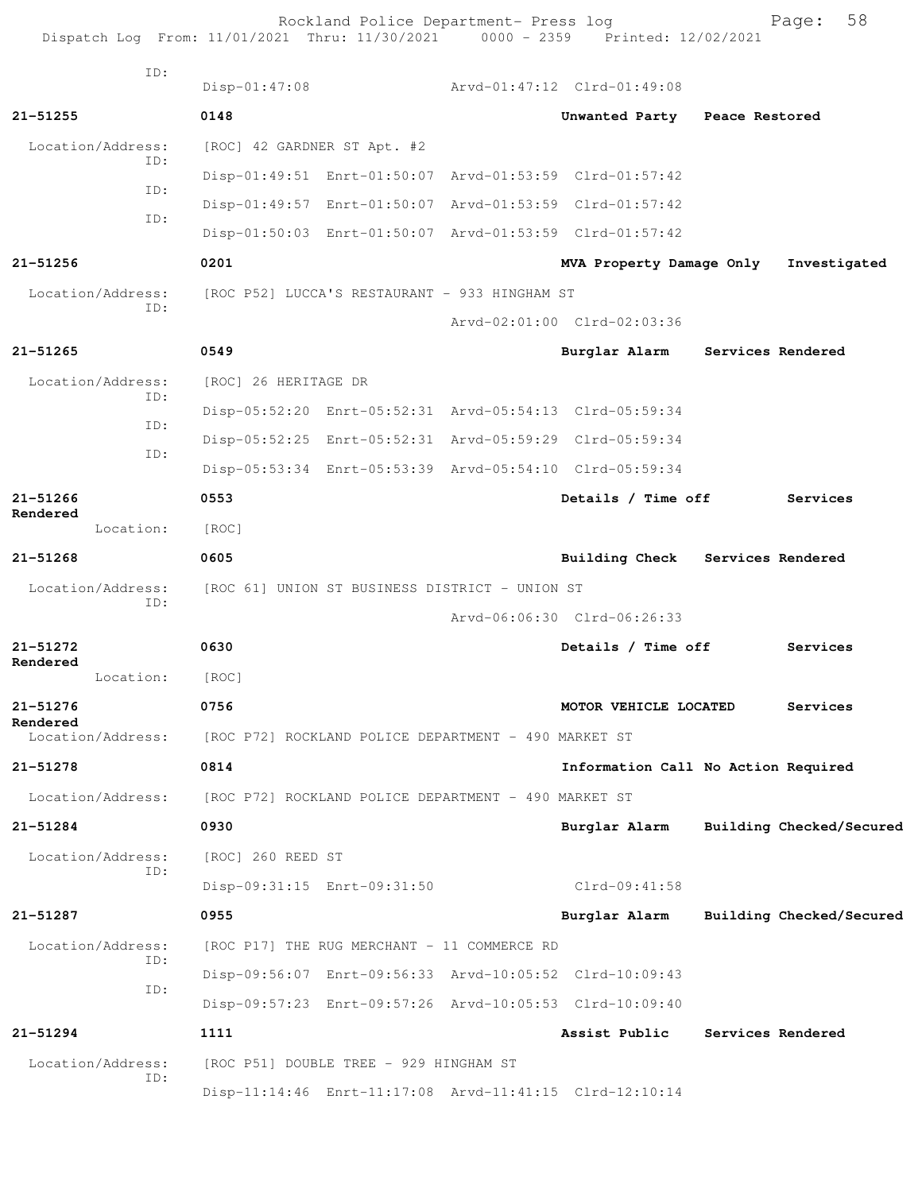Rockland Police Department- Press log

Dispatch Log From: 11/01/2021 Thru: 11/30/2021 0000 - 2359 Printed: 12/02/2021

ID:
Disp-01:47:08 Arvd-01:47:12 Clrd-01:49:08

**21-51255** **0148** **Unwanted Party** **Peace Restored**

Location/Address: [ROC] 42 GARDNER ST Apt. #2
ID: Disp-01:49:51 Enrt-01:50:07 Arvd-01:53:59 Clrd-01:57:42
ID: Disp-01:49:57 Enrt-01:50:07 Arvd-01:53:59 Clrd-01:57:42
ID: Disp-01:50:03 Enrt-01:50:07 Arvd-01:53:59 Clrd-01:57:42

**21-51256** **0201** **MVA Property Damage Only** **Investigated**

Location/Address: [ROC P52] LUCCA'S RESTAURANT - 933 HINGHAM ST
ID: Arvd-02:01:00 Clrd-02:03:36

**21-51265** **0549** **Burglar Alarm** **Services Rendered**

Location/Address: [ROC] 26 HERITAGE DR
ID: Disp-05:52:20 Enrt-05:52:31 Arvd-05:54:13 Clrd-05:59:34
ID: Disp-05:52:25 Enrt-05:52:31 Arvd-05:59:29 Clrd-05:59:34
ID: Disp-05:53:34 Enrt-05:53:39 Arvd-05:54:10 Clrd-05:59:34

**21-51266** **0553** **Details / Time off** **Services Rendered**

Location: [ROC]

**21-51268** **0605** **Building Check** **Services Rendered**

Location/Address: [ROC 61] UNION ST BUSINESS DISTRICT - UNION ST
ID: Arvd-06:06:30 Clrd-06:26:33

**21-51272** **0630** **Details / Time off** **Services Rendered**

Location: [ROC]

**21-51276** **0756** **MOTOR VEHICLE LOCATED** **Services Rendered**

Location/Address: [ROC P72] ROCKLAND POLICE DEPARTMENT - 490 MARKET ST

**21-51278** **0814** **Information Call** **No Action Required**

Location/Address: [ROC P72] ROCKLAND POLICE DEPARTMENT - 490 MARKET ST

**21-51284** **0930** **Burglar Alarm** **Building Checked/Secured**

Location/Address: [ROC] 260 REED ST
ID: Disp-09:31:15 Enrt-09:31:50 Clrd-09:41:58

**21-51287** **0955** **Burglar Alarm** **Building Checked/Secured**

Location/Address: [ROC P17] THE RUG MERCHANT - 11 COMMERCE RD
ID: Disp-09:56:07 Enrt-09:56:33 Arvd-10:05:52 Clrd-10:09:43
ID: Disp-09:57:23 Enrt-09:57:26 Arvd-10:05:53 Clrd-10:09:40

**21-51294** **1111** **Assist Public** **Services Rendered**

Location/Address: [ROC P51] DOUBLE TREE - 929 HINGHAM ST
ID: Disp-11:14:46 Enrt-11:17:08 Arvd-11:41:15 Clrd-12:10:14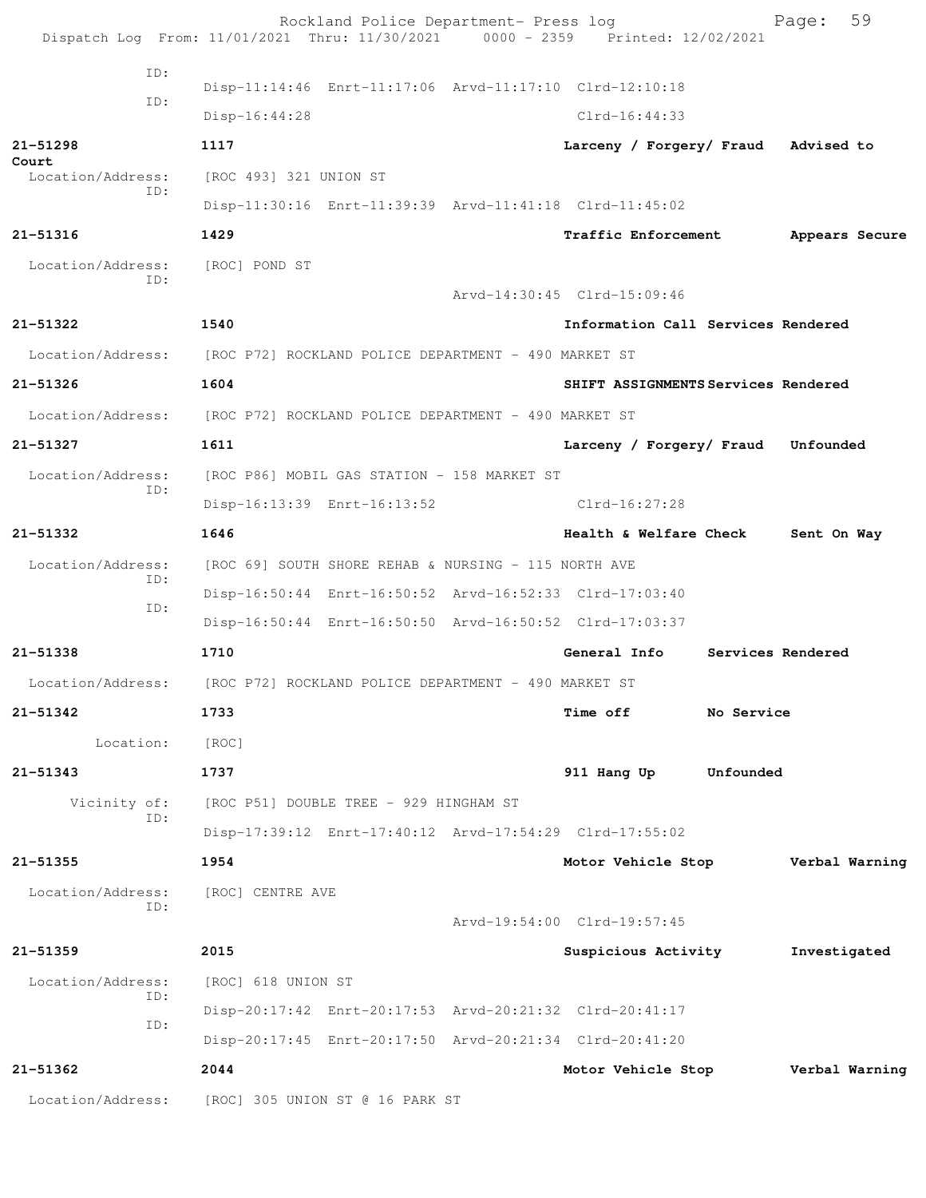Rockland Police Department- Press log

Dispatch Log From: 11/01/2021 Thru: 11/30/2021 0000 - 2359 Printed: 12/02/2021

ID:
Disp-11:14:46 Enrt-11:17:06 Arvd-11:17:10 Clrd-12:10:18
ID:
Disp-16:44:28 Clrd-16:44:33

**21-51298** **1117** **Larceny / Forgery/ Fraud** **Advised to Court**
Location/Address: [ROC 493] 321 UNION ST
ID:
Disp-11:30:16 Enrt-11:39:39 Arvd-11:41:18 Clrd-11:45:02

**21-51316** **1429** **Traffic Enforcement** **Appears Secure**
Location/Address: [ROC] POND ST
ID:
Arvd-14:30:45 Clrd-15:09:46

**21-51322** **1540** **Information Call** **Services Rendered**
Location/Address: [ROC P72] ROCKLAND POLICE DEPARTMENT - 490 MARKET ST

**21-51326** **1604** **SHIFT ASSIGNMENTS** **Services Rendered**
Location/Address: [ROC P72] ROCKLAND POLICE DEPARTMENT - 490 MARKET ST

**21-51327** **1611** **Larceny / Forgery/ Fraud** **Unfounded**
Location/Address: [ROC P86] MOBIL GAS STATION - 158 MARKET ST
ID:
Disp-16:13:39 Enrt-16:13:52 Clrd-16:27:28

**21-51332** **1646** **Health & Welfare Check** **Sent On Way**
Location/Address: [ROC 69] SOUTH SHORE REHAB & NURSING - 115 NORTH AVE
ID:
Disp-16:50:44 Enrt-16:50:52 Arvd-16:52:33 Clrd-17:03:40
ID:
Disp-16:50:44 Enrt-16:50:50 Arvd-16:50:52 Clrd-17:03:37

**21-51338** **1710** **General Info** **Services Rendered**
Location/Address: [ROC P72] ROCKLAND POLICE DEPARTMENT - 490 MARKET ST

**21-51342** **1733** **Time off** **No Service**
Location: [ROC]

**21-51343** **1737** **911 Hang Up** **Unfounded**
Vicinity of: [ROC P51] DOUBLE TREE - 929 HINGHAM ST
ID:
Disp-17:39:12 Enrt-17:40:12 Arvd-17:54:29 Clrd-17:55:02

**21-51355** **1954** **Motor Vehicle Stop** **Verbal Warning**
Location/Address: [ROC] CENTRE AVE
ID:
Arvd-19:54:00 Clrd-19:57:45

**21-51359** **2015** **Suspicious Activity** **Investigated**
Location/Address: [ROC] 618 UNION ST
ID:
Disp-20:17:42 Enrt-20:17:53 Arvd-20:21:32 Clrd-20:41:17
ID:
Disp-20:17:45 Enrt-20:17:50 Arvd-20:21:34 Clrd-20:41:20

**21-51362** **2044** **Motor Vehicle Stop** **Verbal Warning**
Location/Address: [ROC] 305 UNION ST @ 16 PARK ST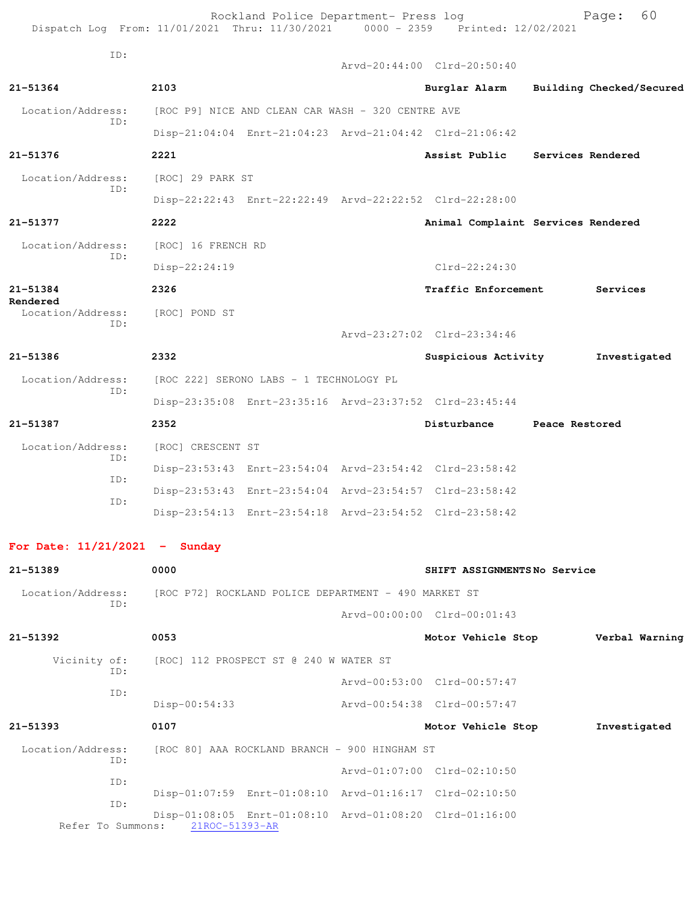ID:
                                        Arvd-20:44:00  Clrd-20:50:40

**21-51364** **2103** **Burglar Alarm** **Building Checked/Secured**

Location/Address: [ROC P9] NICE AND CLEAN CAR WASH - 320 CENTRE AVE
ID:
Disp-21:04:04 Enrt-21:04:23 Arvd-21:04:42 Clrd-21:06:42

**21-51376** **2221** **Assist Public** **Services Rendered**

Location/Address: [ROC] 29 PARK ST
ID:
Disp-22:22:43 Enrt-22:22:49 Arvd-22:22:52 Clrd-22:28:00

**21-51377** **2222** **Animal Complaint** **Services Rendered**

Location/Address: [ROC] 16 FRENCH RD
ID:
Disp-22:24:19 Clrd-22:24:30

**21-51384** **2326** **Traffic Enforcement** **Services Rendered**

Location/Address: [ROC] POND ST
ID:
Arvd-23:27:02 Clrd-23:34:46

**21-51386** **2332** **Suspicious Activity** **Investigated**

Location/Address: [ROC 222] SERONO LABS - 1 TECHNOLOGY PL
ID:
Disp-23:35:08 Enrt-23:35:16 Arvd-23:37:52 Clrd-23:45:44

**21-51387** **2352** **Disturbance** **Peace Restored**

Location/Address: [ROC] CRESCENT ST
ID:
Disp-23:53:43 Enrt-23:54:04 Arvd-23:54:42 Clrd-23:58:42
ID:
Disp-23:53:43 Enrt-23:54:04 Arvd-23:54:57 Clrd-23:58:42
ID:
Disp-23:54:13 Enrt-23:54:18 Arvd-23:54:52 Clrd-23:58:42

## For Date: 11/21/2021 - Sunday

**21-51389** **0000** **SHIFT ASSIGNMENTS** **No Service**

Location/Address: [ROC P72] ROCKLAND POLICE DEPARTMENT - 490 MARKET ST
ID:
Arvd-00:00:00 Clrd-00:01:43

**21-51392** **0053** **Motor Vehicle Stop** **Verbal Warning**

Vicinity of: [ROC] 112 PROSPECT ST @ 240 W WATER ST
ID:
Arvd-00:53:00 Clrd-00:57:47
ID:
Disp-00:54:33 Arvd-00:54:38 Clrd-00:57:47

**21-51393** **0107** **Motor Vehicle Stop** **Investigated**

Location/Address: [ROC 80] AAA ROCKLAND BRANCH - 900 HINGHAM ST
ID:
Arvd-01:07:00 Clrd-02:10:50
ID:
Disp-01:07:59 Enrt-01:08:10 Arvd-01:16:17 Clrd-02:10:50
ID:
Disp-01:08:05 Enrt-01:08:10 Arvd-01:08:20 Clrd-01:16:00
Refer To Summons: 21ROC-51393-AR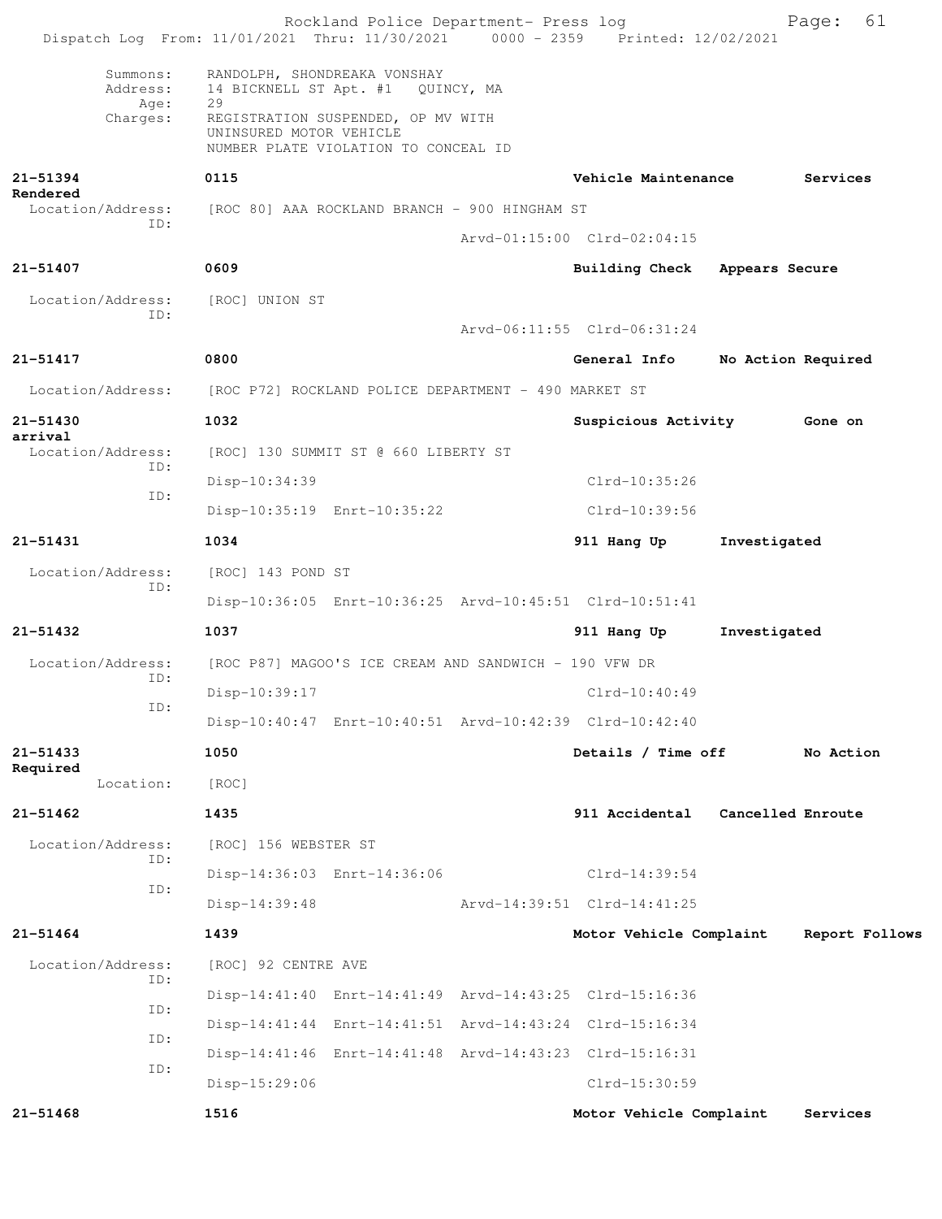Summons: RANDOLPH, SHONDREAKA VONSHAY
Address: 14 BICKNELL ST Apt. #1 QUINCY, MA
Age: 29
Charges: REGISTRATION SUSPENDED, OP MV WITH
UNINSURED MOTOR VEHICLE
NUMBER PLATE VIOLATION TO CONCEAL ID

**21-51394** **0115** **Vehicle Maintenance** **Services Rendered**
Location/Address: [ROC 80] AAA ROCKLAND BRANCH - 900 HINGHAM ST
ID:
Arvd-01:15:00 Clrd-02:04:15

**21-51407** **0609** **Building Check** **Appears Secure**
Location/Address: [ROC] UNION ST
ID:
Arvd-06:11:55 Clrd-06:31:24

**21-51417** **0800** **General Info** **No Action Required**
Location/Address: [ROC P72] ROCKLAND POLICE DEPARTMENT - 490 MARKET ST

**21-51430** **1032** **Suspicious Activity** **Gone on arrival**
Location/Address: [ROC] 130 SUMMIT ST @ 660 LIBERTY ST
ID:
Disp-10:34:39 Clrd-10:35:26
ID:
Disp-10:35:19 Enrt-10:35:22 Clrd-10:39:56

**21-51431** **1034** **911 Hang Up** **Investigated**
Location/Address: [ROC] 143 POND ST
ID:
Disp-10:36:05 Enrt-10:36:25 Arvd-10:45:51 Clrd-10:51:41

**21-51432** **1037** **911 Hang Up** **Investigated**
Location/Address: [ROC P87] MAGOO'S ICE CREAM AND SANDWICH - 190 VFW DR
ID:
Disp-10:39:17 Clrd-10:40:49
ID:
Disp-10:40:47 Enrt-10:40:51 Arvd-10:42:39 Clrd-10:42:40

**21-51433** **1050** **Details / Time off** **No Action Required**
Location: [ROC]

**21-51462** **1435** **911 Accidental** **Cancelled Enroute**
Location/Address: [ROC] 156 WEBSTER ST
ID:
Disp-14:36:03 Enrt-14:36:06 Clrd-14:39:54
ID:
Disp-14:39:48 Arvd-14:39:51 Clrd-14:41:25

**21-51464** **1439** **Motor Vehicle Complaint** **Report Follows**
Location/Address: [ROC] 92 CENTRE AVE
ID:
Disp-14:41:40 Enrt-14:41:49 Arvd-14:43:25 Clrd-15:16:36
ID:
Disp-14:41:44 Enrt-14:41:51 Arvd-14:43:24 Clrd-15:16:34
ID:
Disp-14:41:46 Enrt-14:41:48 Arvd-14:43:23 Clrd-15:16:31
ID:
Disp-15:29:06 Clrd-15:30:59

**21-51468** **1516** **Motor Vehicle Complaint** **Services**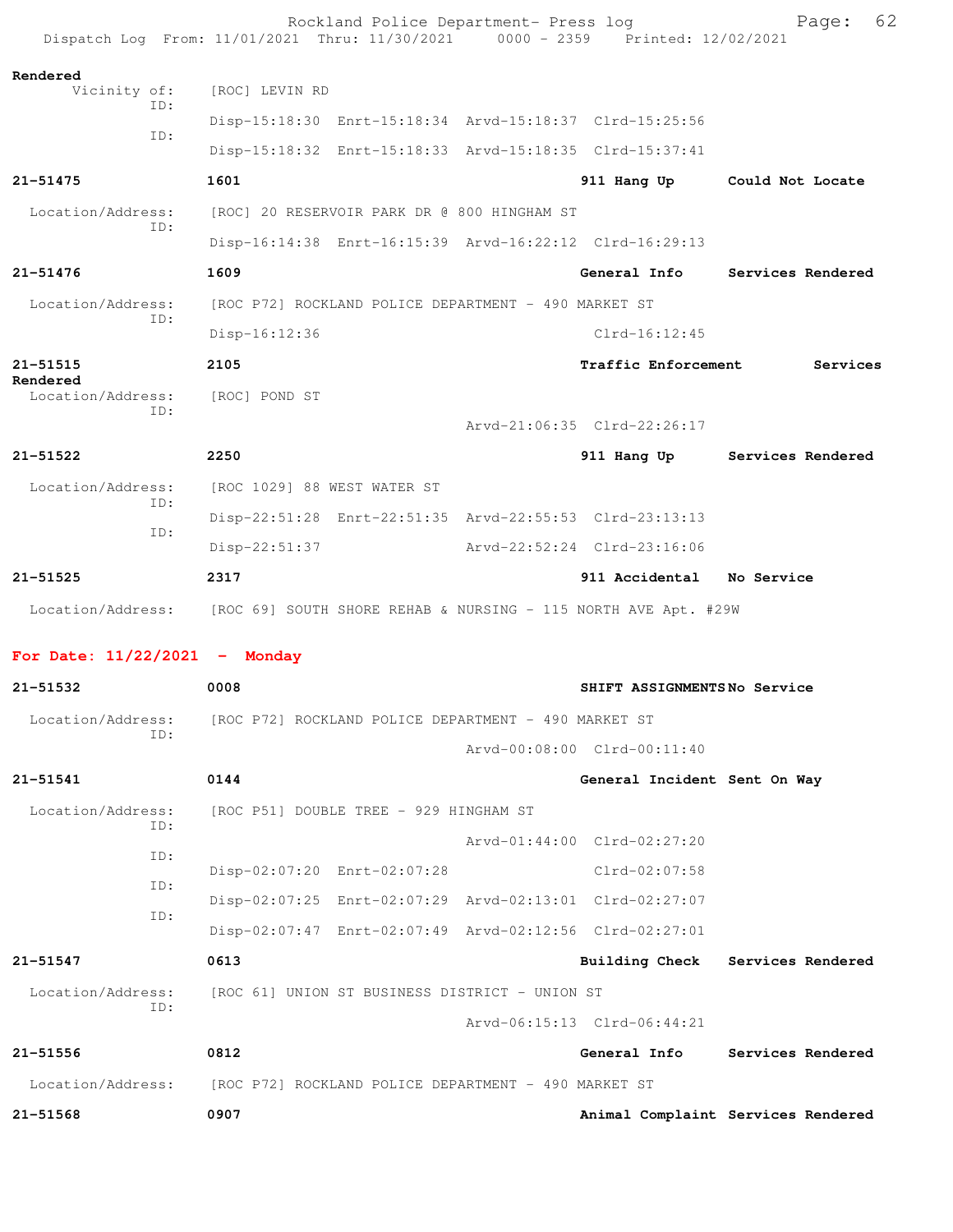Rendered

Vicinity of: [ROC] LEVIN RD

ID: Disp-15:18:30 Enrt-15:18:34 Arvd-15:18:37 Clrd-15:25:56

ID: Disp-15:18:32 Enrt-15:18:33 Arvd-15:18:35 Clrd-15:37:41

**21-51475** 1601 911 Hang Up Could Not Locate

Location/Address: [ROC] 20 RESERVOIR PARK DR @ 800 HINGHAM ST

ID: Disp-16:14:38 Enrt-16:15:39 Arvd-16:22:12 Clrd-16:29:13

**21-51476** 1609 General Info Services Rendered

Location/Address: [ROC P72] ROCKLAND POLICE DEPARTMENT - 490 MARKET ST

ID: Disp-16:12:36 Clrd-16:12:45

**21-51515** 2105 Traffic Enforcement Services Rendered

Location/Address: [ROC] POND ST

ID: Arvd-21:06:35 Clrd-22:26:17

**21-51522** 2250 911 Hang Up Services Rendered

Location/Address: [ROC 1029] 88 WEST WATER ST

ID: Disp-22:51:28 Enrt-22:51:35 Arvd-22:55:53 Clrd-23:13:13

ID: Disp-22:51:37 Arvd-22:52:24 Clrd-23:16:06

**21-51525** 2317 911 Accidental No Service

Location/Address: [ROC 69] SOUTH SHORE REHAB & NURSING - 115 NORTH AVE Apt. #29W

## For Date: 11/22/2021 - Monday

**21-51532** 0008 SHIFT ASSIGNMENTS No Service

Location/Address: [ROC P72] ROCKLAND POLICE DEPARTMENT - 490 MARKET ST

ID: Arvd-00:08:00 Clrd-00:11:40

**21-51541** 0144 General Incident Sent On Way

Location/Address: [ROC P51] DOUBLE TREE - 929 HINGHAM ST

ID: Arvd-01:44:00 Clrd-02:27:20

ID: Disp-02:07:20 Enrt-02:07:28 Clrd-02:07:58

ID: Disp-02:07:25 Enrt-02:07:29 Arvd-02:13:01 Clrd-02:27:07

ID: Disp-02:07:47 Enrt-02:07:49 Arvd-02:12:56 Clrd-02:27:01

**21-51547** 0613 Building Check Services Rendered

Location/Address: [ROC 61] UNION ST BUSINESS DISTRICT - UNION ST

ID: Arvd-06:15:13 Clrd-06:44:21

**21-51556** 0812 General Info Services Rendered

Location/Address: [ROC P72] ROCKLAND POLICE DEPARTMENT - 490 MARKET ST

**21-51568** 0907 Animal Complaint Services Rendered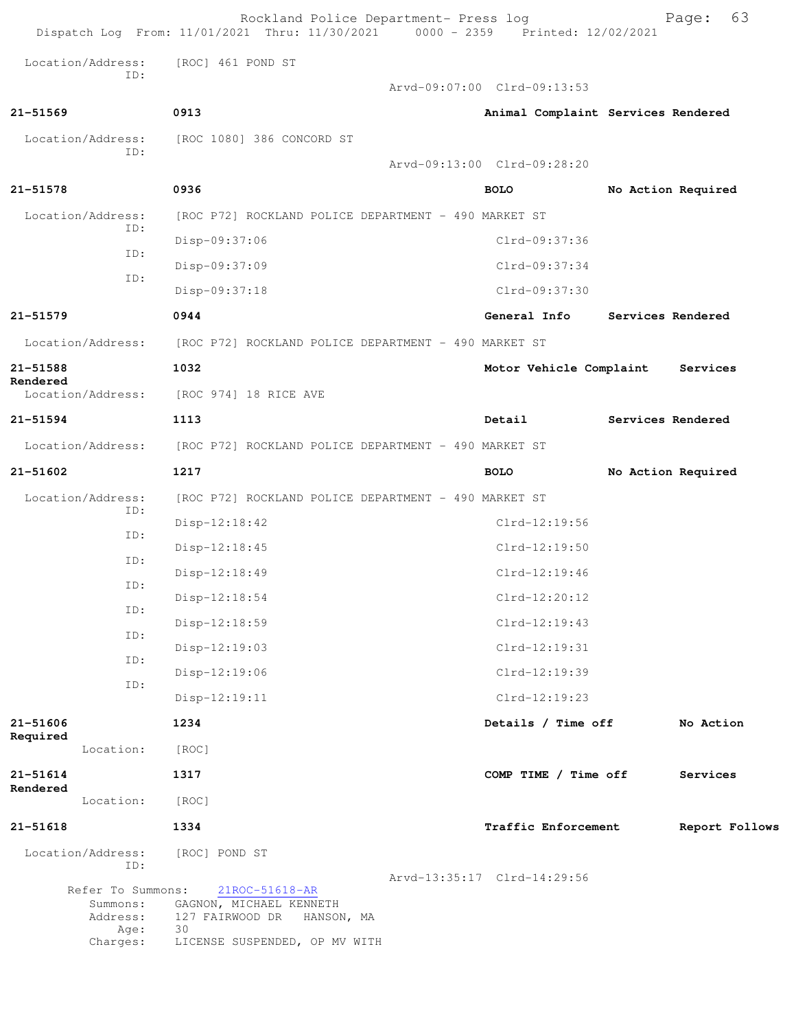Location/Address: [ROC] 461 POND ST
ID:
Arvd-09:07:00 Clrd-09:13:53

**21-51569** **0913** **Animal Complaint Services Rendered**

Location/Address: [ROC 1080] 386 CONCORD ST
ID:
Arvd-09:13:00 Clrd-09:28:20

**21-51578** **0936** **BOLO** **No Action Required**

Location/Address: [ROC P72] ROCKLAND POLICE DEPARTMENT - 490 MARKET ST
ID:
Disp-09:37:06 Clrd-09:37:36
ID:
Disp-09:37:09 Clrd-09:37:34
ID:
Disp-09:37:18 Clrd-09:37:30

**21-51579** **0944** **General Info** **Services Rendered**

Location/Address: [ROC P72] ROCKLAND POLICE DEPARTMENT - 490 MARKET ST

**21-51588** **1032** **Motor Vehicle Complaint** **Services Rendered**

Location/Address: [ROC 974] 18 RICE AVE

**21-51594** **1113** **Detail** **Services Rendered**

Location/Address: [ROC P72] ROCKLAND POLICE DEPARTMENT - 490 MARKET ST

**21-51602** **1217** **BOLO** **No Action Required**

Location/Address: [ROC P72] ROCKLAND POLICE DEPARTMENT - 490 MARKET ST
ID:
Disp-12:18:42 Clrd-12:19:56
ID:
Disp-12:18:45 Clrd-12:19:50
ID:
Disp-12:18:49 Clrd-12:19:46
ID:
Disp-12:18:54 Clrd-12:20:12
ID:
Disp-12:18:59 Clrd-12:19:43
ID:
Disp-12:19:03 Clrd-12:19:31
ID:
Disp-12:19:06 Clrd-12:19:39
ID:
Disp-12:19:11 Clrd-12:19:23

**21-51606** **1234** **Details / Time off** **No Action Required**

Location: [ROC]

**21-51614** **1317** **COMP TIME / Time off** **Services Rendered**

Location: [ROC]

**21-51618** **1334** **Traffic Enforcement** **Report Follows**

Location/Address: [ROC] POND ST
ID:
Arvd-13:35:17 Clrd-14:29:56

Refer To Summons: 21ROC-51618-AR
Summons: GAGNON, MICHAEL KENNETH
Address: 127 FAIRWOOD DR HANSON, MA
Age: 30
Charges: LICENSE SUSPENDED, OP MV WITH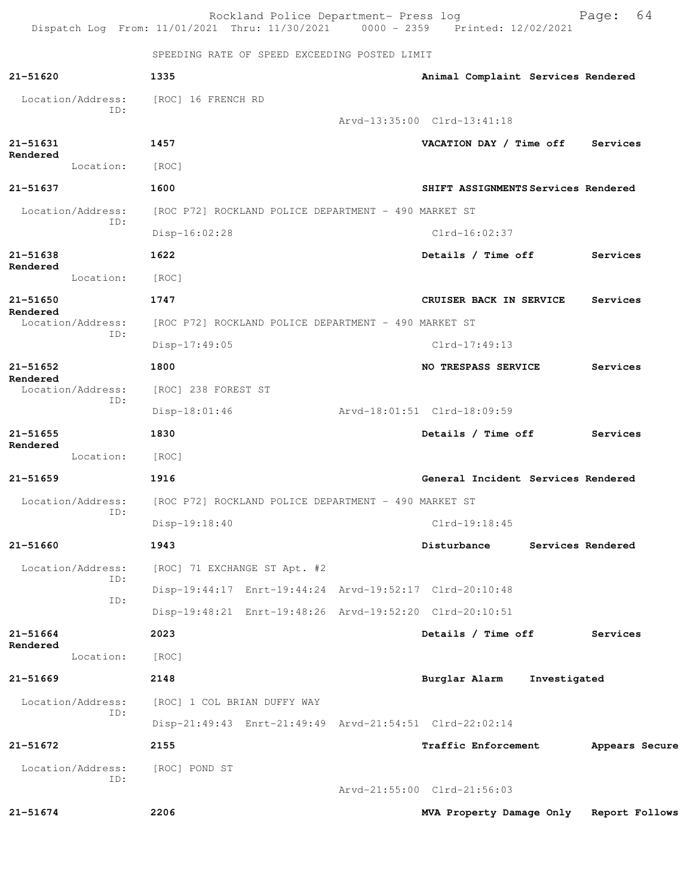SPEEDING RATE OF SPEED EXCEEDING POSTED LIMIT

**21-51620** 1335 **Animal Complaint Services Rendered**

Location/Address: [ROC] 16 FRENCH RD
ID:
Arvd-13:35:00 Clrd-13:41:18

**21-51631** 1457 **VACATION DAY / Time off Services Rendered**

Location: [ROC]

**21-51637** 1600 **SHIFT ASSIGNMENTS Services Rendered**

Location/Address: [ROC P72] ROCKLAND POLICE DEPARTMENT - 490 MARKET ST
ID:
Disp-16:02:28 Clrd-16:02:37

**21-51638** 1622 **Details / Time off Services Rendered**

Location: [ROC]

**21-51650** 1747 **CRUISER BACK IN SERVICE Services Rendered**

Location/Address: [ROC P72] ROCKLAND POLICE DEPARTMENT - 490 MARKET ST
ID:
Disp-17:49:05 Clrd-17:49:13

**21-51652** 1800 **NO TRESPASS SERVICE Services Rendered**

Location/Address: [ROC] 238 FOREST ST
ID:
Disp-18:01:46 Arvd-18:01:51 Clrd-18:09:59

**21-51655** 1830 **Details / Time off Services Rendered**

Location: [ROC]

**21-51659** 1916 **General Incident Services Rendered**

Location/Address: [ROC P72] ROCKLAND POLICE DEPARTMENT - 490 MARKET ST
ID:
Disp-19:18:40 Clrd-19:18:45

**21-51660** 1943 **Disturbance Services Rendered**

Location/Address: [ROC] 71 EXCHANGE ST Apt. #2
ID:
Disp-19:44:17 Enrt-19:44:24 Arvd-19:52:17 Clrd-20:10:48
ID:
Disp-19:48:21 Enrt-19:48:26 Arvd-19:52:20 Clrd-20:10:51

**21-51664** 2023 **Details / Time off Services Rendered**

Location: [ROC]

**21-51669** 2148 **Burglar Alarm Investigated**

Location/Address: [ROC] 1 COL BRIAN DUFFY WAY
ID:
Disp-21:49:43 Enrt-21:49:49 Arvd-21:54:51 Clrd-22:02:14

**21-51672** 2155 **Traffic Enforcement Appears Secure**

Location/Address: [ROC] POND ST
ID:
Arvd-21:55:00 Clrd-21:56:03

**21-51674** 2206 **MVA Property Damage Only Report Follows**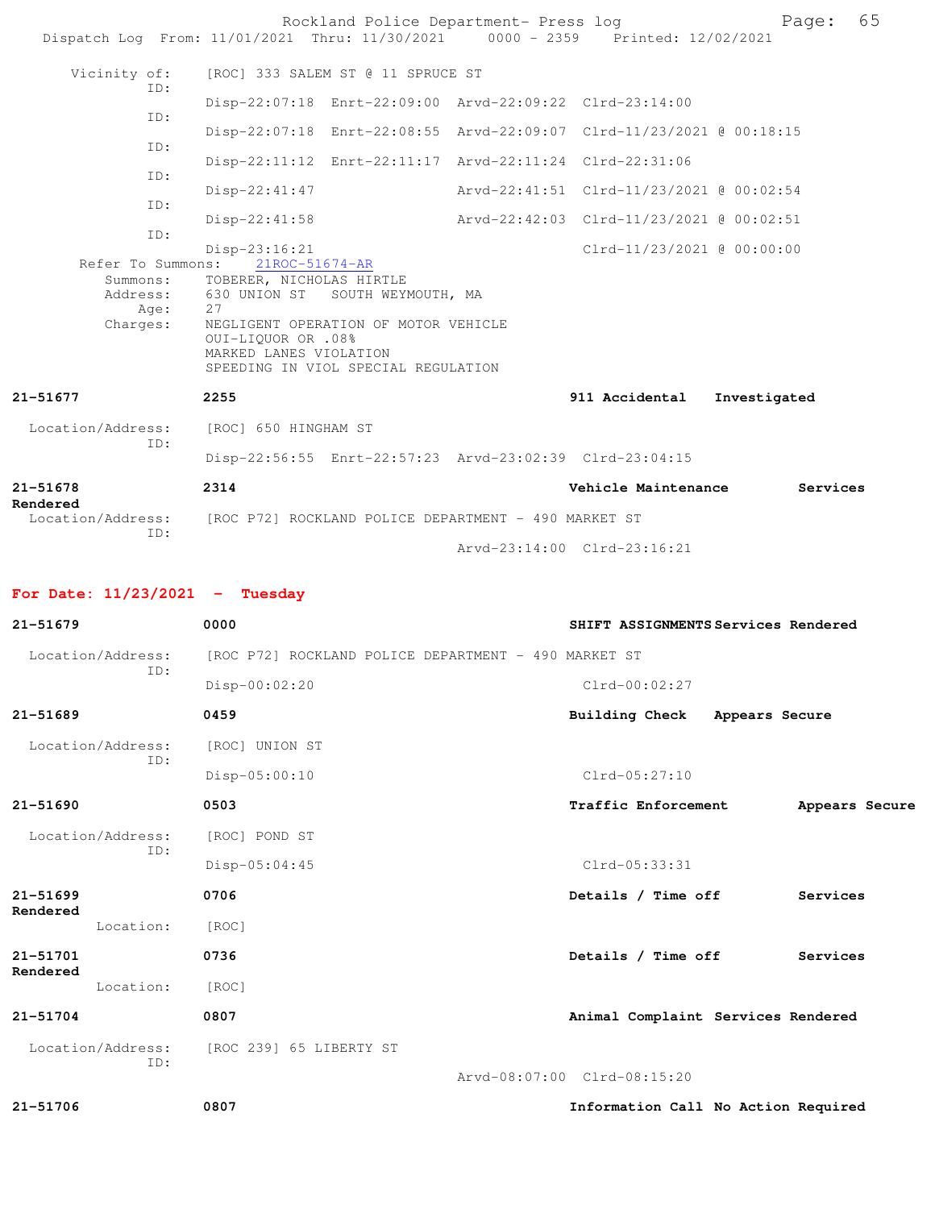Vicinity of: [ROC] 333 SALEM ST @ 11 SPRUCE ST

ID: Disp-22:07:18 Enrt-22:09:00 Arvd-22:09:22 Clrd-23:14:00

ID: Disp-22:07:18 Enrt-22:08:55 Arvd-22:09:07 Clrd-11/23/2021 @ 00:18:15

ID: Disp-22:11:12 Enrt-22:11:17 Arvd-22:11:24 Clrd-22:31:06

ID: Disp-22:41:47 Arvd-22:41:51 Clrd-11/23/2021 @ 00:02:54

ID: Disp-22:41:58 Arvd-22:42:03 Clrd-11/23/2021 @ 00:02:51

ID: Disp-23:16:21 Clrd-11/23/2021 @ 00:00:00

Refer To Summons: 21ROC-51674-AR

Summons: TOBERER, NICHOLAS HIRTLE
Address: 630 UNION ST SOUTH WEYMOUTH, MA
Age: 27
Charges: NEGLIGENT OPERATION OF MOTOR VEHICLE
OUI-LIQUOR OR .08%
MARKED LANES VIOLATION
SPEEDING IN VIOL SPECIAL REGULATION

**21-51677** **2255** **911 Accidental** **Investigated**

Location/Address: [ROC] 650 HINGHAM ST
ID: Disp-22:56:55 Enrt-22:57:23 Arvd-23:02:39 Clrd-23:04:15

**21-51678** **2314** **Vehicle Maintenance** **Services Rendered**

Location/Address: [ROC P72] ROCKLAND POLICE DEPARTMENT - 490 MARKET ST
ID: Arvd-23:14:00 Clrd-23:16:21

## For Date: 11/23/2021 - Tuesday

**21-51679** **0000** **SHIFT ASSIGNMENTS** **Services Rendered**

Location/Address: [ROC P72] ROCKLAND POLICE DEPARTMENT - 490 MARKET ST
ID: Disp-00:02:20 Clrd-00:02:27

**21-51689** **0459** **Building Check** **Appears Secure**

Location/Address: [ROC] UNION ST
ID: Disp-05:00:10 Clrd-05:27:10

**21-51690** **0503** **Traffic Enforcement** **Appears Secure**

Location/Address: [ROC] POND ST
ID: Disp-05:04:45 Clrd-05:33:31

**21-51699** **0706** **Details / Time off** **Services Rendered**

Location: [ROC]

**21-51701** **0736** **Details / Time off** **Services Rendered**

Location: [ROC]

**21-51704** **0807** **Animal Complaint** **Services Rendered**

Location/Address: [ROC 239] 65 LIBERTY ST
ID: Arvd-08:07:00 Clrd-08:15:20

**21-51706** **0807** **Information Call** **No Action Required**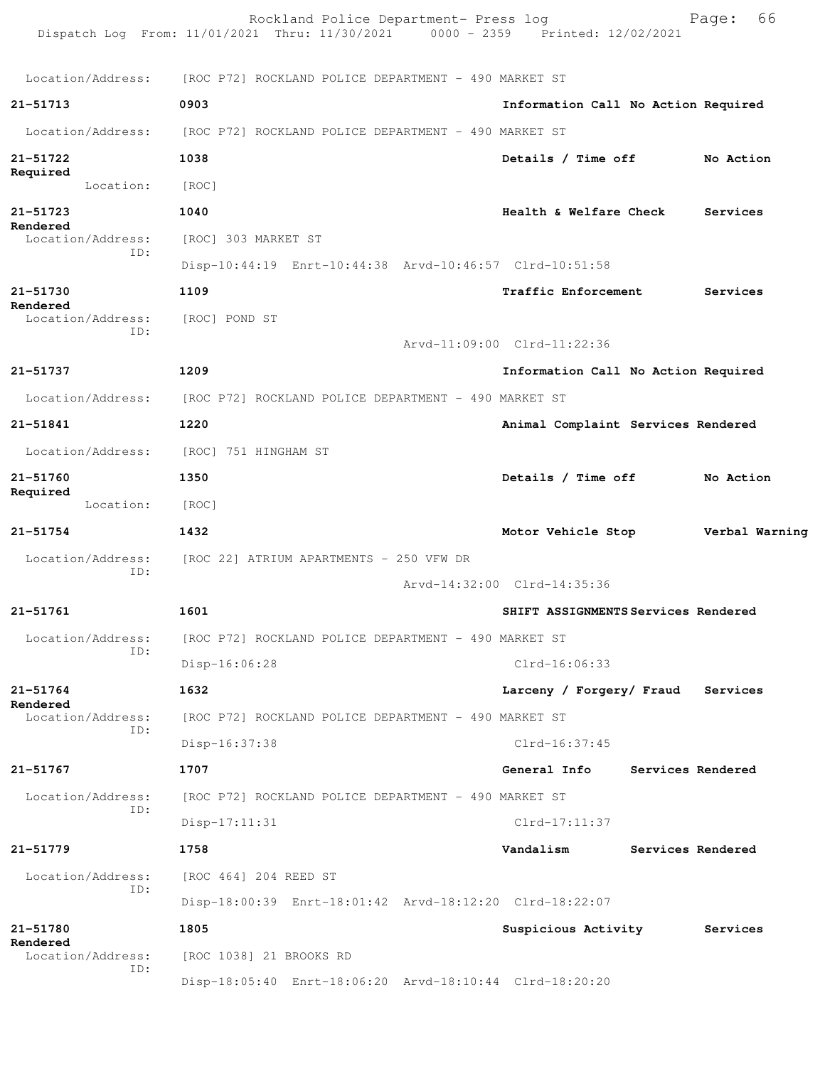Location/Address: [ROC P72] ROCKLAND POLICE DEPARTMENT - 490 MARKET ST

**21-51713** 0903 **Information Call No Action Required**

Location/Address: [ROC P72] ROCKLAND POLICE DEPARTMENT - 490 MARKET ST

**21-51722** 1038 **Details / Time off No Action Required**

Location: [ROC]

**21-51723** 1040 **Health & Welfare Check Services Rendered**

Location/Address: [ROC] 303 MARKET ST

ID:

Disp-10:44:19 Enrt-10:44:38 Arvd-10:46:57 Clrd-10:51:58

**21-51730** 1109 **Traffic Enforcement Services Rendered**

Location/Address: [ROC] POND ST

ID:

Arvd-11:09:00 Clrd-11:22:36

**21-51737** 1209 **Information Call No Action Required**

Location/Address: [ROC P72] ROCKLAND POLICE DEPARTMENT - 490 MARKET ST

**21-51841** 1220 **Animal Complaint Services Rendered**

Location/Address: [ROC] 751 HINGHAM ST

**21-51760** 1350 **Details / Time off No Action Required**

Location: [ROC]

**21-51754** 1432 **Motor Vehicle Stop Verbal Warning**

Location/Address: [ROC 22] ATRIUM APARTMENTS - 250 VFW DR

ID:

Arvd-14:32:00 Clrd-14:35:36

**21-51761** 1601 **SHIFT ASSIGNMENTS Services Rendered**

Location/Address: [ROC P72] ROCKLAND POLICE DEPARTMENT - 490 MARKET ST

ID:

Disp-16:06:28 Clrd-16:06:33

**21-51764** 1632 **Larceny / Forgery/ Fraud Services Rendered**

Location/Address: [ROC P72] ROCKLAND POLICE DEPARTMENT - 490 MARKET ST

ID:

Disp-16:37:38 Clrd-16:37:45

**21-51767** 1707 **General Info Services Rendered**

Location/Address: [ROC P72] ROCKLAND POLICE DEPARTMENT - 490 MARKET ST

ID:

Disp-17:11:31 Clrd-17:11:37

**21-51779** 1758 **Vandalism Services Rendered**

Location/Address: [ROC 464] 204 REED ST

ID:

Disp-18:00:39 Enrt-18:01:42 Arvd-18:12:20 Clrd-18:22:07

**21-51780** 1805 **Suspicious Activity Services Rendered**

Location/Address: [ROC 1038] 21 BROOKS RD

ID:

Disp-18:05:40 Enrt-18:06:20 Arvd-18:10:44 Clrd-18:20:20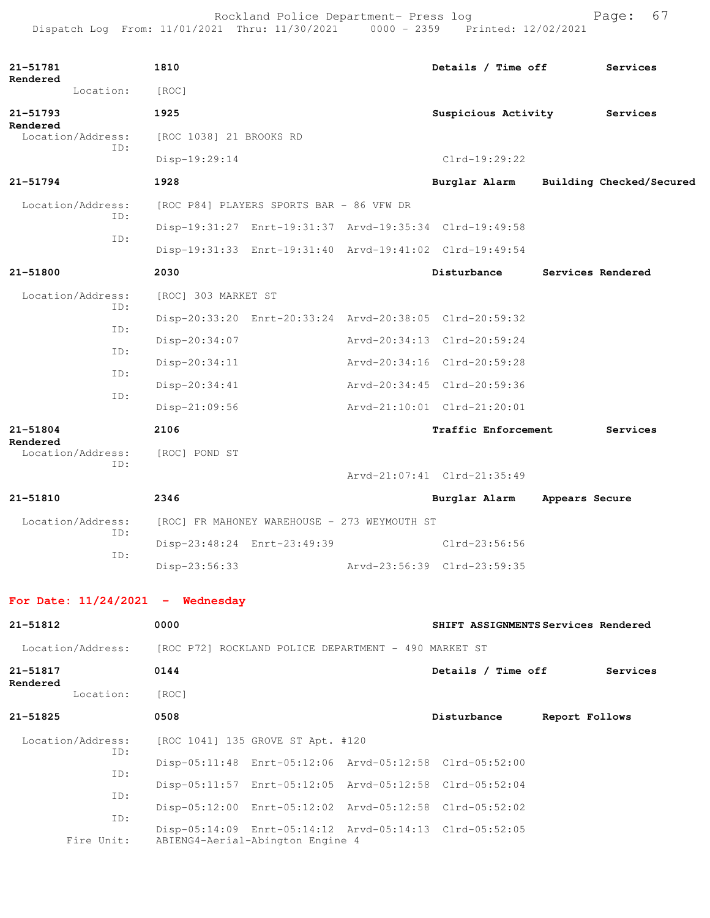**21-51781** **1810** **Details / Time off** **Services Rendered**

Location: [ROC]

**21-51793** **1925** **Suspicious Activity** **Services Rendered**

Location/Address: [ROC 1038] 21 BROOKS RD
ID:
Disp-19:29:14 Clrd-19:29:22

**21-51794** **1928** **Burglar Alarm** **Building Checked/Secured**

Location/Address: [ROC P84] PLAYERS SPORTS BAR - 86 VFW DR
ID:
Disp-19:31:27 Enrt-19:31:37 Arvd-19:35:34 Clrd-19:49:58
ID:
Disp-19:31:33 Enrt-19:31:40 Arvd-19:41:02 Clrd-19:49:54

**21-51800** **2030** **Disturbance** **Services Rendered**

Location/Address: [ROC] 303 MARKET ST
ID:
Disp-20:33:20 Enrt-20:33:24 Arvd-20:38:05 Clrd-20:59:32
ID:
Disp-20:34:07 Arvd-20:34:13 Clrd-20:59:24
ID:
Disp-20:34:11 Arvd-20:34:16 Clrd-20:59:28
ID:
Disp-20:34:41 Arvd-20:34:45 Clrd-20:59:36
ID:
Disp-21:09:56 Arvd-21:10:01 Clrd-21:20:01

**21-51804** **2106** **Traffic Enforcement** **Services Rendered**

Location/Address: [ROC] POND ST
ID:
Arvd-21:07:41 Clrd-21:35:49

**21-51810** **2346** **Burglar Alarm** **Appears Secure**

Location/Address: [ROC] FR MAHONEY WAREHOUSE - 273 WEYMOUTH ST
ID:
Disp-23:48:24 Enrt-23:49:39 Clrd-23:56:56
ID:
Disp-23:56:33 Arvd-23:56:39 Clrd-23:59:35

**For Date: 11/24/2021 - Wednesday**

**21-51812** **0000** **SHIFT ASSIGNMENTS** **Services Rendered**

Location/Address: [ROC P72] ROCKLAND POLICE DEPARTMENT - 490 MARKET ST

**21-51817** **0144** **Details / Time off** **Services Rendered**

Location: [ROC]

**21-51825** **0508** **Disturbance** **Report Follows**

Location/Address: [ROC 1041] 135 GROVE ST Apt. #120
ID:
Disp-05:11:48 Enrt-05:12:06 Arvd-05:12:58 Clrd-05:52:00
ID:
Disp-05:11:57 Enrt-05:12:05 Arvd-05:12:58 Clrd-05:52:04
ID:
Disp-05:12:00 Enrt-05:12:02 Arvd-05:12:58 Clrd-05:52:02
ID:
Disp-05:14:09 Enrt-05:14:12 Arvd-05:14:13 Clrd-05:52:05
Fire Unit: ABIENG4-Aerial-Abington Engine 4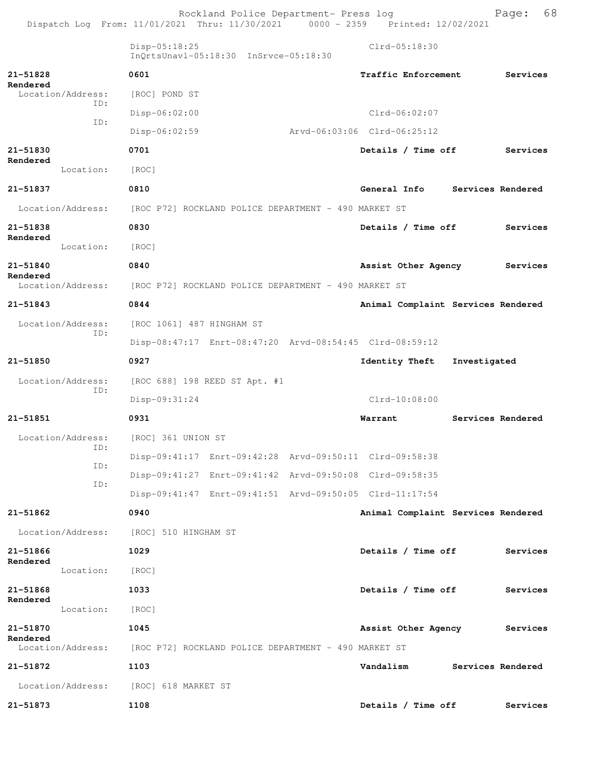Disp-05:18:25 Clrd-05:18:30
InQrtsUnavl-05:18:30 InSrvce-05:18:30

**21-51828** **0601** **Traffic Enforcement** **Services Rendered**
Location/Address: [ROC] POND ST
ID:
Disp-06:02:00 Clrd-06:02:07
ID:
Disp-06:02:59 Arvd-06:03:06 Clrd-06:25:12

**21-51830** **0701** **Details / Time off** **Services Rendered**
Location: [ROC]

**21-51837** **0810** **General Info** **Services Rendered**
Location/Address: [ROC P72] ROCKLAND POLICE DEPARTMENT - 490 MARKET ST

**21-51838** **0830** **Details / Time off** **Services Rendered**
Location: [ROC]

**21-51840** **0840** **Assist Other Agency** **Services Rendered**
Location/Address: [ROC P72] ROCKLAND POLICE DEPARTMENT - 490 MARKET ST

**21-51843** **0844** **Animal Complaint** **Services Rendered**
Location/Address: [ROC 1061] 487 HINGHAM ST
ID:
Disp-08:47:17 Enrt-08:47:20 Arvd-08:54:45 Clrd-08:59:12

**21-51850** **0927** **Identity Theft** **Investigated**
Location/Address: [ROC 688] 198 REED ST Apt. #1
ID:
Disp-09:31:24 Clrd-10:08:00

**21-51851** **0931** **Warrant** **Services Rendered**
Location/Address: [ROC] 361 UNION ST
ID:
Disp-09:41:17 Enrt-09:42:28 Arvd-09:50:11 Clrd-09:58:38
ID:
Disp-09:41:27 Enrt-09:41:42 Arvd-09:50:08 Clrd-09:58:35
ID:
Disp-09:41:47 Enrt-09:41:51 Arvd-09:50:05 Clrd-11:17:54

**21-51862** **0940** **Animal Complaint** **Services Rendered**
Location/Address: [ROC] 510 HINGHAM ST

**21-51866** **1029** **Details / Time off** **Services Rendered**
Location: [ROC]

**21-51868** **1033** **Details / Time off** **Services Rendered**
Location: [ROC]

**21-51870** **1045** **Assist Other Agency** **Services Rendered**
Location/Address: [ROC P72] ROCKLAND POLICE DEPARTMENT - 490 MARKET ST

**21-51872** **1103** **Vandalism** **Services Rendered**
Location/Address: [ROC] 618 MARKET ST

**21-51873** **1108** **Details / Time off** **Services**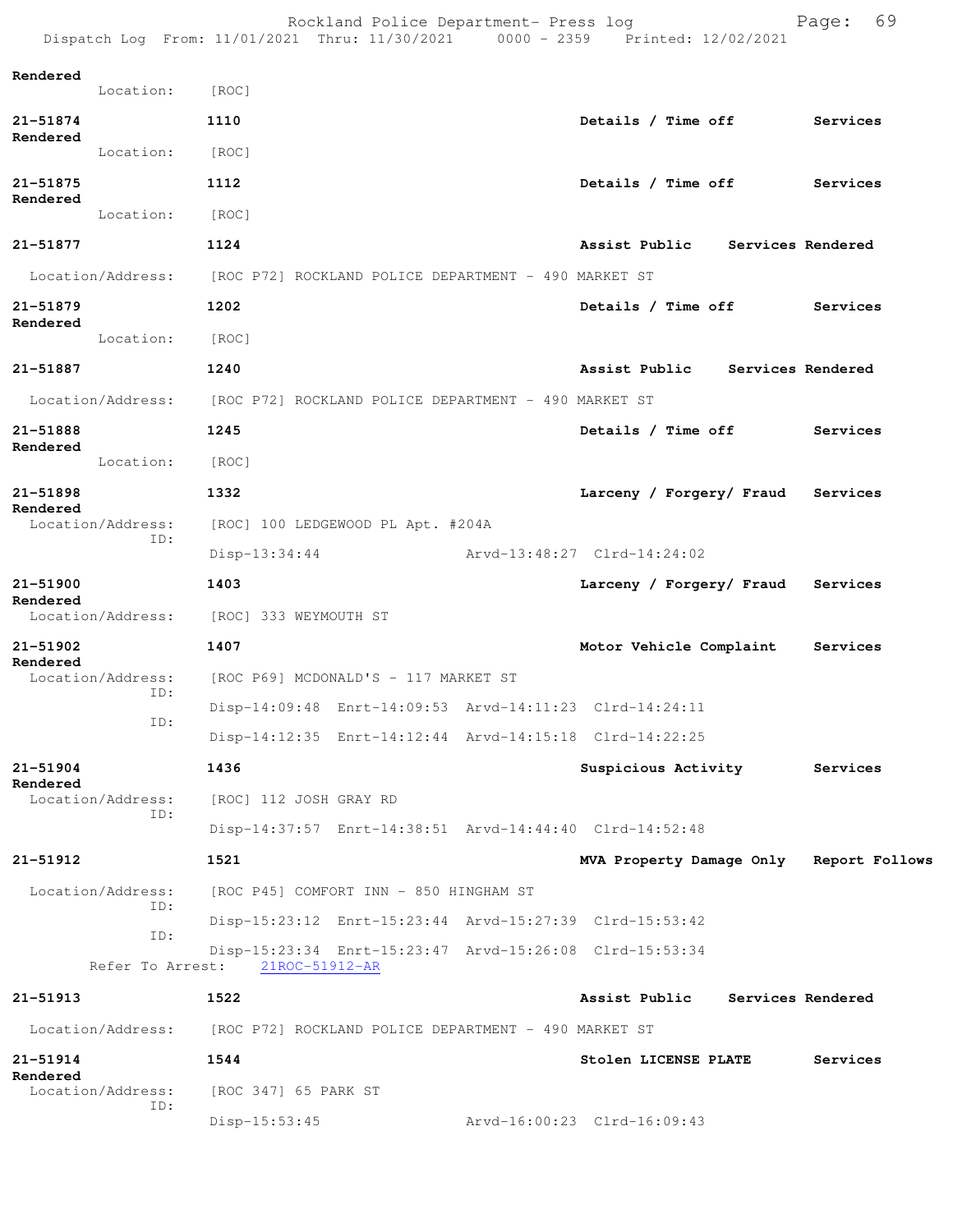Rendered
Location: [ROC]

**21-51874** **1110** **Details / Time off** **Services Rendered**
Location: [ROC]

**21-51875** **1112** **Details / Time off** **Services Rendered**
Location: [ROC]

**21-51877** **1124** **Assist Public** **Services Rendered**
Location/Address: [ROC P72] ROCKLAND POLICE DEPARTMENT - 490 MARKET ST

**21-51879** **1202** **Details / Time off** **Services Rendered**
Location: [ROC]

**21-51887** **1240** **Assist Public** **Services Rendered**
Location/Address: [ROC P72] ROCKLAND POLICE DEPARTMENT - 490 MARKET ST

**21-51888** **1245** **Details / Time off** **Services Rendered**
Location: [ROC]

**21-51898** **1332** **Larceny / Forgery/ Fraud** **Services Rendered**
Location/Address: [ROC] 100 LEDGEWOOD PL Apt. #204A
ID:
Disp-13:34:44 Arvd-13:48:27 Clrd-14:24:02

**21-51900** **1403** **Larceny / Forgery/ Fraud** **Services Rendered**
Location/Address: [ROC] 333 WEYMOUTH ST

**21-51902** **1407** **Motor Vehicle Complaint** **Services Rendered**
Location/Address: [ROC P69] MCDONALD'S - 117 MARKET ST
ID:
Disp-14:09:48 Enrt-14:09:53 Arvd-14:11:23 Clrd-14:24:11
ID:
Disp-14:12:35 Enrt-14:12:44 Arvd-14:15:18 Clrd-14:22:25

**21-51904** **1436** **Suspicious Activity** **Services Rendered**
Location/Address: [ROC] 112 JOSH GRAY RD
ID:
Disp-14:37:57 Enrt-14:38:51 Arvd-14:44:40 Clrd-14:52:48

**21-51912** **1521** **MVA Property Damage Only** **Report Follows**
Location/Address: [ROC P45] COMFORT INN - 850 HINGHAM ST
ID:
Disp-15:23:12 Enrt-15:23:44 Arvd-15:27:39 Clrd-15:53:42
ID:
Disp-15:23:34 Enrt-15:23:47 Arvd-15:26:08 Clrd-15:53:34
Refer To Arrest: 21ROC-51912-AR

**21-51913** **1522** **Assist Public** **Services Rendered**
Location/Address: [ROC P72] ROCKLAND POLICE DEPARTMENT - 490 MARKET ST

**21-51914** **1544** **Stolen LICENSE PLATE** **Services Rendered**
Location/Address: [ROC 347] 65 PARK ST
ID:
Disp-15:53:45 Arvd-16:00:23 Clrd-16:09:43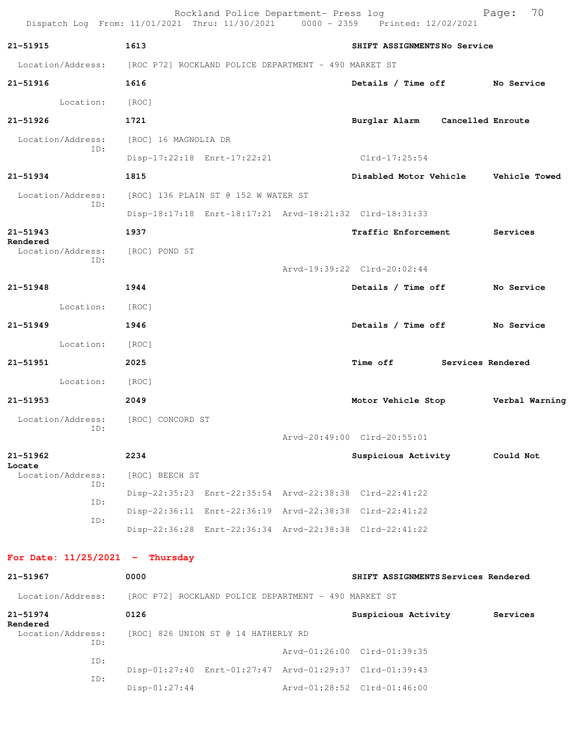**21-51915** 1613 **SHIFT ASSIGNMENTS** **No Service**

Location/Address: [ROC P72] ROCKLAND POLICE DEPARTMENT - 490 MARKET ST

**21-51916** 1616 **Details / Time off** **No Service**

Location: [ROC]

**21-51926** 1721 **Burglar Alarm** **Cancelled Enroute**

Location/Address: [ROC] 16 MAGNOLIA DR
ID:
Disp-17:22:18 Enrt-17:22:21 Clrd-17:25:54

**21-51934** 1815 **Disabled Motor Vehicle** **Vehicle Towed**

Location/Address: [ROC] 136 PLAIN ST @ 152 W WATER ST
ID:
Disp-18:17:18 Enrt-18:17:21 Arvd-18:21:32 Clrd-18:31:33

**21-51943** 1937 **Traffic Enforcement** **Services Rendered**

Location/Address: [ROC] POND ST
ID:
Arvd-19:39:22 Clrd-20:02:44

**21-51948** 1944 **Details / Time off** **No Service**

Location: [ROC]

**21-51949** 1946 **Details / Time off** **No Service**

Location: [ROC]

**21-51951** 2025 **Time off** **Services Rendered**

Location: [ROC]

**21-51953** 2049 **Motor Vehicle Stop** **Verbal Warning**

Location/Address: [ROC] CONCORD ST
ID:
Arvd-20:49:00 Clrd-20:55:01

**21-51962** 2234 **Suspicious Activity** **Could Not Locate**

Location/Address: [ROC] BEECH ST
ID:
Disp-22:35:23 Enrt-22:35:54 Arvd-22:38:38 Clrd-22:41:22
ID:
Disp-22:36:11 Enrt-22:36:19 Arvd-22:38:38 Clrd-22:41:22
ID:
Disp-22:36:28 Enrt-22:36:34 Arvd-22:38:38 Clrd-22:41:22

## For Date: 11/25/2021 - Thursday

**21-51967** 0000 **SHIFT ASSIGNMENTS** **Services Rendered**

Location/Address: [ROC P72] ROCKLAND POLICE DEPARTMENT - 490 MARKET ST

**21-51974** 0126 **Suspicious Activity** **Services Rendered**

Location/Address: [ROC] 826 UNION ST @ 14 HATHERLY RD
ID:
Arvd-01:26:00 Clrd-01:39:35
ID:
Disp-01:27:40 Enrt-01:27:47 Arvd-01:29:37 Clrd-01:39:43
ID:
Disp-01:27:44 Arvd-01:28:52 Clrd-01:46:00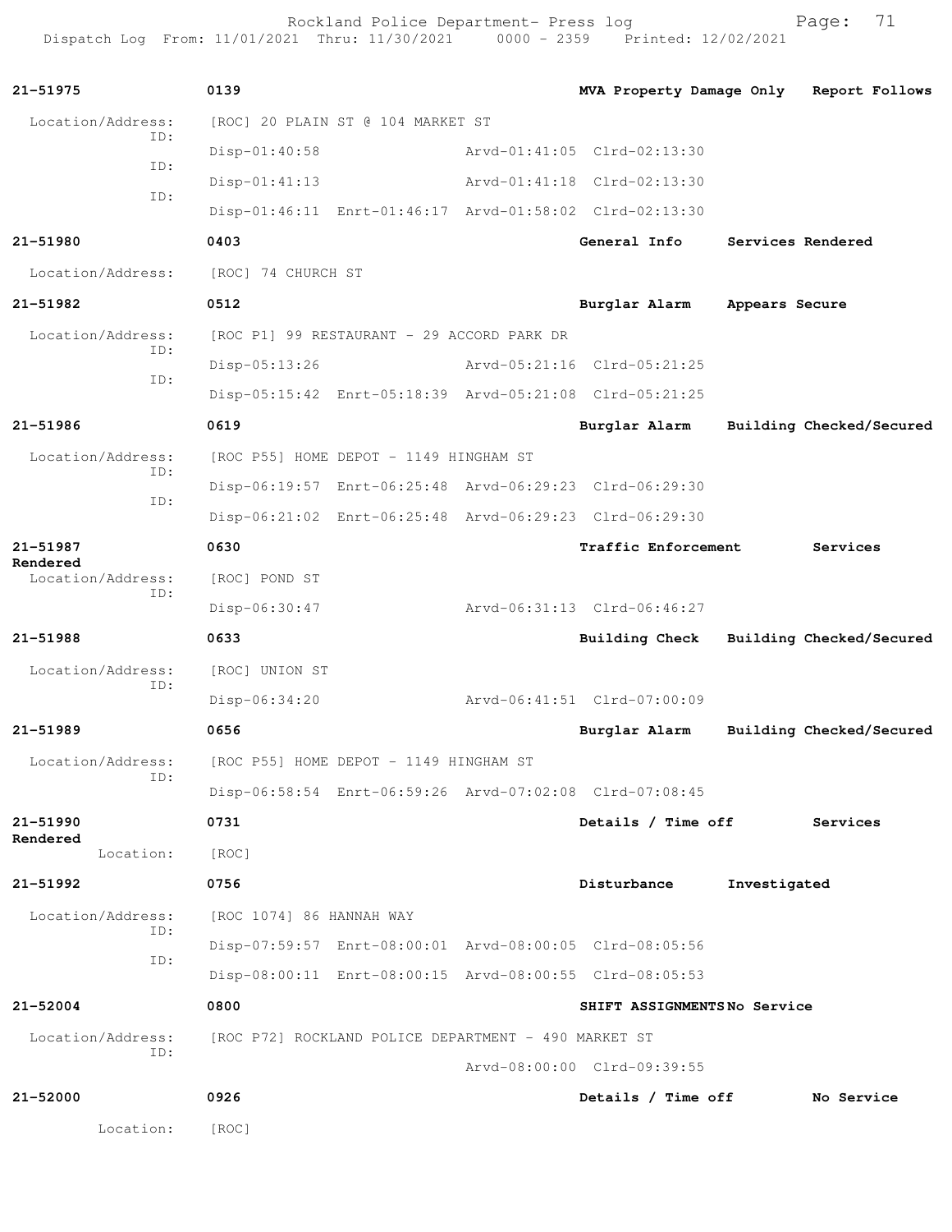Rockland Police Department- Press log
Dispatch Log From: 11/01/2021 Thru: 11/30/2021 0000 - 2359 Printed: 12/02/2021

**21-51975** **0139** **MVA Property Damage Only** **Report Follows**

Location/Address: [ROC] 20 PLAIN ST @ 104 MARKET ST
ID: Disp-01:40:58 Arvd-01:41:05 Clrd-02:13:30
ID: Disp-01:41:13 Arvd-01:41:18 Clrd-02:13:30
ID: Disp-01:46:11 Enrt-01:46:17 Arvd-01:58:02 Clrd-02:13:30

**21-51980** **0403** **General Info** **Services Rendered**

Location/Address: [ROC] 74 CHURCH ST

**21-51982** **0512** **Burglar Alarm** **Appears Secure**

Location/Address: [ROC P1] 99 RESTAURANT - 29 ACCORD PARK DR
ID: Disp-05:13:26 Arvd-05:21:16 Clrd-05:21:25
ID: Disp-05:15:42 Enrt-05:18:39 Arvd-05:21:08 Clrd-05:21:25

**21-51986** **0619** **Burglar Alarm** **Building Checked/Secured**

Location/Address: [ROC P55] HOME DEPOT - 1149 HINGHAM ST
ID: Disp-06:19:57 Enrt-06:25:48 Arvd-06:29:23 Clrd-06:29:30
ID: Disp-06:21:02 Enrt-06:25:48 Arvd-06:29:23 Clrd-06:29:30

**21-51987** **0630** **Traffic Enforcement** **Services Rendered**

Location/Address: [ROC] POND ST
ID: Disp-06:30:47 Arvd-06:31:13 Clrd-06:46:27

**21-51988** **0633** **Building Check** **Building Checked/Secured**

Location/Address: [ROC] UNION ST
ID: Disp-06:34:20 Arvd-06:41:51 Clrd-07:00:09

**21-51989** **0656** **Burglar Alarm** **Building Checked/Secured**

Location/Address: [ROC P55] HOME DEPOT - 1149 HINGHAM ST
ID: Disp-06:58:54 Enrt-06:59:26 Arvd-07:02:08 Clrd-07:08:45

**21-51990** **0731** **Details / Time off** **Services Rendered**

Location: [ROC]

**21-51992** **0756** **Disturbance** **Investigated**

Location/Address: [ROC 1074] 86 HANNAH WAY
ID: Disp-07:59:57 Enrt-08:00:01 Arvd-08:00:05 Clrd-08:05:56
ID: Disp-08:00:11 Enrt-08:00:15 Arvd-08:00:55 Clrd-08:05:53

**21-52004** **0800** **SHIFT ASSIGNMENTS** **No Service**

Location/Address: [ROC P72] ROCKLAND POLICE DEPARTMENT - 490 MARKET ST
ID: Arvd-08:00:00 Clrd-09:39:55

**21-52000** **0926** **Details / Time off** **No Service**

Location: [ROC]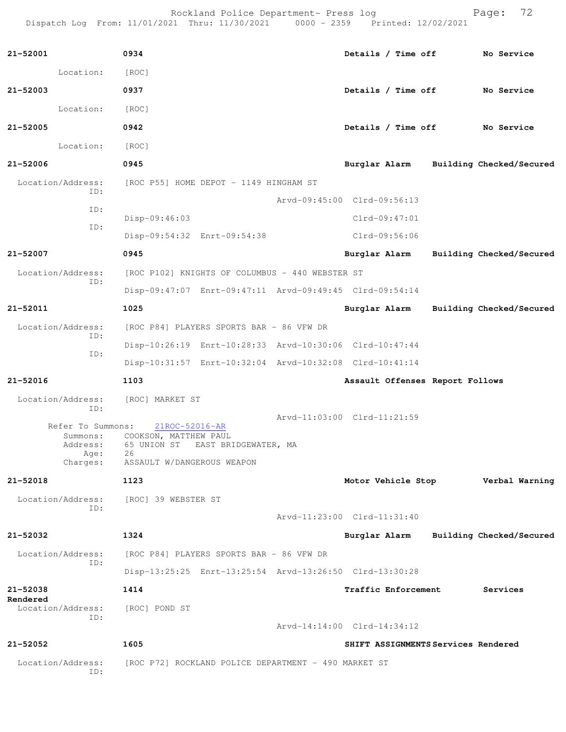Rockland Police Department- Press log
Dispatch Log From: 11/01/2021 Thru: 11/30/2021 0000 - 2359 Printed: 12/02/2021

**21-52001** 0934 Details / Time off — No Service

Location: [ROC]

**21-52003** 0937 Details / Time off — No Service

Location: [ROC]

**21-52005** 0942 Details / Time off — No Service

Location: [ROC]

**21-52006** 0945 Burglar Alarm — Building Checked/Secured

Location/Address: [ROC P55] HOME DEPOT - 1149 HINGHAM ST

ID: Arvd-09:45:00 Clrd-09:56:13

ID: Disp-09:46:03 Clrd-09:47:01

ID: Disp-09:54:32 Enrt-09:54:38 Clrd-09:56:06

**21-52007** 0945 Burglar Alarm — Building Checked/Secured

Location/Address: [ROC P102] KNIGHTS OF COLUMBUS - 440 WEBSTER ST

ID: Disp-09:47:07 Enrt-09:47:11 Arvd-09:49:45 Clrd-09:54:14

**21-52011** 1025 Burglar Alarm — Building Checked/Secured

Location/Address: [ROC P84] PLAYERS SPORTS BAR - 86 VFW DR

ID: Disp-10:26:19 Enrt-10:28:33 Arvd-10:30:06 Clrd-10:47:44

ID: Disp-10:31:57 Enrt-10:32:04 Arvd-10:32:08 Clrd-10:41:14

**21-52016** 1103 Assault Offenses — Report Follows

Location/Address: [ROC] MARKET ST

ID: Arvd-11:03:00 Clrd-11:21:59

Refer To Summons: 21ROC-52016-AR

Summons: COOKSON, MATTHEW PAUL

Address: 65 UNION ST EAST BRIDGEWATER, MA

Age: 26

Charges: ASSAULT W/DANGEROUS WEAPON

**21-52018** 1123 Motor Vehicle Stop — Verbal Warning

Location/Address: [ROC] 39 WEBSTER ST

ID: Arvd-11:23:00 Clrd-11:31:40

**21-52032** 1324 Burglar Alarm — Building Checked/Secured

Location/Address: [ROC P84] PLAYERS SPORTS BAR - 86 VFW DR

ID: Disp-13:25:25 Enrt-13:25:54 Arvd-13:26:50 Clrd-13:30:28

**21-52038** 1414 Traffic Enforcement — Services Rendered

Location/Address: [ROC] POND ST

ID: Arvd-14:14:00 Clrd-14:34:12

**21-52052** 1605 SHIFT ASSIGNMENTS — Services Rendered

Location/Address: [ROC P72] ROCKLAND POLICE DEPARTMENT - 490 MARKET ST

ID: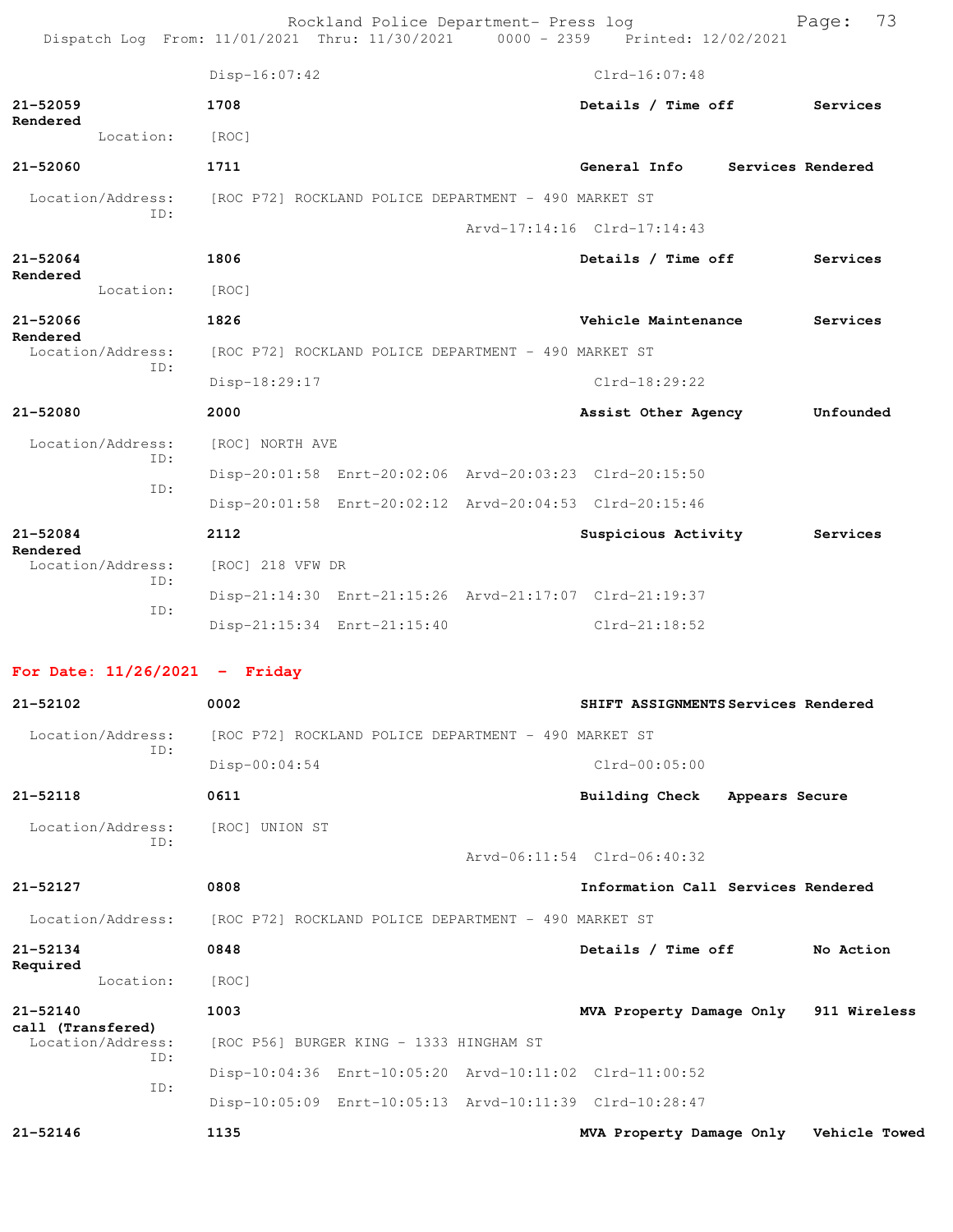Disp-16:07:42 Clrd-16:07:48

**21-52059** **1708** **Details / Time off** **Services Rendered**
Location: [ROC]

**21-52060** **1711** **General Info** **Services Rendered**
Location/Address: [ROC P72] ROCKLAND POLICE DEPARTMENT - 490 MARKET ST
ID:
Arvd-17:14:16 Clrd-17:14:43

**21-52064** **1806** **Details / Time off** **Services Rendered**
Location: [ROC]

**21-52066** **1826** **Vehicle Maintenance** **Services Rendered**
Location/Address: [ROC P72] ROCKLAND POLICE DEPARTMENT - 490 MARKET ST
ID:
Disp-18:29:17 Clrd-18:29:22

**21-52080** **2000** **Assist Other Agency** **Unfounded**
Location/Address: [ROC] NORTH AVE
ID:
Disp-20:01:58 Enrt-20:02:06 Arvd-20:03:23 Clrd-20:15:50
ID:
Disp-20:01:58 Enrt-20:02:12 Arvd-20:04:53 Clrd-20:15:46

**21-52084** **2112** **Suspicious Activity** **Services Rendered**
Location/Address: [ROC] 218 VFW DR
ID:
Disp-21:14:30 Enrt-21:15:26 Arvd-21:17:07 Clrd-21:19:37
ID:
Disp-21:15:34 Enrt-21:15:40 Clrd-21:18:52

## For Date: 11/26/2021 - Friday

**21-52102** **0002** **SHIFT ASSIGNMENTS** **Services Rendered**
Location/Address: [ROC P72] ROCKLAND POLICE DEPARTMENT - 490 MARKET ST
ID:
Disp-00:04:54 Clrd-00:05:00

**21-52118** **0611** **Building Check** **Appears Secure**
Location/Address: [ROC] UNION ST
ID:
Arvd-06:11:54 Clrd-06:40:32

**21-52127** **0808** **Information Call** **Services Rendered**
Location/Address: [ROC P72] ROCKLAND POLICE DEPARTMENT - 490 MARKET ST

**21-52134** **0848** **Details / Time off** **No Action Required**
Location: [ROC]

**21-52140** **1003** **MVA Property Damage Only** **911 Wireless call (Transfered)**
Location/Address: [ROC P56] BURGER KING - 1333 HINGHAM ST
ID:
Disp-10:04:36 Enrt-10:05:20 Arvd-10:11:02 Clrd-11:00:52
ID:
Disp-10:05:09 Enrt-10:05:13 Arvd-10:11:39 Clrd-10:28:47

**21-52146** **1135** **MVA Property Damage Only** **Vehicle Towed**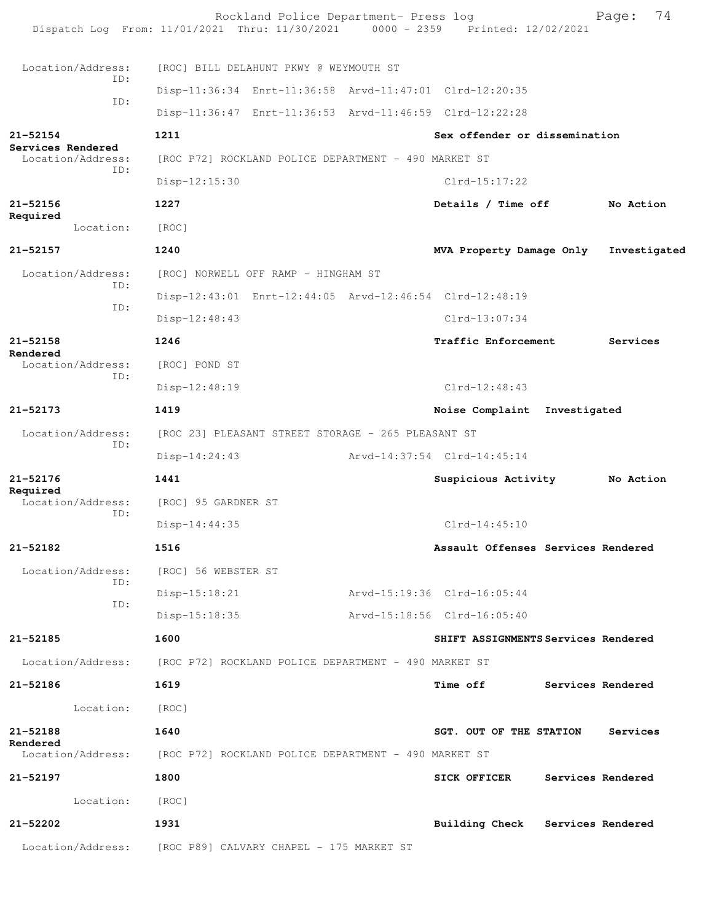Location/Address: [ROC] BILL DELAHUNT PKWY @ WEYMOUTH ST
ID: Disp-11:36:34 Enrt-11:36:58 Arvd-11:47:01 Clrd-12:20:35
ID: Disp-11:36:47 Enrt-11:36:53 Arvd-11:46:59 Clrd-12:22:28

**21-52154** **1211** **Sex offender or dissemination**
**Services Rendered**
Location/Address: [ROC P72] ROCKLAND POLICE DEPARTMENT - 490 MARKET ST
ID: Disp-12:15:30 Clrd-15:17:22

**21-52156** **1227** **Details / Time off** **No Action Required**
Location: [ROC]

**21-52157** **1240** **MVA Property Damage Only** **Investigated**
Location/Address: [ROC] NORWELL OFF RAMP - HINGHAM ST
ID: Disp-12:43:01 Enrt-12:44:05 Arvd-12:46:54 Clrd-12:48:19
ID: Disp-12:48:43 Clrd-13:07:34

**21-52158** **1246** **Traffic Enforcement** **Services Rendered**
Location/Address: [ROC] POND ST
ID: Disp-12:48:19 Clrd-12:48:43

**21-52173** **1419** **Noise Complaint** **Investigated**
Location/Address: [ROC 23] PLEASANT STREET STORAGE - 265 PLEASANT ST
ID: Disp-14:24:43 Arvd-14:37:54 Clrd-14:45:14

**21-52176** **1441** **Suspicious Activity** **No Action Required**
Location/Address: [ROC] 95 GARDNER ST
ID: Disp-14:44:35 Clrd-14:45:10

**21-52182** **1516** **Assault Offenses** **Services Rendered**
Location/Address: [ROC] 56 WEBSTER ST
ID: Disp-15:18:21 Arvd-15:19:36 Clrd-16:05:44
ID: Disp-15:18:35 Arvd-15:18:56 Clrd-16:05:40

**21-52185** **1600** **SHIFT ASSIGNMENTS** **Services Rendered**
Location/Address: [ROC P72] ROCKLAND POLICE DEPARTMENT - 490 MARKET ST

**21-52186** **1619** **Time off** **Services Rendered**
Location: [ROC]

**21-52188** **1640** **SGT. OUT OF THE STATION** **Services Rendered**
Location/Address: [ROC P72] ROCKLAND POLICE DEPARTMENT - 490 MARKET ST

**21-52197** **1800** **SICK OFFICER** **Services Rendered**
Location: [ROC]

**21-52202** **1931** **Building Check** **Services Rendered**
Location/Address: [ROC P89] CALVARY CHAPEL - 175 MARKET ST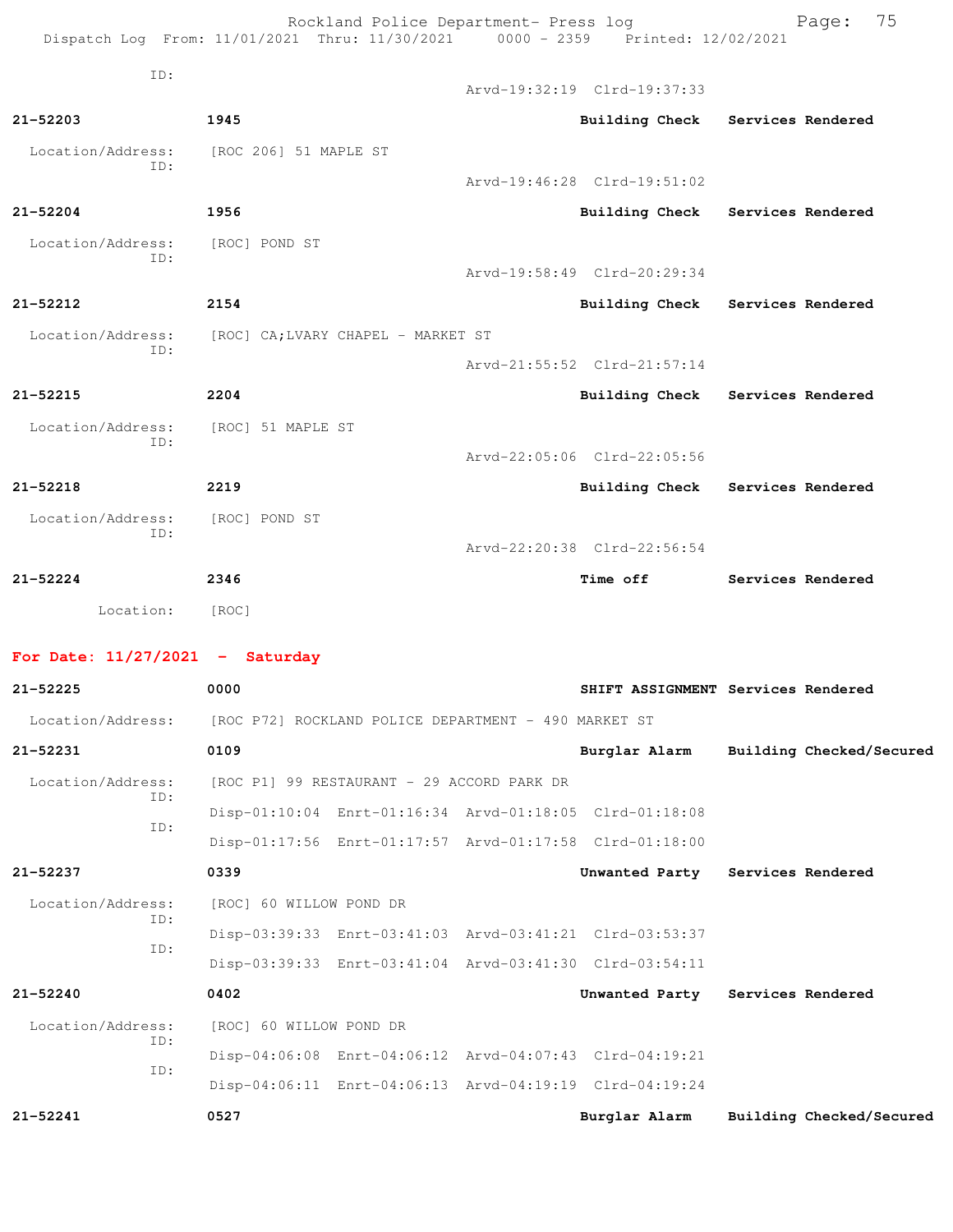ID:
Arvd-19:32:19 Clrd-19:37:33

**21-52203** 1945 **Building Check** **Services Rendered**

Location/Address: [ROC 206] 51 MAPLE ST
ID:
Arvd-19:46:28 Clrd-19:51:02

**21-52204** 1956 **Building Check** **Services Rendered**

Location/Address: [ROC] POND ST
ID:
Arvd-19:58:49 Clrd-20:29:34

**21-52212** 2154 **Building Check** **Services Rendered**

Location/Address: [ROC] CA;LVARY CHAPEL - MARKET ST
ID:
Arvd-21:55:52 Clrd-21:57:14

**21-52215** 2204 **Building Check** **Services Rendered**

Location/Address: [ROC] 51 MAPLE ST
ID:
Arvd-22:05:06 Clrd-22:05:56

**21-52218** 2219 **Building Check** **Services Rendered**

Location/Address: [ROC] POND ST
ID:
Arvd-22:20:38 Clrd-22:56:54

**21-52224** 2346 **Time off** **Services Rendered**

Location: [ROC]

## For Date: 11/27/2021 - Saturday

**21-52225** 0000 **SHIFT ASSIGNMENT** **Services Rendered**

Location/Address: [ROC P72] ROCKLAND POLICE DEPARTMENT - 490 MARKET ST

**21-52231** 0109 **Burglar Alarm** **Building Checked/Secured**

Location/Address: [ROC P1] 99 RESTAURANT - 29 ACCORD PARK DR
ID:
Disp-01:10:04 Enrt-01:16:34 Arvd-01:18:05 Clrd-01:18:08
ID:
Disp-01:17:56 Enrt-01:17:57 Arvd-01:17:58 Clrd-01:18:00

**21-52237** 0339 **Unwanted Party** **Services Rendered**

Location/Address: [ROC] 60 WILLOW POND DR
ID:
Disp-03:39:33 Enrt-03:41:03 Arvd-03:41:21 Clrd-03:53:37
ID:
Disp-03:39:33 Enrt-03:41:04 Arvd-03:41:30 Clrd-03:54:11

**21-52240** 0402 **Unwanted Party** **Services Rendered**

Location/Address: [ROC] 60 WILLOW POND DR
ID:
Disp-04:06:08 Enrt-04:06:12 Arvd-04:07:43 Clrd-04:19:21
ID:
Disp-04:06:11 Enrt-04:06:13 Arvd-04:19:19 Clrd-04:19:24

**21-52241** 0527 **Burglar Alarm** **Building Checked/Secured**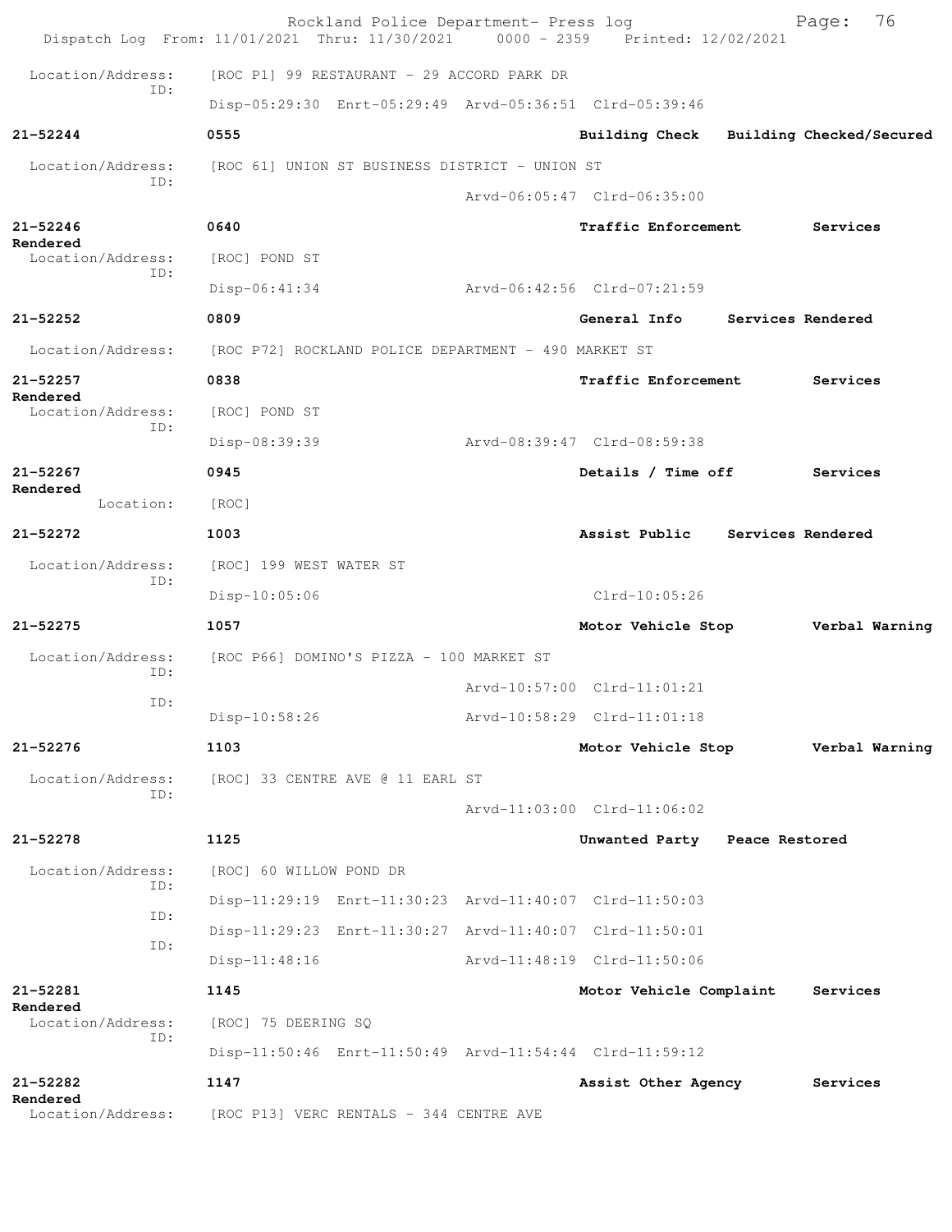Location/Address: [ROC P1] 99 RESTAURANT - 29 ACCORD PARK DR
ID:
Disp-05:29:30 Enrt-05:29:49 Arvd-05:36:51 Clrd-05:39:46

**21-52244** **0555** **Building Check** **Building Checked/Secured**

Location/Address: [ROC 61] UNION ST BUSINESS DISTRICT - UNION ST
ID:
Arvd-06:05:47 Clrd-06:35:00

**21-52246** **0640** **Traffic Enforcement** **Services Rendered**

Location/Address: [ROC] POND ST
ID:
Disp-06:41:34 Arvd-06:42:56 Clrd-07:21:59

**21-52252** **0809** **General Info** **Services Rendered**

Location/Address: [ROC P72] ROCKLAND POLICE DEPARTMENT - 490 MARKET ST

**21-52257** **0838** **Traffic Enforcement** **Services Rendered**

Location/Address: [ROC] POND ST
ID:
Disp-08:39:39 Arvd-08:39:47 Clrd-08:59:38

**21-52267** **0945** **Details / Time off** **Services Rendered**

Location: [ROC]

**21-52272** **1003** **Assist Public** **Services Rendered**

Location/Address: [ROC] 199 WEST WATER ST
ID:
Disp-10:05:06 Clrd-10:05:26

**21-52275** **1057** **Motor Vehicle Stop** **Verbal Warning**

Location/Address: [ROC P66] DOMINO'S PIZZA - 100 MARKET ST
ID:
Arvd-10:57:00 Clrd-11:01:21
ID:
Disp-10:58:26 Arvd-10:58:29 Clrd-11:01:18

**21-52276** **1103** **Motor Vehicle Stop** **Verbal Warning**

Location/Address: [ROC] 33 CENTRE AVE @ 11 EARL ST
ID:
Arvd-11:03:00 Clrd-11:06:02

**21-52278** **1125** **Unwanted Party** **Peace Restored**

Location/Address: [ROC] 60 WILLOW POND DR
ID:
Disp-11:29:19 Enrt-11:30:23 Arvd-11:40:07 Clrd-11:50:03
ID:
Disp-11:29:23 Enrt-11:30:27 Arvd-11:40:07 Clrd-11:50:01
ID:
Disp-11:48:16 Arvd-11:48:19 Clrd-11:50:06

**21-52281** **1145** **Motor Vehicle Complaint** **Services Rendered**

Location/Address: [ROC] 75 DEERING SQ
ID:
Disp-11:50:46 Enrt-11:50:49 Arvd-11:54:44 Clrd-11:59:12

**21-52282** **1147** **Assist Other Agency** **Services Rendered**

Location/Address: [ROC P13] VERC RENTALS - 344 CENTRE AVE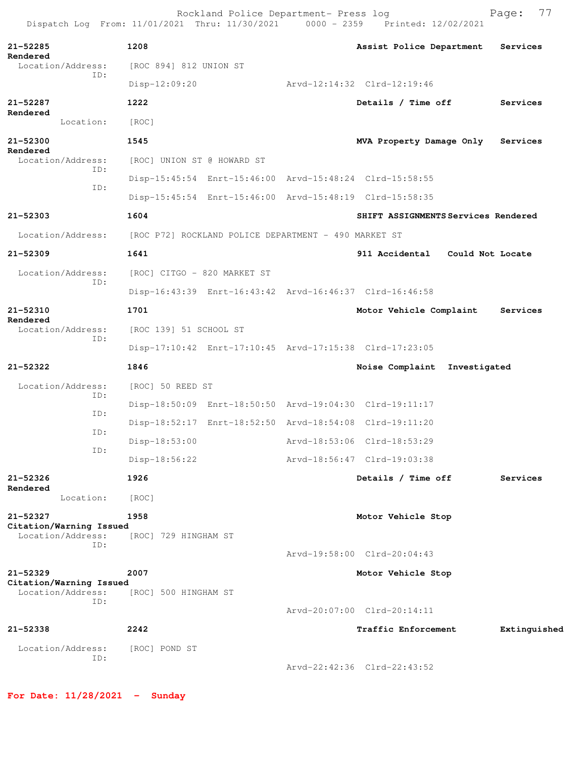**21-52285** 1208 **Assist Police Department** **Services Rendered**
Location/Address: [ROC 894] 812 UNION ST
ID:
Disp-12:09:20 Arvd-12:14:32 Clrd-12:19:46

**21-52287** 1222 **Details / Time off** **Services Rendered**
Location: [ROC]

**21-52300** 1545 **MVA Property Damage Only** **Services Rendered**
Location/Address: [ROC] UNION ST @ HOWARD ST
ID:
Disp-15:45:54 Enrt-15:46:00 Arvd-15:48:24 Clrd-15:58:55
ID:
Disp-15:45:54 Enrt-15:46:00 Arvd-15:48:19 Clrd-15:58:35

**21-52303** 1604 **SHIFT ASSIGNMENTS** **Services Rendered**
Location/Address: [ROC P72] ROCKLAND POLICE DEPARTMENT - 490 MARKET ST

**21-52309** 1641 **911 Accidental** **Could Not Locate**
Location/Address: [ROC] CITGO - 820 MARKET ST
ID:
Disp-16:43:39 Enrt-16:43:42 Arvd-16:46:37 Clrd-16:46:58

**21-52310** 1701 **Motor Vehicle Complaint** **Services Rendered**
Location/Address: [ROC 139] 51 SCHOOL ST
ID:
Disp-17:10:42 Enrt-17:10:45 Arvd-17:15:38 Clrd-17:23:05

**21-52322** 1846 **Noise Complaint** **Investigated**
Location/Address: [ROC] 50 REED ST
ID:
Disp-18:50:09 Enrt-18:50:50 Arvd-19:04:30 Clrd-19:11:17
ID:
Disp-18:52:17 Enrt-18:52:50 Arvd-18:54:08 Clrd-19:11:20
ID:
Disp-18:53:00 Arvd-18:53:06 Clrd-18:53:29
ID:
Disp-18:56:22 Arvd-18:56:47 Clrd-19:03:38

**21-52326** 1926 **Details / Time off** **Services Rendered**
Location: [ROC]

**21-52327** 1958 **Motor Vehicle Stop** **Citation/Warning Issued**
Location/Address: [ROC] 729 HINGHAM ST
ID:
Arvd-19:58:00 Clrd-20:04:43

**21-52329** 2007 **Motor Vehicle Stop** **Citation/Warning Issued**
Location/Address: [ROC] 500 HINGHAM ST
ID:
Arvd-20:07:00 Clrd-20:14:11

**21-52338** 2242 **Traffic Enforcement** **Extinguished**
Location/Address: [ROC] POND ST
ID:
Arvd-22:42:36 Clrd-22:43:52

**For Date: 11/28/2021 - Sunday**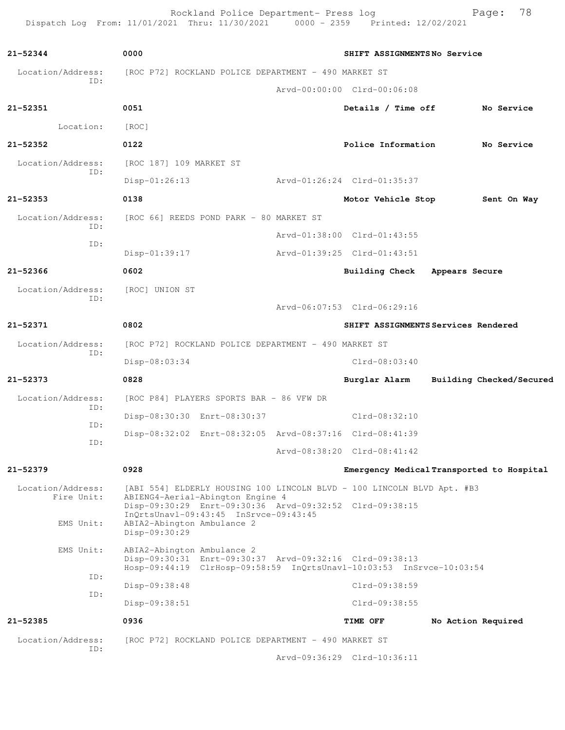**21-52344** 0000 **SHIFT ASSIGNMENTS No Service**

Location/Address: [ROC P72] ROCKLAND POLICE DEPARTMENT - 490 MARKET ST
ID:
Arvd-00:00:00 Clrd-00:06:08

**21-52351** 0051 **Details / Time off No Service**

Location: [ROC]

**21-52352** 0122 **Police Information No Service**

Location/Address: [ROC 187] 109 MARKET ST
ID:
Disp-01:26:13 Arvd-01:26:24 Clrd-01:35:37

**21-52353** 0138 **Motor Vehicle Stop Sent On Way**

Location/Address: [ROC 66] REEDS POND PARK - 80 MARKET ST
ID:
Arvd-01:38:00 Clrd-01:43:55
ID:
Disp-01:39:17 Arvd-01:39:25 Clrd-01:43:51

**21-52366** 0602 **Building Check Appears Secure**

Location/Address: [ROC] UNION ST
ID:
Arvd-06:07:53 Clrd-06:29:16

**21-52371** 0802 **SHIFT ASSIGNMENTS Services Rendered**

Location/Address: [ROC P72] ROCKLAND POLICE DEPARTMENT - 490 MARKET ST
ID:
Disp-08:03:34 Clrd-08:03:40

**21-52373** 0828 **Burglar Alarm Building Checked/Secured**

Location/Address: [ROC P84] PLAYERS SPORTS BAR - 86 VFW DR
ID:
Disp-08:30:30 Enrt-08:30:37 Clrd-08:32:10
ID:
Disp-08:32:02 Enrt-08:32:05 Arvd-08:37:16 Clrd-08:41:39
ID:
Arvd-08:38:20 Clrd-08:41:42

**21-52379** 0928 **Emergency Medical Transported to Hospital**

Location/Address: [ABI 554] ELDERLY HOUSING 100 LINCOLN BLVD - 100 LINCOLN BLVD Apt. #B3
Fire Unit: ABIENG4-Aerial-Abington Engine 4
Disp-09:30:29 Enrt-09:30:36 Arvd-09:32:52 Clrd-09:38:15
InQrtsUnavl-09:43:45 InSrvce-09:43:45
EMS Unit: ABIA2-Abington Ambulance 2
Disp-09:30:29
EMS Unit: ABIA2-Abington Ambulance 2
Disp-09:30:31 Enrt-09:30:37 Arvd-09:32:16 Clrd-09:38:13
Hosp-09:44:19 ClrHosp-09:58:59 InQrtsUnavl-10:03:53 InSrvce-10:03:54
ID:
Disp-09:38:48 Clrd-09:38:59
ID:
Disp-09:38:51 Clrd-09:38:55

**21-52385** 0936 **TIME OFF No Action Required**

Location/Address: [ROC P72] ROCKLAND POLICE DEPARTMENT - 490 MARKET ST
ID:
Arvd-09:36:29 Clrd-10:36:11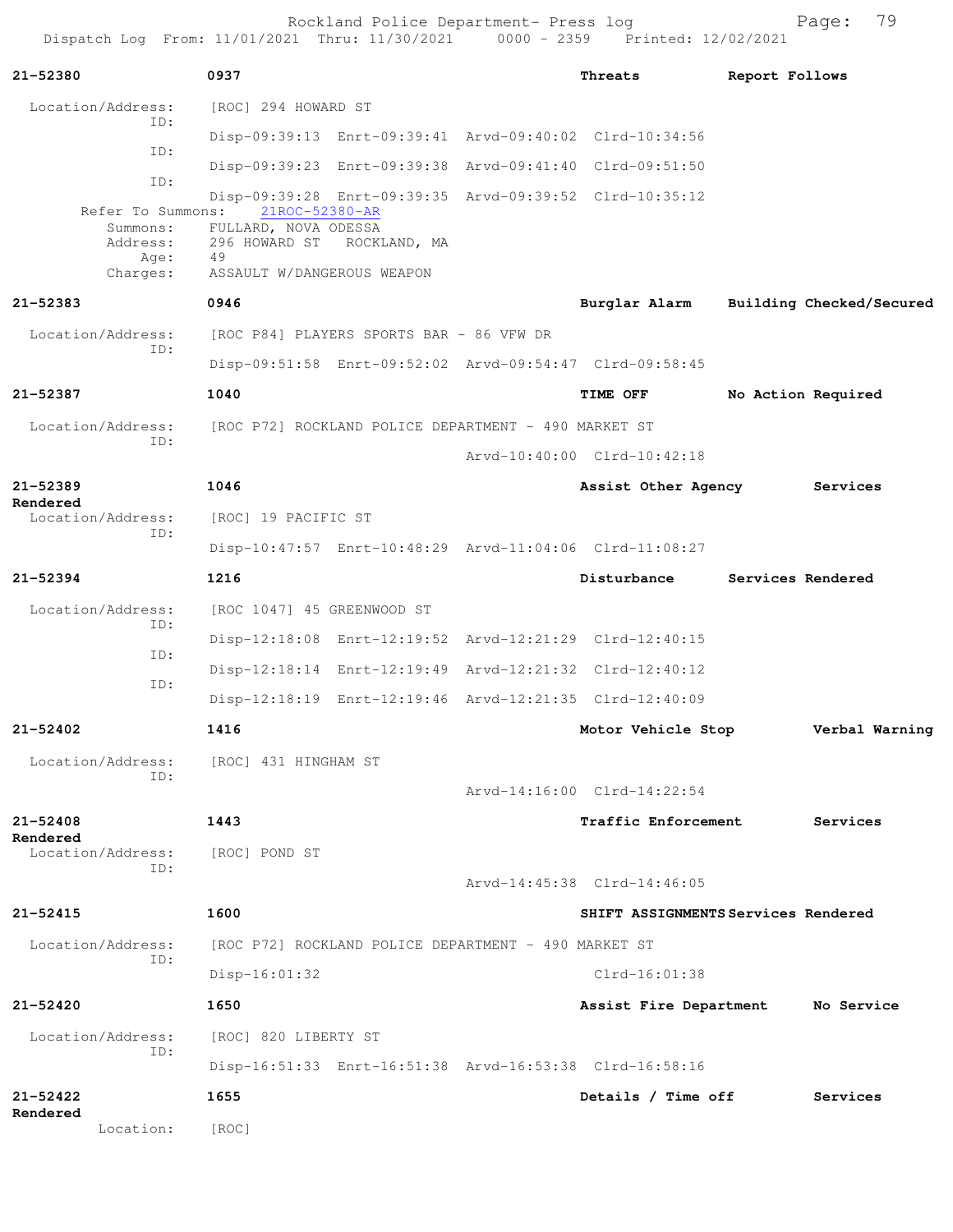**21-52380** 0937 **Threats** **Report Follows**

Location/Address: [ROC] 294 HOWARD ST
ID: Disp-09:39:13 Enrt-09:39:41 Arvd-09:40:02 Clrd-10:34:56
ID: Disp-09:39:23 Enrt-09:39:38 Arvd-09:41:40 Clrd-09:51:50
ID: Disp-09:39:28 Enrt-09:39:35 Arvd-09:39:52 Clrd-10:35:12
Refer To Summons: 21ROC-52380-AR
Summons: FULLARD, NOVA ODESSA
Address: 296 HOWARD ST ROCKLAND, MA
Age: 49
Charges: ASSAULT W/DANGEROUS WEAPON

**21-52383** 0946 **Burglar Alarm** **Building Checked/Secured**

Location/Address: [ROC P84] PLAYERS SPORTS BAR - 86 VFW DR
ID: Disp-09:51:58 Enrt-09:52:02 Arvd-09:54:47 Clrd-09:58:45

**21-52387** 1040 **TIME OFF** **No Action Required**

Location/Address: [ROC P72] ROCKLAND POLICE DEPARTMENT - 490 MARKET ST
ID: Arvd-10:40:00 Clrd-10:42:18

**21-52389** 1046 **Assist Other Agency** **Services Rendered**

Location/Address: [ROC] 19 PACIFIC ST
ID: Disp-10:47:57 Enrt-10:48:29 Arvd-11:04:06 Clrd-11:08:27

**21-52394** 1216 **Disturbance** **Services Rendered**

Location/Address: [ROC 1047] 45 GREENWOOD ST
ID: Disp-12:18:08 Enrt-12:19:52 Arvd-12:21:29 Clrd-12:40:15
ID: Disp-12:18:14 Enrt-12:19:49 Arvd-12:21:32 Clrd-12:40:12
ID: Disp-12:18:19 Enrt-12:19:46 Arvd-12:21:35 Clrd-12:40:09

**21-52402** 1416 **Motor Vehicle Stop** **Verbal Warning**

Location/Address: [ROC] 431 HINGHAM ST
ID: Arvd-14:16:00 Clrd-14:22:54

**21-52408** 1443 **Traffic Enforcement** **Services Rendered**

Location/Address: [ROC] POND ST
ID: Arvd-14:45:38 Clrd-14:46:05

**21-52415** 1600 **SHIFT ASSIGNMENTS** **Services Rendered**

Location/Address: [ROC P72] ROCKLAND POLICE DEPARTMENT - 490 MARKET ST
ID: Disp-16:01:32 Clrd-16:01:38

**21-52420** 1650 **Assist Fire Department** **No Service**

Location/Address: [ROC] 820 LIBERTY ST
ID: Disp-16:51:33 Enrt-16:51:38 Arvd-16:53:38 Clrd-16:58:16

**21-52422** 1655 **Details / Time off** **Services Rendered**

Location: [ROC]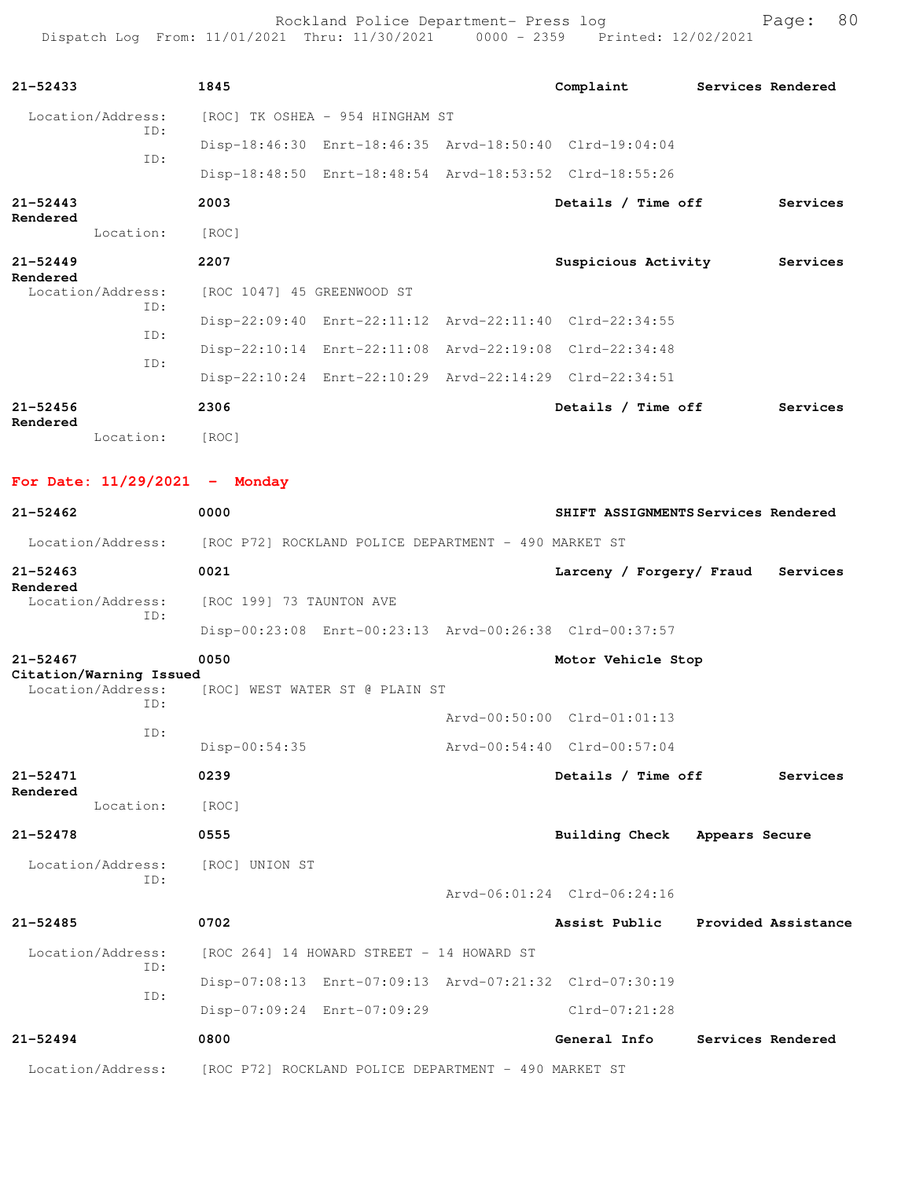**21-52433** 1845 **Complaint** **Services Rendered**

Location/Address: [ROC] TK OSHEA - 954 HINGHAM ST

ID: Disp-18:46:30 Enrt-18:46:35 Arvd-18:50:40 Clrd-19:04:04

ID: Disp-18:48:50 Enrt-18:48:54 Arvd-18:53:52 Clrd-18:55:26

**21-52443** 2003 **Details / Time off** **Services Rendered**

Location: [ROC]

**21-52449** 2207 **Suspicious Activity** **Services Rendered**

Location/Address: [ROC 1047] 45 GREENWOOD ST

ID: Disp-22:09:40 Enrt-22:11:12 Arvd-22:11:40 Clrd-22:34:55

ID: Disp-22:10:14 Enrt-22:11:08 Arvd-22:19:08 Clrd-22:34:48

ID: Disp-22:10:24 Enrt-22:10:29 Arvd-22:14:29 Clrd-22:34:51

**21-52456** 2306 **Details / Time off** **Services Rendered**

Location: [ROC]

## For Date: 11/29/2021 - Monday

**21-52462** 0000 **SHIFT ASSIGNMENTS** **Services Rendered**

Location/Address: [ROC P72] ROCKLAND POLICE DEPARTMENT - 490 MARKET ST

**21-52463** 0021 **Larceny / Forgery/ Fraud** **Services Rendered**

Location/Address: [ROC 199] 73 TAUNTON AVE

ID: Disp-00:23:08 Enrt-00:23:13 Arvd-00:26:38 Clrd-00:37:57

**21-52467** 0050 **Motor Vehicle Stop** **Citation/Warning Issued**

Location/Address: [ROC] WEST WATER ST @ PLAIN ST

ID: Arvd-00:50:00 Clrd-01:01:13

ID: Disp-00:54:35 Arvd-00:54:40 Clrd-00:57:04

**21-52471** 0239 **Details / Time off** **Services Rendered**

Location: [ROC]

**21-52478** 0555 **Building Check** **Appears Secure**

Location/Address: [ROC] UNION ST

ID: Arvd-06:01:24 Clrd-06:24:16

**21-52485** 0702 **Assist Public** **Provided Assistance**

Location/Address: [ROC 264] 14 HOWARD STREET - 14 HOWARD ST

ID: Disp-07:08:13 Enrt-07:09:13 Arvd-07:21:32 Clrd-07:30:19

ID: Disp-07:09:24 Enrt-07:09:29 Clrd-07:21:28

**21-52494** 0800 **General Info** **Services Rendered**

Location/Address: [ROC P72] ROCKLAND POLICE DEPARTMENT - 490 MARKET ST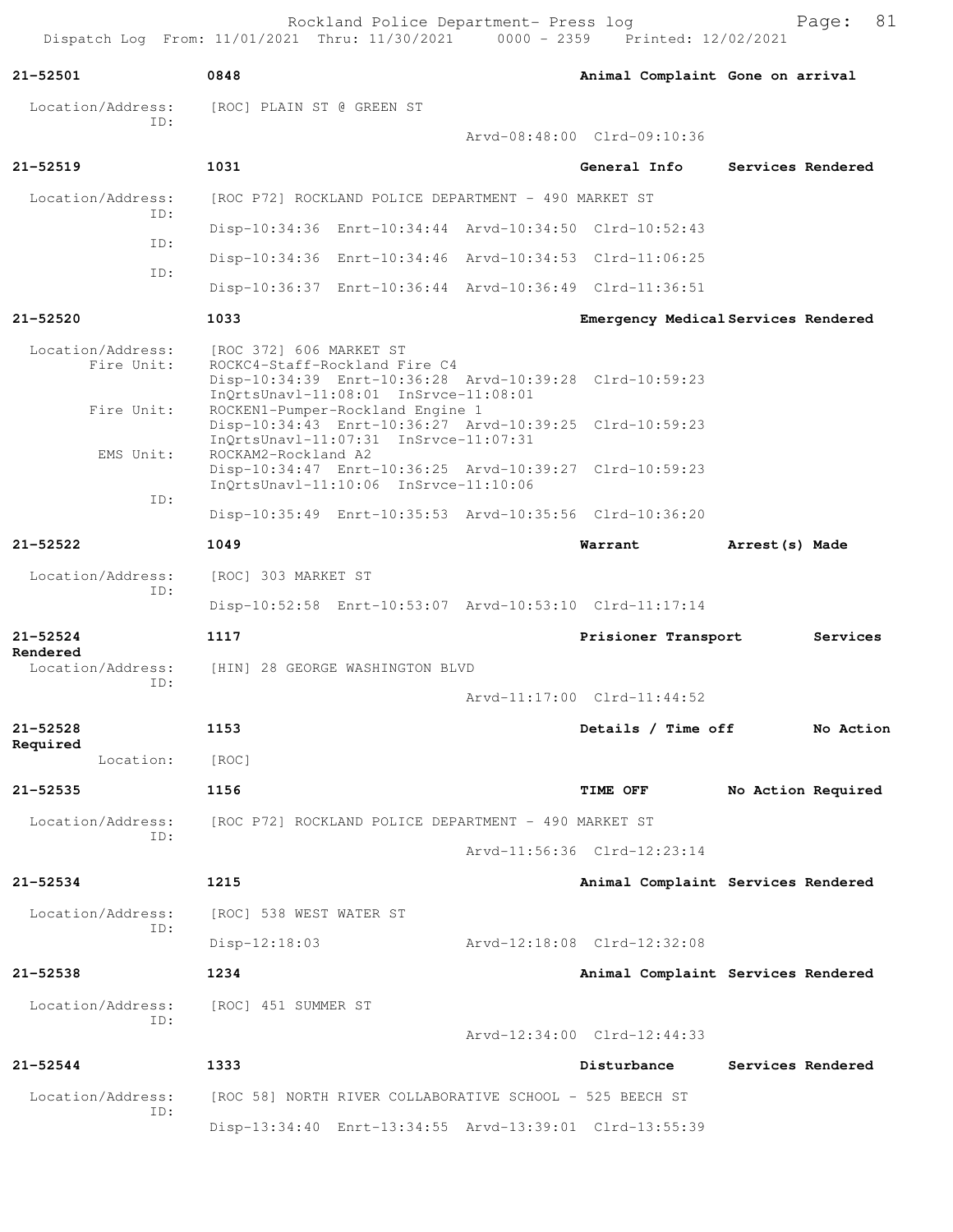Rockland Police Department- Press log
Dispatch Log From: 11/01/2021 Thru: 11/30/2021 0000 - 2359 Printed: 12/02/2021

**21-52501** 0848 **Animal Complaint Gone on arrival**

Location/Address: [ROC] PLAIN ST @ GREEN ST
ID:
Arvd-08:48:00 Clrd-09:10:36

**21-52519** 1031 **General Info Services Rendered**

Location/Address: [ROC P72] ROCKLAND POLICE DEPARTMENT - 490 MARKET ST
ID:
Disp-10:34:36 Enrt-10:34:44 Arvd-10:34:50 Clrd-10:52:43
ID:
Disp-10:34:36 Enrt-10:34:46 Arvd-10:34:53 Clrd-11:06:25
ID:
Disp-10:36:37 Enrt-10:36:44 Arvd-10:36:49 Clrd-11:36:51

**21-52520** 1033 **Emergency Medical Services Rendered**

Location/Address: [ROC 372] 606 MARKET ST
Fire Unit: ROCKC4-Staff-Rockland Fire C4
Disp-10:34:39 Enrt-10:36:28 Arvd-10:39:28 Clrd-10:59:23
InQrtsUnavl-11:08:01 InSrvce-11:08:01
Fire Unit: ROCKEN1-Pumper-Rockland Engine 1
Disp-10:34:43 Enrt-10:36:27 Arvd-10:39:25 Clrd-10:59:23
InQrtsUnavl-11:07:31 InSrvce-11:07:31
EMS Unit: ROCKAM2-Rockland A2
Disp-10:34:47 Enrt-10:36:25 Arvd-10:39:27 Clrd-10:59:23
InQrtsUnavl-11:10:06 InSrvce-11:10:06
ID:
Disp-10:35:49 Enrt-10:35:53 Arvd-10:35:56 Clrd-10:36:20

**21-52522** 1049 **Warrant Arrest(s) Made**

Location/Address: [ROC] 303 MARKET ST
ID:
Disp-10:52:58 Enrt-10:53:07 Arvd-10:53:10 Clrd-11:17:14

**21-52524** 1117 **Prisioner Transport Services Rendered**

Location/Address: [HIN] 28 GEORGE WASHINGTON BLVD
ID:
Arvd-11:17:00 Clrd-11:44:52

**21-52528** 1153 **Details / Time off No Action Required**

Location: [ROC]

**21-52535** 1156 **TIME OFF No Action Required**

Location/Address: [ROC P72] ROCKLAND POLICE DEPARTMENT - 490 MARKET ST
ID:
Arvd-11:56:36 Clrd-12:23:14

**21-52534** 1215 **Animal Complaint Services Rendered**

Location/Address: [ROC] 538 WEST WATER ST
ID:
Disp-12:18:03 Arvd-12:18:08 Clrd-12:32:08

**21-52538** 1234 **Animal Complaint Services Rendered**

Location/Address: [ROC] 451 SUMMER ST
ID:
Arvd-12:34:00 Clrd-12:44:33

**21-52544** 1333 **Disturbance Services Rendered**

Location/Address: [ROC 58] NORTH RIVER COLLABORATIVE SCHOOL - 525 BEECH ST
ID:
Disp-13:34:40 Enrt-13:34:55 Arvd-13:39:01 Clrd-13:55:39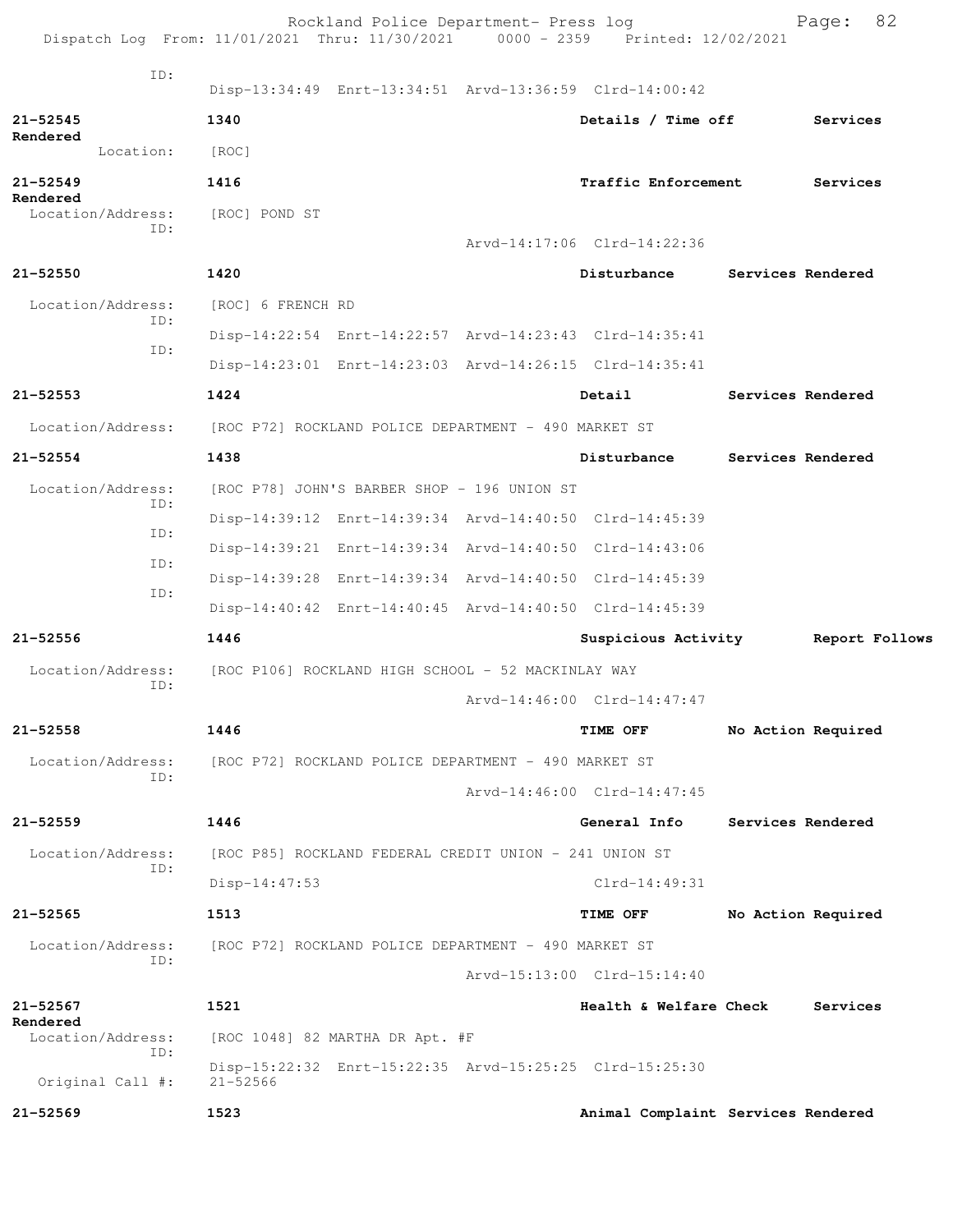ID:
Disp-13:34:49 Enrt-13:34:51 Arvd-13:36:59 Clrd-14:00:42

**21-52545** **1340** **Details / Time off** **Services Rendered**
Location: [ROC]

**21-52549** **1416** **Traffic Enforcement** **Services Rendered**
Location/Address: [ROC] POND ST
ID:
Arvd-14:17:06 Clrd-14:22:36

**21-52550** **1420** **Disturbance** **Services Rendered**
Location/Address: [ROC] 6 FRENCH RD
ID:
Disp-14:22:54 Enrt-14:22:57 Arvd-14:23:43 Clrd-14:35:41
ID:
Disp-14:23:01 Enrt-14:23:03 Arvd-14:26:15 Clrd-14:35:41

**21-52553** **1424** **Detail** **Services Rendered**
Location/Address: [ROC P72] ROCKLAND POLICE DEPARTMENT - 490 MARKET ST

**21-52554** **1438** **Disturbance** **Services Rendered**
Location/Address: [ROC P78] JOHN'S BARBER SHOP - 196 UNION ST
ID:
Disp-14:39:12 Enrt-14:39:34 Arvd-14:40:50 Clrd-14:45:39
ID:
Disp-14:39:21 Enrt-14:39:34 Arvd-14:40:50 Clrd-14:43:06
ID:
Disp-14:39:28 Enrt-14:39:34 Arvd-14:40:50 Clrd-14:45:39
ID:
Disp-14:40:42 Enrt-14:40:45 Arvd-14:40:50 Clrd-14:45:39

**21-52556** **1446** **Suspicious Activity** **Report Follows**
Location/Address: [ROC P106] ROCKLAND HIGH SCHOOL - 52 MACKINLAY WAY
ID:
Arvd-14:46:00 Clrd-14:47:47

**21-52558** **1446** **TIME OFF** **No Action Required**
Location/Address: [ROC P72] ROCKLAND POLICE DEPARTMENT - 490 MARKET ST
ID:
Arvd-14:46:00 Clrd-14:47:45

**21-52559** **1446** **General Info** **Services Rendered**
Location/Address: [ROC P85] ROCKLAND FEDERAL CREDIT UNION - 241 UNION ST
ID:
Disp-14:47:53 Clrd-14:49:31

**21-52565** **1513** **TIME OFF** **No Action Required**
Location/Address: [ROC P72] ROCKLAND POLICE DEPARTMENT - 490 MARKET ST
ID:
Arvd-15:13:00 Clrd-15:14:40

**21-52567** **1521** **Health & Welfare Check** **Services Rendered**
Location/Address: [ROC 1048] 82 MARTHA DR Apt. #F
ID:
Disp-15:22:32 Enrt-15:22:35 Arvd-15:25:25 Clrd-15:25:30
Original Call #: 21-52566

**21-52569** **1523** **Animal Complaint** **Services Rendered**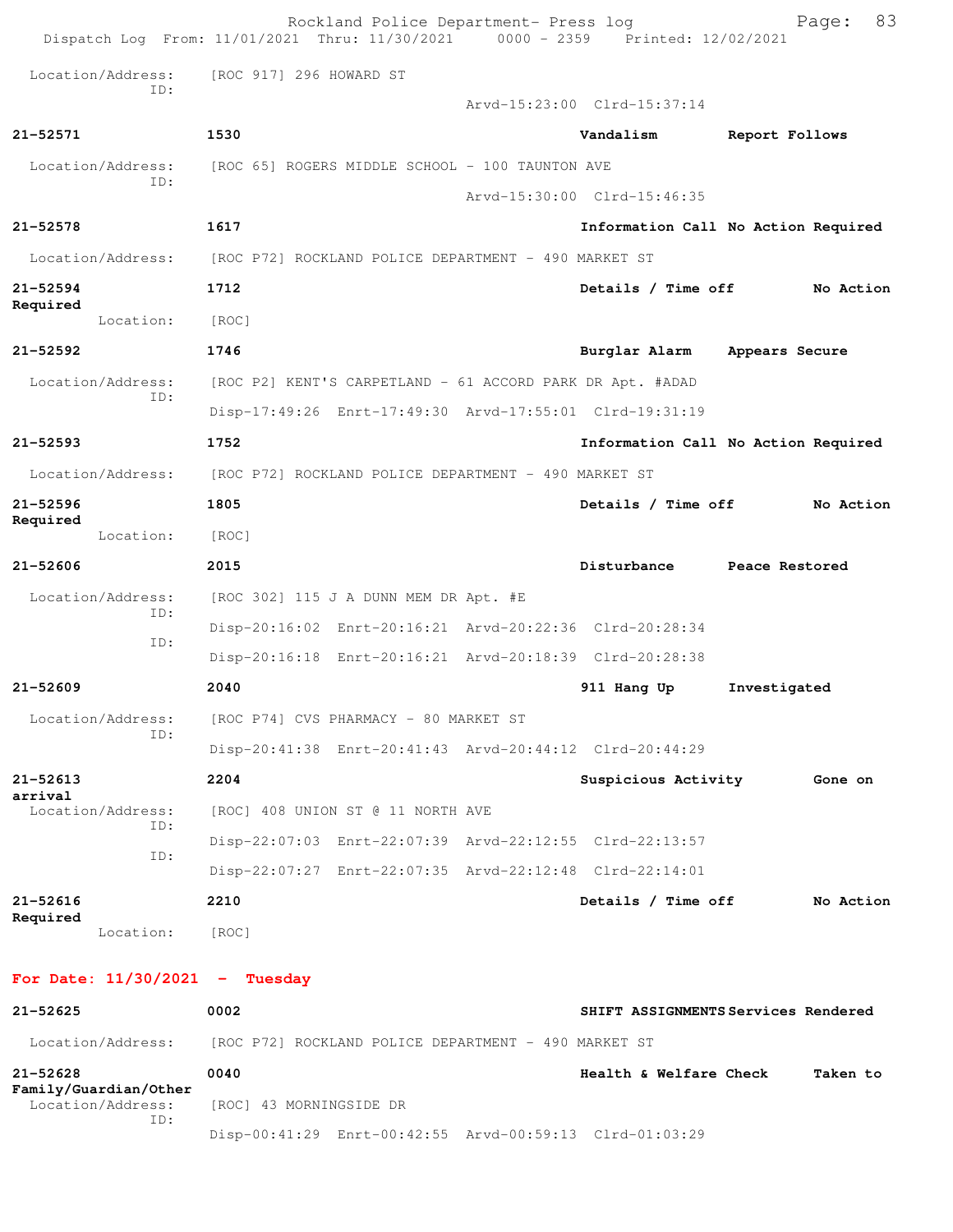Location/Address: [ROC 917] 296 HOWARD ST
ID:
Arvd-15:23:00 Clrd-15:37:14

**21-52571** **1530** **Vandalism** **Report Follows**

Location/Address: [ROC 65] ROGERS MIDDLE SCHOOL - 100 TAUNTON AVE
ID:
Arvd-15:30:00 Clrd-15:46:35

**21-52578** **1617** **Information Call** **No Action Required**

Location/Address: [ROC P72] ROCKLAND POLICE DEPARTMENT - 490 MARKET ST

**21-52594** **1712** **Details / Time off** **No Action Required**

Location: [ROC]

**21-52592** **1746** **Burglar Alarm** **Appears Secure**

Location/Address: [ROC P2] KENT'S CARPETLAND - 61 ACCORD PARK DR Apt. #ADAD
ID:
Disp-17:49:26 Enrt-17:49:30 Arvd-17:55:01 Clrd-19:31:19

**21-52593** **1752** **Information Call** **No Action Required**

Location/Address: [ROC P72] ROCKLAND POLICE DEPARTMENT - 490 MARKET ST

**21-52596** **1805** **Details / Time off** **No Action Required**

Location: [ROC]

**21-52606** **2015** **Disturbance** **Peace Restored**

Location/Address: [ROC 302] 115 J A DUNN MEM DR Apt. #E
ID:
Disp-20:16:02 Enrt-20:16:21 Arvd-20:22:36 Clrd-20:28:34
ID:
Disp-20:16:18 Enrt-20:16:21 Arvd-20:18:39 Clrd-20:28:38

**21-52609** **2040** **911 Hang Up** **Investigated**

Location/Address: [ROC P74] CVS PHARMACY - 80 MARKET ST
ID:
Disp-20:41:38 Enrt-20:41:43 Arvd-20:44:12 Clrd-20:44:29

**21-52613** **2204** **Suspicious Activity** **Gone on arrival**

Location/Address: [ROC] 408 UNION ST @ 11 NORTH AVE
ID:
Disp-22:07:03 Enrt-22:07:39 Arvd-22:12:55 Clrd-22:13:57
ID:
Disp-22:07:27 Enrt-22:07:35 Arvd-22:12:48 Clrd-22:14:01

**21-52616** **2210** **Details / Time off** **No Action Required**

Location: [ROC]

**For Date: 11/30/2021 - Tuesday**

**21-52625** **0002** **SHIFT ASSIGNMENTS** **Services Rendered**

Location/Address: [ROC P72] ROCKLAND POLICE DEPARTMENT - 490 MARKET ST

**21-52628** **0040** **Health & Welfare Check** **Taken to Family/Guardian/Other**

Location/Address: [ROC] 43 MORNINGSIDE DR
ID:
Disp-00:41:29 Enrt-00:42:55 Arvd-00:59:13 Clrd-01:03:29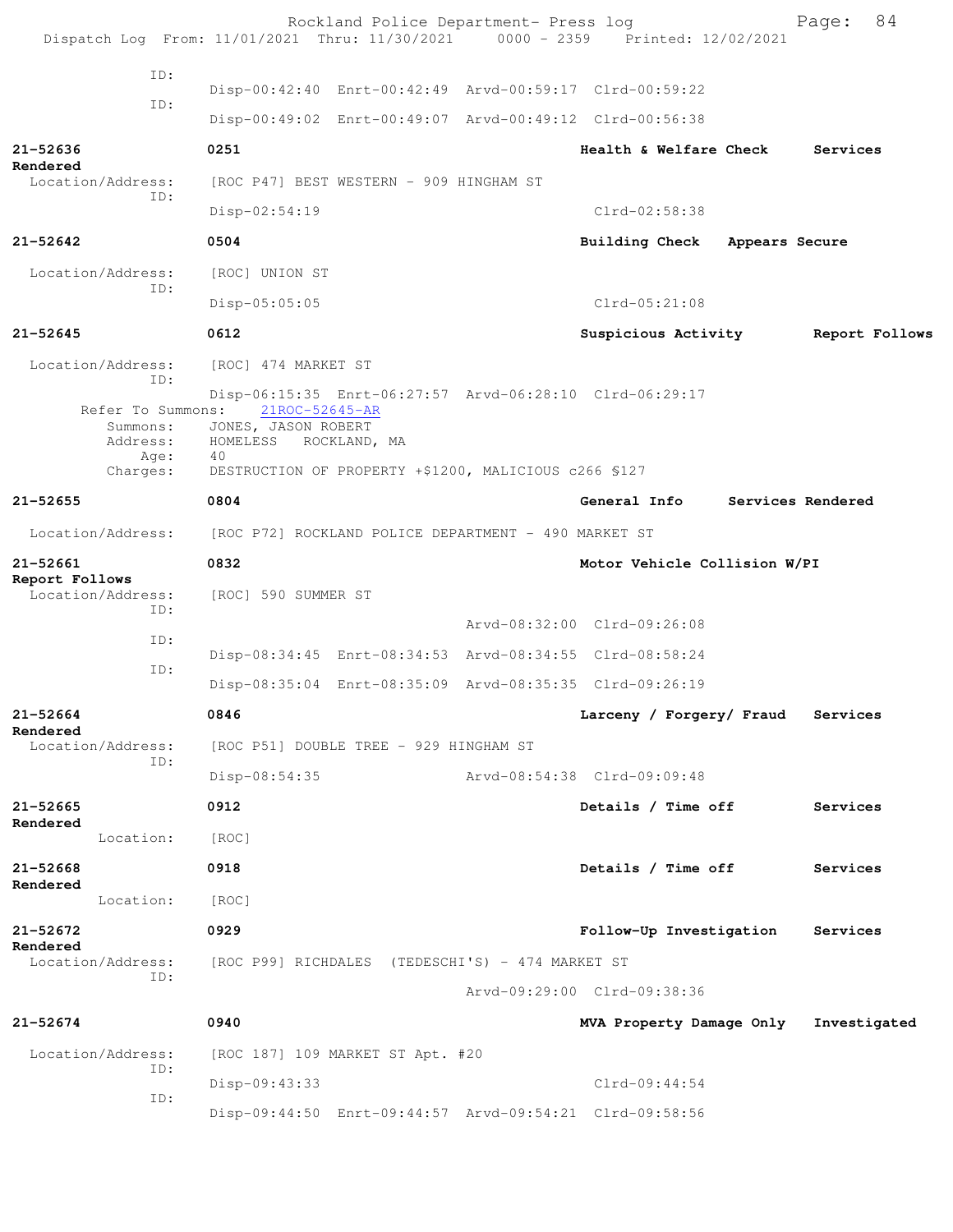ID:
Disp-00:42:40 Enrt-00:42:49 Arvd-00:59:17 Clrd-00:59:22
ID:
Disp-00:49:02 Enrt-00:49:07 Arvd-00:49:12 Clrd-00:56:38

**21-52636** **0251** **Health & Welfare Check** **Services Rendered**
Location/Address: [ROC P47] BEST WESTERN - 909 HINGHAM ST
ID:
Disp-02:54:19 Clrd-02:58:38

**21-52642** **0504** **Building Check** **Appears Secure**
Location/Address: [ROC] UNION ST
ID:
Disp-05:05:05 Clrd-05:21:08

**21-52645** **0612** **Suspicious Activity** **Report Follows**
Location/Address: [ROC] 474 MARKET ST
ID:
Disp-06:15:35 Enrt-06:27:57 Arvd-06:28:10 Clrd-06:29:17
Refer To Summons: 21ROC-52645-AR
Summons: JONES, JASON ROBERT
Address: HOMELESS ROCKLAND, MA
Age: 40
Charges: DESTRUCTION OF PROPERTY +$1200, MALICIOUS c266 §127

**21-52655** **0804** **General Info** **Services Rendered**
Location/Address: [ROC P72] ROCKLAND POLICE DEPARTMENT - 490 MARKET ST

**21-52661** **0832** **Motor Vehicle Collision W/PI** **Report Follows**
Location/Address: [ROC] 590 SUMMER ST
ID:
Arvd-08:32:00 Clrd-09:26:08
ID:
Disp-08:34:45 Enrt-08:34:53 Arvd-08:34:55 Clrd-08:58:24
ID:
Disp-08:35:04 Enrt-08:35:09 Arvd-08:35:35 Clrd-09:26:19

**21-52664** **0846** **Larceny / Forgery/ Fraud** **Services Rendered**
Location/Address: [ROC P51] DOUBLE TREE - 929 HINGHAM ST
ID:
Disp-08:54:35 Arvd-08:54:38 Clrd-09:09:48

**21-52665** **0912** **Details / Time off** **Services Rendered**
Location: [ROC]

**21-52668** **0918** **Details / Time off** **Services Rendered**
Location: [ROC]

**21-52672** **0929** **Follow-Up Investigation** **Services Rendered**
Location/Address: [ROC P99] RICHDALES (TEDESCHI'S) - 474 MARKET ST
ID:
Arvd-09:29:00 Clrd-09:38:36

**21-52674** **0940** **MVA Property Damage Only** **Investigated**
Location/Address: [ROC 187] 109 MARKET ST Apt. #20
ID:
Disp-09:43:33 Clrd-09:44:54
ID:
Disp-09:44:50 Enrt-09:44:57 Arvd-09:54:21 Clrd-09:58:56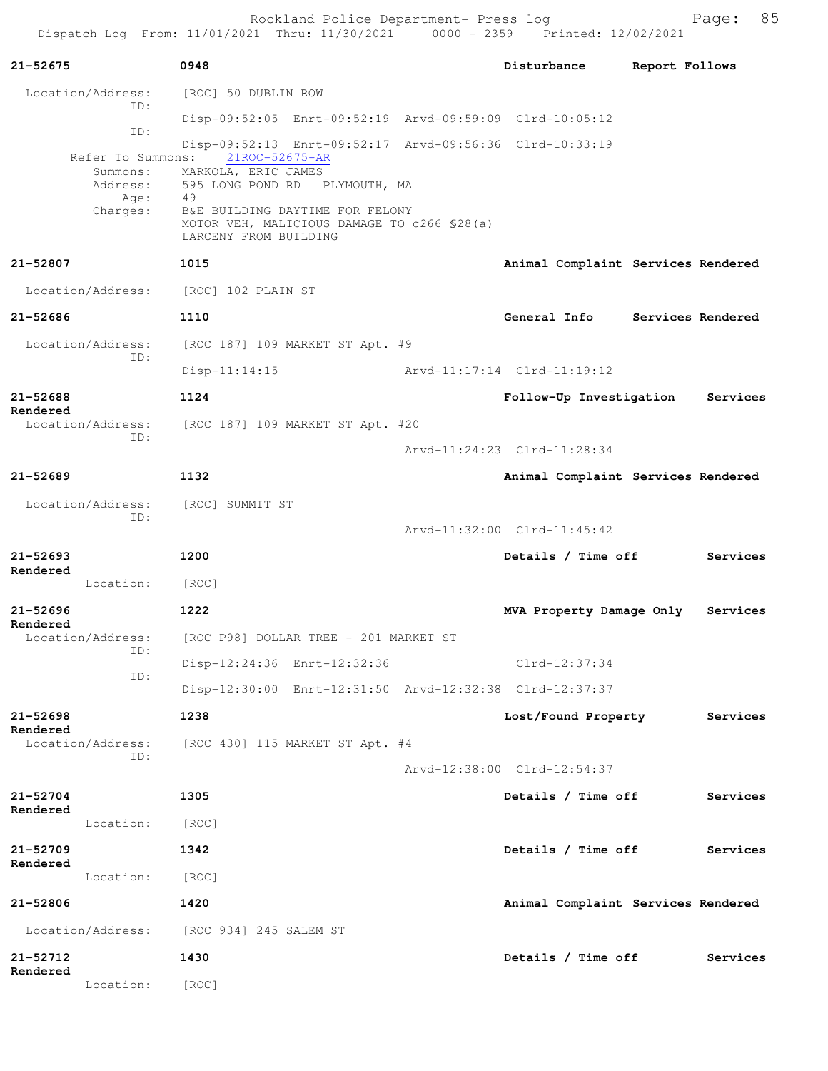**21-52675** 0948 **Disturbance** **Report Follows**

Location/Address: [ROC] 50 DUBLIN ROW
ID: Disp-09:52:05 Enrt-09:52:19 Arvd-09:59:09 Clrd-10:05:12
ID: Disp-09:52:13 Enrt-09:52:17 Arvd-09:56:36 Clrd-10:33:19
Refer To Summons: 21ROC-52675-AR
Summons: MARKOLA, ERIC JAMES
Address: 595 LONG POND RD PLYMOUTH, MA
Age: 49
Charges: B&E BUILDING DAYTIME FOR FELONY
MOTOR VEH, MALICIOUS DAMAGE TO c266 §28(a)
LARCENY FROM BUILDING

**21-52807** 1015 **Animal Complaint** **Services Rendered**

Location/Address: [ROC] 102 PLAIN ST

**21-52686** 1110 **General Info** **Services Rendered**

Location/Address: [ROC 187] 109 MARKET ST Apt. #9
ID: Disp-11:14:15 Arvd-11:17:14 Clrd-11:19:12

**21-52688** 1124 **Follow-Up Investigation** **Services Rendered**

Location/Address: [ROC 187] 109 MARKET ST Apt. #20
ID: Arvd-11:24:23 Clrd-11:28:34

**21-52689** 1132 **Animal Complaint** **Services Rendered**

Location/Address: [ROC] SUMMIT ST
ID: Arvd-11:32:00 Clrd-11:45:42

**21-52693** 1200 **Details / Time off** **Services Rendered**

Location: [ROC]

**21-52696** 1222 **MVA Property Damage Only** **Services Rendered**

Location/Address: [ROC P98] DOLLAR TREE - 201 MARKET ST
ID: Disp-12:24:36 Enrt-12:32:36 Clrd-12:37:34
ID: Disp-12:30:00 Enrt-12:31:50 Arvd-12:32:38 Clrd-12:37:37

**21-52698** 1238 **Lost/Found Property** **Services Rendered**

Location/Address: [ROC 430] 115 MARKET ST Apt. #4
ID: Arvd-12:38:00 Clrd-12:54:37

**21-52704** 1305 **Details / Time off** **Services Rendered**

Location: [ROC]

**21-52709** 1342 **Details / Time off** **Services Rendered**

Location: [ROC]

**21-52806** 1420 **Animal Complaint** **Services Rendered**

Location/Address: [ROC 934] 245 SALEM ST

**21-52712** 1430 **Details / Time off** **Services Rendered**

Location: [ROC]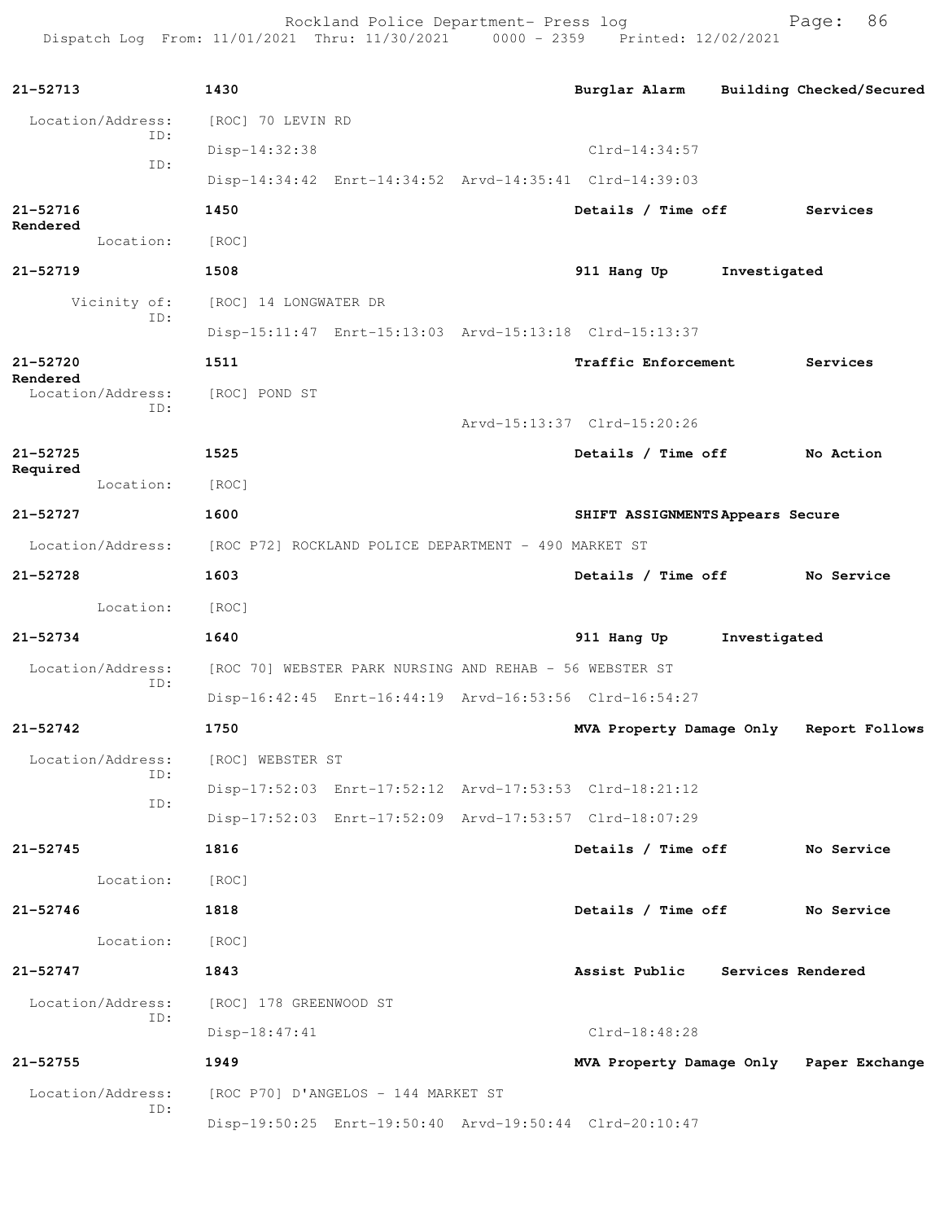**21-52713** 1430 **Burglar Alarm** **Building Checked/Secured**

Location/Address: [ROC] 70 LEVIN RD
ID: Disp-14:32:38 Clrd-14:34:57
ID: Disp-14:34:42 Enrt-14:34:52 Arvd-14:35:41 Clrd-14:39:03

**21-52716** 1450 **Details / Time off** **Services Rendered**

Location: [ROC]

**21-52719** 1508 **911 Hang Up** **Investigated**

Vicinity of: [ROC] 14 LONGWATER DR
ID: Disp-15:11:47 Enrt-15:13:03 Arvd-15:13:18 Clrd-15:13:37

**21-52720** 1511 **Traffic Enforcement** **Services Rendered**

Location/Address: [ROC] POND ST
ID: Arvd-15:13:37 Clrd-15:20:26

**21-52725** 1525 **Details / Time off** **No Action Required**

Location: [ROC]

**21-52727** 1600 **SHIFT ASSIGNMENTS** **Appears Secure**

Location/Address: [ROC P72] ROCKLAND POLICE DEPARTMENT - 490 MARKET ST

**21-52728** 1603 **Details / Time off** **No Service**

Location: [ROC]

**21-52734** 1640 **911 Hang Up** **Investigated**

Location/Address: [ROC 70] WEBSTER PARK NURSING AND REHAB - 56 WEBSTER ST
ID: Disp-16:42:45 Enrt-16:44:19 Arvd-16:53:56 Clrd-16:54:27

**21-52742** 1750 **MVA Property Damage Only** **Report Follows**

Location/Address: [ROC] WEBSTER ST
ID: Disp-17:52:03 Enrt-17:52:12 Arvd-17:53:53 Clrd-18:21:12
ID: Disp-17:52:03 Enrt-17:52:09 Arvd-17:53:57 Clrd-18:07:29

**21-52745** 1816 **Details / Time off** **No Service**

Location: [ROC]

**21-52746** 1818 **Details / Time off** **No Service**

Location: [ROC]

**21-52747** 1843 **Assist Public** **Services Rendered**

Location/Address: [ROC] 178 GREENWOOD ST
ID: Disp-18:47:41 Clrd-18:48:28

**21-52755** 1949 **MVA Property Damage Only** **Paper Exchange**

Location/Address: [ROC P70] D'ANGELOS - 144 MARKET ST
ID: Disp-19:50:25 Enrt-19:50:40 Arvd-19:50:44 Clrd-20:10:47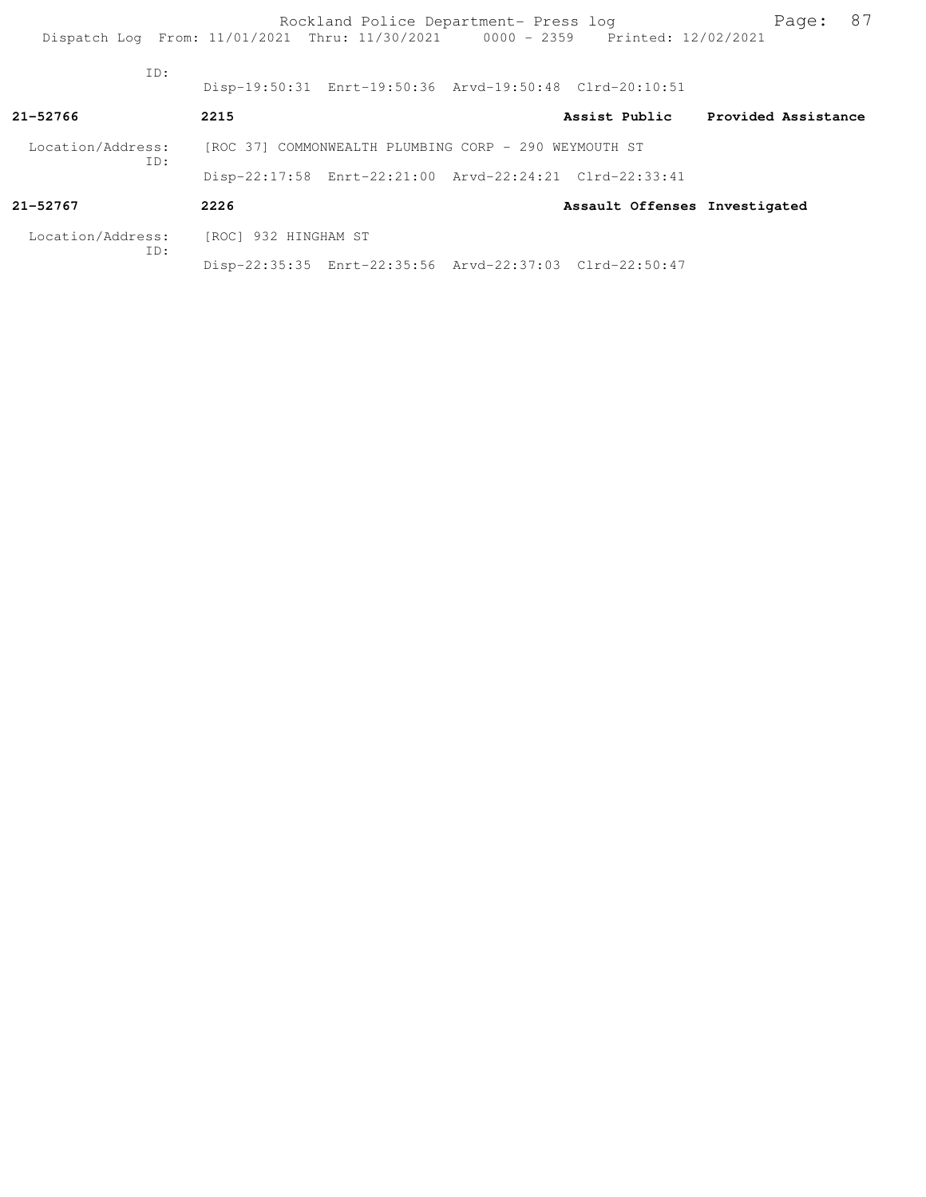ID:
Disp-19:50:31 Enrt-19:50:36 Arvd-19:50:48 Clrd-20:10:51

**21-52766** **2215** **Assist Public** **Provided Assistance**

Location/Address: [ROC 37] COMMONWEALTH PLUMBING CORP - 290 WEYMOUTH ST
ID:
Disp-22:17:58 Enrt-22:21:00 Arvd-22:24:21 Clrd-22:33:41

**21-52767** **2226** **Assault Offenses Investigated**

Location/Address: [ROC] 932 HINGHAM ST
ID:
Disp-22:35:35 Enrt-22:35:56 Arvd-22:37:03 Clrd-22:50:47